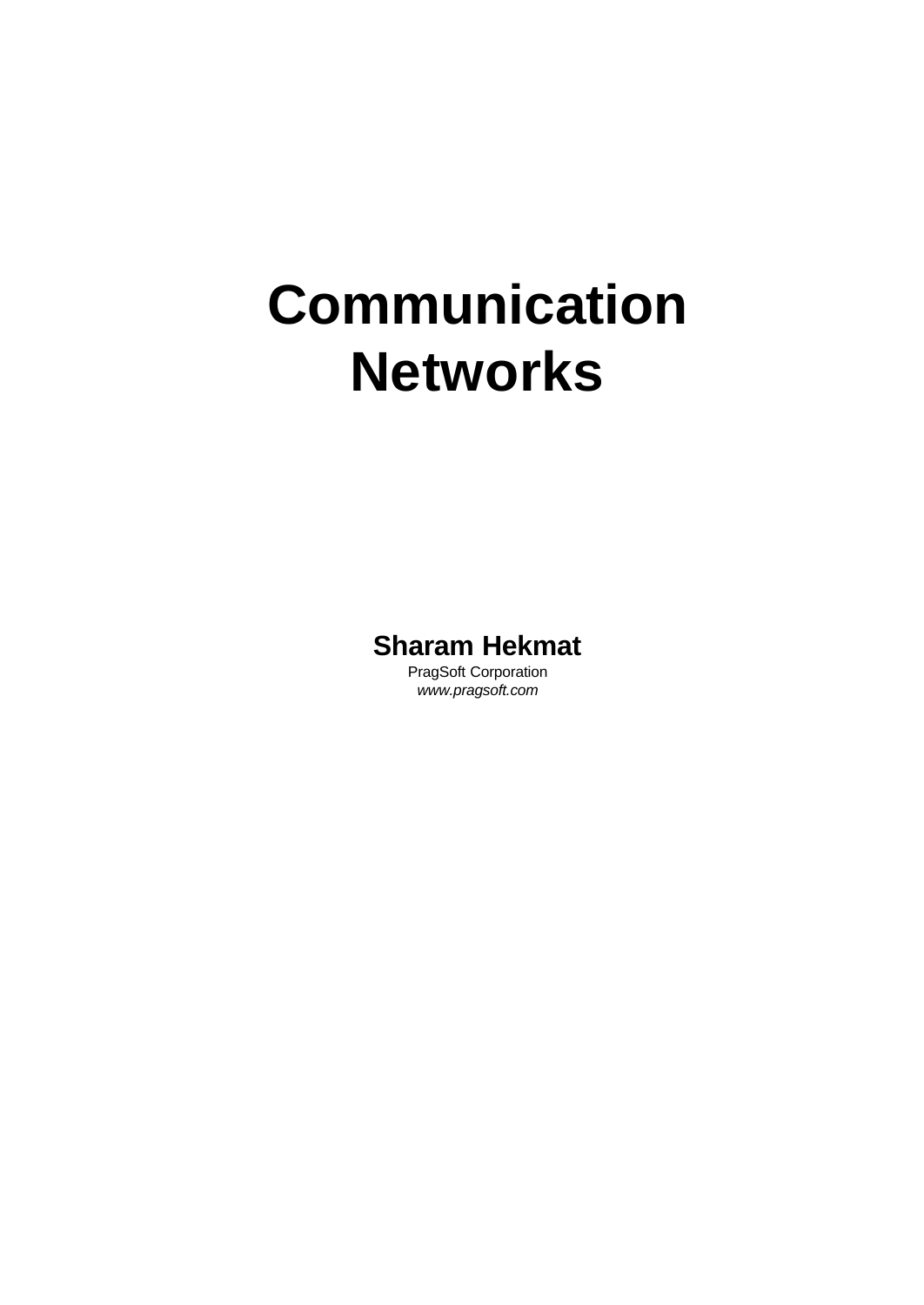# Communication Networks

**Sharam Hekmat**

PragSoft Corporation

*www.pragsoft.com*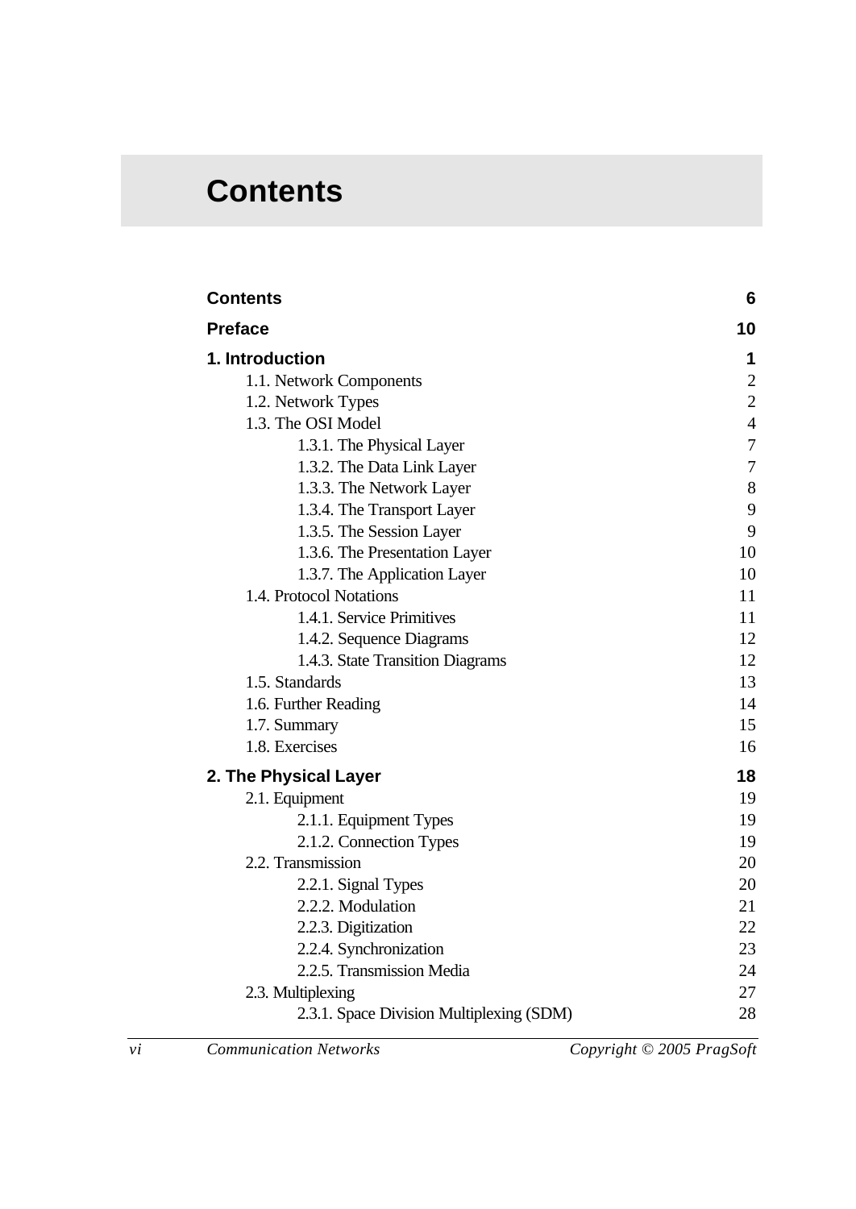# Contents

| | |
|---|---|
| **Contents** | **6** |
| **Preface** | **10** |
| **1. Introduction** | **1** |
| 1.1. Network Components | 2 |
| 1.2. Network Types | 2 |
| 1.3. The OSI Model | 4 |
| 1.3.1. The Physical Layer | 7 |
| 1.3.2. The Data Link Layer | 7 |
| 1.3.3. The Network Layer | 8 |
| 1.3.4. The Transport Layer | 9 |
| 1.3.5. The Session Layer | 9 |
| 1.3.6. The Presentation Layer | 10 |
| 1.3.7. The Application Layer | 10 |
| 1.4. Protocol Notations | 11 |
| 1.4.1. Service Primitives | 11 |
| 1.4.2. Sequence Diagrams | 12 |
| 1.4.3. State Transition Diagrams | 12 |
| 1.5. Standards | 13 |
| 1.6. Further Reading | 14 |
| 1.7. Summary | 15 |
| 1.8. Exercises | 16 |
| **2. The Physical Layer** | **18** |
| 2.1. Equipment | 19 |
| 2.1.1. Equipment Types | 19 |
| 2.1.2. Connection Types | 19 |
| 2.2. Transmission | 20 |
| 2.2.1. Signal Types | 20 |
| 2.2.2. Modulation | 21 |
| 2.2.3. Digitization | 22 |
| 2.2.4. Synchronization | 23 |
| 2.2.5. Transmission Media | 24 |
| 2.3. Multiplexing | 27 |
| 2.3.1. Space Division Multiplexing (SDM) | 28 |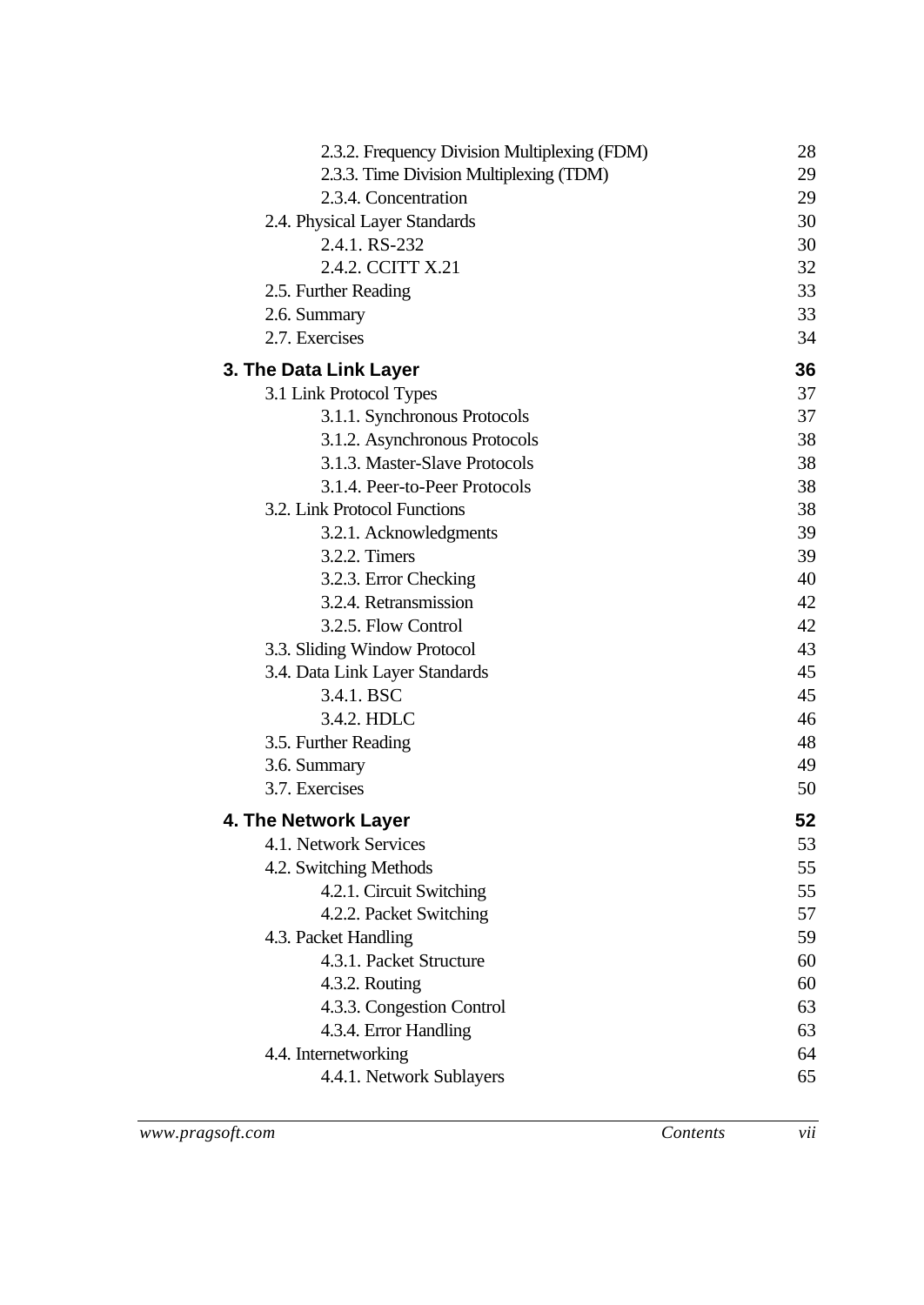2.3.2. Frequency Division Multiplexing (FDM) 28
2.3.3. Time Division Multiplexing (TDM) 29
2.3.4. Concentration 29
2.4. Physical Layer Standards 30
2.4.1. RS-232 30
2.4.2. CCITT X.21 32
2.5. Further Reading 33
2.6. Summary 33
2.7. Exercises 34

**3. The Data Link Layer 36**

3.1 Link Protocol Types 37
3.1.1. Synchronous Protocols 37
3.1.2. Asynchronous Protocols 38
3.1.3. Master-Slave Protocols 38
3.1.4. Peer-to-Peer Protocols 38
3.2. Link Protocol Functions 38
3.2.1. Acknowledgments 39
3.2.2. Timers 39
3.2.3. Error Checking 40
3.2.4. Retransmission 42
3.2.5. Flow Control 42
3.3. Sliding Window Protocol 43
3.4. Data Link Layer Standards 45
3.4.1. BSC 45
3.4.2. HDLC 46
3.5. Further Reading 48
3.6. Summary 49
3.7. Exercises 50

**4. The Network Layer 52**

4.1. Network Services 53
4.2. Switching Methods 55
4.2.1. Circuit Switching 55
4.2.2. Packet Switching 57
4.3. Packet Handling 59
4.3.1. Packet Structure 60
4.3.2. Routing 60
4.3.3. Congestion Control 63
4.3.4. Error Handling 63
4.4. Internetworking 64
4.4.1. Network Sublayers 65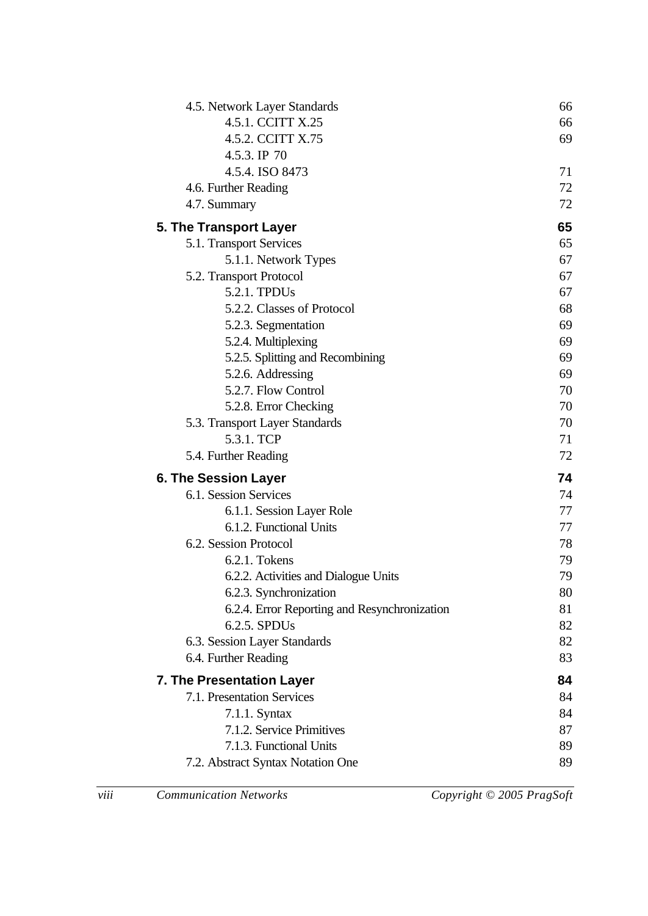| | |
|---|---|
| 4.5. Network Layer Standards | 66 |
| 4.5.1. CCITT X.25 | 66 |
| 4.5.2. CCITT X.75 | 69 |
| 4.5.3. IP 70 | |
| 4.5.4. ISO 8473 | 71 |
| 4.6. Further Reading | 72 |
| 4.7. Summary | 72 |
| **5. The Transport Layer** | **65** |
| 5.1. Transport Services | 65 |
| 5.1.1. Network Types | 67 |
| 5.2. Transport Protocol | 67 |
| 5.2.1. TPDUs | 67 |
| 5.2.2. Classes of Protocol | 68 |
| 5.2.3. Segmentation | 69 |
| 5.2.4. Multiplexing | 69 |
| 5.2.5. Splitting and Recombining | 69 |
| 5.2.6. Addressing | 69 |
| 5.2.7. Flow Control | 70 |
| 5.2.8. Error Checking | 70 |
| 5.3. Transport Layer Standards | 70 |
| 5.3.1. TCP | 71 |
| 5.4. Further Reading | 72 |
| **6. The Session Layer** | **74** |
| 6.1. Session Services | 74 |
| 6.1.1. Session Layer Role | 77 |
| 6.1.2. Functional Units | 77 |
| 6.2. Session Protocol | 78 |
| 6.2.1. Tokens | 79 |
| 6.2.2. Activities and Dialogue Units | 79 |
| 6.2.3. Synchronization | 80 |
| 6.2.4. Error Reporting and Resynchronization | 81 |
| 6.2.5. SPDUs | 82 |
| 6.3. Session Layer Standards | 82 |
| 6.4. Further Reading | 83 |
| **7. The Presentation Layer** | **84** |
| 7.1. Presentation Services | 84 |
| 7.1.1. Syntax | 84 |
| 7.1.2. Service Primitives | 87 |
| 7.1.3. Functional Units | 89 |
| 7.2. Abstract Syntax Notation One | 89 |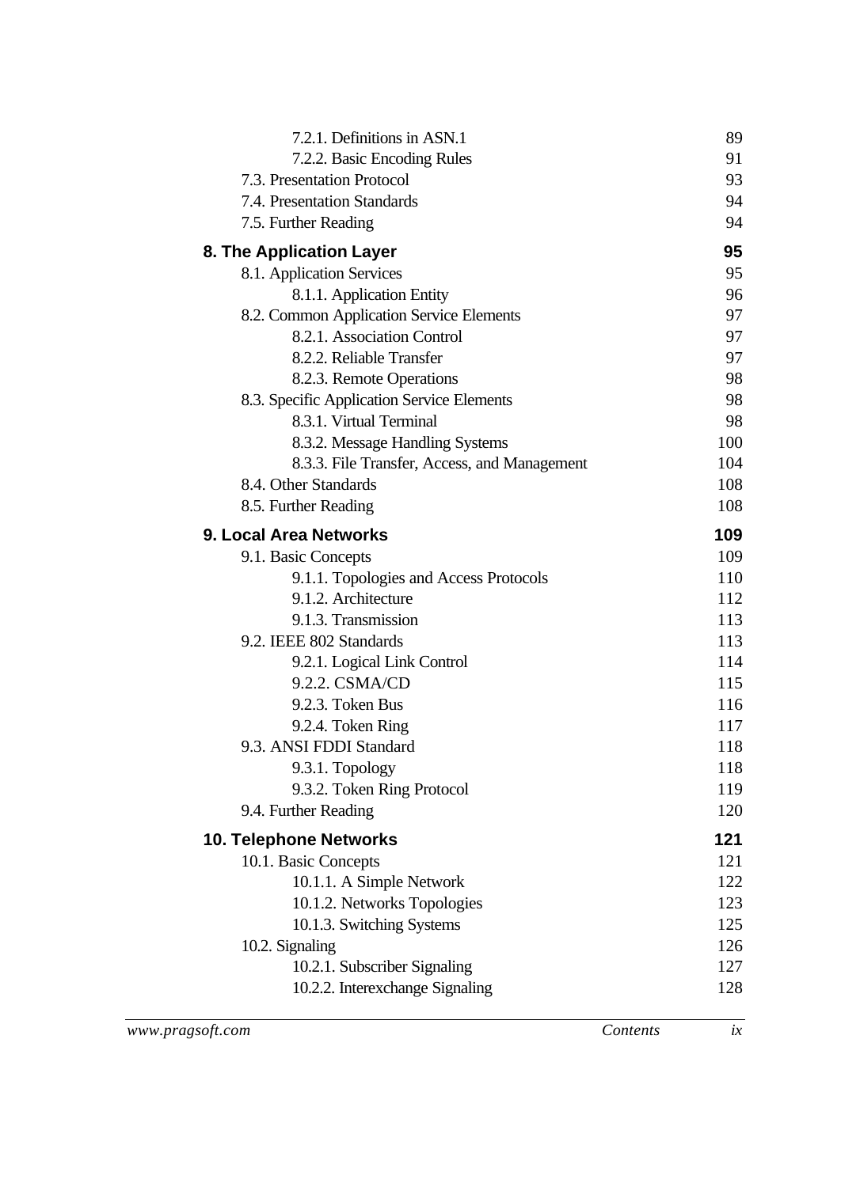7.2.1. Definitions in ASN.1 89
7.2.2. Basic Encoding Rules 91
7.3. Presentation Protocol 93
7.4. Presentation Standards 94
7.5. Further Reading 94

**8. The Application Layer** **95**

8.1. Application Services 95
8.1.1. Application Entity 96
8.2. Common Application Service Elements 97
8.2.1. Association Control 97
8.2.2. Reliable Transfer 97
8.2.3. Remote Operations 98
8.3. Specific Application Service Elements 98
8.3.1. Virtual Terminal 98
8.3.2. Message Handling Systems 100
8.3.3. File Transfer, Access, and Management 104
8.4. Other Standards 108
8.5. Further Reading 108

**9. Local Area Networks** **109**

9.1. Basic Concepts 109
9.1.1. Topologies and Access Protocols 110
9.1.2. Architecture 112
9.1.3. Transmission 113
9.2. IEEE 802 Standards 113
9.2.1. Logical Link Control 114
9.2.2. CSMA/CD 115
9.2.3. Token Bus 116
9.2.4. Token Ring 117
9.3. ANSI FDDI Standard 118
9.3.1. Topology 118
9.3.2. Token Ring Protocol 119
9.4. Further Reading 120

**10. Telephone Networks** **121**

10.1. Basic Concepts 121
10.1.1. A Simple Network 122
10.1.2. Networks Topologies 123
10.1.3. Switching Systems 125
10.2. Signaling 126
10.2.1. Subscriber Signaling 127
10.2.2. Interexchange Signaling 128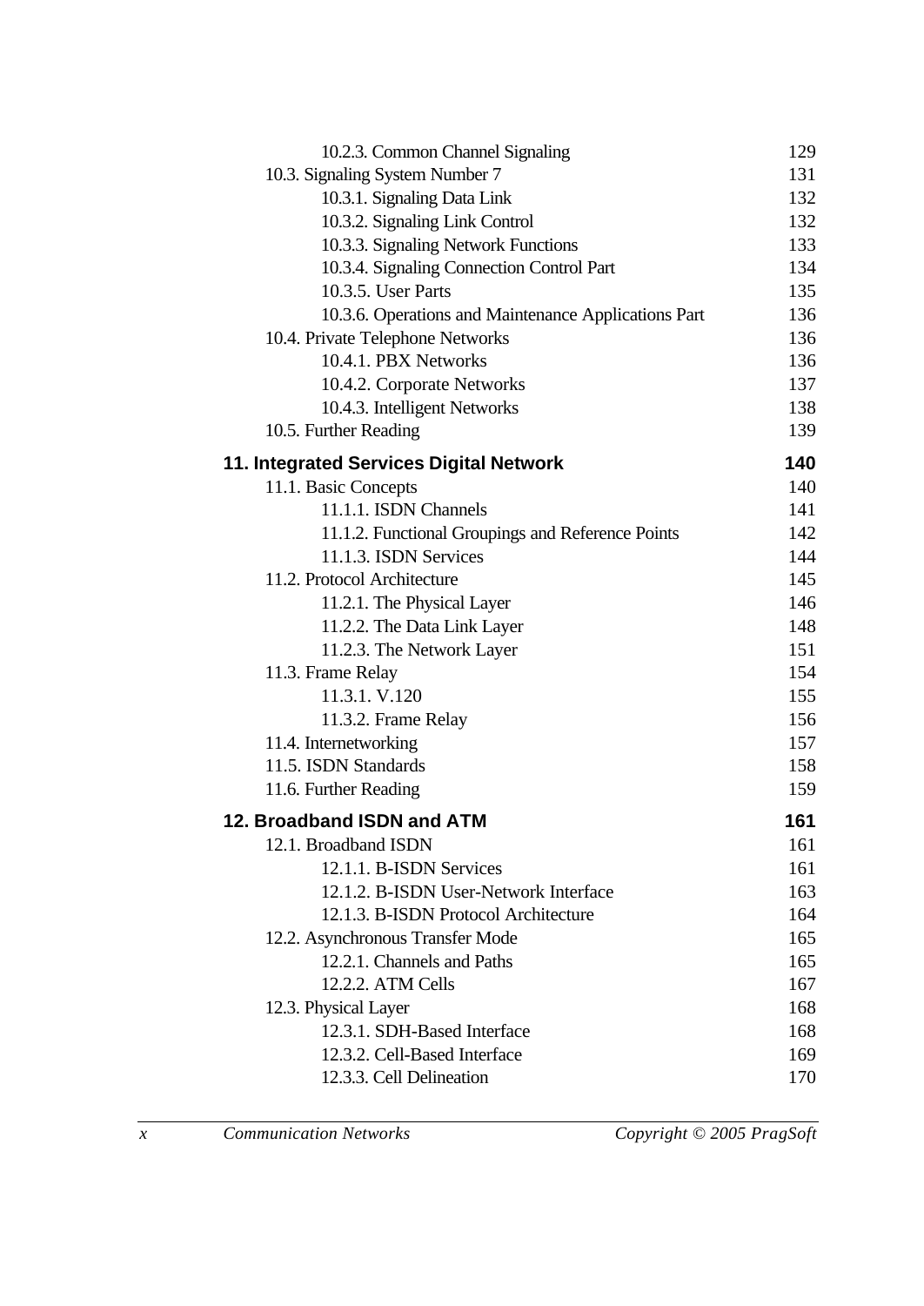10.2.3. Common Channel Signaling 129
10.3. Signaling System Number 7 131
10.3.1. Signaling Data Link 132
10.3.2. Signaling Link Control 132
10.3.3. Signaling Network Functions 133
10.3.4. Signaling Connection Control Part 134
10.3.5. User Parts 135
10.3.6. Operations and Maintenance Applications Part 136
10.4. Private Telephone Networks 136
10.4.1. PBX Networks 136
10.4.2. Corporate Networks 137
10.4.3. Intelligent Networks 138
10.5. Further Reading 139

**11. Integrated Services Digital Network 140**
11.1. Basic Concepts 140
11.1.1. ISDN Channels 141
11.1.2. Functional Groupings and Reference Points 142
11.1.3. ISDN Services 144
11.2. Protocol Architecture 145
11.2.1. The Physical Layer 146
11.2.2. The Data Link Layer 148
11.2.3. The Network Layer 151
11.3. Frame Relay 154
11.3.1. V.120 155
11.3.2. Frame Relay 156
11.4. Internetworking 157
11.5. ISDN Standards 158
11.6. Further Reading 159

**12. Broadband ISDN and ATM 161**
12.1. Broadband ISDN 161
12.1.1. B-ISDN Services 161
12.1.2. B-ISDN User-Network Interface 163
12.1.3. B-ISDN Protocol Architecture 164
12.2. Asynchronous Transfer Mode 165
12.2.1. Channels and Paths 165
12.2.2. ATM Cells 167
12.3. Physical Layer 168
12.3.1. SDH-Based Interface 168
12.3.2. Cell-Based Interface 169
12.3.3. Cell Delineation 170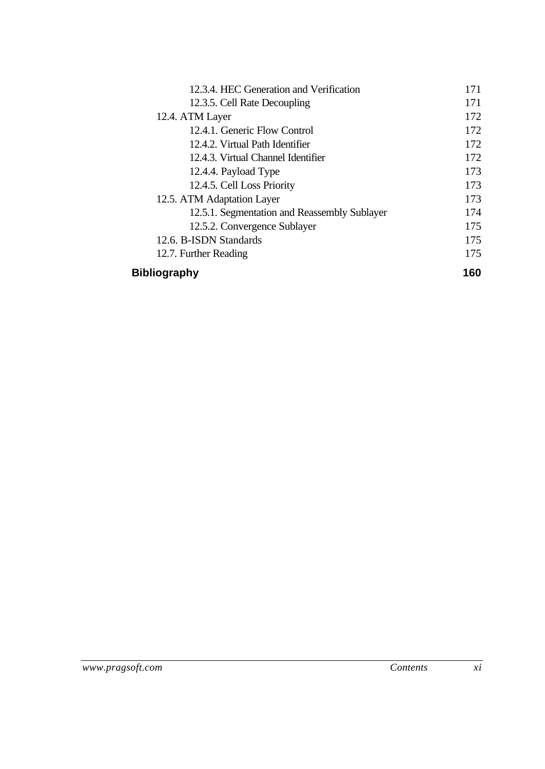12.3.4. HEC Generation and Verification 171
12.3.5. Cell Rate Decoupling 171
12.4. ATM Layer 172
12.4.1. Generic Flow Control 172
12.4.2. Virtual Path Identifier 172
12.4.3. Virtual Channel Identifier 172
12.4.4. Payload Type 173
12.4.5. Cell Loss Priority 173
12.5. ATM Adaptation Layer 173
12.5.1. Segmentation and Reassembly Sublayer 174
12.5.2. Convergence Sublayer 175
12.6. B-ISDN Standards 175
12.7. Further Reading 175

**Bibliography 160**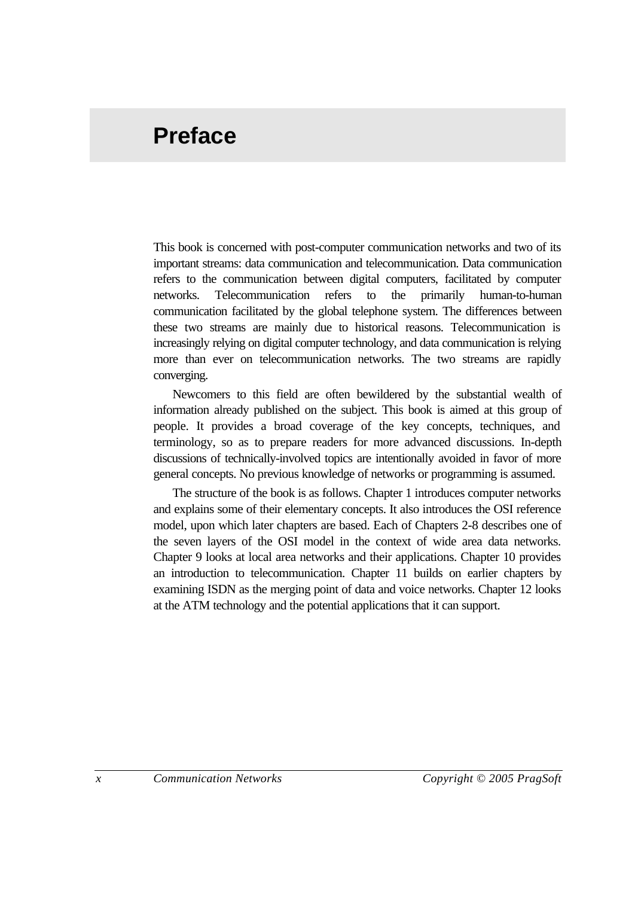# Preface

This book is concerned with post-computer communication networks and two of its important streams: data communication and telecommunication. Data communication refers to the communication between digital computers, facilitated by computer networks. Telecommunication refers to the primarily human-to-human communication facilitated by the global telephone system. The differences between these two streams are mainly due to historical reasons. Telecommunication is increasingly relying on digital computer technology, and data communication is relying more than ever on telecommunication networks. The two streams are rapidly converging.

Newcomers to this field are often bewildered by the substantial wealth of information already published on the subject. This book is aimed at this group of people. It provides a broad coverage of the key concepts, techniques, and terminology, so as to prepare readers for more advanced discussions. In-depth discussions of technically-involved topics are intentionally avoided in favor of more general concepts. No previous knowledge of networks or programming is assumed.

The structure of the book is as follows. Chapter 1 introduces computer networks and explains some of their elementary concepts. It also introduces the OSI reference model, upon which later chapters are based. Each of Chapters 2-8 describes one of the seven layers of the OSI model in the context of wide area data networks. Chapter 9 looks at local area networks and their applications. Chapter 10 provides an introduction to telecommunication. Chapter 11 builds on earlier chapters by examining ISDN as the merging point of data and voice networks. Chapter 12 looks at the ATM technology and the potential applications that it can support.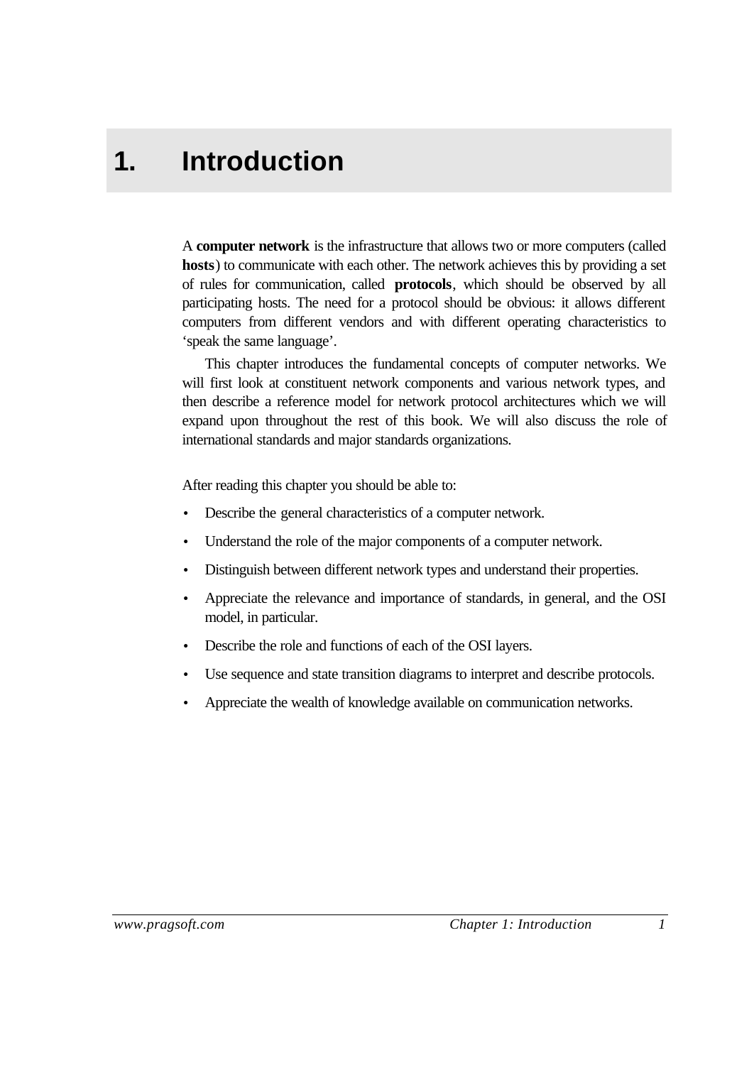# 1. Introduction

A **computer network** is the infrastructure that allows two or more computers (called **hosts**) to communicate with each other. The network achieves this by providing a set of rules for communication, called **protocols**, which should be observed by all participating hosts. The need for a protocol should be obvious: it allows different computers from different vendors and with different operating characteristics to 'speak the same language'.

This chapter introduces the fundamental concepts of computer networks. We will first look at constituent network components and various network types, and then describe a reference model for network protocol architectures which we will expand upon throughout the rest of this book. We will also discuss the role of international standards and major standards organizations.

After reading this chapter you should be able to:

- Describe the general characteristics of a computer network.
- Understand the role of the major components of a computer network.
- Distinguish between different network types and understand their properties.
- Appreciate the relevance and importance of standards, in general, and the OSI model, in particular.
- Describe the role and functions of each of the OSI layers.
- Use sequence and state transition diagrams to interpret and describe protocols.
- Appreciate the wealth of knowledge available on communication networks.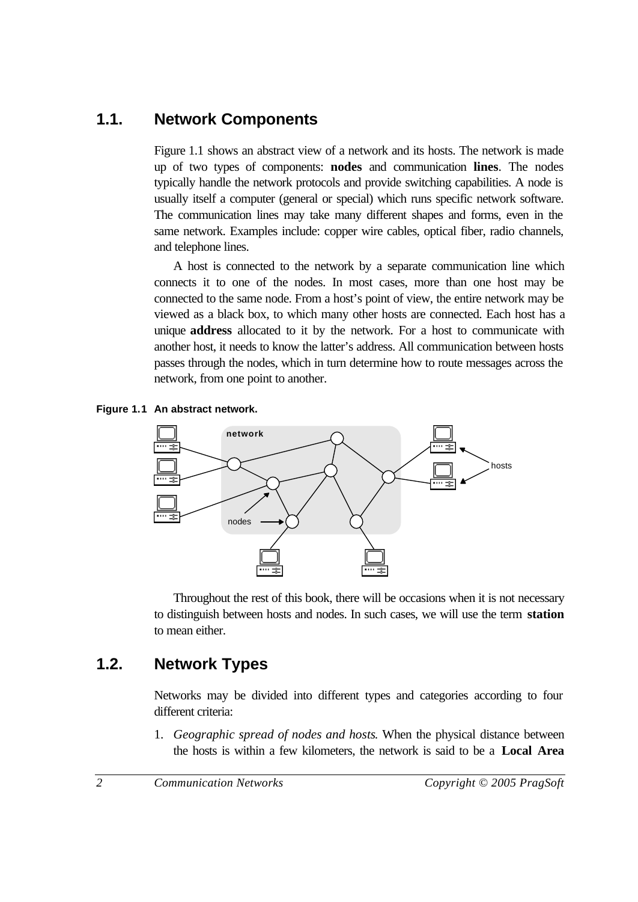## 1.1. Network Components

Figure 1.1 shows an abstract view of a network and its hosts. The network is made up of two types of components: **nodes** and communication **lines**. The nodes typically handle the network protocols and provide switching capabilities. A node is usually itself a computer (general or special) which runs specific network software. The communication lines may take many different shapes and forms, even in the same network. Examples include: copper wire cables, optical fiber, radio channels, and telephone lines.

A host is connected to the network by a separate communication line which connects it to one of the nodes. In most cases, more than one host may be connected to the same node. From a host's point of view, the entire network may be viewed as a black box, to which many other hosts are connected. Each host has a unique **address** allocated to it by the network. For a host to communicate with another host, it needs to know the latter's address. All communication between hosts passes through the nodes, which in turn determine how to route messages across the network, from one point to another.

**Figure 1.1 An abstract network.**

Throughout the rest of this book, there will be occasions when it is not necessary to distinguish between hosts and nodes. In such cases, we will use the term **station** to mean either.

## 1.2. Network Types

Networks may be divided into different types and categories according to four different criteria:

1. *Geographic spread of nodes and hosts.* When the physical distance between the hosts is within a few kilometers, the network is said to be a **Local Area**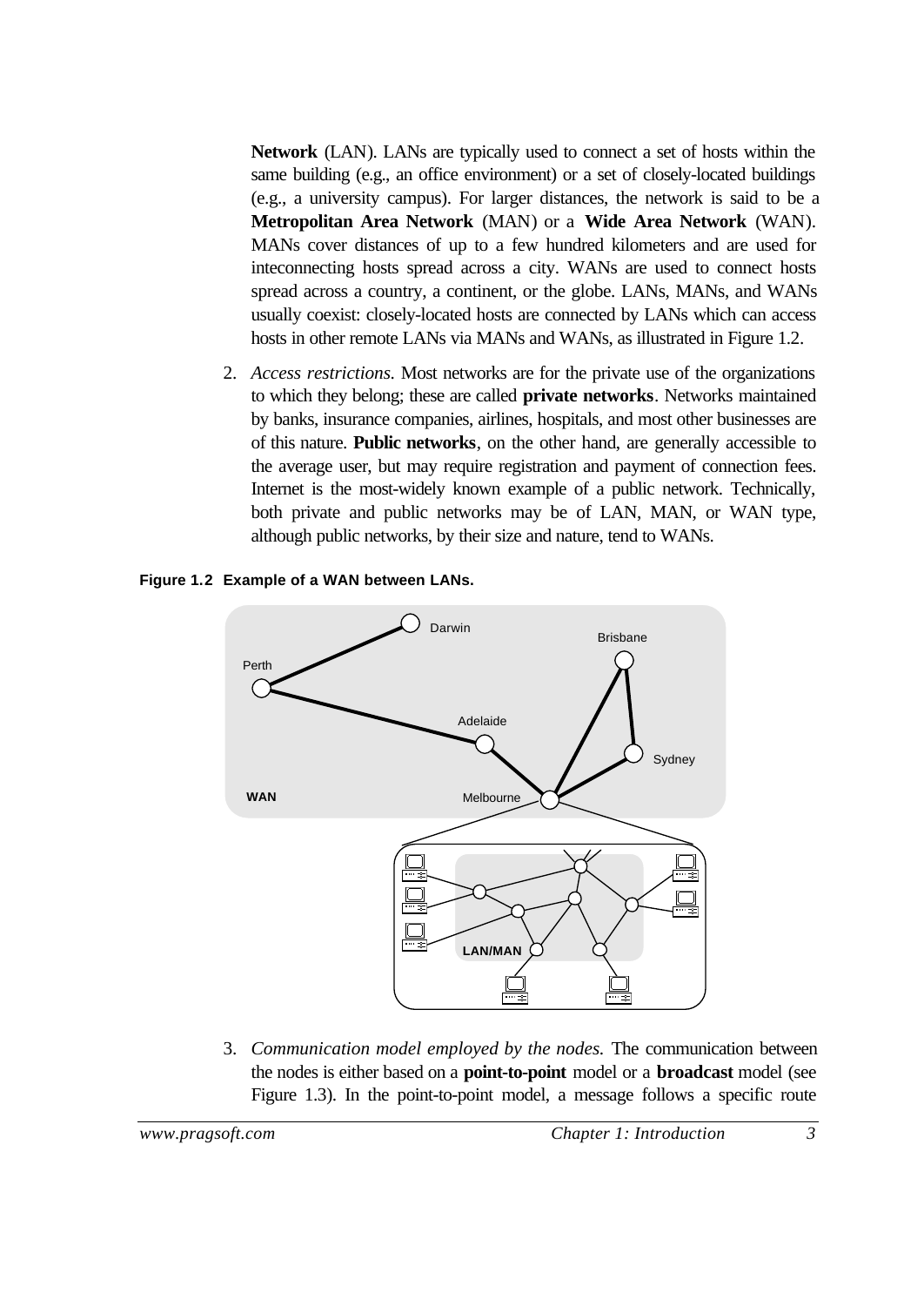**Network** (LAN). LANs are typically used to connect a set of hosts within the same building (e.g., an office environment) or a set of closely-located buildings (e.g., a university campus). For larger distances, the network is said to be a **Metropolitan Area Network** (MAN) or a **Wide Area Network** (WAN). MANs cover distances of up to a few hundred kilometers and are used for inteconnecting hosts spread across a city. WANs are used to connect hosts spread across a country, a continent, or the globe. LANs, MANs, and WANs usually coexist: closely-located hosts are connected by LANs which can access hosts in other remote LANs via MANs and WANs, as illustrated in Figure 1.2.

2. *Access restrictions.* Most networks are for the private use of the organizations to which they belong; these are called **private networks**. Networks maintained by banks, insurance companies, airlines, hospitals, and most other businesses are of this nature. **Public networks**, on the other hand, are generally accessible to the average user, but may require registration and payment of connection fees. Internet is the most-widely known example of a public network. Technically, both private and public networks may be of LAN, MAN, or WAN type, although public networks, by their size and nature, tend to WANs.

**Figure 1.2 Example of a WAN between LANs.**

3. *Communication model employed by the nodes.* The communication between the nodes is either based on a **point-to-point** model or a **broadcast** model (see Figure 1.3). In the point-to-point model, a message follows a specific route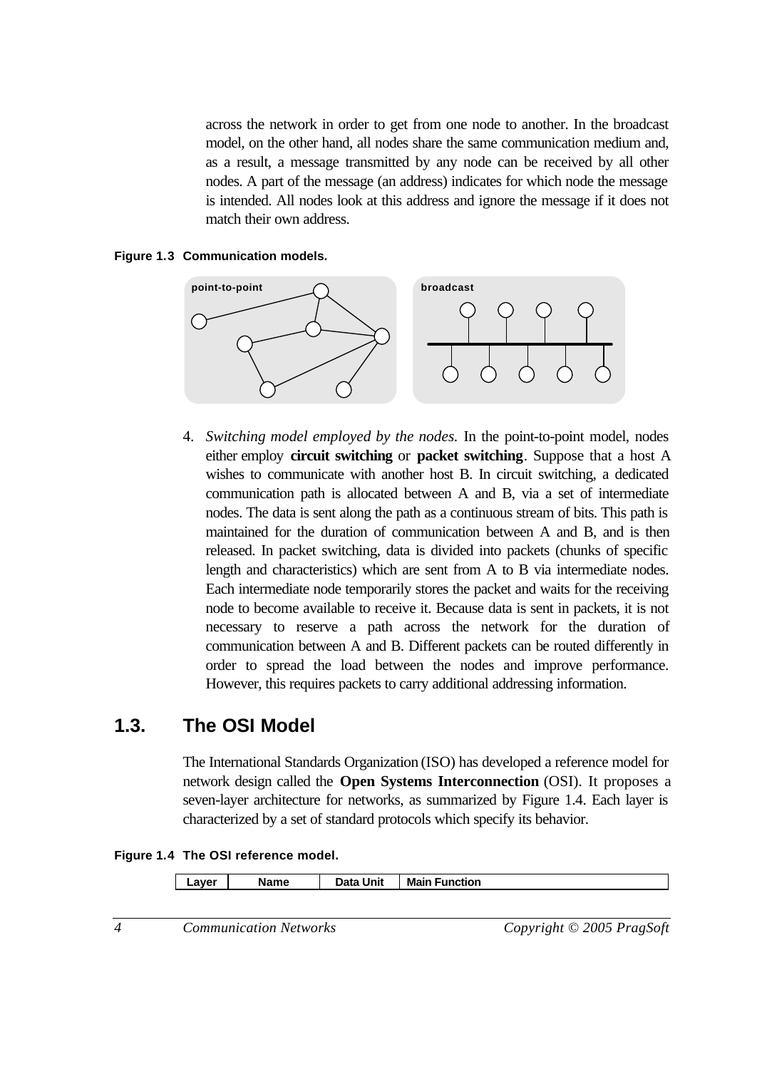across the network in order to get from one node to another. In the broadcast model, on the other hand, all nodes share the same communication medium and, as a result, a message transmitted by any node can be received by all other nodes. A part of the message (an address) indicates for which node the message is intended. All nodes look at this address and ignore the message if it does not match their own address.

**Figure 1.3 Communication models.**

4. *Switching model employed by the nodes.* In the point-to-point model, nodes either employ **circuit switching** or **packet switching**. Suppose that a host A wishes to communicate with another host B. In circuit switching, a dedicated communication path is allocated between A and B, via a set of intermediate nodes. The data is sent along the path as a continuous stream of bits. This path is maintained for the duration of communication between A and B, and is then released. In packet switching, data is divided into packets (chunks of specific length and characteristics) which are sent from A to B via intermediate nodes. Each intermediate node temporarily stores the packet and waits for the receiving node to become available to receive it. Because data is sent in packets, it is not necessary to reserve a path across the network for the duration of communication between A and B. Different packets can be routed differently in order to spread the load between the nodes and improve performance. However, this requires packets to carry additional addressing information.

## 1.3. The OSI Model

The International Standards Organization (ISO) has developed a reference model for network design called the **Open Systems Interconnection** (OSI). It proposes a seven-layer architecture for networks, as summarized by Figure 1.4. Each layer is characterized by a set of standard protocols which specify its behavior.

**Figure 1.4 The OSI reference model.**

| Layer | Name | Data Unit | Main Function |
|---|---|---|---|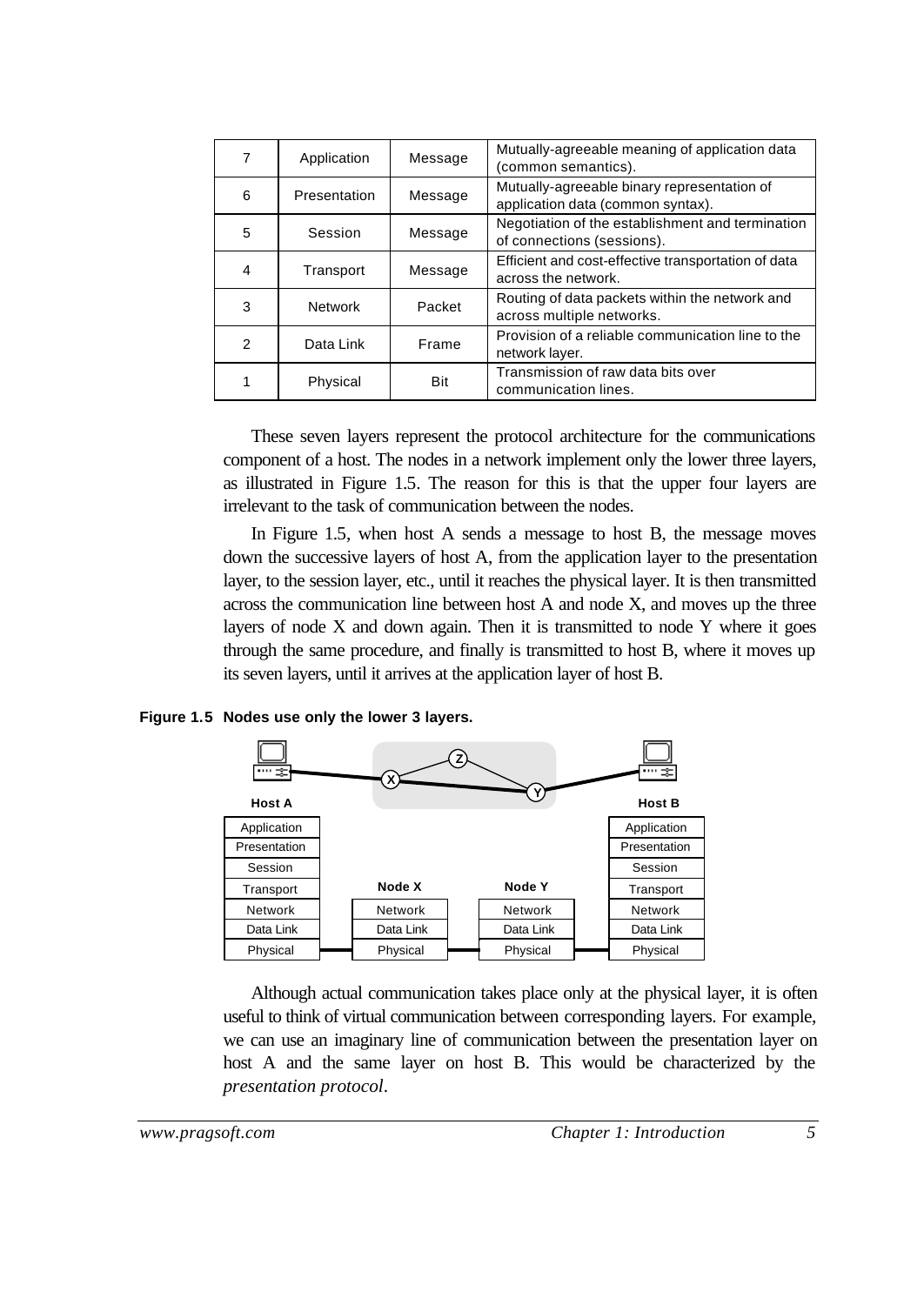| 7 | Application | Message | Mutually-agreeable meaning of application data (common semantics). |
|---|---|---|---|
| 6 | Presentation | Message | Mutually-agreeable binary representation of application data (common syntax). |
| 5 | Session | Message | Negotiation of the establishment and termination of connections (sessions). |
| 4 | Transport | Message | Efficient and cost-effective transportation of data across the network. |
| 3 | Network | Packet | Routing of data packets within the network and across multiple networks. |
| 2 | Data Link | Frame | Provision of a reliable communication line to the network layer. |
| 1 | Physical | Bit | Transmission of raw data bits over communication lines. |

These seven layers represent the protocol architecture for the communications component of a host. The nodes in a network implement only the lower three layers, as illustrated in Figure 1.5. The reason for this is that the upper four layers are irrelevant to the task of communication between the nodes.

In Figure 1.5, when host A sends a message to host B, the message moves down the successive layers of host A, from the application layer to the presentation layer, to the session layer, etc., until it reaches the physical layer. It is then transmitted across the communication line between host A and node X, and moves up the three layers of node X and down again. Then it is transmitted to node Y where it goes through the same procedure, and finally is transmitted to host B, where it moves up its seven layers, until it arrives at the application layer of host B.

**Figure 1.5 Nodes use only the lower 3 layers.**

| Host A | Node X | Node Y | Host B |
|---|---|---|---|
| Application | | | Application |
| Presentation | | | Presentation |
| Session | | | Session |
| Transport | | | Transport |
| Network | Network | Network | Network |
| Data Link | Data Link | Data Link | Data Link |
| Physical | Physical | Physical | Physical |

Although actual communication takes place only at the physical layer, it is often useful to think of virtual communication between corresponding layers. For example, we can use an imaginary line of communication between the presentation layer on host A and the same layer on host B. This would be characterized by the *presentation protocol*.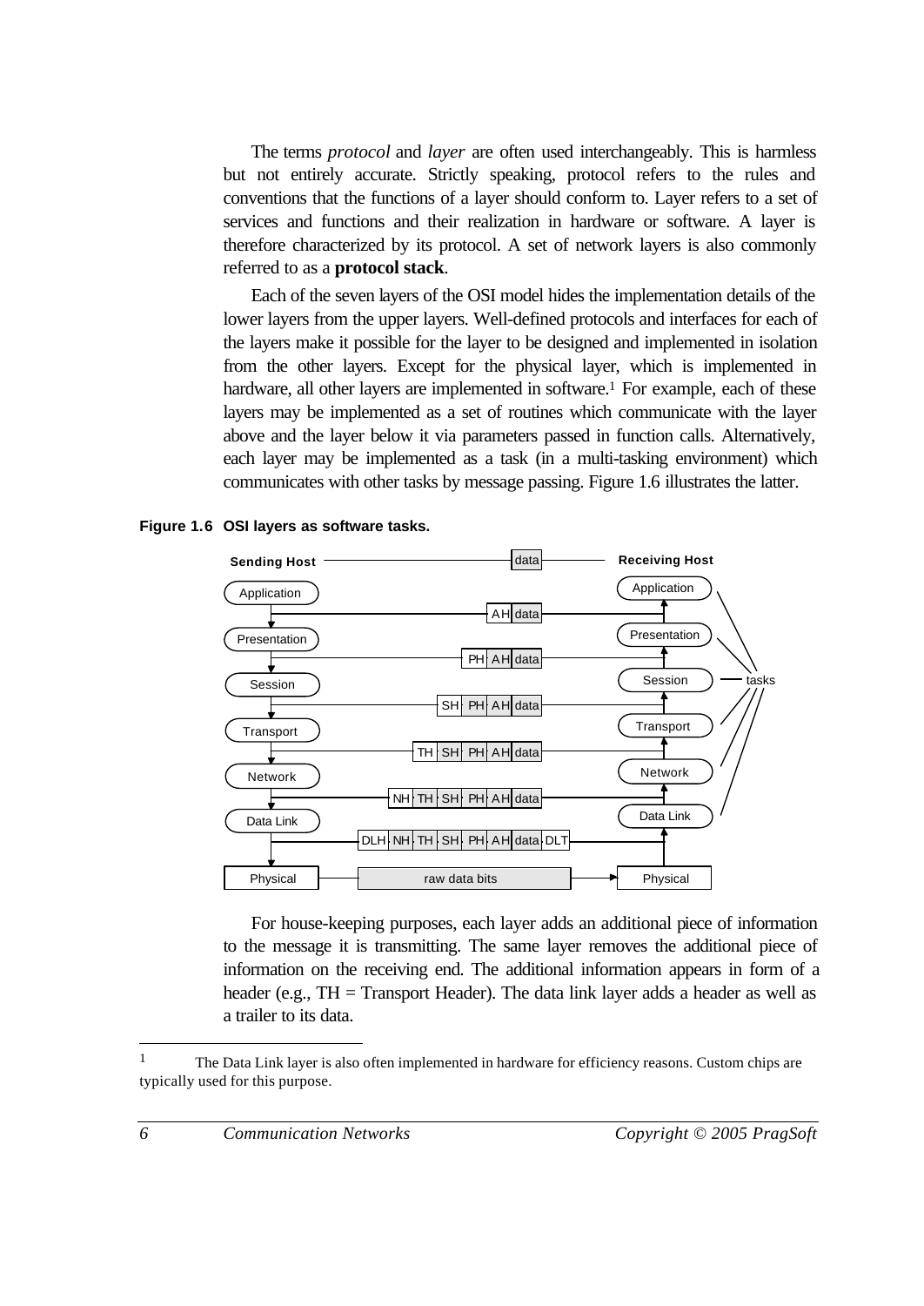The terms *protocol* and *layer* are often used interchangeably. This is harmless but not entirely accurate. Strictly speaking, protocol refers to the rules and conventions that the functions of a layer should conform to. Layer refers to a set of services and functions and their realization in hardware or software. A layer is therefore characterized by its protocol. A set of network layers is also commonly referred to as a **protocol stack**.

Each of the seven layers of the OSI model hides the implementation details of the lower layers from the upper layers. Well-defined protocols and interfaces for each of the layers make it possible for the layer to be designed and implemented in isolation from the other layers. Except for the physical layer, which is implemented in hardware, all other layers are implemented in software.[1] For example, each of these layers may be implemented as a set of routines which communicate with the layer above and the layer below it via parameters passed in function calls. Alternatively, each layer may be implemented as a task (in a multi-tasking environment) which communicates with other tasks by message passing. Figure 1.6 illustrates the latter.

**Figure 1.6 OSI layers as software tasks.**

For house-keeping purposes, each layer adds an additional piece of information to the message it is transmitting. The same layer removes the additional piece of information on the receiving end. The additional information appears in form of a header (e.g., TH = Transport Header). The data link layer adds a header as well as a trailer to its data.

[1] The Data Link layer is also often implemented in hardware for efficiency reasons. Custom chips are typically used for this purpose.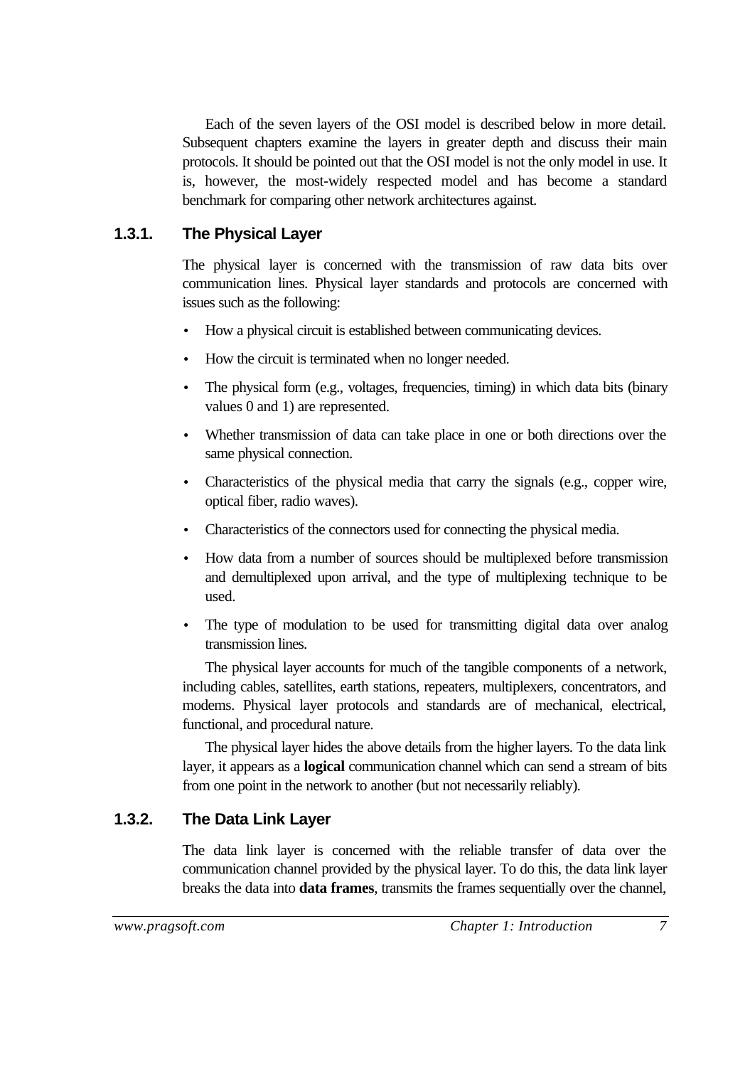Each of the seven layers of the OSI model is described below in more detail. Subsequent chapters examine the layers in greater depth and discuss their main protocols. It should be pointed out that the OSI model is not the only model in use. It is, however, the most-widely respected model and has become a standard benchmark for comparing other network architectures against.

### 1.3.1. The Physical Layer

The physical layer is concerned with the transmission of raw data bits over communication lines. Physical layer standards and protocols are concerned with issues such as the following:

- How a physical circuit is established between communicating devices.
- How the circuit is terminated when no longer needed.
- The physical form (e.g., voltages, frequencies, timing) in which data bits (binary values 0 and 1) are represented.
- Whether transmission of data can take place in one or both directions over the same physical connection.
- Characteristics of the physical media that carry the signals (e.g., copper wire, optical fiber, radio waves).
- Characteristics of the connectors used for connecting the physical media.
- How data from a number of sources should be multiplexed before transmission and demultiplexed upon arrival, and the type of multiplexing technique to be used.
- The type of modulation to be used for transmitting digital data over analog transmission lines.

The physical layer accounts for much of the tangible components of a network, including cables, satellites, earth stations, repeaters, multiplexers, concentrators, and modems. Physical layer protocols and standards are of mechanical, electrical, functional, and procedural nature.

The physical layer hides the above details from the higher layers. To the data link layer, it appears as a **logical** communication channel which can send a stream of bits from one point in the network to another (but not necessarily reliably).

### 1.3.2. The Data Link Layer

The data link layer is concerned with the reliable transfer of data over the communication channel provided by the physical layer. To do this, the data link layer breaks the data into **data frames**, transmits the frames sequentially over the channel,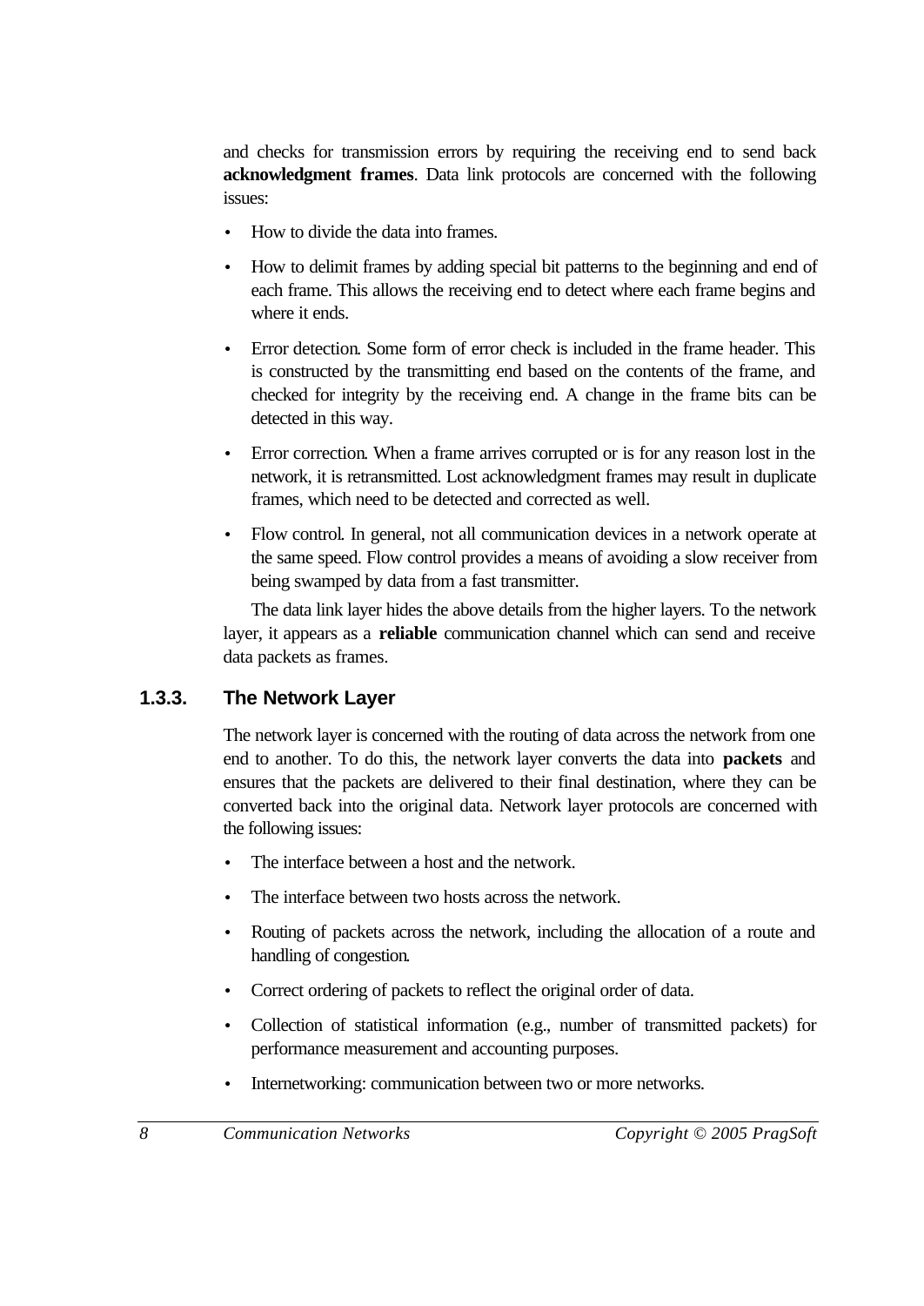and checks for transmission errors by requiring the receiving end to send back **acknowledgment frames**. Data link protocols are concerned with the following issues:

- How to divide the data into frames.
- How to delimit frames by adding special bit patterns to the beginning and end of each frame. This allows the receiving end to detect where each frame begins and where it ends.
- Error detection. Some form of error check is included in the frame header. This is constructed by the transmitting end based on the contents of the frame, and checked for integrity by the receiving end. A change in the frame bits can be detected in this way.
- Error correction. When a frame arrives corrupted or is for any reason lost in the network, it is retransmitted. Lost acknowledgment frames may result in duplicate frames, which need to be detected and corrected as well.
- Flow control. In general, not all communication devices in a network operate at the same speed. Flow control provides a means of avoiding a slow receiver from being swamped by data from a fast transmitter.

The data link layer hides the above details from the higher layers. To the network layer, it appears as a **reliable** communication channel which can send and receive data packets as frames.

### 1.3.3. The Network Layer

The network layer is concerned with the routing of data across the network from one end to another. To do this, the network layer converts the data into **packets** and ensures that the packets are delivered to their final destination, where they can be converted back into the original data. Network layer protocols are concerned with the following issues:

- The interface between a host and the network.
- The interface between two hosts across the network.
- Routing of packets across the network, including the allocation of a route and handling of congestion.
- Correct ordering of packets to reflect the original order of data.
- Collection of statistical information (e.g., number of transmitted packets) for performance measurement and accounting purposes.
- Internetworking: communication between two or more networks.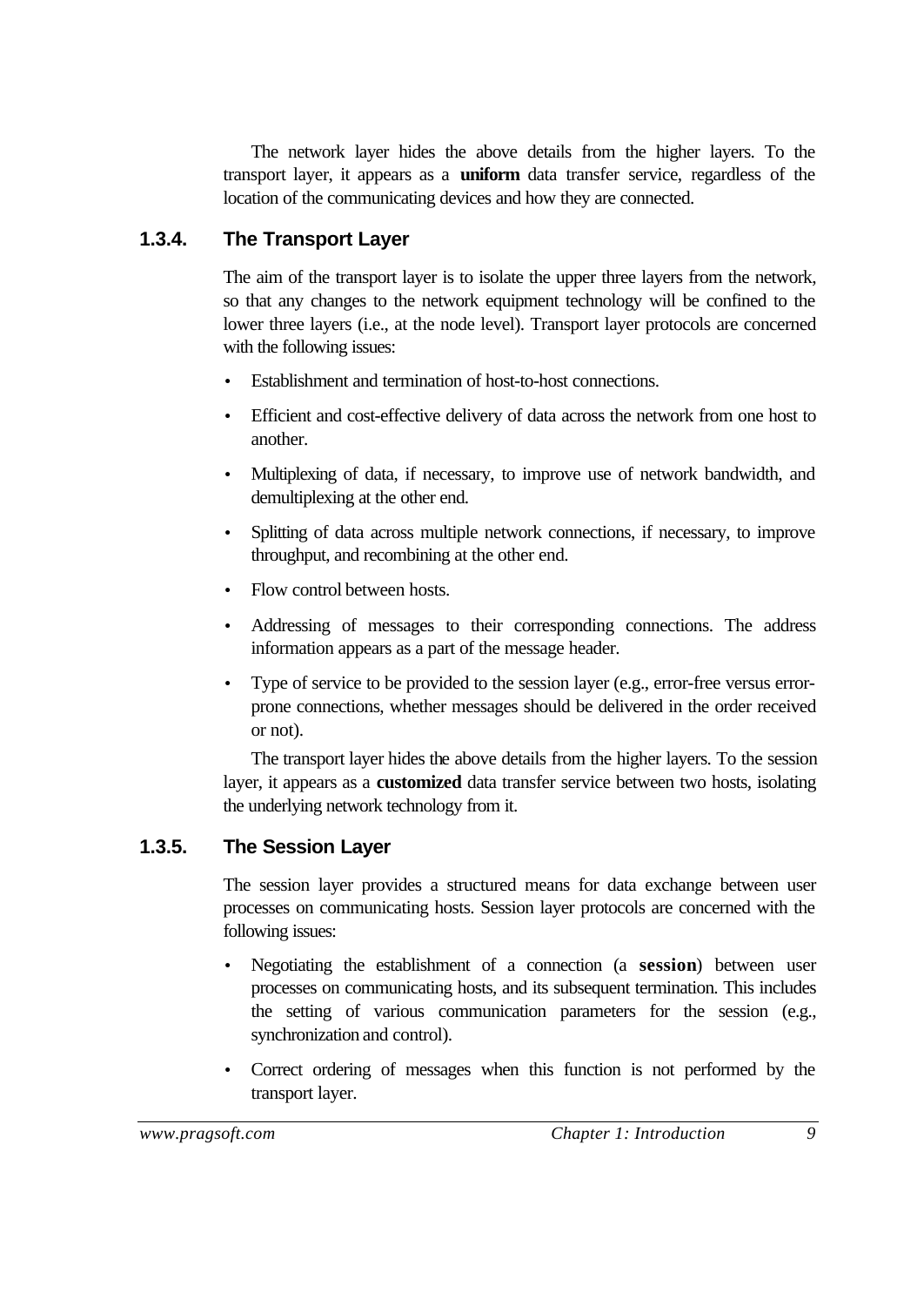The network layer hides the above details from the higher layers. To the transport layer, it appears as a **uniform** data transfer service, regardless of the location of the communicating devices and how they are connected.

### 1.3.4. The Transport Layer

The aim of the transport layer is to isolate the upper three layers from the network, so that any changes to the network equipment technology will be confined to the lower three layers (i.e., at the node level). Transport layer protocols are concerned with the following issues:

- Establishment and termination of host-to-host connections.
- Efficient and cost-effective delivery of data across the network from one host to another.
- Multiplexing of data, if necessary, to improve use of network bandwidth, and demultiplexing at the other end.
- Splitting of data across multiple network connections, if necessary, to improve throughput, and recombining at the other end.
- Flow control between hosts.
- Addressing of messages to their corresponding connections. The address information appears as a part of the message header.
- Type of service to be provided to the session layer (e.g., error-free versus error-prone connections, whether messages should be delivered in the order received or not).

The transport layer hides the above details from the higher layers. To the session layer, it appears as a **customized** data transfer service between two hosts, isolating the underlying network technology from it.

### 1.3.5. The Session Layer

The session layer provides a structured means for data exchange between user processes on communicating hosts. Session layer protocols are concerned with the following issues:

- Negotiating the establishment of a connection (a **session**) between user processes on communicating hosts, and its subsequent termination. This includes the setting of various communication parameters for the session (e.g., synchronization and control).
- Correct ordering of messages when this function is not performed by the transport layer.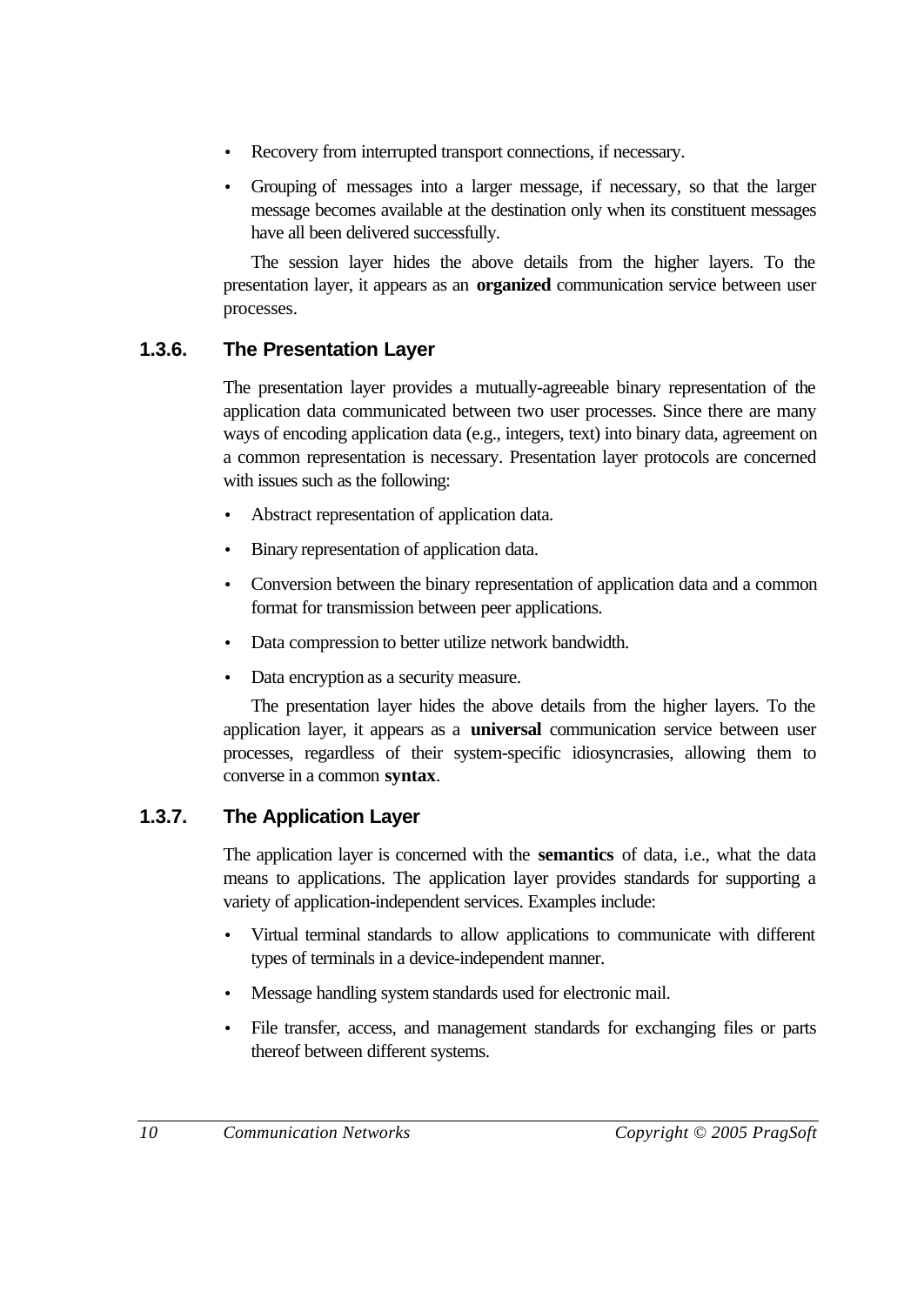- Recovery from interrupted transport connections, if necessary.
- Grouping of messages into a larger message, if necessary, so that the larger message becomes available at the destination only when its constituent messages have all been delivered successfully.

The session layer hides the above details from the higher layers. To the presentation layer, it appears as an **organized** communication service between user processes.

### 1.3.6. The Presentation Layer

The presentation layer provides a mutually-agreeable binary representation of the application data communicated between two user processes. Since there are many ways of encoding application data (e.g., integers, text) into binary data, agreement on a common representation is necessary. Presentation layer protocols are concerned with issues such as the following:

- Abstract representation of application data.
- Binary representation of application data.
- Conversion between the binary representation of application data and a common format for transmission between peer applications.
- Data compression to better utilize network bandwidth.
- Data encryption as a security measure.

The presentation layer hides the above details from the higher layers. To the application layer, it appears as a **universal** communication service between user processes, regardless of their system-specific idiosyncrasies, allowing them to converse in a common **syntax**.

### 1.3.7. The Application Layer

The application layer is concerned with the **semantics** of data, i.e., what the data means to applications. The application layer provides standards for supporting a variety of application-independent services. Examples include:

- Virtual terminal standards to allow applications to communicate with different types of terminals in a device-independent manner.
- Message handling system standards used for electronic mail.
- File transfer, access, and management standards for exchanging files or parts thereof between different systems.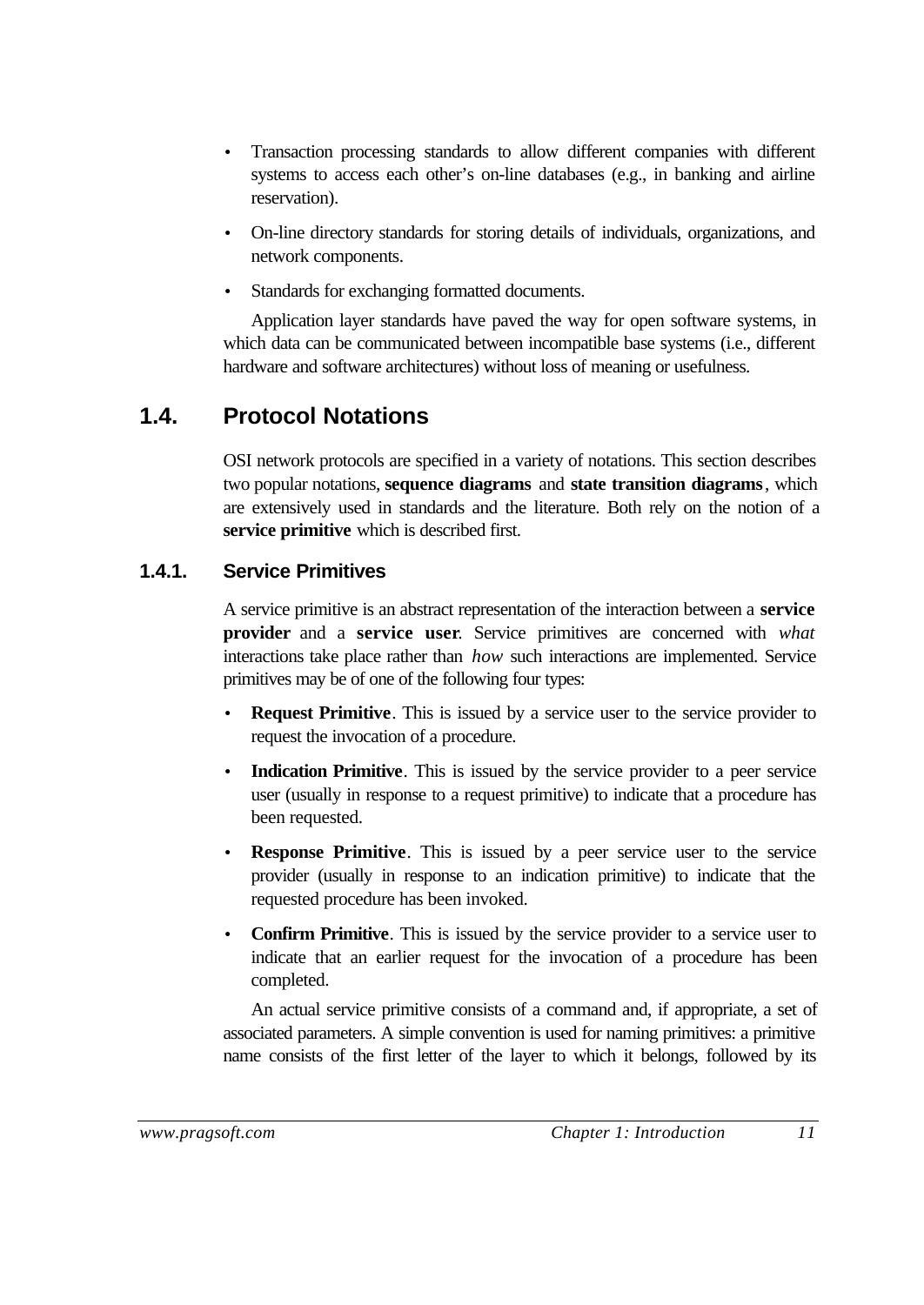- Transaction processing standards to allow different companies with different systems to access each other's on-line databases (e.g., in banking and airline reservation).
- On-line directory standards for storing details of individuals, organizations, and network components.
- Standards for exchanging formatted documents.

Application layer standards have paved the way for open software systems, in which data can be communicated between incompatible base systems (i.e., different hardware and software architectures) without loss of meaning or usefulness.

## 1.4. Protocol Notations

OSI network protocols are specified in a variety of notations. This section describes two popular notations, **sequence diagrams** and **state transition diagrams**, which are extensively used in standards and the literature. Both rely on the notion of a **service primitive** which is described first.

### 1.4.1. Service Primitives

A service primitive is an abstract representation of the interaction between a **service provider** and a **service user**. Service primitives are concerned with *what* interactions take place rather than *how* such interactions are implemented. Service primitives may be of one of the following four types:

- **Request Primitive**. This is issued by a service user to the service provider to request the invocation of a procedure.
- **Indication Primitive**. This is issued by the service provider to a peer service user (usually in response to a request primitive) to indicate that a procedure has been requested.
- **Response Primitive**. This is issued by a peer service user to the service provider (usually in response to an indication primitive) to indicate that the requested procedure has been invoked.
- **Confirm Primitive**. This is issued by the service provider to a service user to indicate that an earlier request for the invocation of a procedure has been completed.

An actual service primitive consists of a command and, if appropriate, a set of associated parameters. A simple convention is used for naming primitives: a primitive name consists of the first letter of the layer to which it belongs, followed by its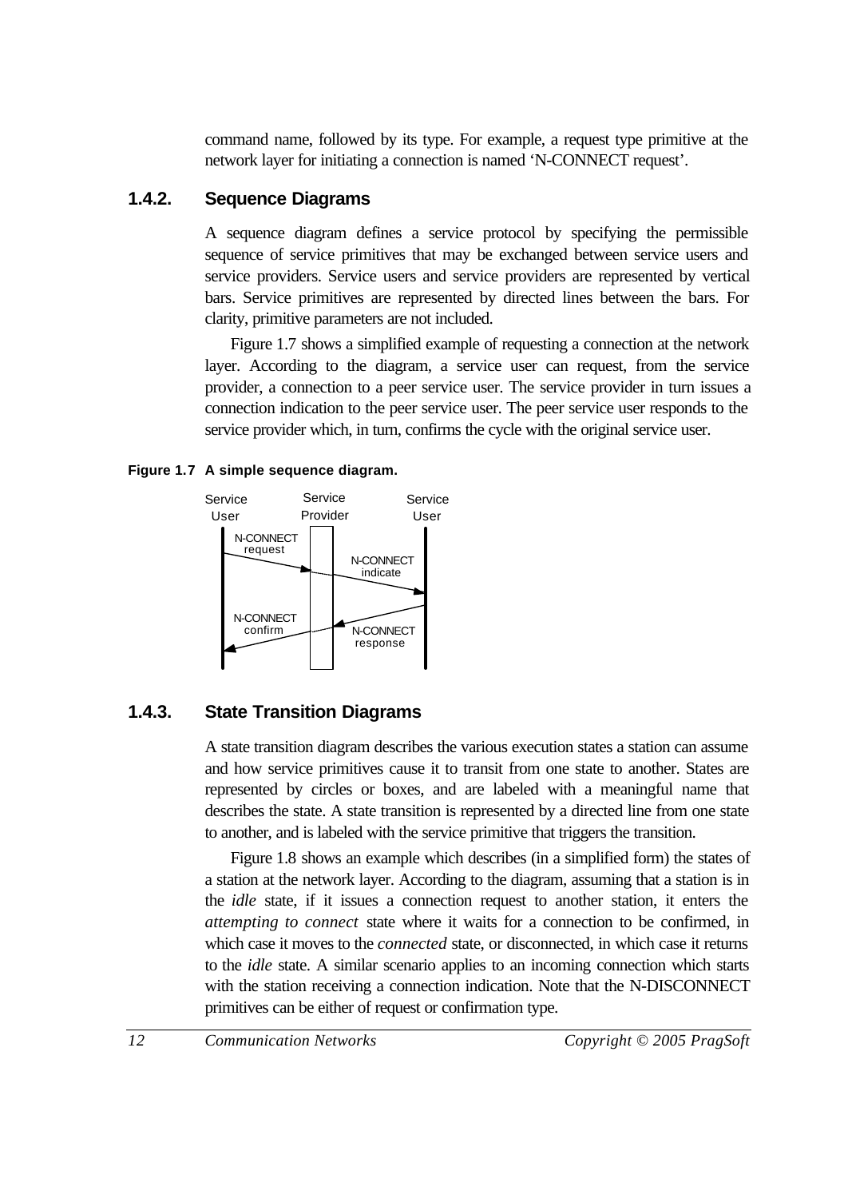command name, followed by its type. For example, a request type primitive at the network layer for initiating a connection is named 'N-CONNECT request'.

### 1.4.2. Sequence Diagrams

A sequence diagram defines a service protocol by specifying the permissible sequence of service primitives that may be exchanged between service users and service providers. Service users and service providers are represented by vertical bars. Service primitives are represented by directed lines between the bars. For clarity, primitive parameters are not included.

Figure 1.7 shows a simplified example of requesting a connection at the network layer. According to the diagram, a service user can request, from the service provider, a connection to a peer service user. The service provider in turn issues a connection indication to the peer service user. The peer service user responds to the service provider which, in turn, confirms the cycle with the original service user.

**Figure 1.7 A simple sequence diagram.**

### 1.4.3. State Transition Diagrams

A state transition diagram describes the various execution states a station can assume and how service primitives cause it to transit from one state to another. States are represented by circles or boxes, and are labeled with a meaningful name that describes the state. A state transition is represented by a directed line from one state to another, and is labeled with the service primitive that triggers the transition.

Figure 1.8 shows an example which describes (in a simplified form) the states of a station at the network layer. According to the diagram, assuming that a station is in the *idle* state, if it issues a connection request to another station, it enters the *attempting to connect* state where it waits for a connection to be confirmed, in which case it moves to the *connected* state, or disconnected, in which case it returns to the *idle* state. A similar scenario applies to an incoming connection which starts with the station receiving a connection indication. Note that the N-DISCONNECT primitives can be either of request or confirmation type.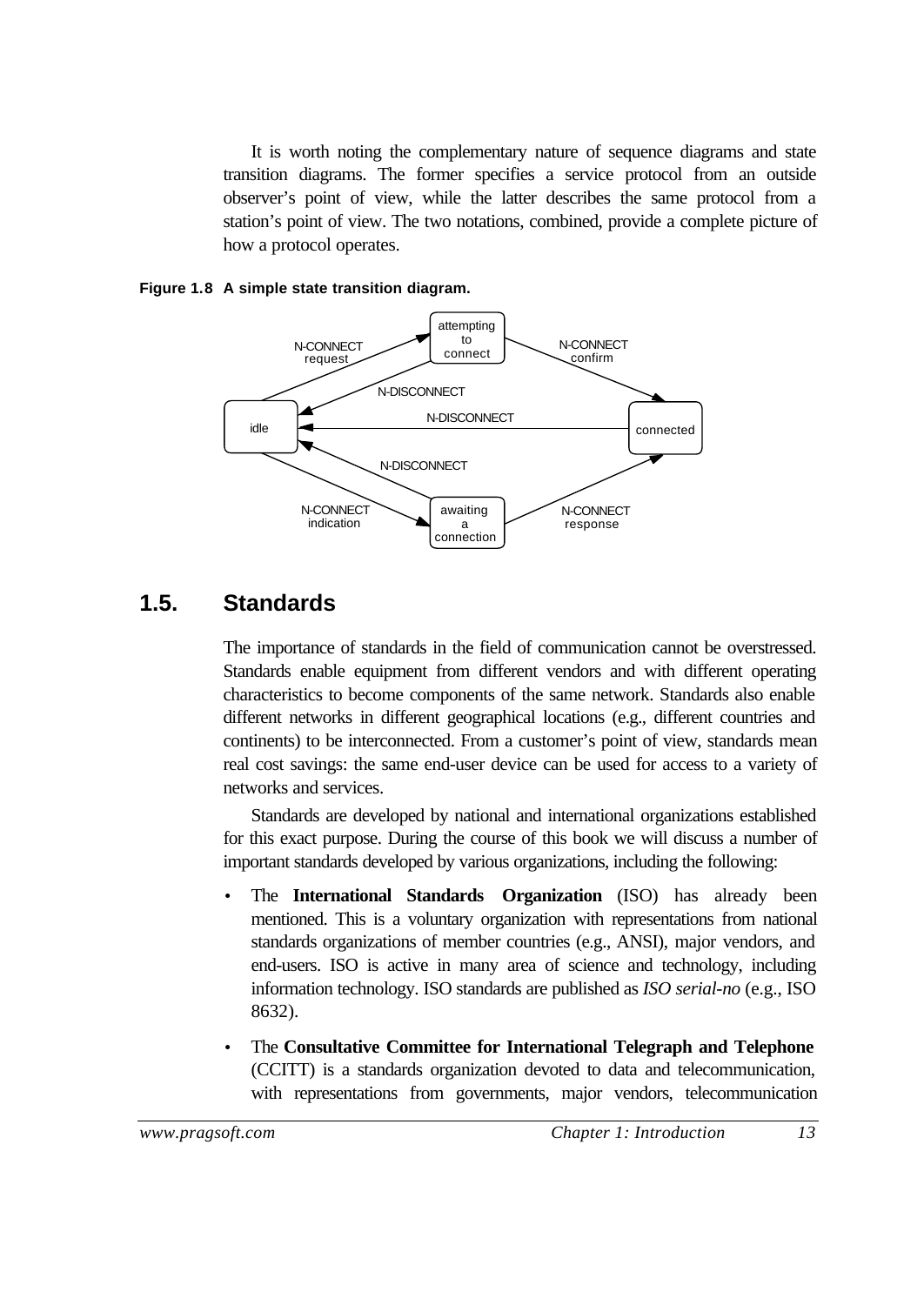It is worth noting the complementary nature of sequence diagrams and state transition diagrams. The former specifies a service protocol from an outside observer's point of view, while the latter describes the same protocol from a station's point of view. The two notations, combined, provide a complete picture of how a protocol operates.

**Figure 1.8 A simple state transition diagram.**

## 1.5. Standards

The importance of standards in the field of communication cannot be overstressed. Standards enable equipment from different vendors and with different operating characteristics to become components of the same network. Standards also enable different networks in different geographical locations (e.g., different countries and continents) to be interconnected. From a customer's point of view, standards mean real cost savings: the same end-user device can be used for access to a variety of networks and services.

Standards are developed by national and international organizations established for this exact purpose. During the course of this book we will discuss a number of important standards developed by various organizations, including the following:

- The **International Standards Organization** (ISO) has already been mentioned. This is a voluntary organization with representations from national standards organizations of member countries (e.g., ANSI), major vendors, and end-users. ISO is active in many area of science and technology, including information technology. ISO standards are published as *ISO serial-no* (e.g., ISO 8632).
- The **Consultative Committee for International Telegraph and Telephone** (CCITT) is a standards organization devoted to data and telecommunication, with representations from governments, major vendors, telecommunication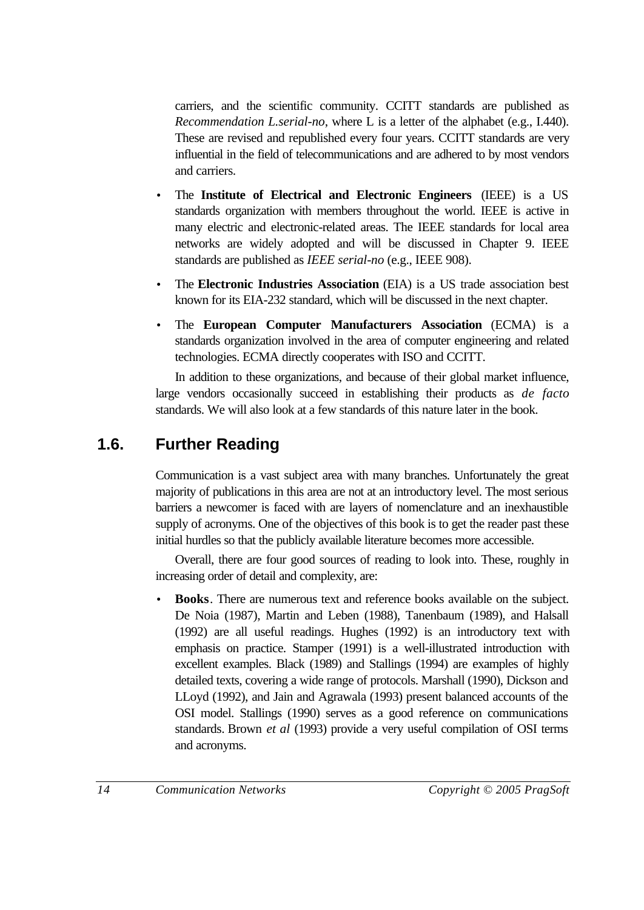carriers, and the scientific community. CCITT standards are published as *Recommendation L.serial-no*, where L is a letter of the alphabet (e.g., I.440). These are revised and republished every four years. CCITT standards are very influential in the field of telecommunications and are adhered to by most vendors and carriers.

- The **Institute of Electrical and Electronic Engineers** (IEEE) is a US standards organization with members throughout the world. IEEE is active in many electric and electronic-related areas. The IEEE standards for local area networks are widely adopted and will be discussed in Chapter 9. IEEE standards are published as *IEEE serial-no* (e.g., IEEE 908).
- The **Electronic Industries Association** (EIA) is a US trade association best known for its EIA-232 standard, which will be discussed in the next chapter.
- The **European Computer Manufacturers Association** (ECMA) is a standards organization involved in the area of computer engineering and related technologies. ECMA directly cooperates with ISO and CCITT.

In addition to these organizations, and because of their global market influence, large vendors occasionally succeed in establishing their products as *de facto* standards. We will also look at a few standards of this nature later in the book.

## 1.6. Further Reading

Communication is a vast subject area with many branches. Unfortunately the great majority of publications in this area are not at an introductory level. The most serious barriers a newcomer is faced with are layers of nomenclature and an inexhaustible supply of acronyms. One of the objectives of this book is to get the reader past these initial hurdles so that the publicly available literature becomes more accessible.

Overall, there are four good sources of reading to look into. These, roughly in increasing order of detail and complexity, are:

- **Books**. There are numerous text and reference books available on the subject. De Noia (1987), Martin and Leben (1988), Tanenbaum (1989), and Halsall (1992) are all useful readings. Hughes (1992) is an introductory text with emphasis on practice. Stamper (1991) is a well-illustrated introduction with excellent examples. Black (1989) and Stallings (1994) are examples of highly detailed texts, covering a wide range of protocols. Marshall (1990), Dickson and LLoyd (1992), and Jain and Agrawala (1993) present balanced accounts of the OSI model. Stallings (1990) serves as a good reference on communications standards. Brown *et al* (1993) provide a very useful compilation of OSI terms and acronyms.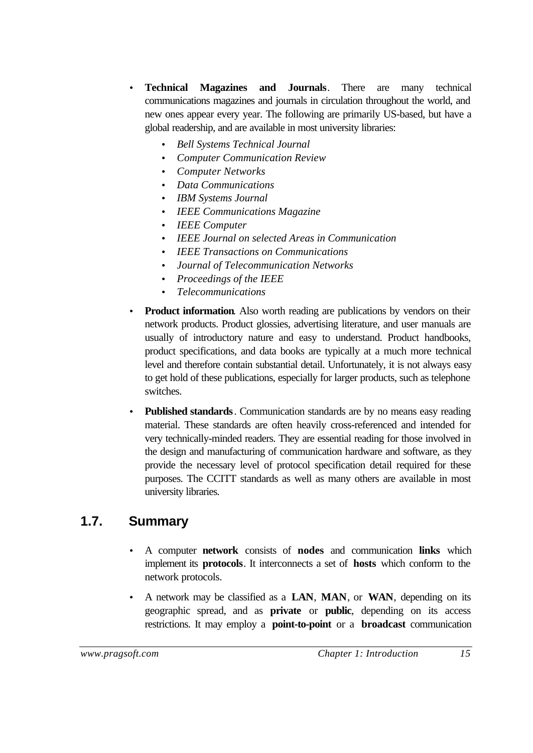- **Technical Magazines and Journals**. There are many technical communications magazines and journals in circulation throughout the world, and new ones appear every year. The following are primarily US-based, but have a global readership, and are available in most university libraries:
    - *Bell Systems Technical Journal*
    - *Computer Communication Review*
    - *Computer Networks*
    - *Data Communications*
    - *IBM Systems Journal*
    - *IEEE Communications Magazine*
    - *IEEE Computer*
    - *IEEE Journal on selected Areas in Communication*
    - *IEEE Transactions on Communications*
    - *Journal of Telecommunication Networks*
    - *Proceedings of the IEEE*
    - *Telecommunications*
- **Product information**. Also worth reading are publications by vendors on their network products. Product glossies, advertising literature, and user manuals are usually of introductory nature and easy to understand. Product handbooks, product specifications, and data books are typically at a much more technical level and therefore contain substantial detail. Unfortunately, it is not always easy to get hold of these publications, especially for larger products, such as telephone switches.
- **Published standards**. Communication standards are by no means easy reading material. These standards are often heavily cross-referenced and intended for very technically-minded readers. They are essential reading for those involved in the design and manufacturing of communication hardware and software, as they provide the necessary level of protocol specification detail required for these purposes. The CCITT standards as well as many others are available in most university libraries.

## 1.7. Summary

- A computer **network** consists of **nodes** and communication **links** which implement its **protocols**. It interconnects a set of **hosts** which conform to the network protocols.
- A network may be classified as a **LAN**, **MAN**, or **WAN**, depending on its geographic spread, and as **private** or **public**, depending on its access restrictions. It may employ a **point-to-point** or a **broadcast** communication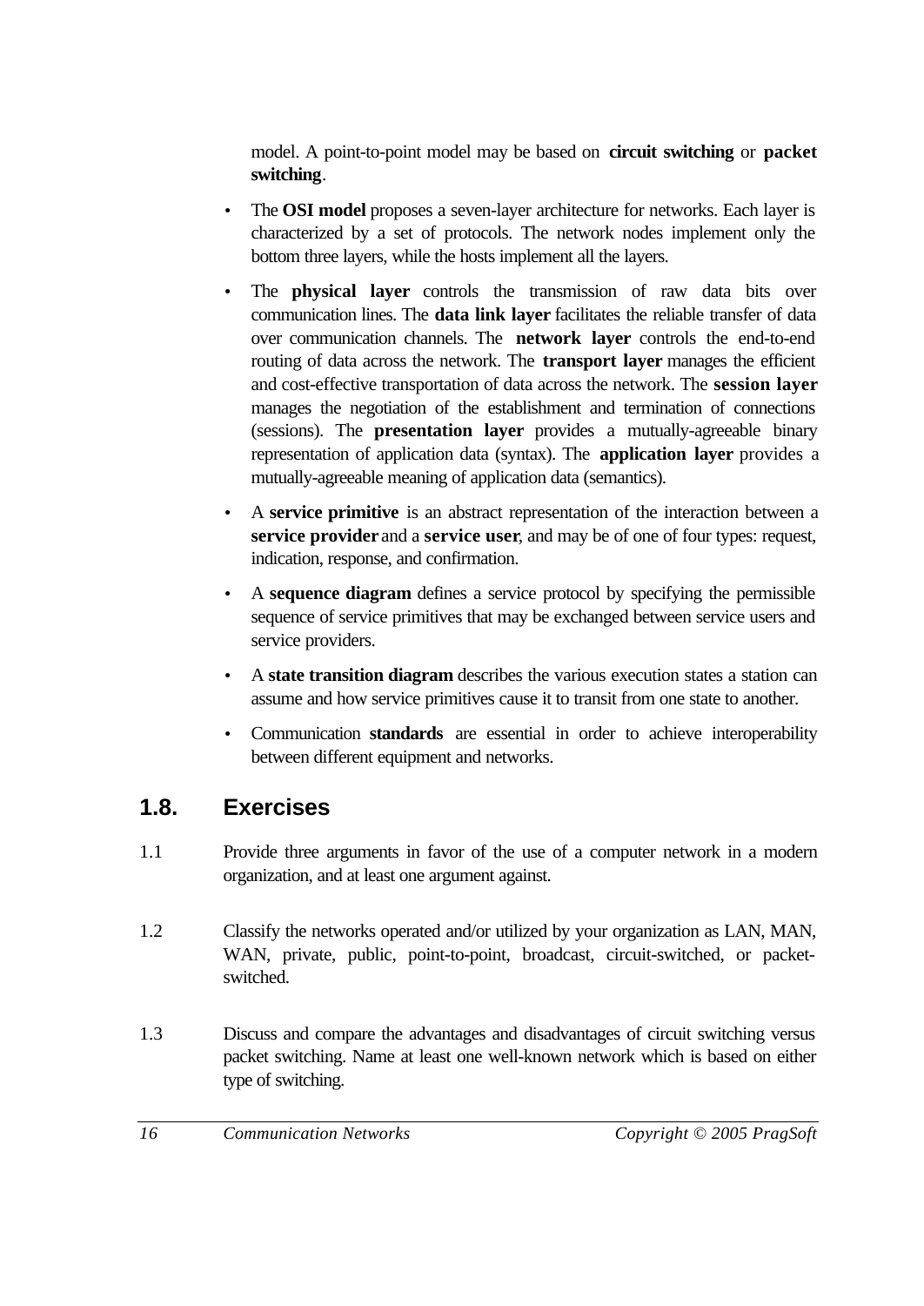model. A point-to-point model may be based on **circuit switching** or **packet switching**.

- The **OSI model** proposes a seven-layer architecture for networks. Each layer is characterized by a set of protocols. The network nodes implement only the bottom three layers, while the hosts implement all the layers.
- The **physical layer** controls the transmission of raw data bits over communication lines. The **data link layer** facilitates the reliable transfer of data over communication channels. The **network layer** controls the end-to-end routing of data across the network. The **transport layer** manages the efficient and cost-effective transportation of data across the network. The **session layer** manages the negotiation of the establishment and termination of connections (sessions). The **presentation layer** provides a mutually-agreeable binary representation of application data (syntax). The **application layer** provides a mutually-agreeable meaning of application data (semantics).
- A **service primitive** is an abstract representation of the interaction between a **service provider** and a **service user**, and may be of one of four types: request, indication, response, and confirmation.
- A **sequence diagram** defines a service protocol by specifying the permissible sequence of service primitives that may be exchanged between service users and service providers.
- A **state transition diagram** describes the various execution states a station can assume and how service primitives cause it to transit from one state to another.
- Communication **standards** are essential in order to achieve interoperability between different equipment and networks.

## 1.8. Exercises

1.1 Provide three arguments in favor of the use of a computer network in a modern organization, and at least one argument against.

1.2 Classify the networks operated and/or utilized by your organization as LAN, MAN, WAN, private, public, point-to-point, broadcast, circuit-switched, or packet-switched.

1.3 Discuss and compare the advantages and disadvantages of circuit switching versus packet switching. Name at least one well-known network which is based on either type of switching.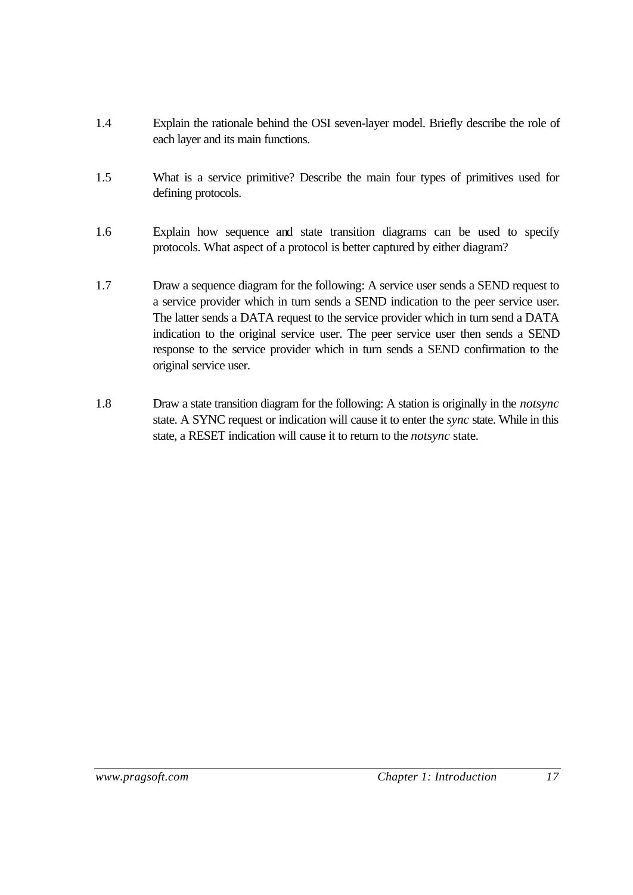1.4 Explain the rationale behind the OSI seven-layer model. Briefly describe the role of each layer and its main functions.

1.5 What is a service primitive? Describe the main four types of primitives used for defining protocols.

1.6 Explain how sequence and state transition diagrams can be used to specify protocols. What aspect of a protocol is better captured by either diagram?

1.7 Draw a sequence diagram for the following: A service user sends a SEND request to a service provider which in turn sends a SEND indication to the peer service user. The latter sends a DATA request to the service provider which in turn send a DATA indication to the original service user. The peer service user then sends a SEND response to the service provider which in turn sends a SEND confirmation to the original service user.

1.8 Draw a state transition diagram for the following: A station is originally in the *notsync* state. A SYNC request or indication will cause it to enter the *sync* state. While in this state, a RESET indication will cause it to return to the *notsync* state.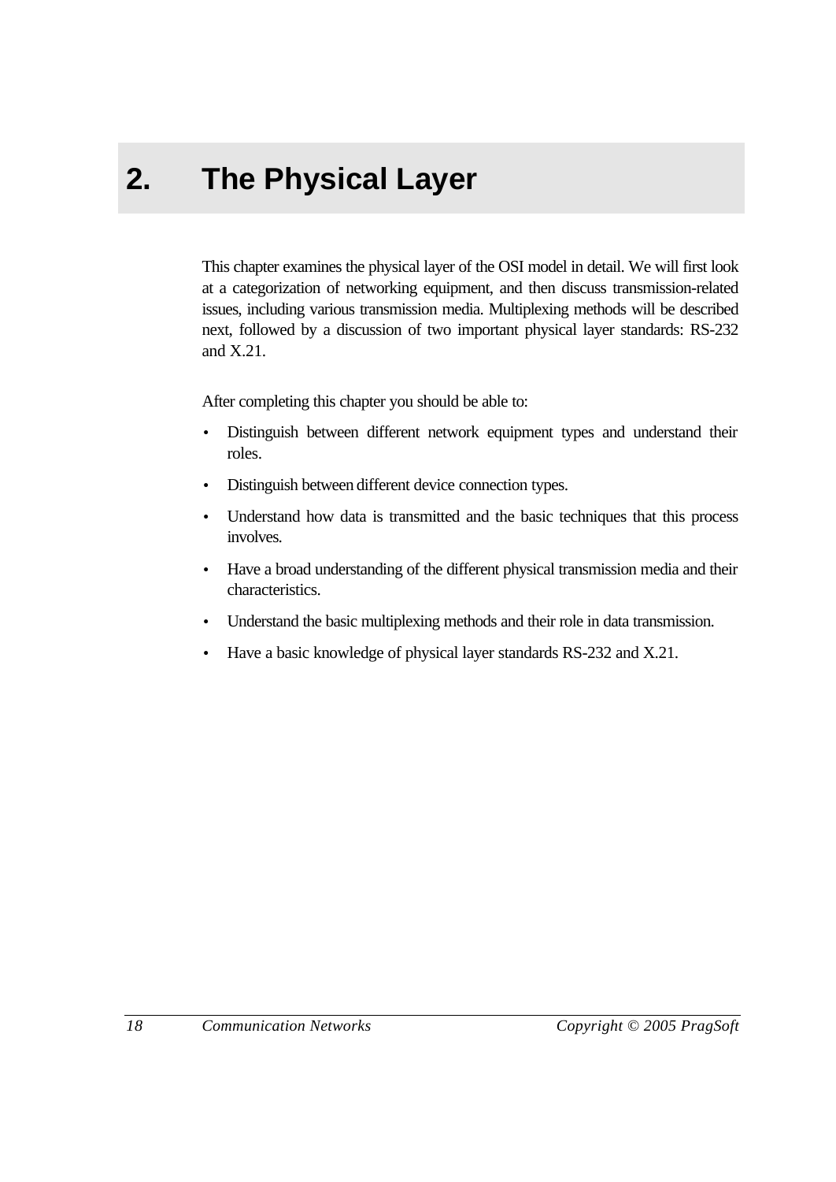# 2. The Physical Layer

This chapter examines the physical layer of the OSI model in detail. We will first look at a categorization of networking equipment, and then discuss transmission-related issues, including various transmission media. Multiplexing methods will be described next, followed by a discussion of two important physical layer standards: RS-232 and X.21.

After completing this chapter you should be able to:

- Distinguish between different network equipment types and understand their roles.
- Distinguish between different device connection types.
- Understand how data is transmitted and the basic techniques that this process involves.
- Have a broad understanding of the different physical transmission media and their characteristics.
- Understand the basic multiplexing methods and their role in data transmission.
- Have a basic knowledge of physical layer standards RS-232 and X.21.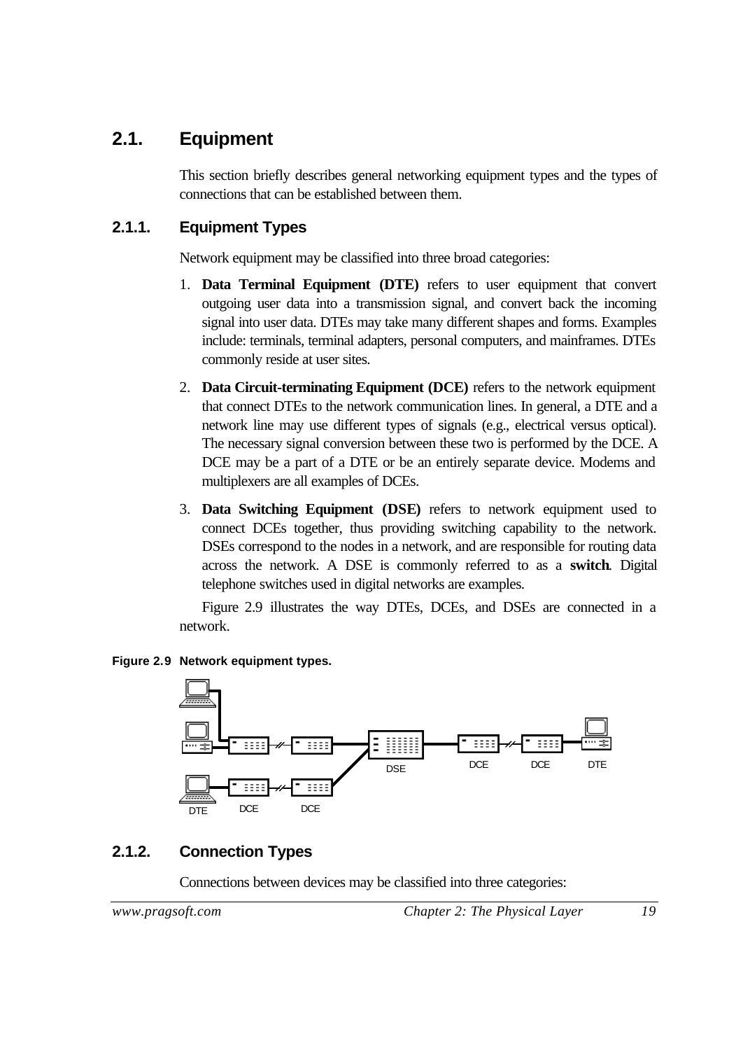## 2.1. Equipment

This section briefly describes general networking equipment types and the types of connections that can be established between them.

### 2.1.1. Equipment Types

Network equipment may be classified into three broad categories:

1. **Data Terminal Equipment (DTE)** refers to user equipment that convert outgoing user data into a transmission signal, and convert back the incoming signal into user data. DTEs may take many different shapes and forms. Examples include: terminals, terminal adapters, personal computers, and mainframes. DTEs commonly reside at user sites.
2. **Data Circuit-terminating Equipment (DCE)** refers to the network equipment that connect DTEs to the network communication lines. In general, a DTE and a network line may use different types of signals (e.g., electrical versus optical). The necessary signal conversion between these two is performed by the DCE. A DCE may be a part of a DTE or be an entirely separate device. Modems and multiplexers are all examples of DCEs.
3. **Data Switching Equipment (DSE)** refers to network equipment used to connect DCEs together, thus providing switching capability to the network. DSEs correspond to the nodes in a network, and are responsible for routing data across the network. A DSE is commonly referred to as a **switch**. Digital telephone switches used in digital networks are examples.

Figure 2.9 illustrates the way DTEs, DCEs, and DSEs are connected in a network.

**Figure 2.9 Network equipment types.**

### 2.1.2. Connection Types

Connections between devices may be classified into three categories: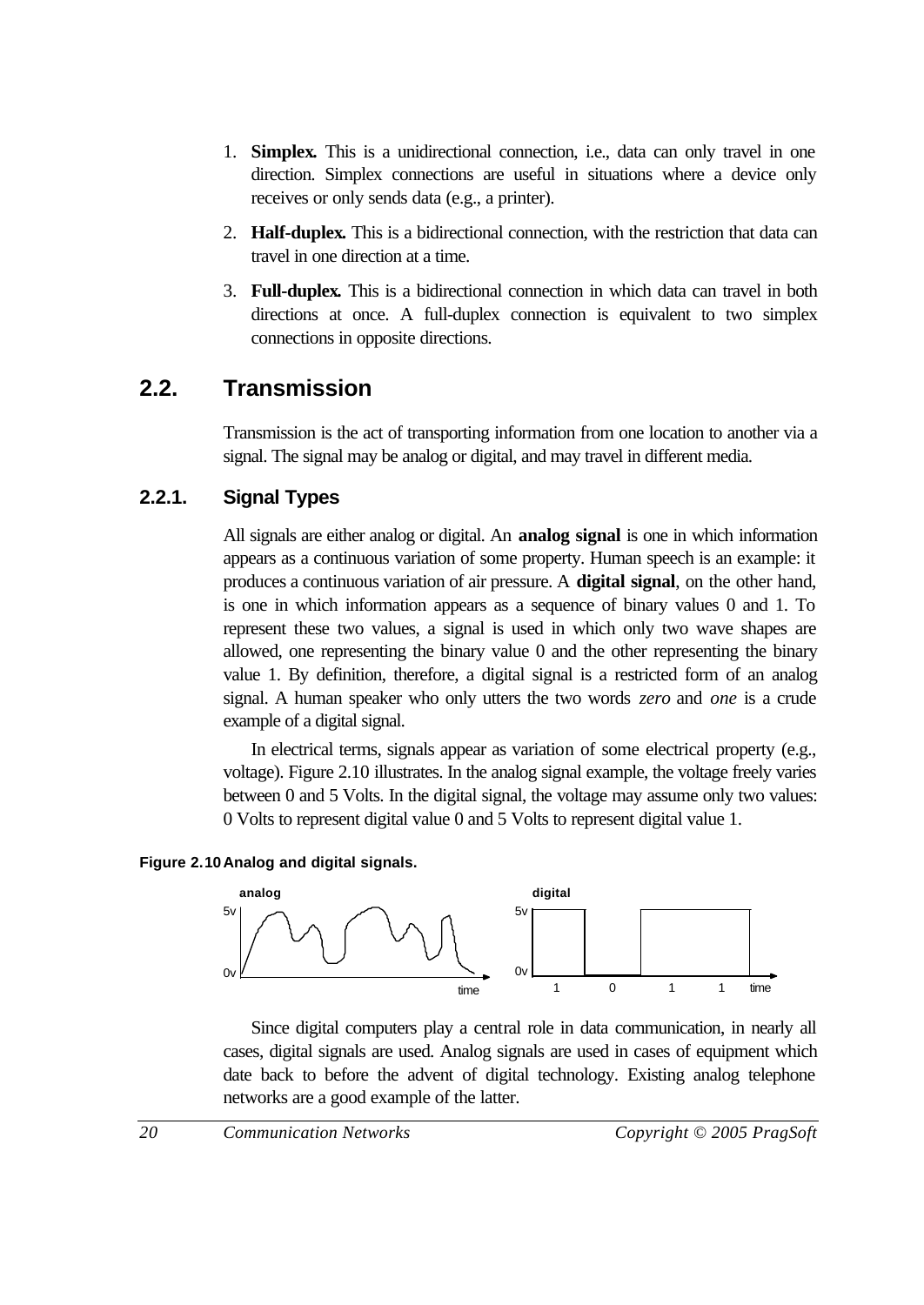1. **Simplex.** This is a unidirectional connection, i.e., data can only travel in one direction. Simplex connections are useful in situations where a device only receives or only sends data (e.g., a printer).

2. **Half-duplex.** This is a bidirectional connection, with the restriction that data can travel in one direction at a time.

3. **Full-duplex.** This is a bidirectional connection in which data can travel in both directions at once. A full-duplex connection is equivalent to two simplex connections in opposite directions.

## 2.2. Transmission

Transmission is the act of transporting information from one location to another via a signal. The signal may be analog or digital, and may travel in different media.

### 2.2.1. Signal Types

All signals are either analog or digital. An **analog signal** is one in which information appears as a continuous variation of some property. Human speech is an example: it produces a continuous variation of air pressure. A **digital signal**, on the other hand, is one in which information appears as a sequence of binary values 0 and 1. To represent these two values, a signal is used in which only two wave shapes are allowed, one representing the binary value 0 and the other representing the binary value 1. By definition, therefore, a digital signal is a restricted form of an analog signal. A human speaker who only utters the two words *zero* and *one* is a crude example of a digital signal.

In electrical terms, signals appear as variation of some electrical property (e.g., voltage). Figure 2.10 illustrates. In the analog signal example, the voltage freely varies between 0 and 5 Volts. In the digital signal, the voltage may assume only two values: 0 Volts to represent digital value 0 and 5 Volts to represent digital value 1.

**Figure 2.10 Analog and digital signals.**

Since digital computers play a central role in data communication, in nearly all cases, digital signals are used. Analog signals are used in cases of equipment which date back to before the advent of digital technology. Existing analog telephone networks are a good example of the latter.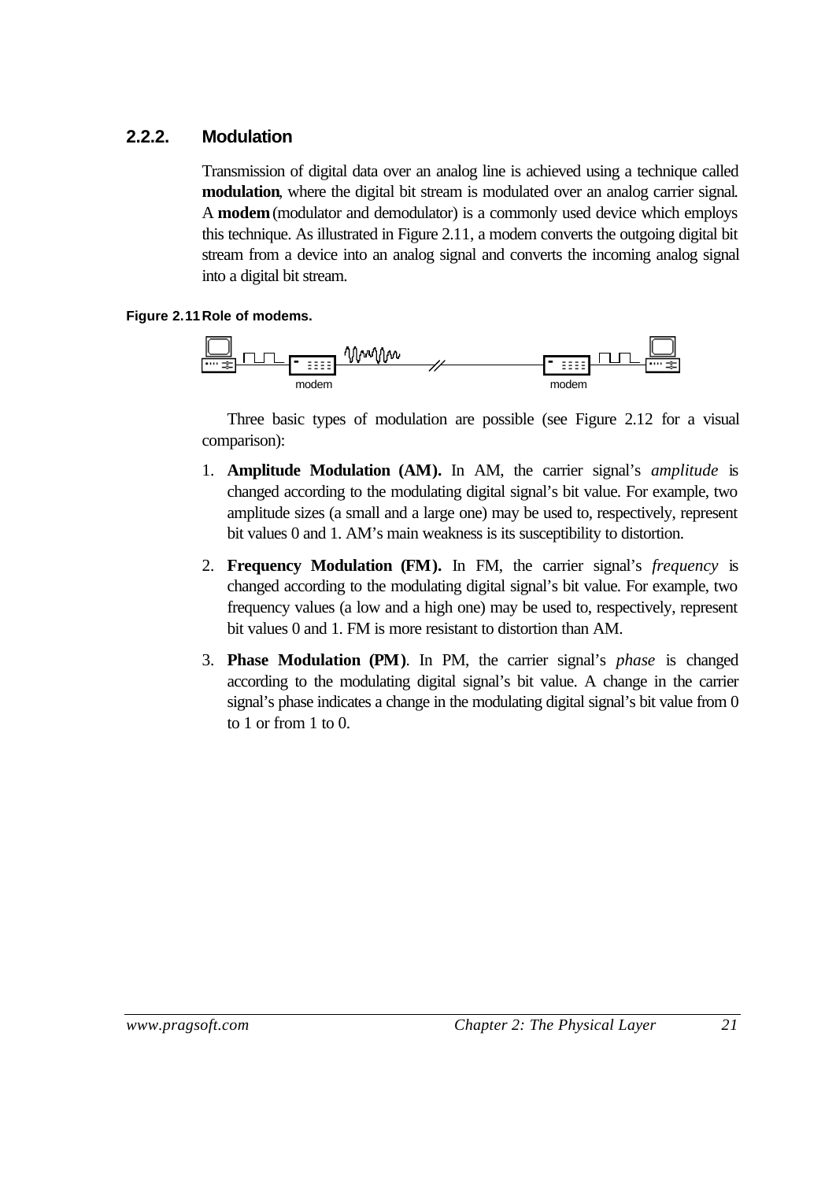### 2.2.2. Modulation

Transmission of digital data over an analog line is achieved using a technique called **modulation**, where the digital bit stream is modulated over an analog carrier signal. A **modem** (modulator and demodulator) is a commonly used device which employs this technique. As illustrated in Figure 2.11, a modem converts the outgoing digital bit stream from a device into an analog signal and converts the incoming analog signal into a digital bit stream.

**Figure 2.11 Role of modems.**

modem modem

Three basic types of modulation are possible (see Figure 2.12 for a visual comparison):

1. **Amplitude Modulation (AM).** In AM, the carrier signal's *amplitude* is changed according to the modulating digital signal's bit value. For example, two amplitude sizes (a small and a large one) may be used to, respectively, represent bit values 0 and 1. AM's main weakness is its susceptibility to distortion.

2. **Frequency Modulation (FM).** In FM, the carrier signal's *frequency* is changed according to the modulating digital signal's bit value. For example, two frequency values (a low and a high one) may be used to, respectively, represent bit values 0 and 1. FM is more resistant to distortion than AM.

3. **Phase Modulation (PM)**. In PM, the carrier signal's *phase* is changed according to the modulating digital signal's bit value. A change in the carrier signal's phase indicates a change in the modulating digital signal's bit value from 0 to 1 or from 1 to 0.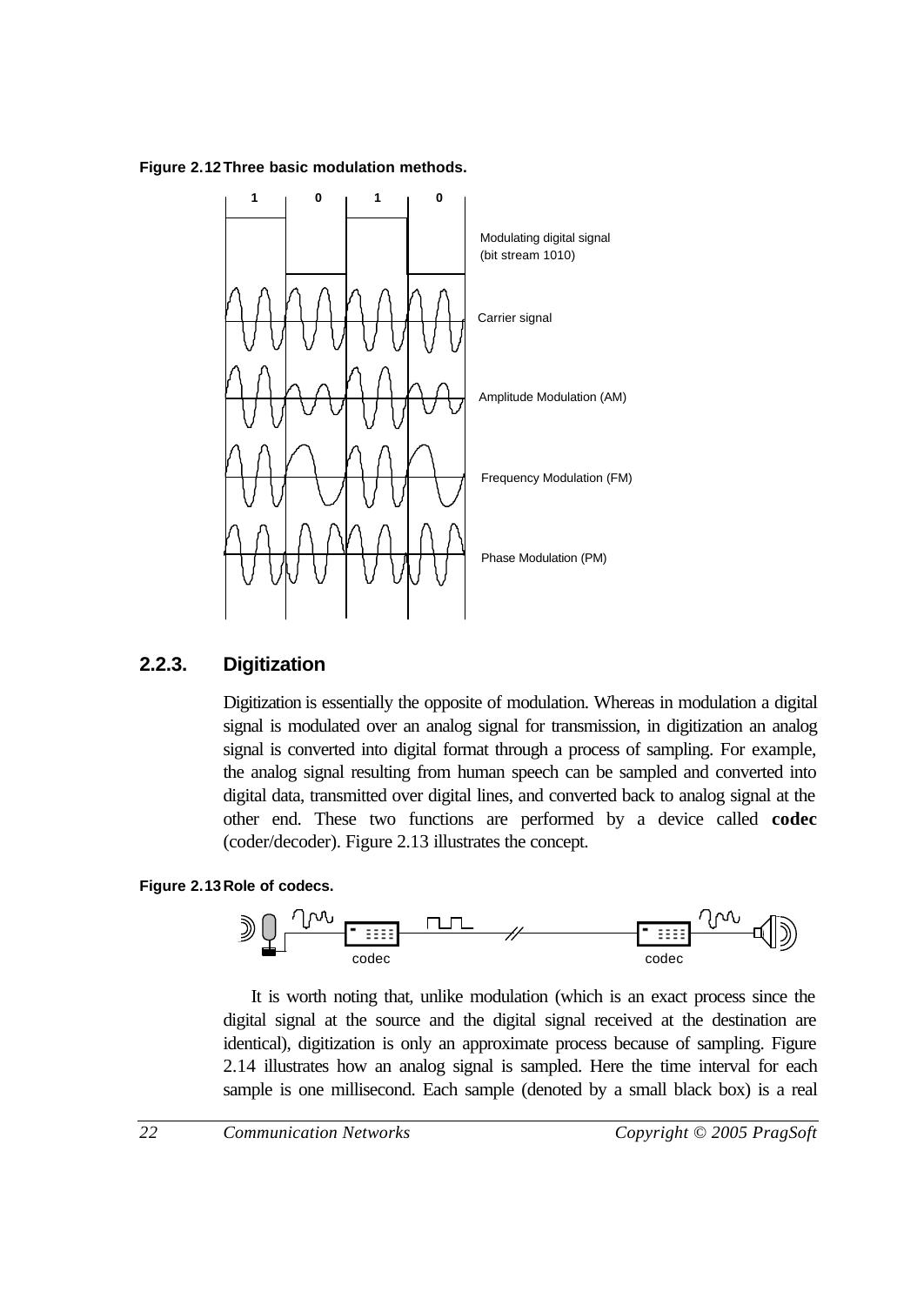**Figure 2.12 Three basic modulation methods.**

## 2.2.3. Digitization

Digitization is essentially the opposite of modulation. Whereas in modulation a digital signal is modulated over an analog signal for transmission, in digitization an analog signal is converted into digital format through a process of sampling. For example, the analog signal resulting from human speech can be sampled and converted into digital data, transmitted over digital lines, and converted back to analog signal at the other end. These two functions are performed by a device called **codec** (coder/decoder). Figure 2.13 illustrates the concept.

**Figure 2.13 Role of codecs.**

It is worth noting that, unlike modulation (which is an exact process since the digital signal at the source and the digital signal received at the destination are identical), digitization is only an approximate process because of sampling. Figure 2.14 illustrates how an analog signal is sampled. Here the time interval for each sample is one millisecond. Each sample (denoted by a small black box) is a real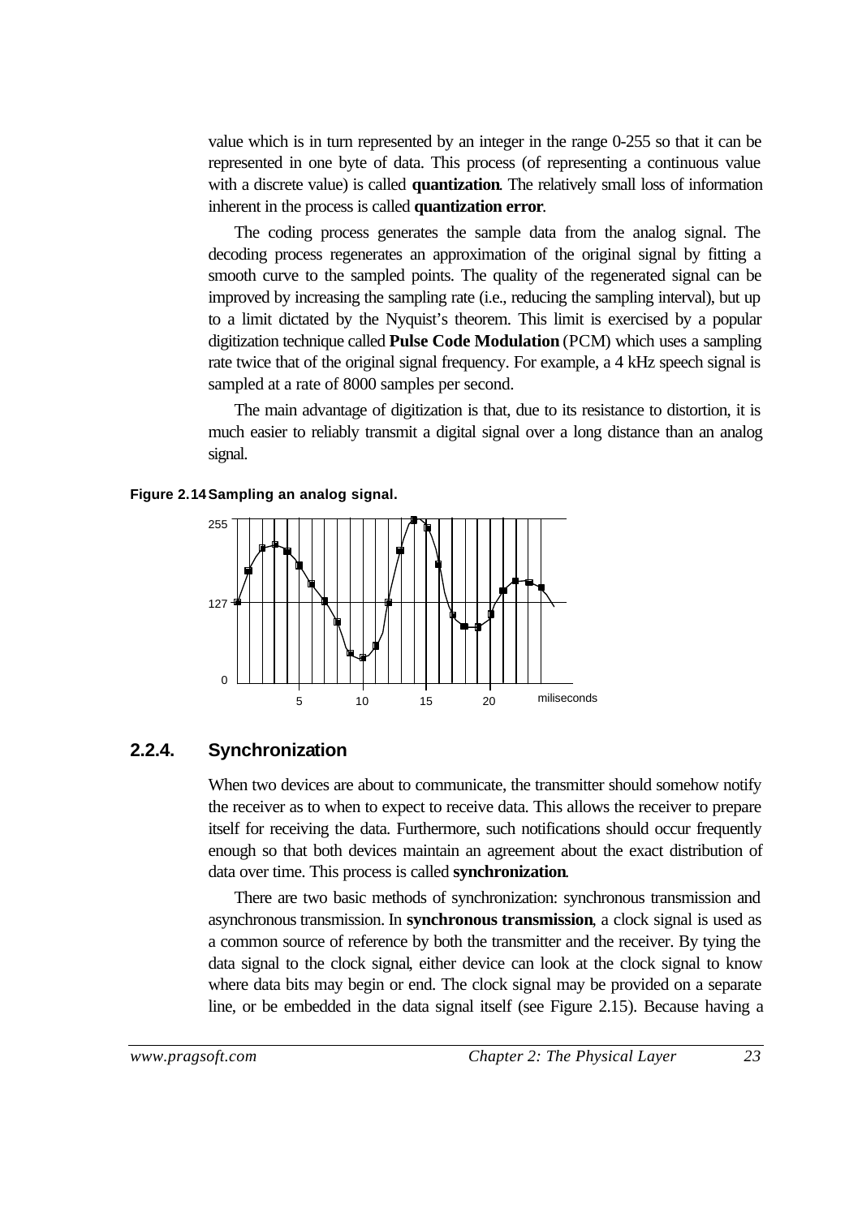value which is in turn represented by an integer in the range 0-255 so that it can be represented in one byte of data. This process (of representing a continuous value with a discrete value) is called **quantization**. The relatively small loss of information inherent in the process is called **quantization error**.

The coding process generates the sample data from the analog signal. The decoding process regenerates an approximation of the original signal by fitting a smooth curve to the sampled points. The quality of the regenerated signal can be improved by increasing the sampling rate (i.e., reducing the sampling interval), but up to a limit dictated by the Nyquist's theorem. This limit is exercised by a popular digitization technique called **Pulse Code Modulation** (PCM) which uses a sampling rate twice that of the original signal frequency. For example, a 4 kHz speech signal is sampled at a rate of 8000 samples per second.

The main advantage of digitization is that, due to its resistance to distortion, it is much easier to reliably transmit a digital signal over a long distance than an analog signal.

**Figure 2.14 Sampling an analog signal.**

### 2.2.4. Synchronization

When two devices are about to communicate, the transmitter should somehow notify the receiver as to when to expect to receive data. This allows the receiver to prepare itself for receiving the data. Furthermore, such notifications should occur frequently enough so that both devices maintain an agreement about the exact distribution of data over time. This process is called **synchronization**.

There are two basic methods of synchronization: synchronous transmission and asynchronous transmission. In **synchronous transmission**, a clock signal is used as a common source of reference by both the transmitter and the receiver. By tying the data signal to the clock signal, either device can look at the clock signal to know where data bits may begin or end. The clock signal may be provided on a separate line, or be embedded in the data signal itself (see Figure 2.15). Because having a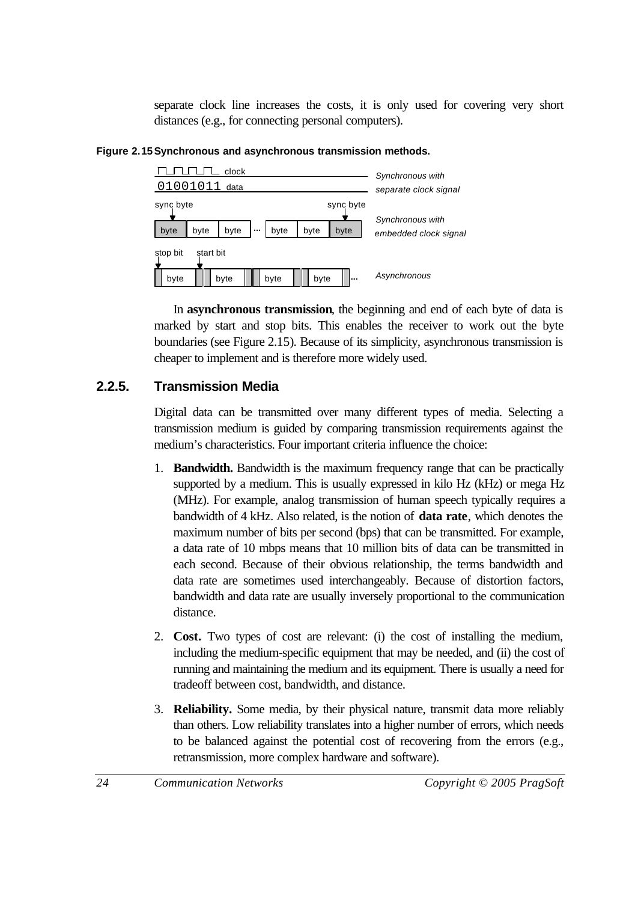separate clock line increases the costs, it is only used for covering very short distances (e.g., for connecting personal computers).

**Figure 2.15 Synchronous and asynchronous transmission methods.**

In **asynchronous transmission**, the beginning and end of each byte of data is marked by start and stop bits. This enables the receiver to work out the byte boundaries (see Figure 2.15). Because of its simplicity, asynchronous transmission is cheaper to implement and is therefore more widely used.

## 2.2.5. Transmission Media

Digital data can be transmitted over many different types of media. Selecting a transmission medium is guided by comparing transmission requirements against the medium's characteristics. Four important criteria influence the choice:

1. **Bandwidth.** Bandwidth is the maximum frequency range that can be practically supported by a medium. This is usually expressed in kilo Hz (kHz) or mega Hz (MHz). For example, analog transmission of human speech typically requires a bandwidth of 4 kHz. Also related, is the notion of **data rate**, which denotes the maximum number of bits per second (bps) that can be transmitted. For example, a data rate of 10 mbps means that 10 million bits of data can be transmitted in each second. Because of their obvious relationship, the terms bandwidth and data rate are sometimes used interchangeably. Because of distortion factors, bandwidth and data rate are usually inversely proportional to the communication distance.

2. **Cost.** Two types of cost are relevant: (i) the cost of installing the medium, including the medium-specific equipment that may be needed, and (ii) the cost of running and maintaining the medium and its equipment. There is usually a need for tradeoff between cost, bandwidth, and distance.

3. **Reliability.** Some media, by their physical nature, transmit data more reliably than others. Low reliability translates into a higher number of errors, which needs to be balanced against the potential cost of recovering from the errors (e.g., retransmission, more complex hardware and software).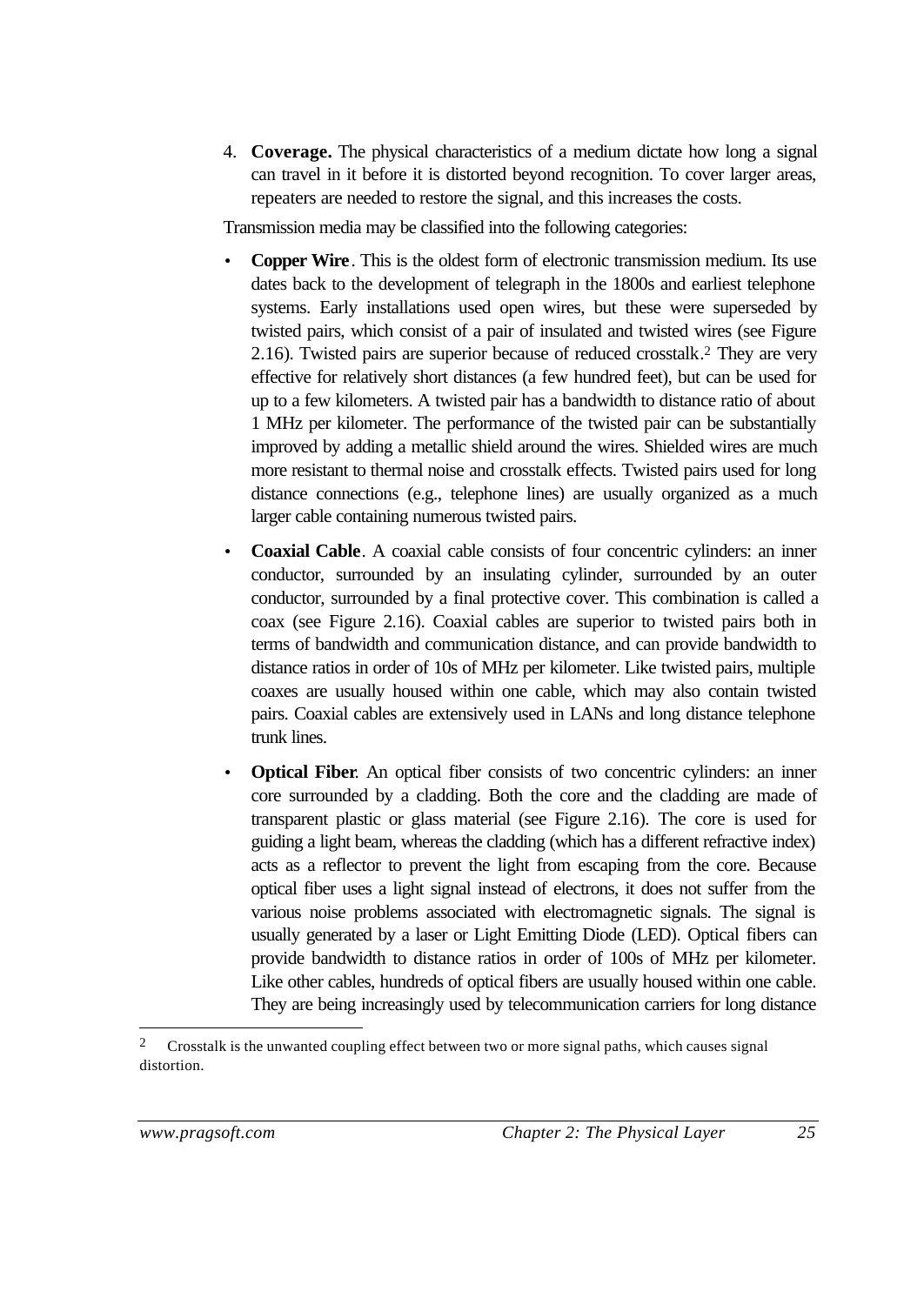4. **Coverage.** The physical characteristics of a medium dictate how long a signal can travel in it before it is distorted beyond recognition. To cover larger areas, repeaters are needed to restore the signal, and this increases the costs.

Transmission media may be classified into the following categories:

- **Copper Wire**. This is the oldest form of electronic transmission medium. Its use dates back to the development of telegraph in the 1800s and earliest telephone systems. Early installations used open wires, but these were superseded by twisted pairs, which consist of a pair of insulated and twisted wires (see Figure 2.16). Twisted pairs are superior because of reduced crosstalk.[2] They are very effective for relatively short distances (a few hundred feet), but can be used for up to a few kilometers. A twisted pair has a bandwidth to distance ratio of about 1 MHz per kilometer. The performance of the twisted pair can be substantially improved by adding a metallic shield around the wires. Shielded wires are much more resistant to thermal noise and crosstalk effects. Twisted pairs used for long distance connections (e.g., telephone lines) are usually organized as a much larger cable containing numerous twisted pairs.
- **Coaxial Cable**. A coaxial cable consists of four concentric cylinders: an inner conductor, surrounded by an insulating cylinder, surrounded by an outer conductor, surrounded by a final protective cover. This combination is called a coax (see Figure 2.16). Coaxial cables are superior to twisted pairs both in terms of bandwidth and communication distance, and can provide bandwidth to distance ratios in order of 10s of MHz per kilometer. Like twisted pairs, multiple coaxes are usually housed within one cable, which may also contain twisted pairs. Coaxial cables are extensively used in LANs and long distance telephone trunk lines.
- **Optical Fiber**. An optical fiber consists of two concentric cylinders: an inner core surrounded by a cladding. Both the core and the cladding are made of transparent plastic or glass material (see Figure 2.16). The core is used for guiding a light beam, whereas the cladding (which has a different refractive index) acts as a reflector to prevent the light from escaping from the core. Because optical fiber uses a light signal instead of electrons, it does not suffer from the various noise problems associated with electromagnetic signals. The signal is usually generated by a laser or Light Emitting Diode (LED). Optical fibers can provide bandwidth to distance ratios in order of 100s of MHz per kilometer. Like other cables, hundreds of optical fibers are usually housed within one cable. They are being increasingly used by telecommunication carriers for long distance

[2] Crosstalk is the unwanted coupling effect between two or more signal paths, which causes signal distortion.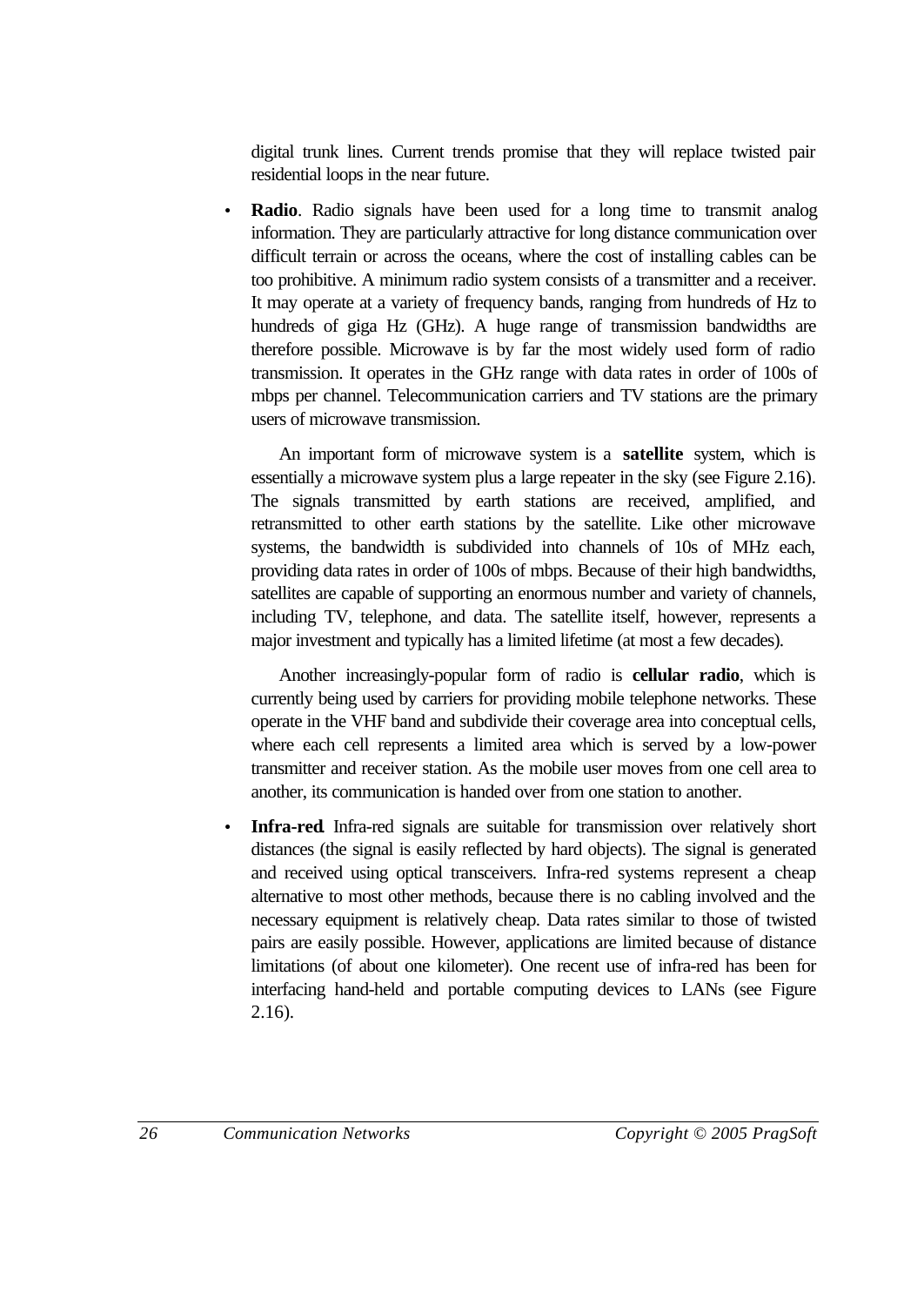digital trunk lines. Current trends promise that they will replace twisted pair residential loops in the near future.

- **Radio**. Radio signals have been used for a long time to transmit analog information. They are particularly attractive for long distance communication over difficult terrain or across the oceans, where the cost of installing cables can be too prohibitive. A minimum radio system consists of a transmitter and a receiver. It may operate at a variety of frequency bands, ranging from hundreds of Hz to hundreds of giga Hz (GHz). A huge range of transmission bandwidths are therefore possible. Microwave is by far the most widely used form of radio transmission. It operates in the GHz range with data rates in order of 100s of mbps per channel. Telecommunication carriers and TV stations are the primary users of microwave transmission.

  An important form of microwave system is a **satellite** system, which is essentially a microwave system plus a large repeater in the sky (see Figure 2.16). The signals transmitted by earth stations are received, amplified, and retransmitted to other earth stations by the satellite. Like other microwave systems, the bandwidth is subdivided into channels of 10s of MHz each, providing data rates in order of 100s of mbps. Because of their high bandwidths, satellites are capable of supporting an enormous number and variety of channels, including TV, telephone, and data. The satellite itself, however, represents a major investment and typically has a limited lifetime (at most a few decades).

  Another increasingly-popular form of radio is **cellular radio**, which is currently being used by carriers for providing mobile telephone networks. These operate in the VHF band and subdivide their coverage area into conceptual cells, where each cell represents a limited area which is served by a low-power transmitter and receiver station. As the mobile user moves from one cell area to another, its communication is handed over from one station to another.

- **Infra-red**. Infra-red signals are suitable for transmission over relatively short distances (the signal is easily reflected by hard objects). The signal is generated and received using optical transceivers. Infra-red systems represent a cheap alternative to most other methods, because there is no cabling involved and the necessary equipment is relatively cheap. Data rates similar to those of twisted pairs are easily possible. However, applications are limited because of distance limitations (of about one kilometer). One recent use of infra-red has been for interfacing hand-held and portable computing devices to LANs (see Figure 2.16).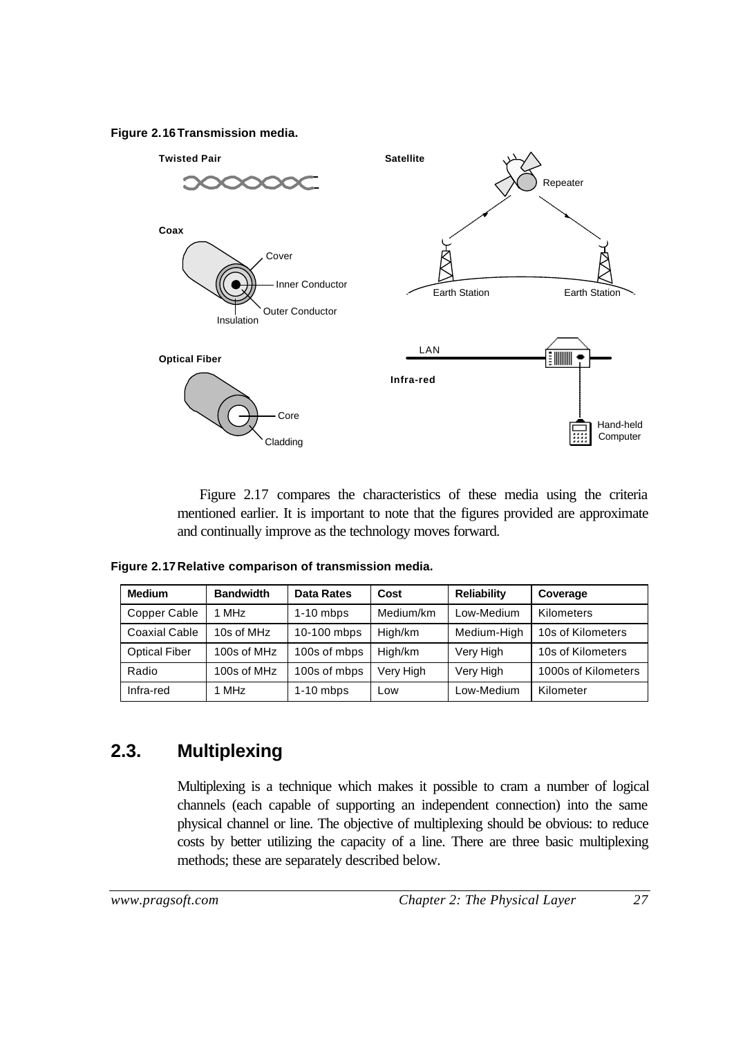**Figure 2.16 Transmission media.**

Figure 2.17 compares the characteristics of these media using the criteria mentioned earlier. It is important to note that the figures provided are approximate and continually improve as the technology moves forward.

**Figure 2.17 Relative comparison of transmission media.**

| Medium | Bandwidth | Data Rates | Cost | Reliability | Coverage |
|---|---|---|---|---|---|
| Copper Cable | 1 MHz | 1-10 mbps | Medium/km | Low-Medium | Kilometers |
| Coaxial Cable | 10s of MHz | 10-100 mbps | High/km | Medium-High | 10s of Kilometers |
| Optical Fiber | 100s of MHz | 100s of mbps | High/km | Very High | 10s of Kilometers |
| Radio | 100s of MHz | 100s of mbps | Very High | Very High | 1000s of Kilometers |
| Infra-red | 1 MHz | 1-10 mbps | Low | Low-Medium | Kilometer |

## 2.3. Multiplexing

Multiplexing is a technique which makes it possible to cram a number of logical channels (each capable of supporting an independent connection) into the same physical channel or line. The objective of multiplexing should be obvious: to reduce costs by better utilizing the capacity of a line. There are three basic multiplexing methods; these are separately described below.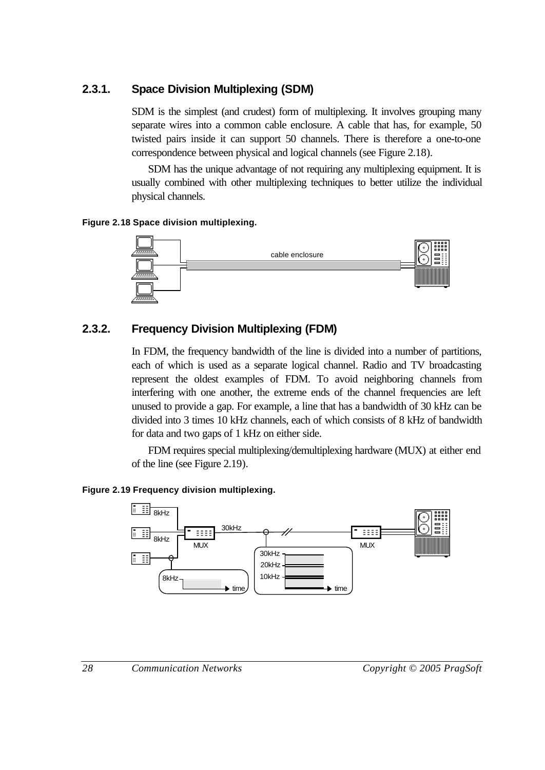### 2.3.1. Space Division Multiplexing (SDM)

SDM is the simplest (and crudest) form of multiplexing. It involves grouping many separate wires into a common cable enclosure. A cable that has, for example, 50 twisted pairs inside it can support 50 channels. There is therefore a one-to-one correspondence between physical and logical channels (see Figure 2.18).

SDM has the unique advantage of not requiring any multiplexing equipment. It is usually combined with other multiplexing techniques to better utilize the individual physical channels.

**Figure 2.18 Space division multiplexing.**

### 2.3.2. Frequency Division Multiplexing (FDM)

In FDM, the frequency bandwidth of the line is divided into a number of partitions, each of which is used as a separate logical channel. Radio and TV broadcasting represent the oldest examples of FDM. To avoid neighboring channels from interfering with one another, the extreme ends of the channel frequencies are left unused to provide a gap. For example, a line that has a bandwidth of 30 kHz can be divided into 3 times 10 kHz channels, each of which consists of 8 kHz of bandwidth for data and two gaps of 1 kHz on either side.

FDM requires special multiplexing/demultiplexing hardware (MUX) at either end of the line (see Figure 2.19).

**Figure 2.19 Frequency division multiplexing.**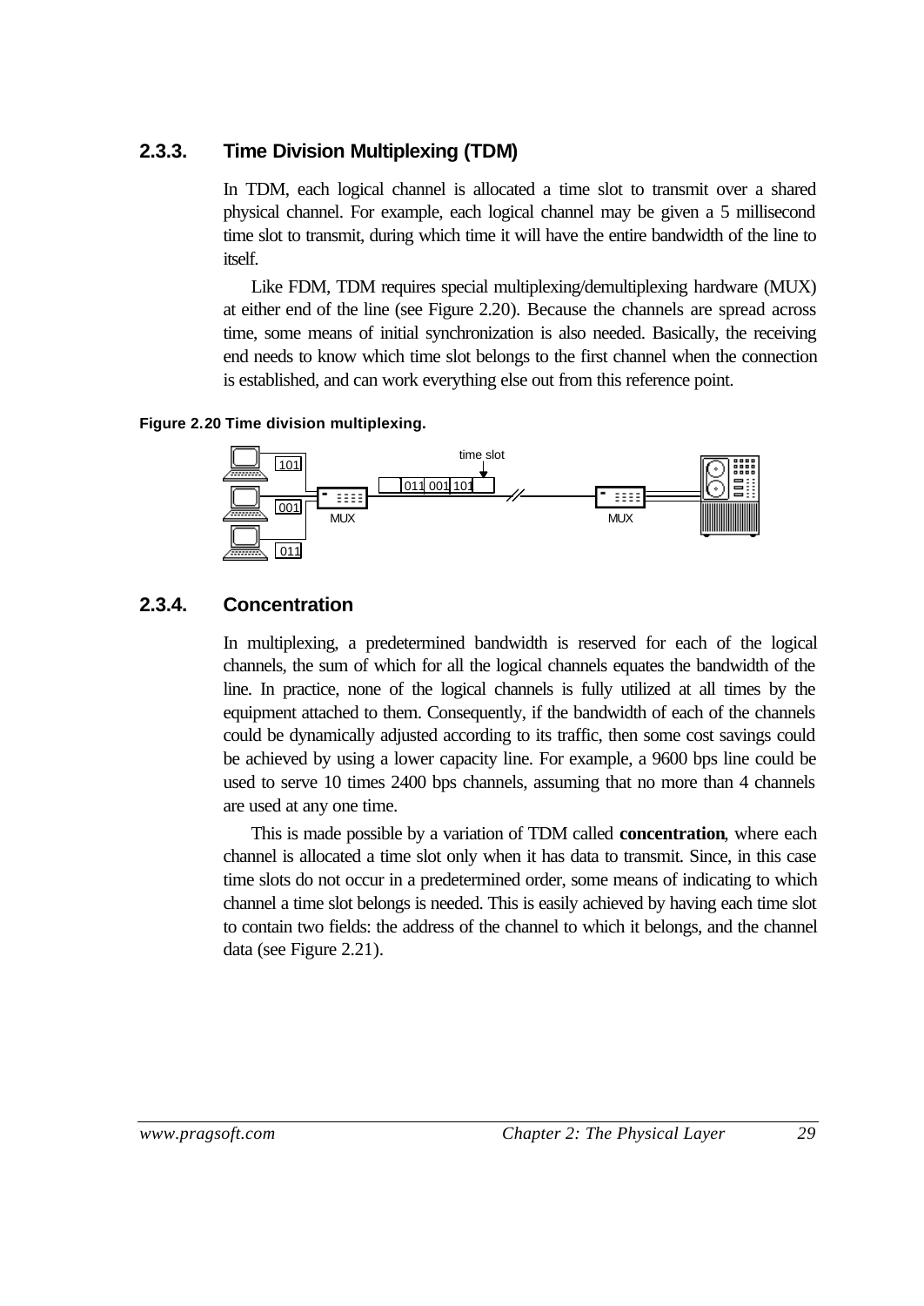### 2.3.3. Time Division Multiplexing (TDM)

In TDM, each logical channel is allocated a time slot to transmit over a shared physical channel. For example, each logical channel may be given a 5 millisecond time slot to transmit, during which time it will have the entire bandwidth of the line to itself.

Like FDM, TDM requires special multiplexing/demultiplexing hardware (MUX) at either end of the line (see Figure 2.20). Because the channels are spread across time, some means of initial synchronization is also needed. Basically, the receiving end needs to know which time slot belongs to the first channel when the connection is established, and can work everything else out from this reference point.

**Figure 2.20 Time division multiplexing.**

### 2.3.4. Concentration

In multiplexing, a predetermined bandwidth is reserved for each of the logical channels, the sum of which for all the logical channels equates the bandwidth of the line. In practice, none of the logical channels is fully utilized at all times by the equipment attached to them. Consequently, if the bandwidth of each of the channels could be dynamically adjusted according to its traffic, then some cost savings could be achieved by using a lower capacity line. For example, a 9600 bps line could be used to serve 10 times 2400 bps channels, assuming that no more than 4 channels are used at any one time.

This is made possible by a variation of TDM called **concentration**, where each channel is allocated a time slot only when it has data to transmit. Since, in this case time slots do not occur in a predetermined order, some means of indicating to which channel a time slot belongs is needed. This is easily achieved by having each time slot to contain two fields: the address of the channel to which it belongs, and the channel data (see Figure 2.21).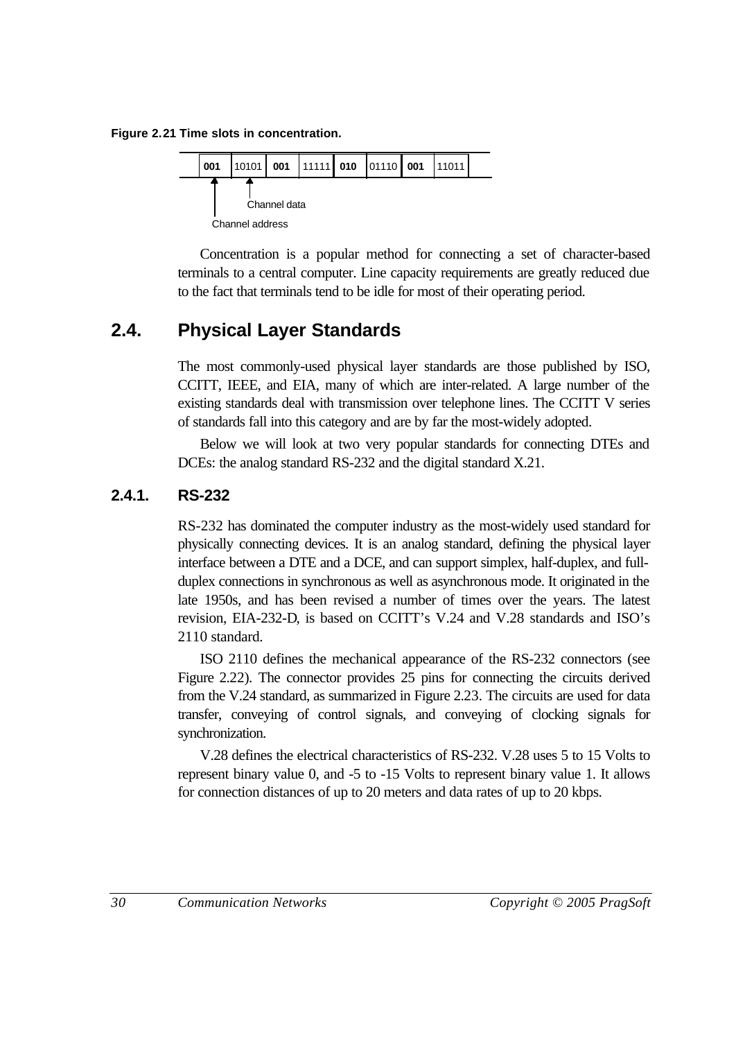**Figure 2.21 Time slots in concentration.**

| 001 | 10101 | 001 | 11111 | 010 | 01110 | 001 | 11011 |
|---|---|---|---|---|---|---|---|

Channel data

Channel address

Concentration is a popular method for connecting a set of character-based terminals to a central computer. Line capacity requirements are greatly reduced due to the fact that terminals tend to be idle for most of their operating period.

## 2.4. Physical Layer Standards

The most commonly-used physical layer standards are those published by ISO, CCITT, IEEE, and EIA, many of which are inter-related. A large number of the existing standards deal with transmission over telephone lines. The CCITT V series of standards fall into this category and are by far the most-widely adopted.

Below we will look at two very popular standards for connecting DTEs and DCEs: the analog standard RS-232 and the digital standard X.21.

### 2.4.1. RS-232

RS-232 has dominated the computer industry as the most-widely used standard for physically connecting devices. It is an analog standard, defining the physical layer interface between a DTE and a DCE, and can support simplex, half-duplex, and full-duplex connections in synchronous as well as asynchronous mode. It originated in the late 1950s, and has been revised a number of times over the years. The latest revision, EIA-232-D, is based on CCITT's V.24 and V.28 standards and ISO's 2110 standard.

ISO 2110 defines the mechanical appearance of the RS-232 connectors (see Figure 2.22). The connector provides 25 pins for connecting the circuits derived from the V.24 standard, as summarized in Figure 2.23. The circuits are used for data transfer, conveying of control signals, and conveying of clocking signals for synchronization.

V.28 defines the electrical characteristics of RS-232. V.28 uses 5 to 15 Volts to represent binary value 0, and -5 to -15 Volts to represent binary value 1. It allows for connection distances of up to 20 meters and data rates of up to 20 kbps.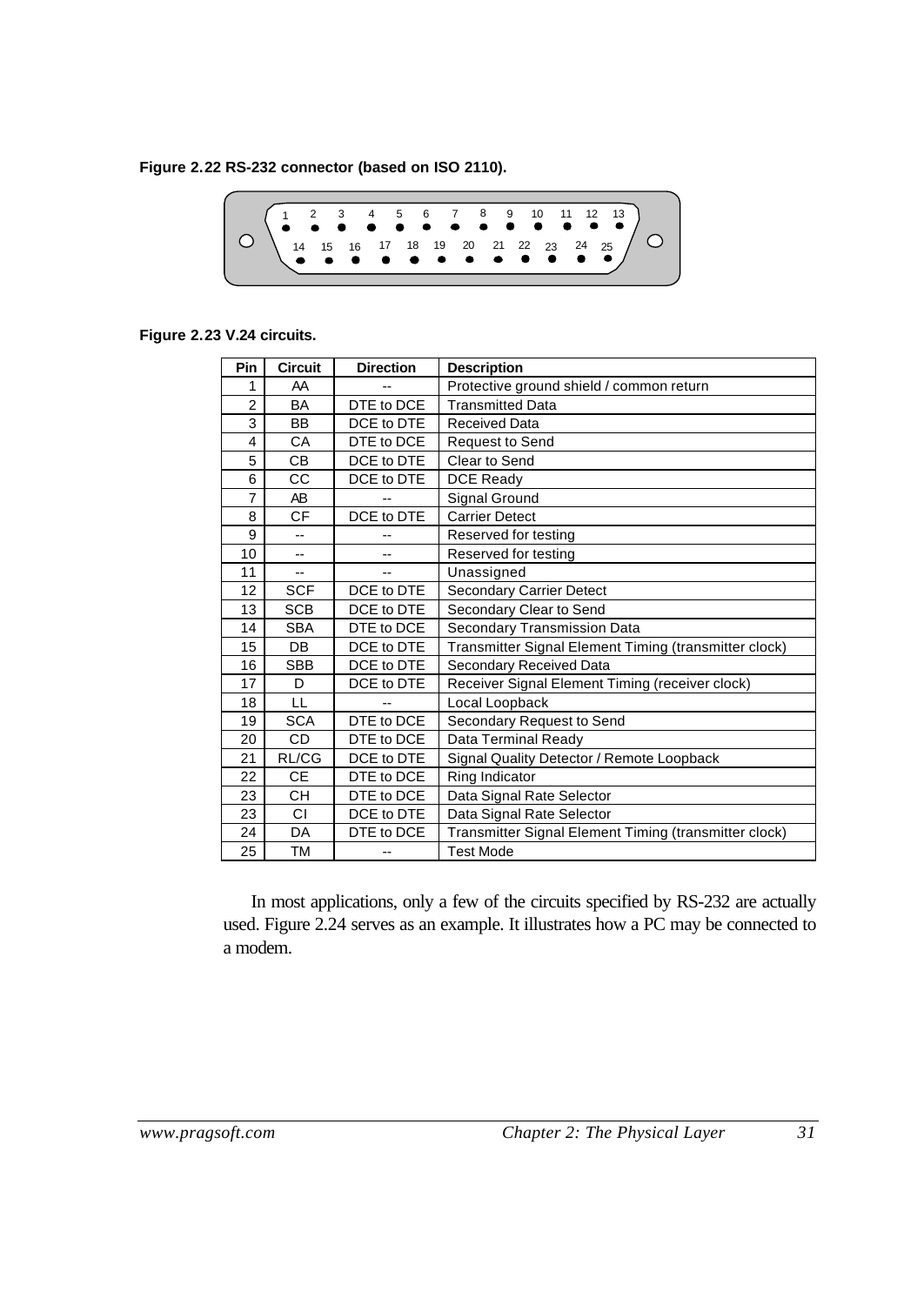**Figure 2.22 RS-232 connector (based on ISO 2110).**

**Figure 2.23 V.24 circuits.**

| Pin | Circuit | Direction | Description |
|---|---|---|---|
| 1 | AA | -- | Protective ground shield / common return |
| 2 | BA | DTE to DCE | Transmitted Data |
| 3 | BB | DCE to DTE | Received Data |
| 4 | CA | DTE to DCE | Request to Send |
| 5 | CB | DCE to DTE | Clear to Send |
| 6 | CC | DCE to DTE | DCE Ready |
| 7 | AB | -- | Signal Ground |
| 8 | CF | DCE to DTE | Carrier Detect |
| 9 | -- | -- | Reserved for testing |
| 10 | -- | -- | Reserved for testing |
| 11 | -- | -- | Unassigned |
| 12 | SCF | DCE to DTE | Secondary Carrier Detect |
| 13 | SCB | DCE to DTE | Secondary Clear to Send |
| 14 | SBA | DTE to DCE | Secondary Transmission Data |
| 15 | DB | DCE to DTE | Transmitter Signal Element Timing (transmitter clock) |
| 16 | SBB | DCE to DTE | Secondary Received Data |
| 17 | D | DCE to DTE | Receiver Signal Element Timing (receiver clock) |
| 18 | LL | -- | Local Loopback |
| 19 | SCA | DTE to DCE | Secondary Request to Send |
| 20 | CD | DTE to DCE | Data Terminal Ready |
| 21 | RL/CG | DCE to DTE | Signal Quality Detector / Remote Loopback |
| 22 | CE | DTE to DCE | Ring Indicator |
| 23 | CH | DTE to DCE | Data Signal Rate Selector |
| 23 | CI | DCE to DTE | Data Signal Rate Selector |
| 24 | DA | DTE to DCE | Transmitter Signal Element Timing (transmitter clock) |
| 25 | TM | -- | Test Mode |

In most applications, only a few of the circuits specified by RS-232 are actually used. Figure 2.24 serves as an example. It illustrates how a PC may be connected to a modem.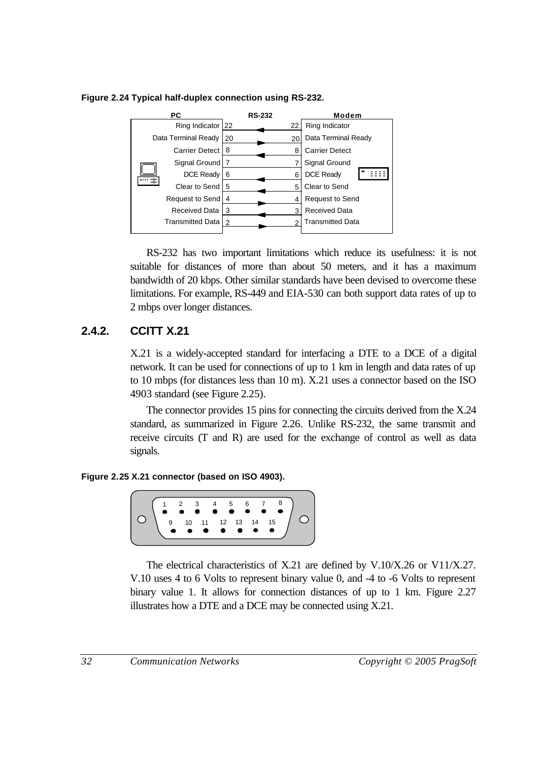**Figure 2.24 Typical half-duplex connection using RS-232.**

| PC | RS-232 | | Modem |
|---|---|---|---|
| Ring Indicator | 22 | 22 | Ring Indicator |
| Data Terminal Ready | 20 | 20 | Data Terminal Ready |
| Carrier Detect | 8 | 8 | Carrier Detect |
| Signal Ground | 7 | 7 | Signal Ground |
| DCE Ready | 6 | 6 | DCE Ready |
| Clear to Send | 5 | 5 | Clear to Send |
| Request to Send | 4 | 4 | Request to Send |
| Received Data | 3 | 3 | Received Data |
| Transmitted Data | 2 | 2 | Transmitted Data |

RS-232 has two important limitations which reduce its usefulness: it is not suitable for distances of more than about 50 meters, and it has a maximum bandwidth of 20 kbps. Other similar standards have been devised to overcome these limitations. For example, RS-449 and EIA-530 can both support data rates of up to 2 mbps over longer distances.

## 2.4.2. CCITT X.21

X.21 is a widely-accepted standard for interfacing a DTE to a DCE of a digital network. It can be used for connections of up to 1 km in length and data rates of up to 10 mbps (for distances less than 10 m). X.21 uses a connector based on the ISO 4903 standard (see Figure 2.25).

The connector provides 15 pins for connecting the circuits derived from the X.24 standard, as summarized in Figure 2.26. Unlike RS-232, the same transmit and receive circuits (T and R) are used for the exchange of control as well as data signals.

**Figure 2.25 X.21 connector (based on ISO 4903).**

1 2 3 4 5 6 7 8

9 10 11 12 13 14 15

The electrical characteristics of X.21 are defined by V.10/X.26 or V11/X.27. V.10 uses 4 to 6 Volts to represent binary value 0, and -4 to -6 Volts to represent binary value 1. It allows for connection distances of up to 1 km. Figure 2.27 illustrates how a DTE and a DCE may be connected using X.21.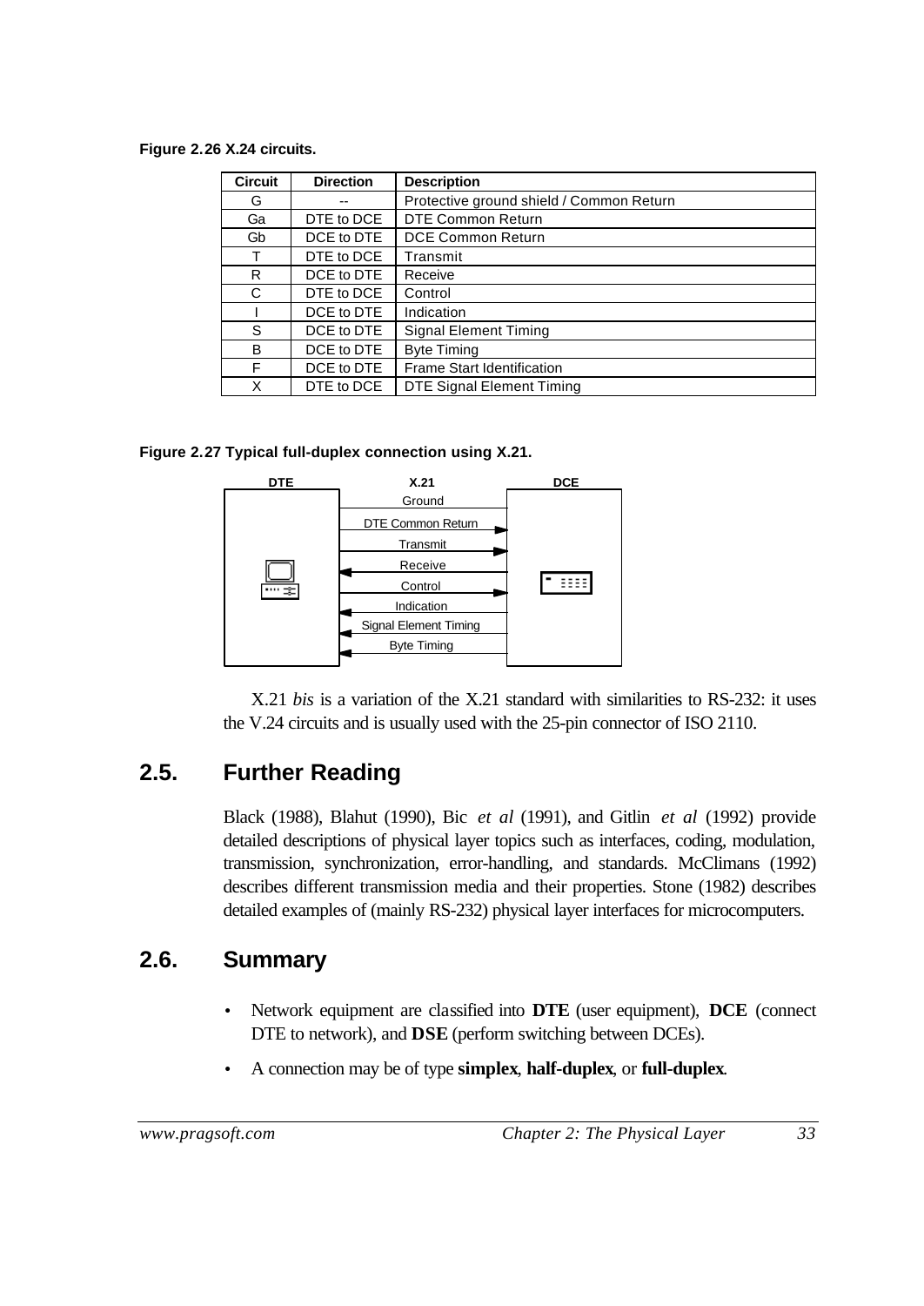**Figure 2.26 X.24 circuits.**

| Circuit | Direction | Description |
|---|---|---|
| G | -- | Protective ground shield / Common Return |
| Ga | DTE to DCE | DTE Common Return |
| Gb | DCE to DTE | DCE Common Return |
| T | DTE to DCE | Transmit |
| R | DCE to DTE | Receive |
| C | DTE to DCE | Control |
| I | DCE to DTE | Indication |
| S | DCE to DTE | Signal Element Timing |
| B | DCE to DTE | Byte Timing |
| F | DCE to DTE | Frame Start Identification |
| X | DTE to DCE | DTE Signal Element Timing |

**Figure 2.27 Typical full-duplex connection using X.21.**

X.21 *bis* is a variation of the X.21 standard with similarities to RS-232: it uses the V.24 circuits and is usually used with the 25-pin connector of ISO 2110.

## 2.5. Further Reading

Black (1988), Blahut (1990), Bic *et al* (1991), and Gitlin *et al* (1992) provide detailed descriptions of physical layer topics such as interfaces, coding, modulation, transmission, synchronization, error-handling, and standards. McClimans (1992) describes different transmission media and their properties. Stone (1982) describes detailed examples of (mainly RS-232) physical layer interfaces for microcomputers.

## 2.6. Summary

- Network equipment are classified into **DTE** (user equipment), **DCE** (connect DTE to network), and **DSE** (perform switching between DCEs).
- A connection may be of type **simplex**, **half-duplex**, or **full-duplex**.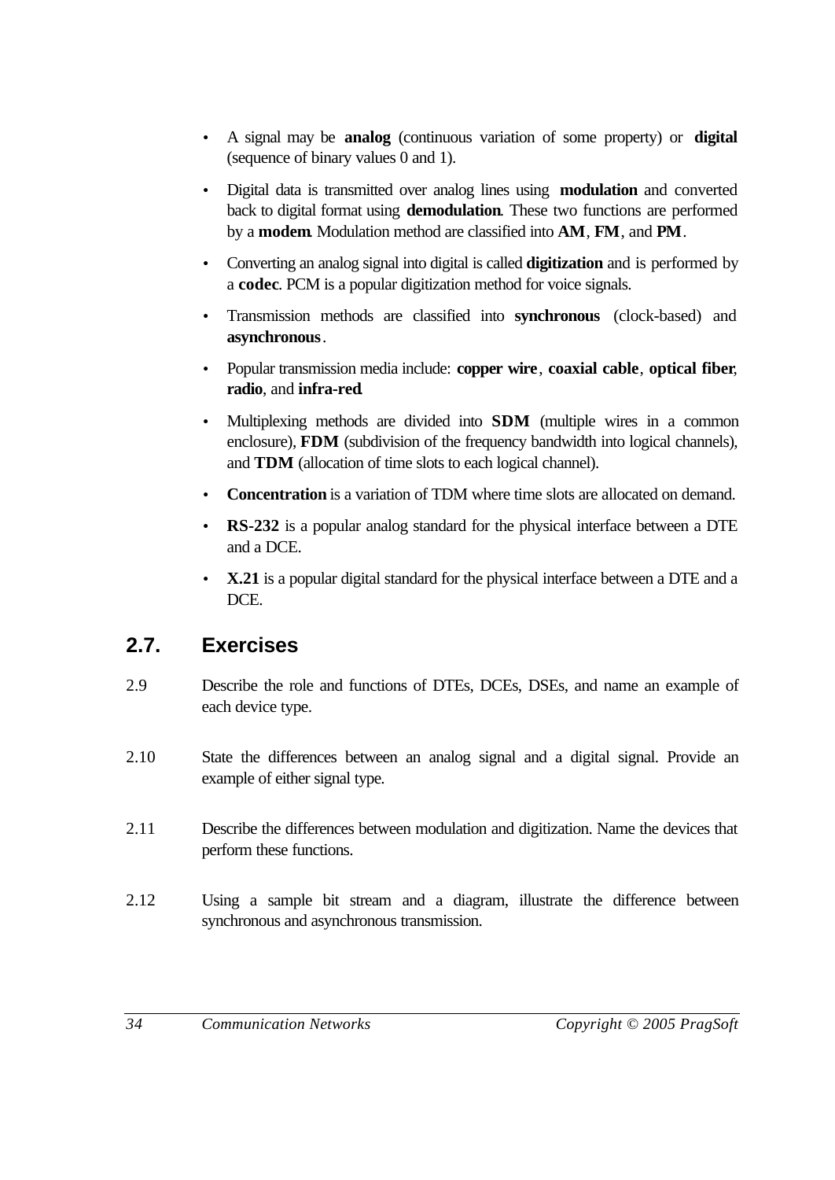- A signal may be **analog** (continuous variation of some property) or **digital** (sequence of binary values 0 and 1).
- Digital data is transmitted over analog lines using **modulation** and converted back to digital format using **demodulation**. These two functions are performed by a **modem**. Modulation method are classified into **AM**, **FM**, and **PM**.
- Converting an analog signal into digital is called **digitization** and is performed by a **codec**. PCM is a popular digitization method for voice signals.
- Transmission methods are classified into **synchronous** (clock-based) and **asynchronous**.
- Popular transmission media include: **copper wire**, **coaxial cable**, **optical fiber**, **radio**, and **infra-red**.
- Multiplexing methods are divided into **SDM** (multiple wires in a common enclosure), **FDM** (subdivision of the frequency bandwidth into logical channels), and **TDM** (allocation of time slots to each logical channel).
- **Concentration** is a variation of TDM where time slots are allocated on demand.
- **RS-232** is a popular analog standard for the physical interface between a DTE and a DCE.
- **X.21** is a popular digital standard for the physical interface between a DTE and a DCE.

## 2.7. Exercises

2.9 Describe the role and functions of DTEs, DCEs, DSEs, and name an example of each device type.

2.10 State the differences between an analog signal and a digital signal. Provide an example of either signal type.

2.11 Describe the differences between modulation and digitization. Name the devices that perform these functions.

2.12 Using a sample bit stream and a diagram, illustrate the difference between synchronous and asynchronous transmission.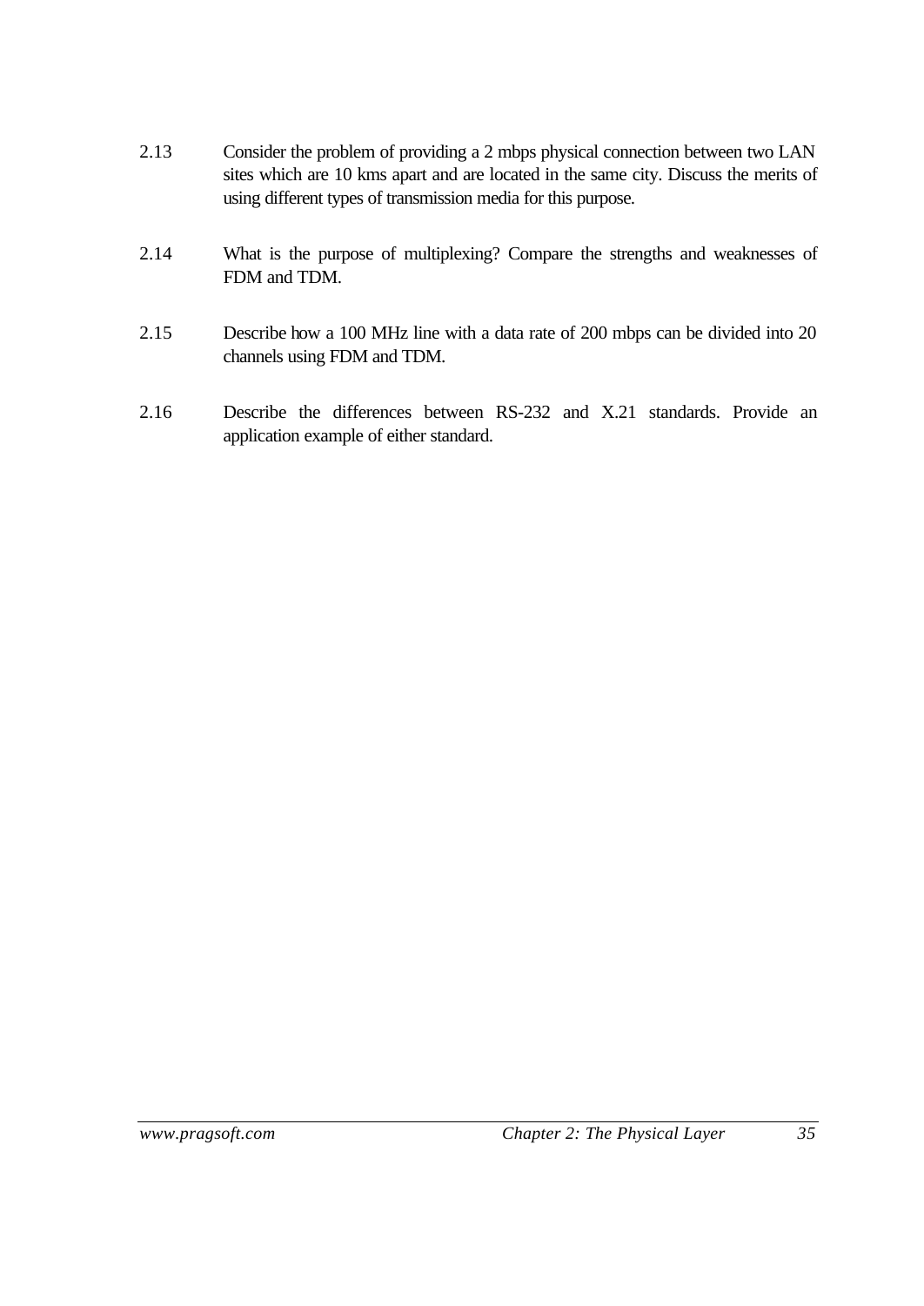2.13 Consider the problem of providing a 2 mbps physical connection between two LAN sites which are 10 kms apart and are located in the same city. Discuss the merits of using different types of transmission media for this purpose.

2.14 What is the purpose of multiplexing? Compare the strengths and weaknesses of FDM and TDM.

2.15 Describe how a 100 MHz line with a data rate of 200 mbps can be divided into 20 channels using FDM and TDM.

2.16 Describe the differences between RS-232 and X.21 standards. Provide an application example of either standard.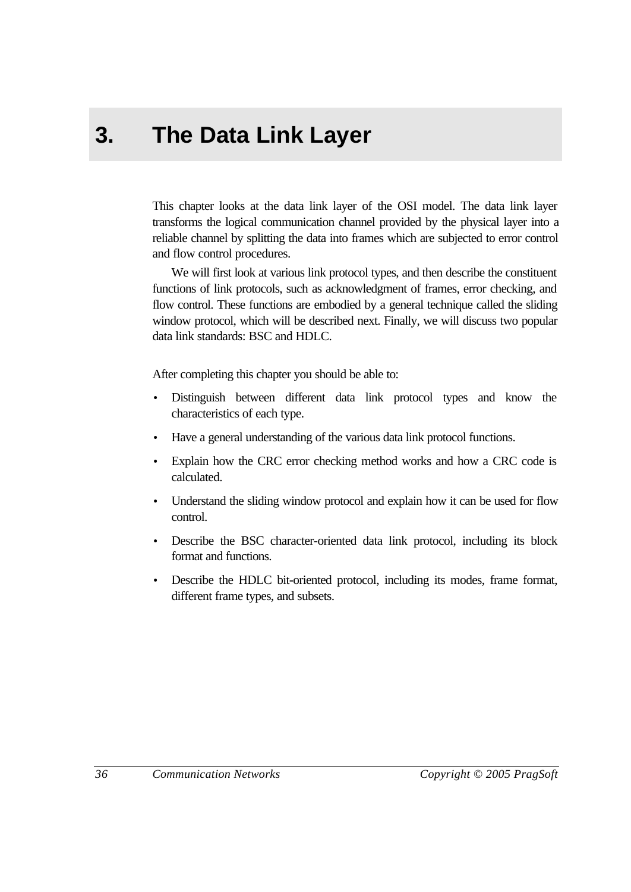# 3. The Data Link Layer

This chapter looks at the data link layer of the OSI model. The data link layer transforms the logical communication channel provided by the physical layer into a reliable channel by splitting the data into frames which are subjected to error control and flow control procedures.

We will first look at various link protocol types, and then describe the constituent functions of link protocols, such as acknowledgment of frames, error checking, and flow control. These functions are embodied by a general technique called the sliding window protocol, which will be described next. Finally, we will discuss two popular data link standards: BSC and HDLC.

After completing this chapter you should be able to:

- Distinguish between different data link protocol types and know the characteristics of each type.
- Have a general understanding of the various data link protocol functions.
- Explain how the CRC error checking method works and how a CRC code is calculated.
- Understand the sliding window protocol and explain how it can be used for flow control.
- Describe the BSC character-oriented data link protocol, including its block format and functions.
- Describe the HDLC bit-oriented protocol, including its modes, frame format, different frame types, and subsets.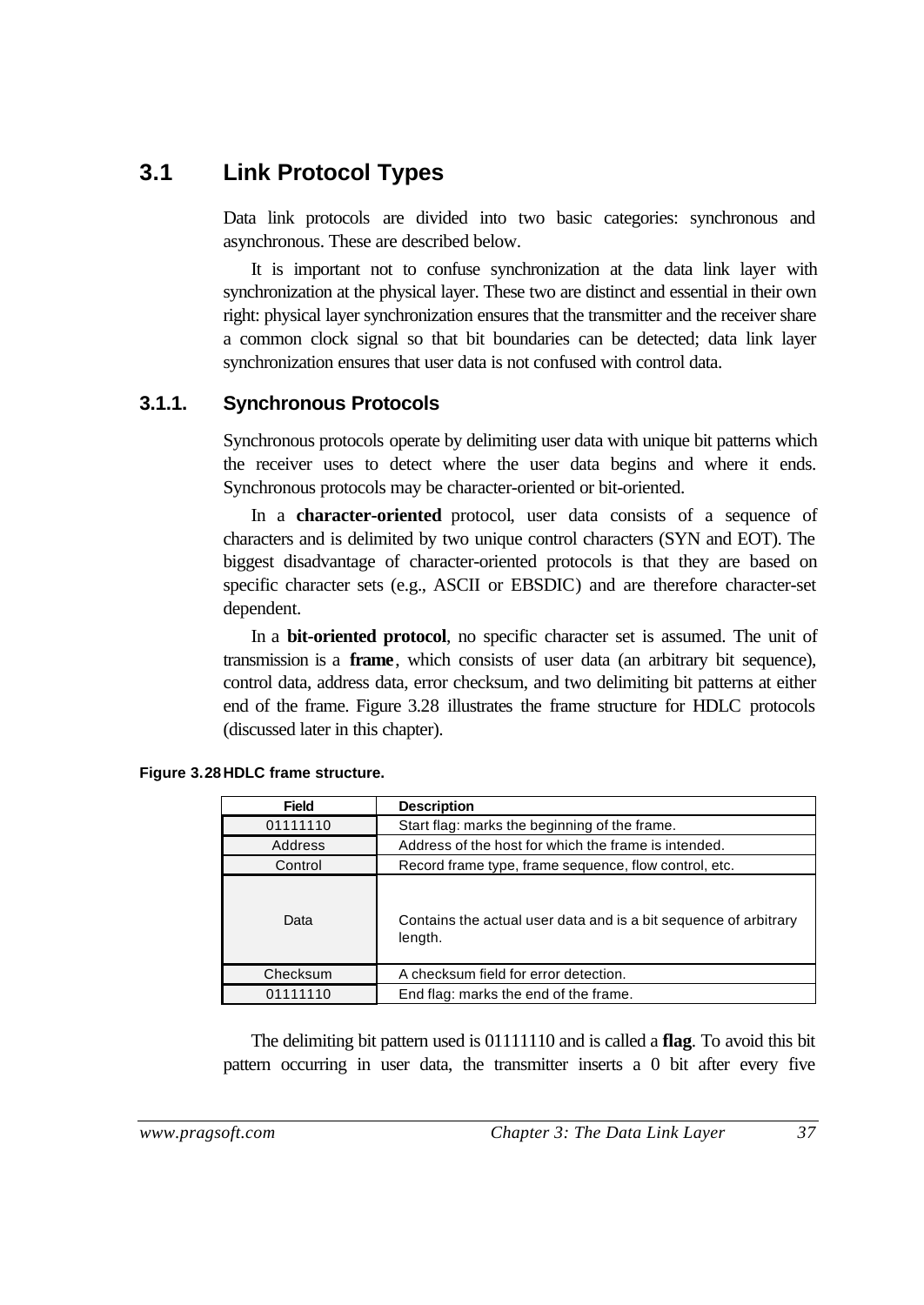## 3.1 Link Protocol Types

Data link protocols are divided into two basic categories: synchronous and asynchronous. These are described below.

It is important not to confuse synchronization at the data link layer with synchronization at the physical layer. These two are distinct and essential in their own right: physical layer synchronization ensures that the transmitter and the receiver share a common clock signal so that bit boundaries can be detected; data link layer synchronization ensures that user data is not confused with control data.

### 3.1.1. Synchronous Protocols

Synchronous protocols operate by delimiting user data with unique bit patterns which the receiver uses to detect where the user data begins and where it ends. Synchronous protocols may be character-oriented or bit-oriented.

In a **character-oriented** protocol, user data consists of a sequence of characters and is delimited by two unique control characters (SYN and EOT). The biggest disadvantage of character-oriented protocols is that they are based on specific character sets (e.g., ASCII or EBSDIC) and are therefore character-set dependent.

In a **bit-oriented protocol**, no specific character set is assumed. The unit of transmission is a **frame**, which consists of user data (an arbitrary bit sequence), control data, address data, error checksum, and two delimiting bit patterns at either end of the frame. Figure 3.28 illustrates the frame structure for HDLC protocols (discussed later in this chapter).

**Figure 3.28 HDLC frame structure.**

| Field | Description |
|---|---|
| 01111110 | Start flag: marks the beginning of the frame. |
| Address | Address of the host for which the frame is intended. |
| Control | Record frame type, frame sequence, flow control, etc. |
| Data | Contains the actual user data and is a bit sequence of arbitrary length. |
| Checksum | A checksum field for error detection. |
| 01111110 | End flag: marks the end of the frame. |

The delimiting bit pattern used is 01111110 and is called a **flag**. To avoid this bit pattern occurring in user data, the transmitter inserts a 0 bit after every five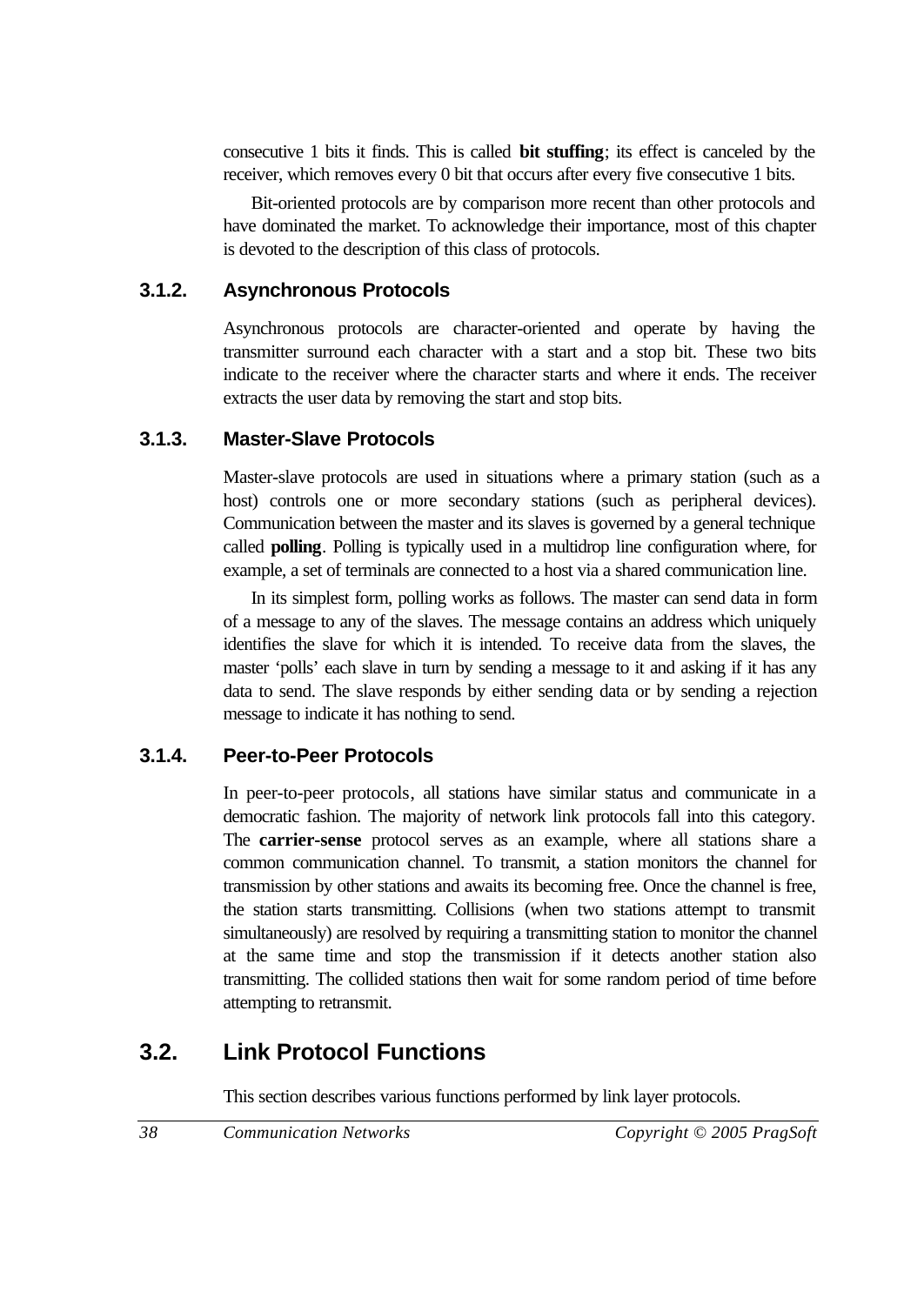consecutive 1 bits it finds. This is called **bit stuffing**; its effect is canceled by the receiver, which removes every 0 bit that occurs after every five consecutive 1 bits.

Bit-oriented protocols are by comparison more recent than other protocols and have dominated the market. To acknowledge their importance, most of this chapter is devoted to the description of this class of protocols.

### 3.1.2. Asynchronous Protocols

Asynchronous protocols are character-oriented and operate by having the transmitter surround each character with a start and a stop bit. These two bits indicate to the receiver where the character starts and where it ends. The receiver extracts the user data by removing the start and stop bits.

### 3.1.3. Master-Slave Protocols

Master-slave protocols are used in situations where a primary station (such as a host) controls one or more secondary stations (such as peripheral devices). Communication between the master and its slaves is governed by a general technique called **polling**. Polling is typically used in a multidrop line configuration where, for example, a set of terminals are connected to a host via a shared communication line.

In its simplest form, polling works as follows. The master can send data in form of a message to any of the slaves. The message contains an address which uniquely identifies the slave for which it is intended. To receive data from the slaves, the master 'polls' each slave in turn by sending a message to it and asking if it has any data to send. The slave responds by either sending data or by sending a rejection message to indicate it has nothing to send.

### 3.1.4. Peer-to-Peer Protocols

In peer-to-peer protocols, all stations have similar status and communicate in a democratic fashion. The majority of network link protocols fall into this category. The **carrier-sense** protocol serves as an example, where all stations share a common communication channel. To transmit, a station monitors the channel for transmission by other stations and awaits its becoming free. Once the channel is free, the station starts transmitting. Collisions (when two stations attempt to transmit simultaneously) are resolved by requiring a transmitting station to monitor the channel at the same time and stop the transmission if it detects another station also transmitting. The collided stations then wait for some random period of time before attempting to retransmit.

## 3.2. Link Protocol Functions

This section describes various functions performed by link layer protocols.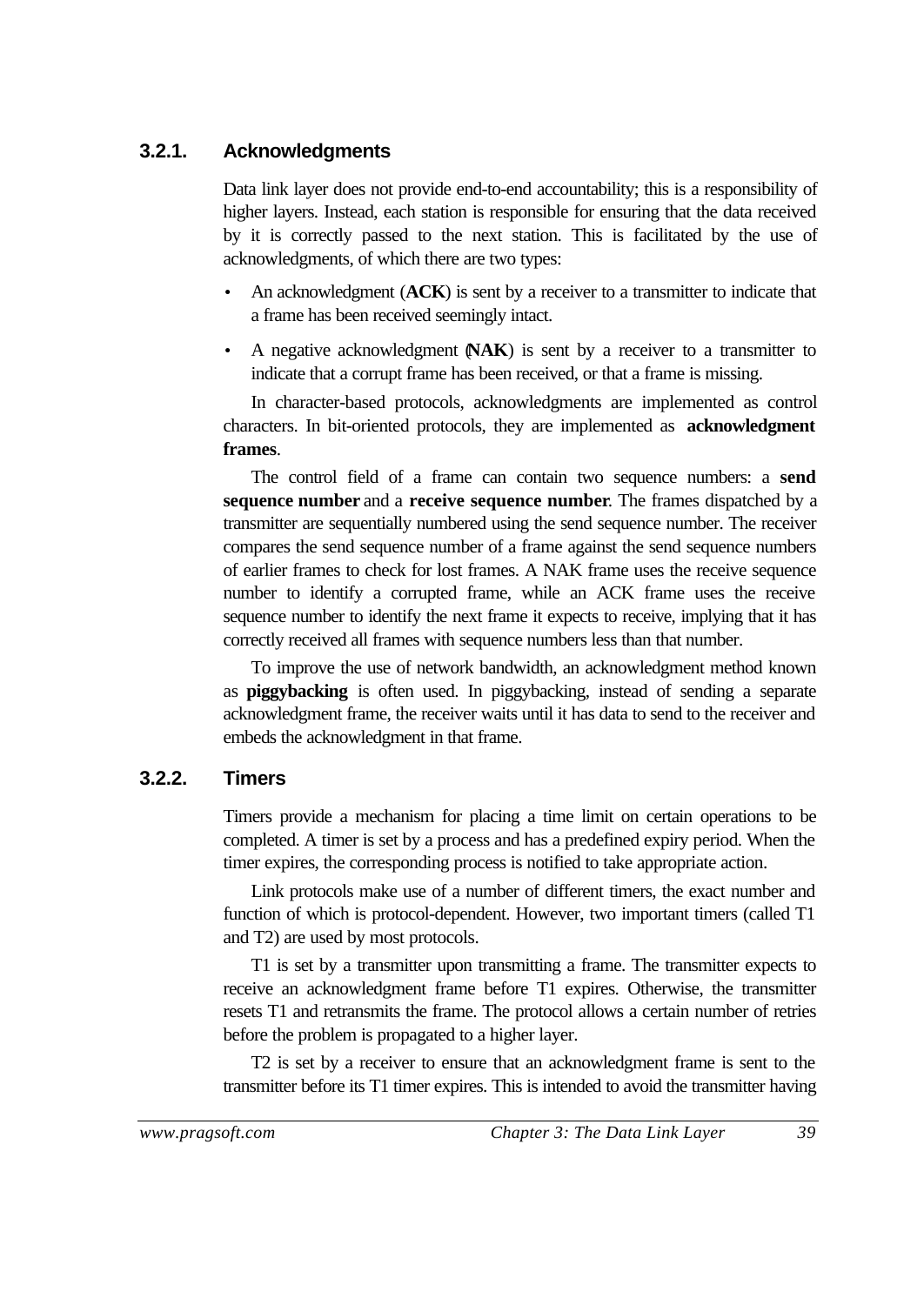### 3.2.1. Acknowledgments

Data link layer does not provide end-to-end accountability; this is a responsibility of higher layers. Instead, each station is responsible for ensuring that the data received by it is correctly passed to the next station. This is facilitated by the use of acknowledgments, of which there are two types:

- An acknowledgment (**ACK**) is sent by a receiver to a transmitter to indicate that a frame has been received seemingly intact.
- A negative acknowledgment (**NAK**) is sent by a receiver to a transmitter to indicate that a corrupt frame has been received, or that a frame is missing.

In character-based protocols, acknowledgments are implemented as control characters. In bit-oriented protocols, they are implemented as **acknowledgment frames**.

The control field of a frame can contain two sequence numbers: a **send sequence number** and a **receive sequence number**. The frames dispatched by a transmitter are sequentially numbered using the send sequence number. The receiver compares the send sequence number of a frame against the send sequence numbers of earlier frames to check for lost frames. A NAK frame uses the receive sequence number to identify a corrupted frame, while an ACK frame uses the receive sequence number to identify the next frame it expects to receive, implying that it has correctly received all frames with sequence numbers less than that number.

To improve the use of network bandwidth, an acknowledgment method known as **piggybacking** is often used. In piggybacking, instead of sending a separate acknowledgment frame, the receiver waits until it has data to send to the receiver and embeds the acknowledgment in that frame.

### 3.2.2. Timers

Timers provide a mechanism for placing a time limit on certain operations to be completed. A timer is set by a process and has a predefined expiry period. When the timer expires, the corresponding process is notified to take appropriate action.

Link protocols make use of a number of different timers, the exact number and function of which is protocol-dependent. However, two important timers (called T1 and T2) are used by most protocols.

T1 is set by a transmitter upon transmitting a frame. The transmitter expects to receive an acknowledgment frame before T1 expires. Otherwise, the transmitter resets T1 and retransmits the frame. The protocol allows a certain number of retries before the problem is propagated to a higher layer.

T2 is set by a receiver to ensure that an acknowledgment frame is sent to the transmitter before its T1 timer expires. This is intended to avoid the transmitter having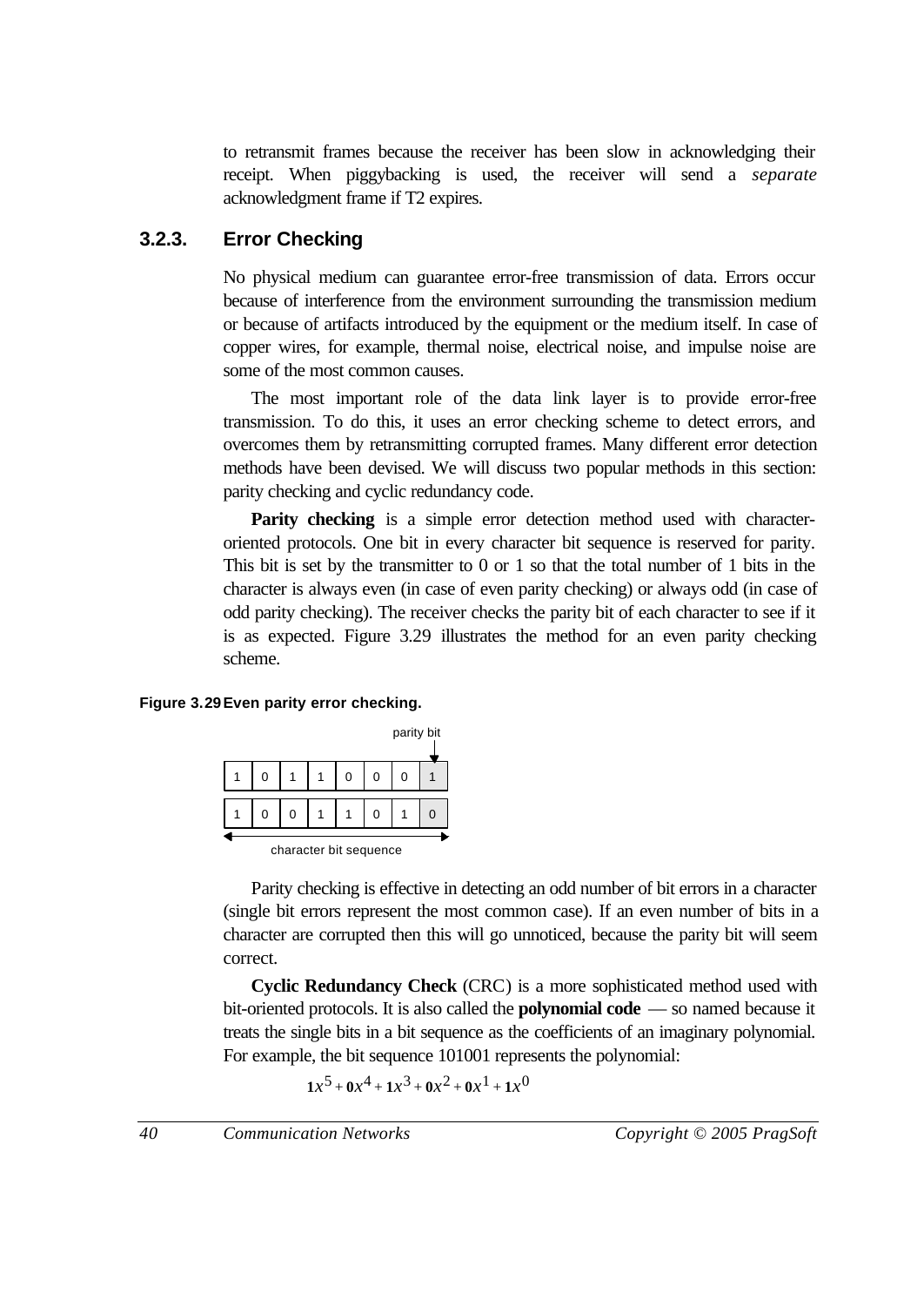to retransmit frames because the receiver has been slow in acknowledging their receipt. When piggybacking is used, the receiver will send a *separate* acknowledgment frame if T2 expires.

### 3.2.3. Error Checking

No physical medium can guarantee error-free transmission of data. Errors occur because of interference from the environment surrounding the transmission medium or because of artifacts introduced by the equipment or the medium itself. In case of copper wires, for example, thermal noise, electrical noise, and impulse noise are some of the most common causes.

The most important role of the data link layer is to provide error-free transmission. To do this, it uses an error checking scheme to detect errors, and overcomes them by retransmitting corrupted frames. Many different error detection methods have been devised. We will discuss two popular methods in this section: parity checking and cyclic redundancy code.

**Parity checking** is a simple error detection method used with character-oriented protocols. One bit in every character bit sequence is reserved for parity. This bit is set by the transmitter to 0 or 1 so that the total number of 1 bits in the character is always even (in case of even parity checking) or always odd (in case of odd parity checking). The receiver checks the parity bit of each character to see if it is as expected. Figure 3.29 illustrates the method for an even parity checking scheme.

**Figure 3.29 Even parity error checking.**

| | | | | | | | parity bit |
|---|---|---|---|---|---|---|---|
| 1 | 0 | 1 | 1 | 0 | 0 | 0 | 1 |
| 1 | 0 | 0 | 1 | 1 | 0 | 1 | 0 |

character bit sequence

Parity checking is effective in detecting an odd number of bit errors in a character (single bit errors represent the most common case). If an even number of bits in a character are corrupted then this will go unnoticed, because the parity bit will seem correct.

**Cyclic Redundancy Check** (CRC) is a more sophisticated method used with bit-oriented protocols. It is also called the **polynomial code** — so named because it treats the single bits in a bit sequence as the coefficients of an imaginary polynomial. For example, the bit sequence 101001 represents the polynomial:

$$\mathbf{1}x^5 + \mathbf{0}x^4 + \mathbf{1}x^3 + \mathbf{0}x^2 + \mathbf{0}x^1 + \mathbf{1}x^0$$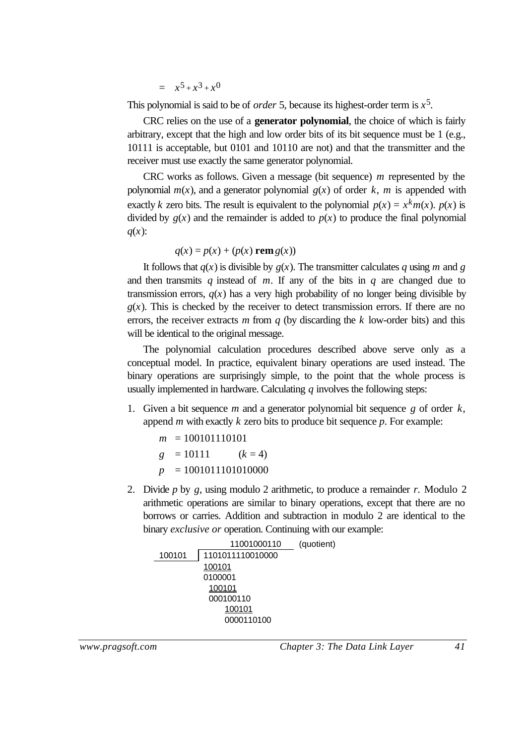$$= \quad x^5 + x^3 + x^0$$

This polynomial is said to be of *order* 5, because its highest-order term is $x^5$.

CRC relies on the use of a **generator polynomial**, the choice of which is fairly arbitrary, except that the high and low order bits of its bit sequence must be 1 (e.g., 10111 is acceptable, but 0101 and 10110 are not) and that the transmitter and the receiver must use exactly the same generator polynomial.

CRC works as follows. Given a message (bit sequence) $m$ represented by the polynomial $m(x)$, and a generator polynomial $g(x)$ of order $k$, $m$ is appended with exactly $k$ zero bits. The result is equivalent to the polynomial $p(x) = x^k m(x)$. $p(x)$ is divided by $g(x)$ and the remainder is added to $p(x)$ to produce the final polynomial $q(x)$:

$$q(x) = p(x) + (p(x) \;\mathbf{rem}\; g(x))$$

It follows that $q(x)$ is divisible by $g(x)$. The transmitter calculates $q$ using $m$ and $g$ and then transmits $q$ instead of $m$. If any of the bits in $q$ are changed due to transmission errors, $q(x)$ has a very high probability of no longer being divisible by $g(x)$. This is checked by the receiver to detect transmission errors. If there are no errors, the receiver extracts $m$ from $q$ (by discarding the $k$ low-order bits) and this will be identical to the original message.

The polynomial calculation procedures described above serve only as a conceptual model. In practice, equivalent binary operations are used instead. The binary operations are surprisingly simple, to the point that the whole process is usually implemented in hardware. Calculating $q$ involves the following steps:

1. Given a bit sequence $m$ and a generator polynomial bit sequence $g$ of order $k$, append $m$ with exactly $k$ zero bits to produce bit sequence $p$. For example:

   $m$ = 100101110101

   $g$ = 10111 ($k = 4$)

   $p$ = 1001011101010000

2. Divide $p$ by $g$, using modulo 2 arithmetic, to produce a remainder $r$. Modulo 2 arithmetic operations are similar to binary operations, except that there are no borrows or carries. Addition and subtraction in modulo 2 are identical to the binary *exclusive or* operation. Continuing with our example:

```
                 11001000110     (quotient)
100101  |  1101011110010000
           100101
           0100001
            100101
            000100110
               100101
               0000110100
```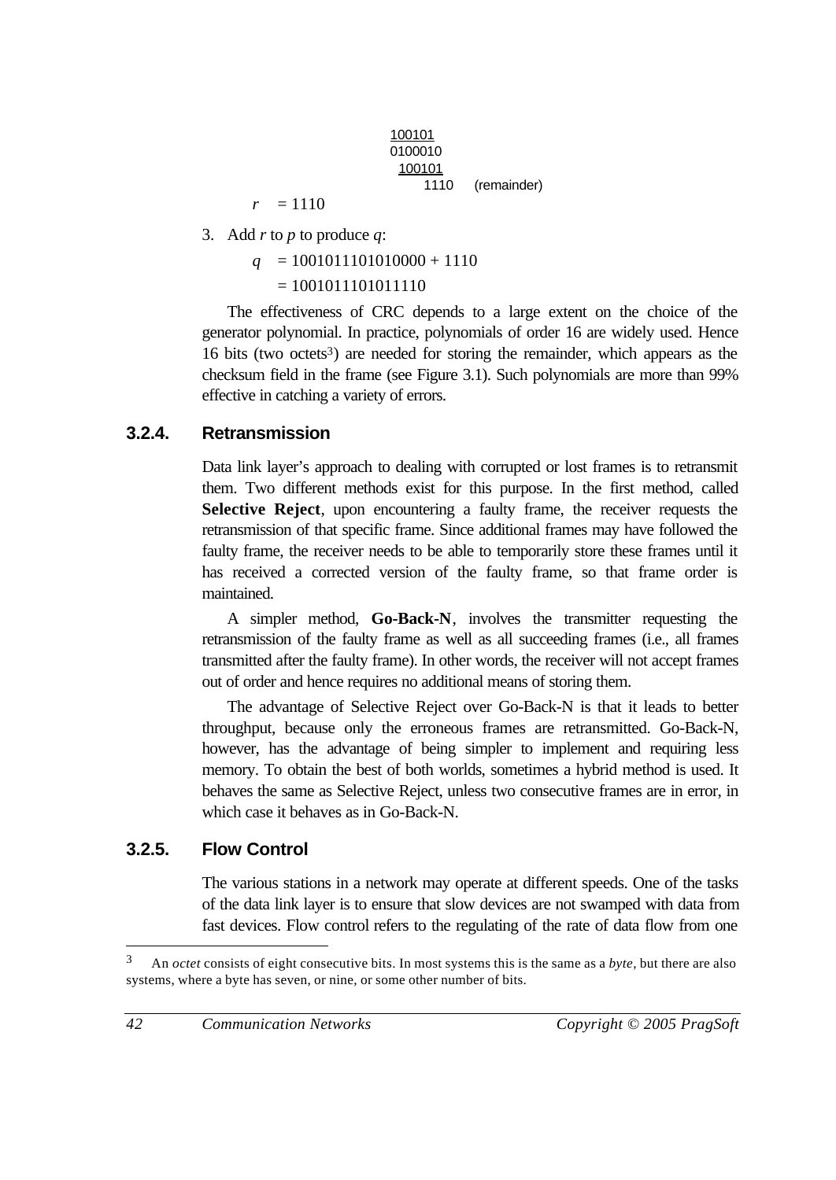```
        100101
        0100010
         100101
            1110     (remainder)
```

$r$ = 1110

3. Add $r$ to $p$ to produce $q$:

   $q$ = 1001011101010000 + 1110

   = 1001011101011110

The effectiveness of CRC depends to a large extent on the choice of the generator polynomial. In practice, polynomials of order 16 are widely used. Hence 16 bits (two octets[3]) are needed for storing the remainder, which appears as the checksum field in the frame (see Figure 3.1). Such polynomials are more than 99% effective in catching a variety of errors.

### 3.2.4. Retransmission

Data link layer's approach to dealing with corrupted or lost frames is to retransmit them. Two different methods exist for this purpose. In the first method, called **Selective Reject**, upon encountering a faulty frame, the receiver requests the retransmission of that specific frame. Since additional frames may have followed the faulty frame, the receiver needs to be able to temporarily store these frames until it has received a corrected version of the faulty frame, so that frame order is maintained.

A simpler method, **Go-Back-N**, involves the transmitter requesting the retransmission of the faulty frame as well as all succeeding frames (i.e., all frames transmitted after the faulty frame). In other words, the receiver will not accept frames out of order and hence requires no additional means of storing them.

The advantage of Selective Reject over Go-Back-N is that it leads to better throughput, because only the erroneous frames are retransmitted. Go-Back-N, however, has the advantage of being simpler to implement and requiring less memory. To obtain the best of both worlds, sometimes a hybrid method is used. It behaves the same as Selective Reject, unless two consecutive frames are in error, in which case it behaves as in Go-Back-N.

### 3.2.5. Flow Control

The various stations in a network may operate at different speeds. One of the tasks of the data link layer is to ensure that slow devices are not swamped with data from fast devices. Flow control refers to the regulating of the rate of data flow from one

---

[3] An *octet* consists of eight consecutive bits. In most systems this is the same as a *byte*, but there are also systems, where a byte has seven, or nine, or some other number of bits.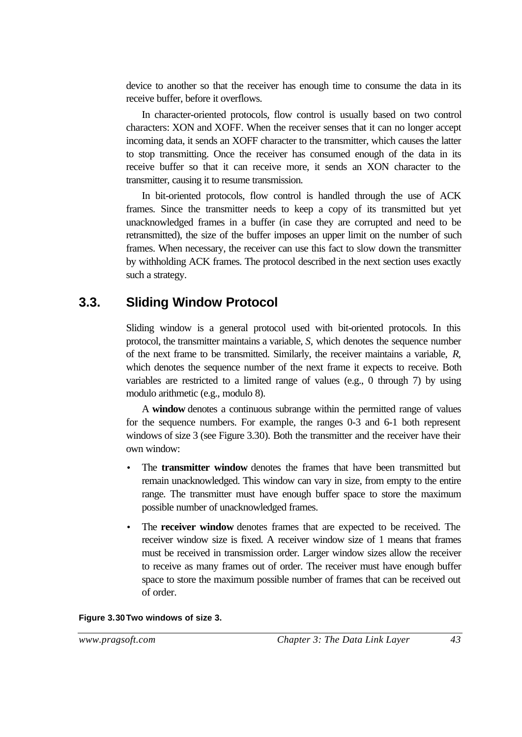device to another so that the receiver has enough time to consume the data in its receive buffer, before it overflows.

In character-oriented protocols, flow control is usually based on two control characters: XON and XOFF. When the receiver senses that it can no longer accept incoming data, it sends an XOFF character to the transmitter, which causes the latter to stop transmitting. Once the receiver has consumed enough of the data in its receive buffer so that it can receive more, it sends an XON character to the transmitter, causing it to resume transmission.

In bit-oriented protocols, flow control is handled through the use of ACK frames. Since the transmitter needs to keep a copy of its transmitted but yet unacknowledged frames in a buffer (in case they are corrupted and need to be retransmitted), the size of the buffer imposes an upper limit on the number of such frames. When necessary, the receiver can use this fact to slow down the transmitter by withholding ACK frames. The protocol described in the next section uses exactly such a strategy.

## 3.3. Sliding Window Protocol

Sliding window is a general protocol used with bit-oriented protocols. In this protocol, the transmitter maintains a variable, *S*, which denotes the sequence number of the next frame to be transmitted. Similarly, the receiver maintains a variable, *R*, which denotes the sequence number of the next frame it expects to receive. Both variables are restricted to a limited range of values (e.g., 0 through 7) by using modulo arithmetic (e.g., modulo 8).

A **window** denotes a continuous subrange within the permitted range of values for the sequence numbers. For example, the ranges 0-3 and 6-1 both represent windows of size 3 (see Figure 3.30). Both the transmitter and the receiver have their own window:

- The **transmitter window** denotes the frames that have been transmitted but remain unacknowledged. This window can vary in size, from empty to the entire range. The transmitter must have enough buffer space to store the maximum possible number of unacknowledged frames.
- The **receiver window** denotes frames that are expected to be received. The receiver window size is fixed. A receiver window size of 1 means that frames must be received in transmission order. Larger window sizes allow the receiver to receive as many frames out of order. The receiver must have enough buffer space to store the maximum possible number of frames that can be received out of order.

**Figure 3.30** **Two windows of size 3.**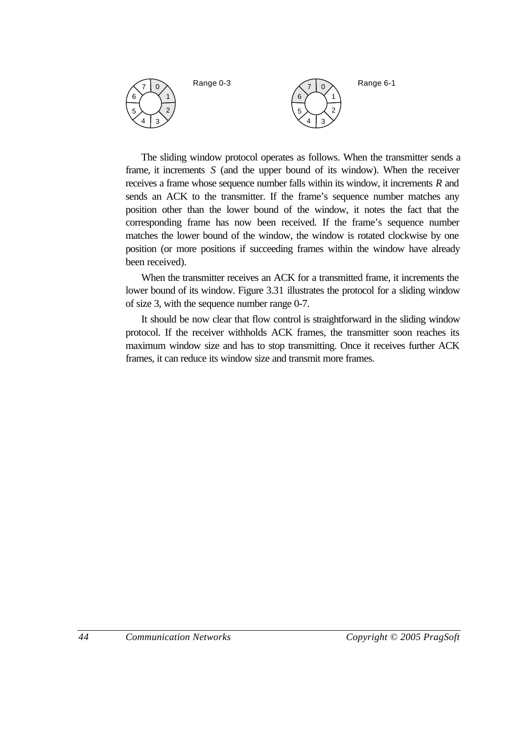Range 0-3

Range 6-1

The sliding window protocol operates as follows. When the transmitter sends a frame, it increments *S* (and the upper bound of its window). When the receiver receives a frame whose sequence number falls within its window, it increments *R* and sends an ACK to the transmitter. If the frame's sequence number matches any position other than the lower bound of the window, it notes the fact that the corresponding frame has now been received. If the frame's sequence number matches the lower bound of the window, the window is rotated clockwise by one position (or more positions if succeeding frames within the window have already been received).

When the transmitter receives an ACK for a transmitted frame, it increments the lower bound of its window. Figure 3.31 illustrates the protocol for a sliding window of size 3, with the sequence number range 0-7.

It should be now clear that flow control is straightforward in the sliding window protocol. If the receiver withholds ACK frames, the transmitter soon reaches its maximum window size and has to stop transmitting. Once it receives further ACK frames, it can reduce its window size and transmit more frames.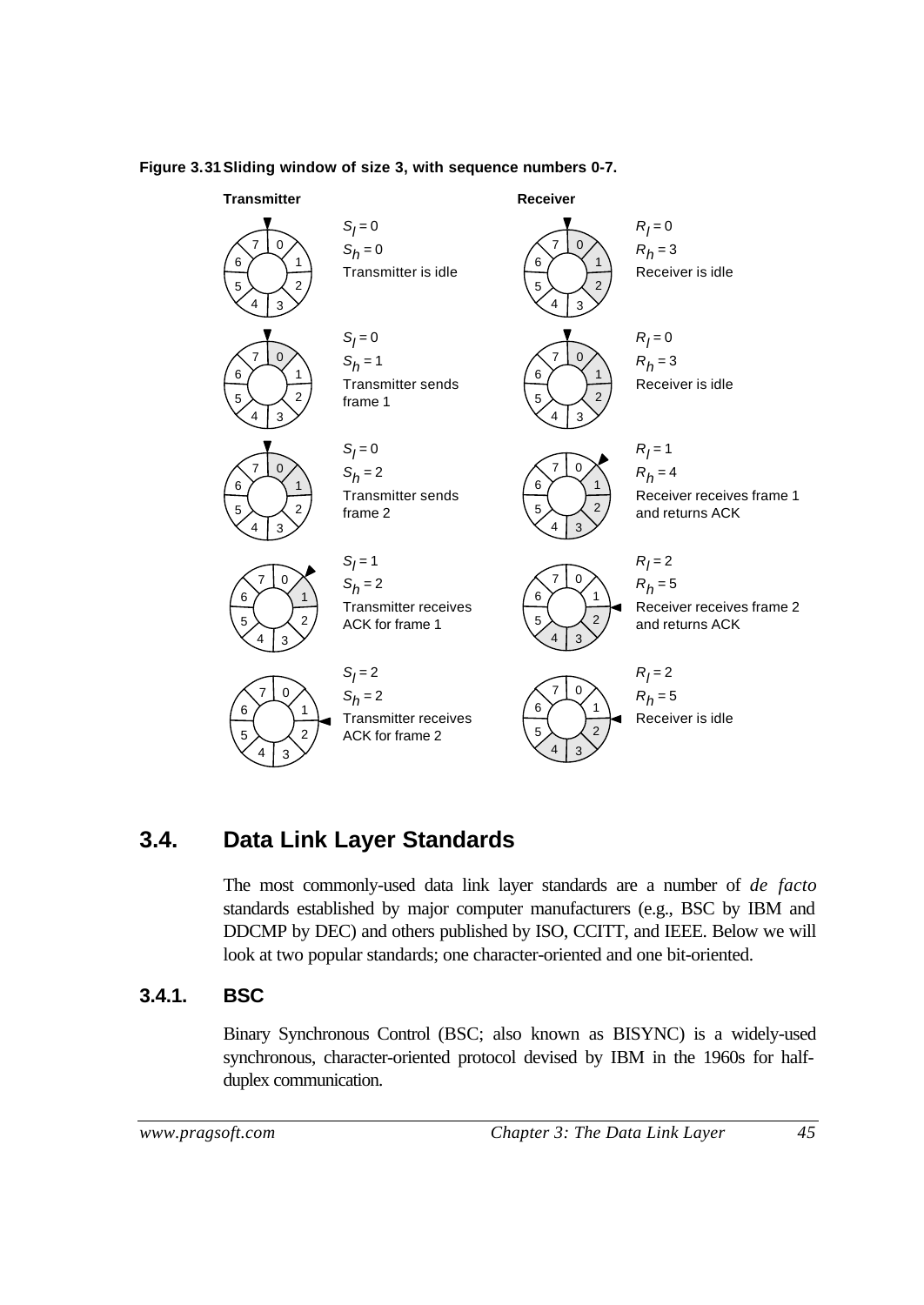**Figure 3.31 Sliding window of size 3, with sequence numbers 0-7.**

| Transmitter | | Receiver | |
|---|---|---|---|
| | $S_l = 0$<br>$S_h = 0$<br>Transmitter is idle | | $R_l = 0$<br>$R_h = 3$<br>Receiver is idle |
| | $S_l = 0$<br>$S_h = 1$<br>Transmitter sends frame 1 | | $R_l = 0$<br>$R_h = 3$<br>Receiver is idle |
| | $S_l = 0$<br>$S_h = 2$<br>Transmitter sends frame 2 | | $R_l = 1$<br>$R_h = 4$<br>Receiver receives frame 1 and returns ACK |
| | $S_l = 1$<br>$S_h = 2$<br>Transmitter receives ACK for frame 1 | | $R_l = 2$<br>$R_h = 5$<br>Receiver receives frame 2 and returns ACK |
| | $S_l = 2$<br>$S_h = 2$<br>Transmitter receives ACK for frame 2 | | $R_l = 2$<br>$R_h = 5$<br>Receiver is idle |

## 3.4. Data Link Layer Standards

The most commonly-used data link layer standards are a number of *de facto* standards established by major computer manufacturers (e.g., BSC by IBM and DDCMP by DEC) and others published by ISO, CCITT, and IEEE. Below we will look at two popular standards; one character-oriented and one bit-oriented.

### 3.4.1. BSC

Binary Synchronous Control (BSC; also known as BISYNC) is a widely-used synchronous, character-oriented protocol devised by IBM in the 1960s for half-duplex communication.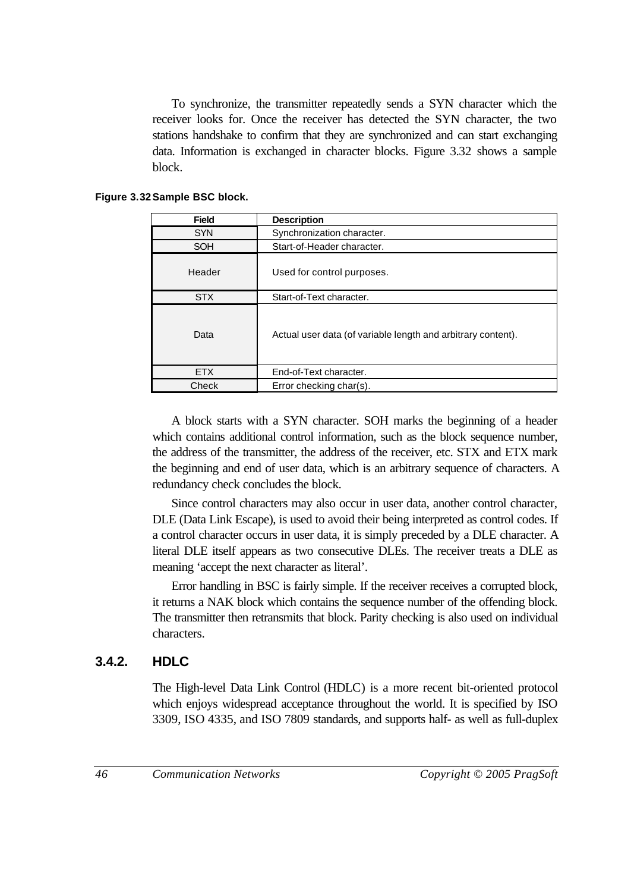To synchronize, the transmitter repeatedly sends a SYN character which the receiver looks for. Once the receiver has detected the SYN character, the two stations handshake to confirm that they are synchronized and can start exchanging data. Information is exchanged in character blocks. Figure 3.32 shows a sample block.

**Figure 3.32 Sample BSC block.**

| Field | Description |
|---|---|
| SYN | Synchronization character. |
| SOH | Start-of-Header character. |
| Header | Used for control purposes. |
| STX | Start-of-Text character. |
| Data | Actual user data (of variable length and arbitrary content). |
| ETX | End-of-Text character. |
| Check | Error checking char(s). |

A block starts with a SYN character. SOH marks the beginning of a header which contains additional control information, such as the block sequence number, the address of the transmitter, the address of the receiver, etc. STX and ETX mark the beginning and end of user data, which is an arbitrary sequence of characters. A redundancy check concludes the block.

Since control characters may also occur in user data, another control character, DLE (Data Link Escape), is used to avoid their being interpreted as control codes. If a control character occurs in user data, it is simply preceded by a DLE character. A literal DLE itself appears as two consecutive DLEs. The receiver treats a DLE as meaning 'accept the next character as literal'.

Error handling in BSC is fairly simple. If the receiver receives a corrupted block, it returns a NAK block which contains the sequence number of the offending block. The transmitter then retransmits that block. Parity checking is also used on individual characters.

### 3.4.2. HDLC

The High-level Data Link Control (HDLC) is a more recent bit-oriented protocol which enjoys widespread acceptance throughout the world. It is specified by ISO 3309, ISO 4335, and ISO 7809 standards, and supports half- as well as full-duplex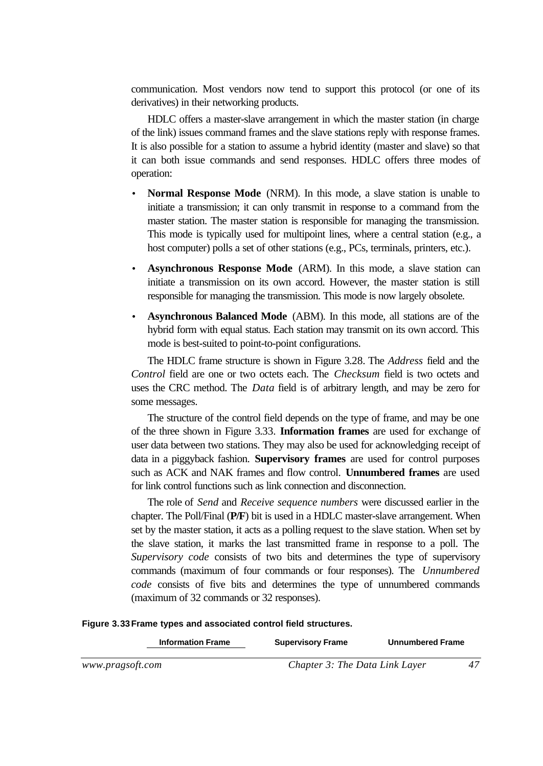communication. Most vendors now tend to support this protocol (or one of its derivatives) in their networking products.

HDLC offers a master-slave arrangement in which the master station (in charge of the link) issues command frames and the slave stations reply with response frames. It is also possible for a station to assume a hybrid identity (master and slave) so that it can both issue commands and send responses. HDLC offers three modes of operation:

- **Normal Response Mode** (NRM). In this mode, a slave station is unable to initiate a transmission; it can only transmit in response to a command from the master station. The master station is responsible for managing the transmission. This mode is typically used for multipoint lines, where a central station (e.g., a host computer) polls a set of other stations (e.g., PCs, terminals, printers, etc.).
- **Asynchronous Response Mode** (ARM). In this mode, a slave station can initiate a transmission on its own accord. However, the master station is still responsible for managing the transmission. This mode is now largely obsolete.
- **Asynchronous Balanced Mode** (ABM). In this mode, all stations are of the hybrid form with equal status. Each station may transmit on its own accord. This mode is best-suited to point-to-point configurations.

The HDLC frame structure is shown in Figure 3.28. The *Address* field and the *Control* field are one or two octets each. The *Checksum* field is two octets and uses the CRC method. The *Data* field is of arbitrary length, and may zero for some messages.

The structure of the control field depends on the type of frame, and may be one of the three shown in Figure 3.33. **Information frames** are used for exchange of user data between two stations. They may also be used for acknowledging receipt of data in a piggyback fashion. **Supervisory frames** are used for control purposes such as ACK and NAK frames and flow control. **Unnumbered frames** are used for link control functions such as link connection and disconnection.

The role of *Send* and *Receive sequence numbers* were discussed earlier in the chapter. The Poll/Final (**P/F**) bit is used in a HDLC master-slave arrangement. When set by the master station, it acts as a polling request to the slave station. When set by the slave station, it marks the last transmitted frame in response to a poll. The *Supervisory code* consists of two bits and determines the type of supervisory commands (maximum of four commands or four responses). The *Unnumbered code* consists of five bits and determines the type of unnumbered commands (maximum of 32 commands or 32 responses).

**Figure 3.33 Frame types and associated control field structures.**

**Information Frame** **Supervisory Frame** **Unnumbered Frame**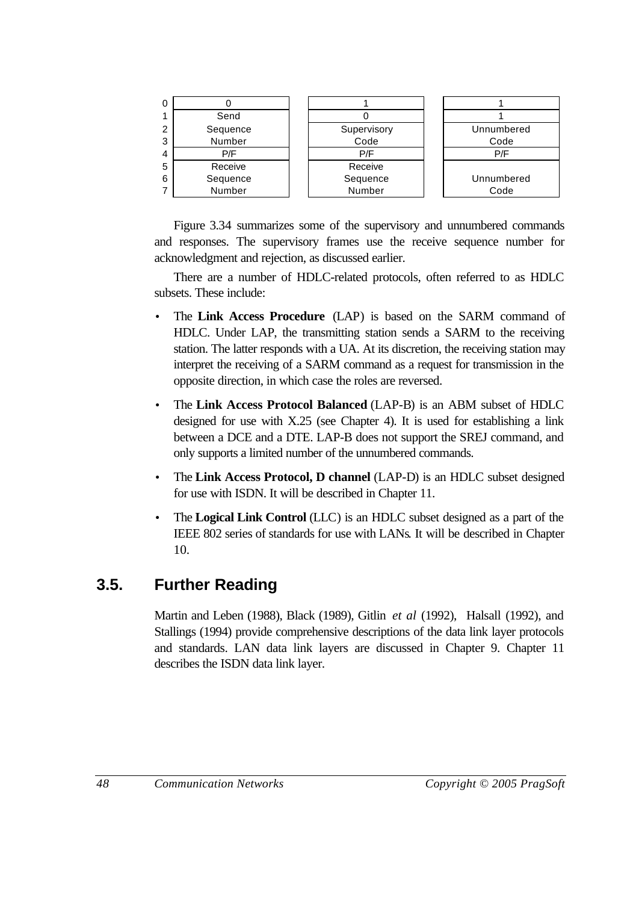| Bit | Information | Supervisory | Unnumbered |
|---|---|---|---|
| 0 | 0 | 1 | 1 |
| 1 | Send | 0 | 1 |
| 2 | Sequence | Supervisory | Unnumbered |
| 3 | Number | Code | Code |
| 4 | P/F | P/F | P/F |
| 5 | Receive | Receive | |
| 6 | Sequence | Sequence | Unnumbered |
| 7 | Number | Number | Code |

Figure 3.34 summarizes some of the supervisory and unnumbered commands and responses. The supervisory frames use the receive sequence number for acknowledgment and rejection, as discussed earlier.

There are a number of HDLC-related protocols, often referred to as HDLC subsets. These include:

- The **Link Access Procedure** (LAP) is based on the SARM command of HDLC. Under LAP, the transmitting station sends a SARM to the receiving station. The latter responds with a UA. At its discretion, the receiving station may interpret the receiving of a SARM command as a request for transmission in the opposite direction, in which case the roles are reversed.
- The **Link Access Protocol Balanced** (LAP-B) is an ABM subset of HDLC designed for use with X.25 (see Chapter 4). It is used for establishing a link between a DCE and a DTE. LAP-B does not support the SREJ command, and only supports a limited number of the unnumbered commands.
- The **Link Access Protocol, D channel** (LAP-D) is an HDLC subset designed for use with ISDN. It will be described in Chapter 11.
- The **Logical Link Control** (LLC) is an HDLC subset designed as a part of the IEEE 802 series of standards for use with LANs. It will be described in Chapter 10.

## 3.5. Further Reading

Martin and Leben (1988), Black (1989), Gitlin *et al* (1992), Halsall (1992), and Stallings (1994) provide comprehensive descriptions of the data link layer protocols and standards. LAN data link layers are discussed in Chapter 9. Chapter 11 describes the ISDN data link layer.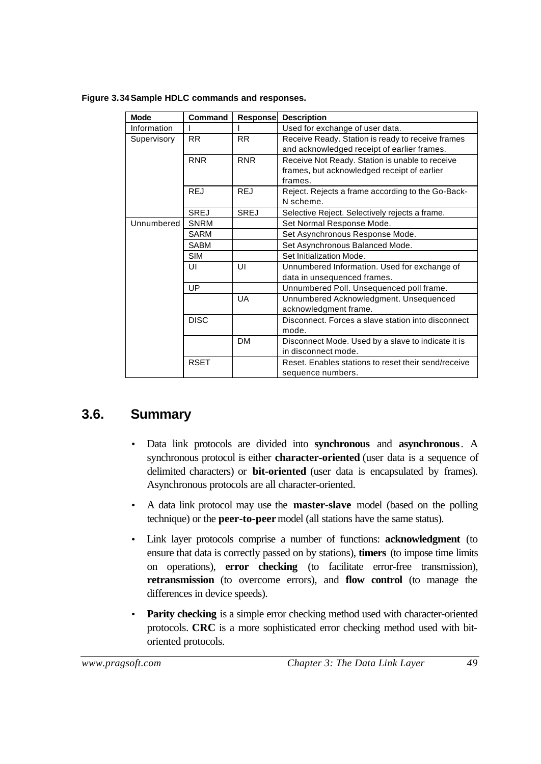**Figure 3.34 Sample HDLC commands and responses.**

| Mode | Command | Response | Description |
|---|---|---|---|
| Information | I | I | Used for exchange of user data. |
| Supervisory | RR | RR | Receive Ready. Station is ready to receive frames and acknowledged receipt of earlier frames. |
| | RNR | RNR | Receive Not Ready. Station is unable to receive frames, but acknowledged receipt of earlier frames. |
| | REJ | REJ | Reject. Rejects a frame according to the Go-Back-N scheme. |
| | SREJ | SREJ | Selective Reject. Selectively rejects a frame. |
| Unnumbered | SNRM | | Set Normal Response Mode. |
| | SARM | | Set Asynchronous Response Mode. |
| | SABM | | Set Asynchronous Balanced Mode. |
| | SIM | | Set Initialization Mode. |
| | UI | UI | Unnumbered Information. Used for exchange of data in unsequenced frames. |
| | UP | | Unnumbered Poll. Unsequenced poll frame. |
| | | UA | Unnumbered Acknowledgment. Unsequenced acknowledgment frame. |
| | DISC | | Disconnect. Forces a slave station into disconnect mode. |
| | | DM | Disconnect Mode. Used by a slave to indicate it is in disconnect mode. |
| | RSET | | Reset. Enables stations to reset their send/receive sequence numbers. |

## 3.6. Summary

- Data link protocols are divided into **synchronous** and **asynchronous**. A synchronous protocol is either **character-oriented** (user data is a sequence of delimited characters) or **bit-oriented** (user data is encapsulated by frames). Asynchronous protocols are all character-oriented.
- A data link protocol may use the **master-slave** model (based on the polling technique) or the **peer-to-peer** model (all stations have the same status).
- Link layer protocols comprise a number of functions: **acknowledgment** (to ensure that data is correctly passed on by stations), **timers** (to impose time limits on operations), **error checking** (to facilitate error-free transmission), **retransmission** (to overcome errors), and **flow control** (to manage the differences in device speeds).
- **Parity checking** is a simple error checking method used with character-oriented protocols. **CRC** is a more sophisticated error checking method used with bit-oriented protocols.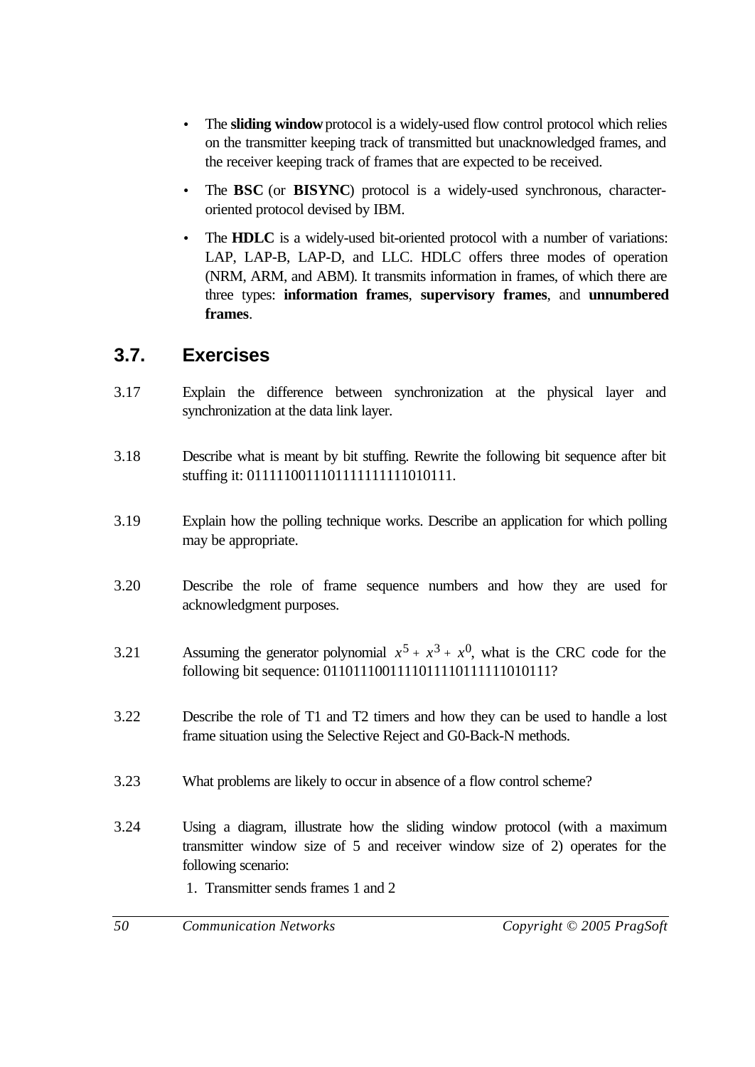- The **sliding window** protocol is a widely-used flow control protocol which relies on the transmitter keeping track of transmitted but unacknowledged frames, and the receiver keeping track of frames that are expected to be received.
- The **BSC** (or **BISYNC**) protocol is a widely-used synchronous, character-oriented protocol devised by IBM.
- The **HDLC** is a widely-used bit-oriented protocol with a number of variations: LAP, LAP-B, LAP-D, and LLC. HDLC offers three modes of operation (NRM, ARM, and ABM). It transmits information in frames, of which there are three types: **information frames**, **supervisory frames**, and **unnumbered frames**.

## 3.7. Exercises

3.17 Explain the difference between synchronization at the physical layer and synchronization at the data link layer.

3.18 Describe what is meant by bit stuffing. Rewrite the following bit sequence after bit stuffing it: 0111110011101111111111010111.

3.19 Explain how the polling technique works. Describe an application for which polling may be appropriate.

3.20 Describe the role of frame sequence numbers and how they are used for acknowledgment purposes.

3.21 Assuming the generator polynomial $x^5 + x^3 + x^0$, what is the CRC code for the following bit sequence: 01101110011110111101111111010111?

3.22 Describe the role of T1 and T2 timers and how they can be used to handle a lost frame situation using the Selective Reject and G0-Back-N methods.

3.23 What problems are likely to occur in absence of a flow control scheme?

3.24 Using a diagram, illustrate how the sliding window protocol (with a maximum transmitter window size of 5 and receiver window size of 2) operates for the following scenario:

1. Transmitter sends frames 1 and 2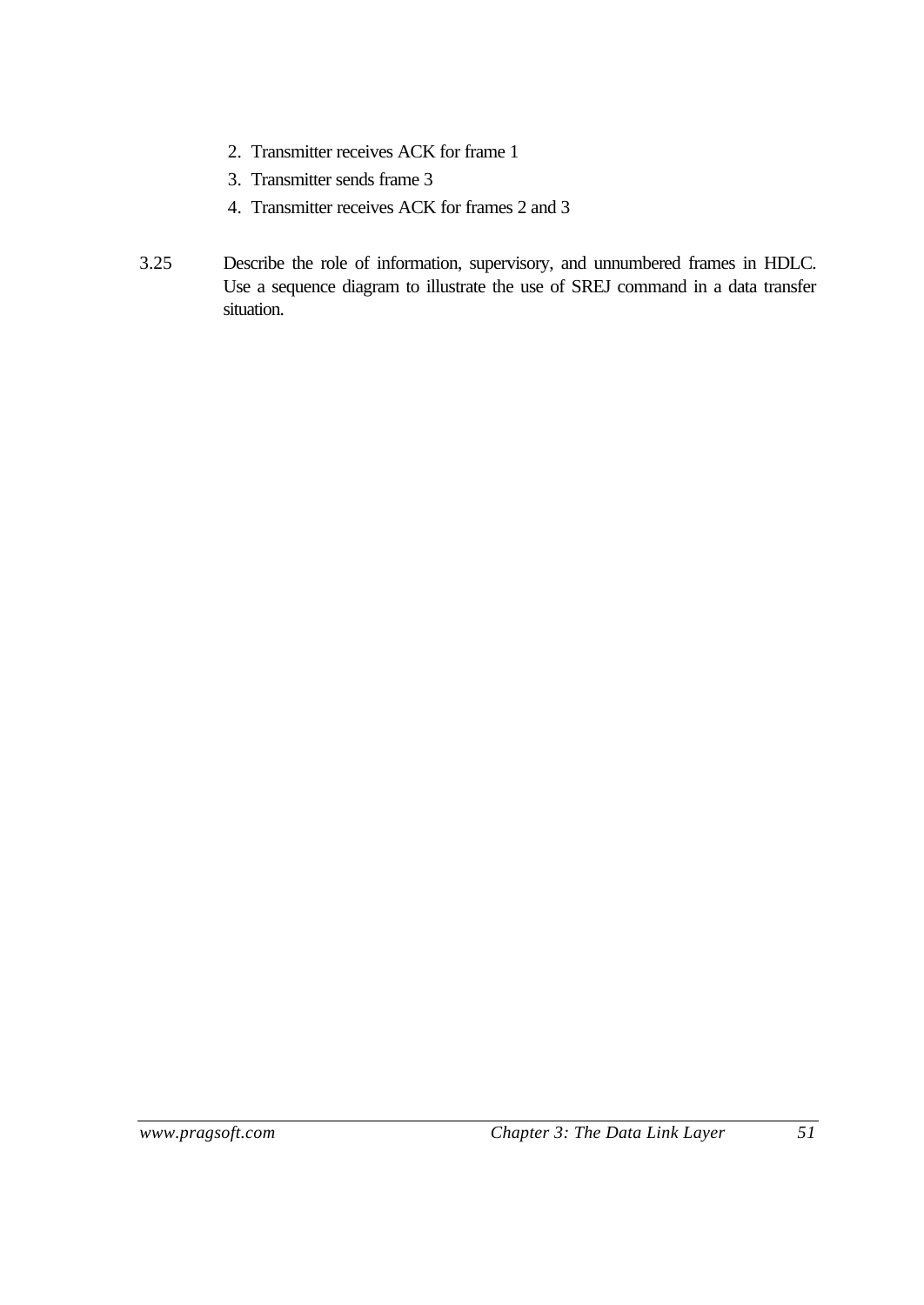2. Transmitter receives ACK for frame 1
3. Transmitter sends frame 3
4. Transmitter receives ACK for frames 2 and 3

3.25 Describe the role of information, supervisory, and unnumbered frames in HDLC. Use a sequence diagram to illustrate the use of SREJ command in a data transfer situation.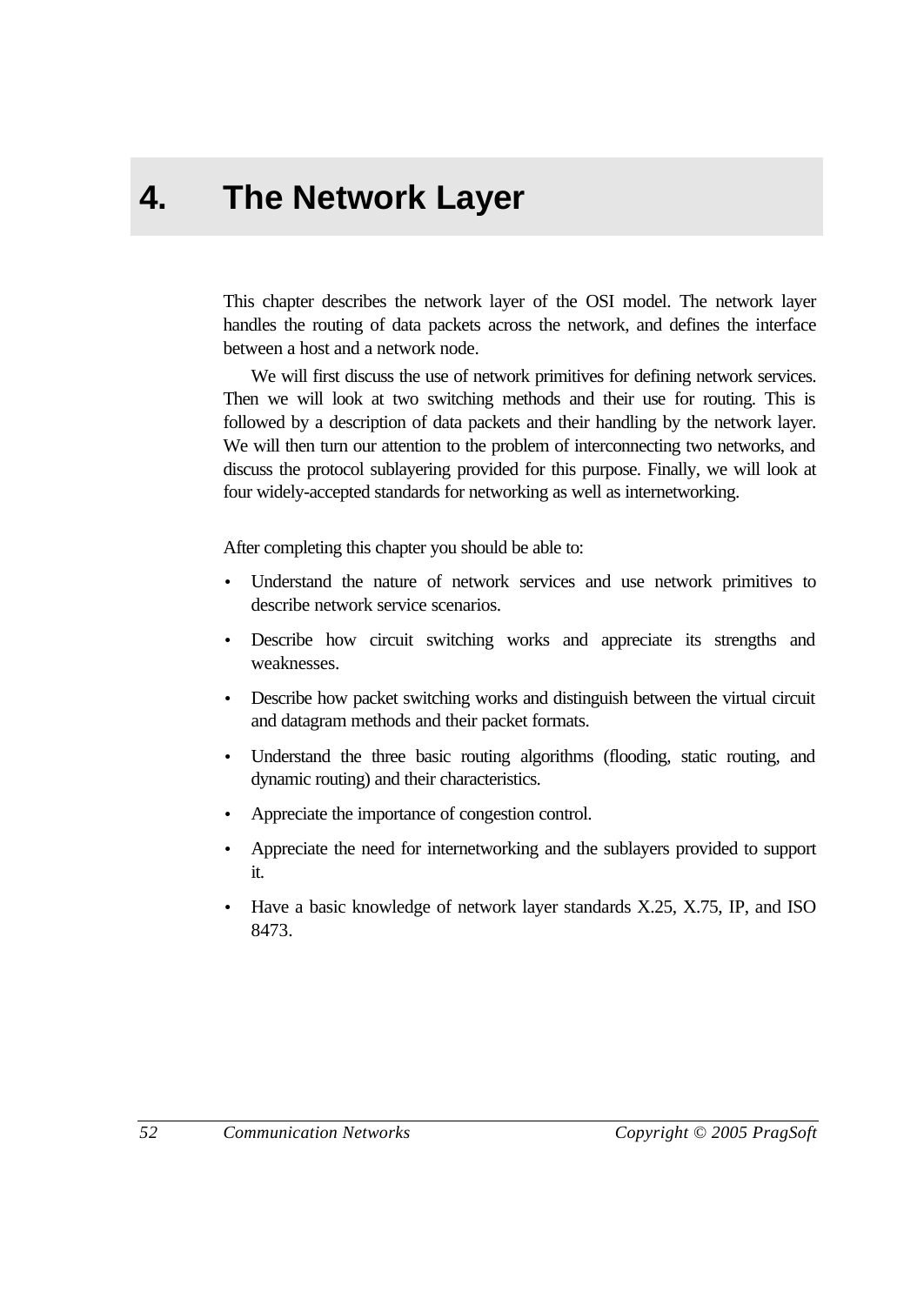# 4. The Network Layer

This chapter describes the network layer of the OSI model. The network layer handles the routing of data packets across the network, and defines the interface between a host and a network node.

We will first discuss the use of network primitives for defining network services. Then we will look at two switching methods and their use for routing. This is followed by a description of data packets and their handling by the network layer. We will then turn our attention to the problem of interconnecting two networks, and discuss the protocol sublayering provided for this purpose. Finally, we will look at four widely-accepted standards for networking as well as internetworking.

After completing this chapter you should be able to:

- Understand the nature of network services and use network primitives to describe network service scenarios.
- Describe how circuit switching works and appreciate its strengths and weaknesses.
- Describe how packet switching works and distinguish between the virtual circuit and datagram methods and their packet formats.
- Understand the three basic routing algorithms (flooding, static routing, and dynamic routing) and their characteristics.
- Appreciate the importance of congestion control.
- Appreciate the need for internetworking and the sublayers provided to support it.
- Have a basic knowledge of network layer standards X.25, X.75, IP, and ISO 8473.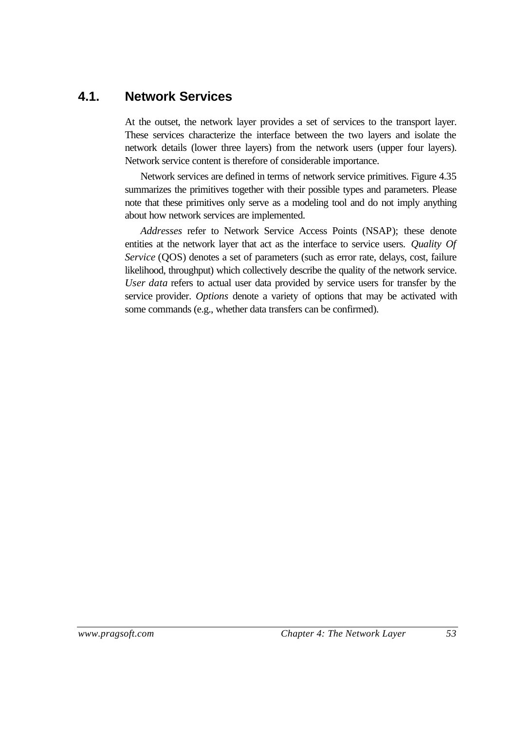## 4.1. Network Services

At the outset, the network layer provides a set of services to the transport layer. These services characterize the interface between the two layers and isolate the network details (lower three layers) from the network users (upper four layers). Network service content is therefore of considerable importance.

Network services are defined in terms of network service primitives. Figure 4.35 summarizes the primitives together with their possible types and parameters. Please note that these primitives only serve as a modeling tool and do not imply anything about how network services are implemented.

*Addresses* refer to Network Service Access Points (NSAP); these denote entities at the network layer that act as the interface to service users. *Quality Of Service* (QOS) denotes a set of parameters (such as error rate, delays, cost, failure likelihood, throughput) which collectively describe the quality of the network service. *User data* refers to actual user data provided by service users for transfer by the service provider. *Options* denote a variety of options that may be activated with some commands (e.g., whether data transfers can be confirmed).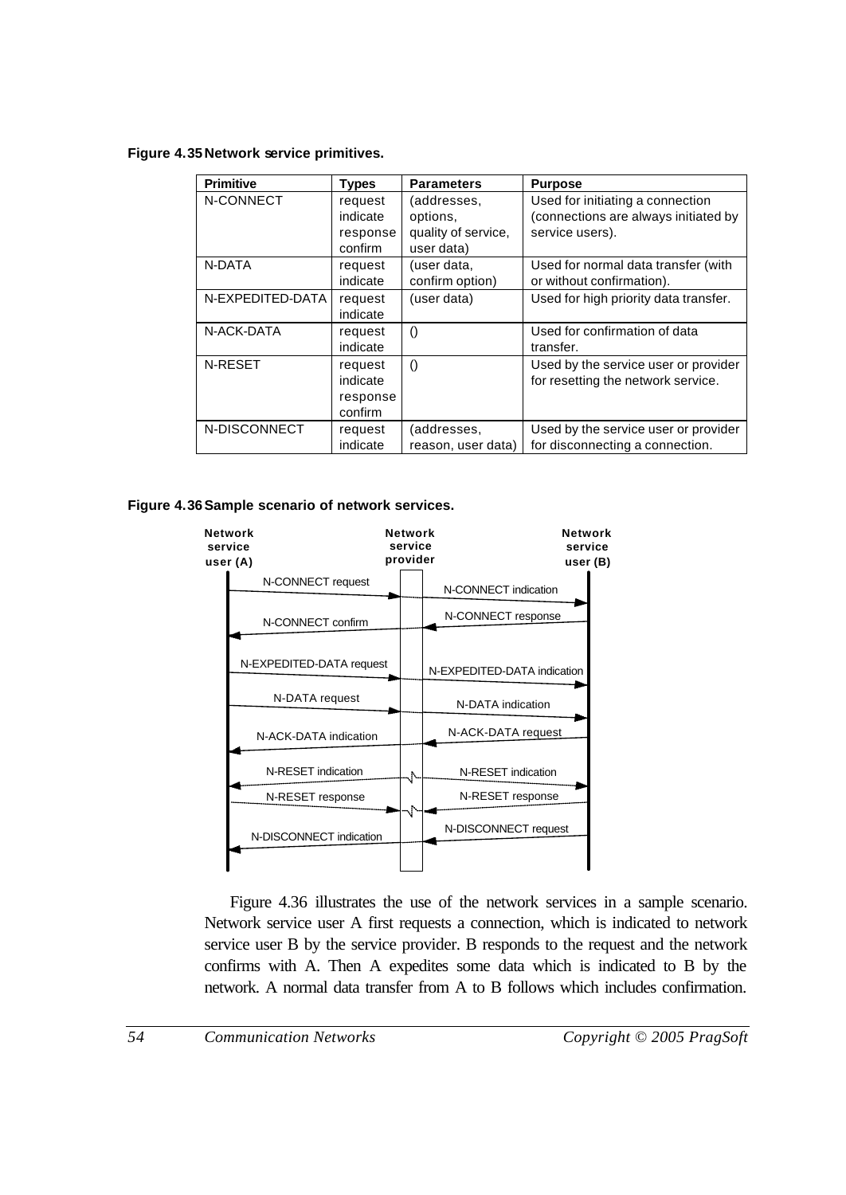**Figure 4.35 Network service primitives.**

| Primitive | Types | Parameters | Purpose |
|---|---|---|---|
| N-CONNECT | request<br>indicate<br>response<br>confirm | (addresses,<br>options,<br>quality of service,<br>user data) | Used for initiating a connection (connections are always initiated by service users). |
| N-DATA | request<br>indicate | (user data,<br>confirm option) | Used for normal data transfer (with or without confirmation). |
| N-EXPEDITED-DATA | request<br>indicate | (user data) | Used for high priority data transfer. |
| N-ACK-DATA | request<br>indicate | () | Used for confirmation of data transfer. |
| N-RESET | request<br>indicate<br>response<br>confirm | () | Used by the service user or provider for resetting the network service. |
| N-DISCONNECT | request<br>indicate | (addresses,<br>reason, user data) | Used by the service user or provider for disconnecting a connection. |

**Figure 4.36 Sample scenario of network services.**

Figure 4.36 illustrates the use of the network services in a sample scenario. Network service user A first requests a connection, which is indicated to network service user B by the service provider. B responds to the request and the network confirms with A. Then A expedites some data which is indicated to B by the network. A normal data transfer from A to B follows which includes confirmation.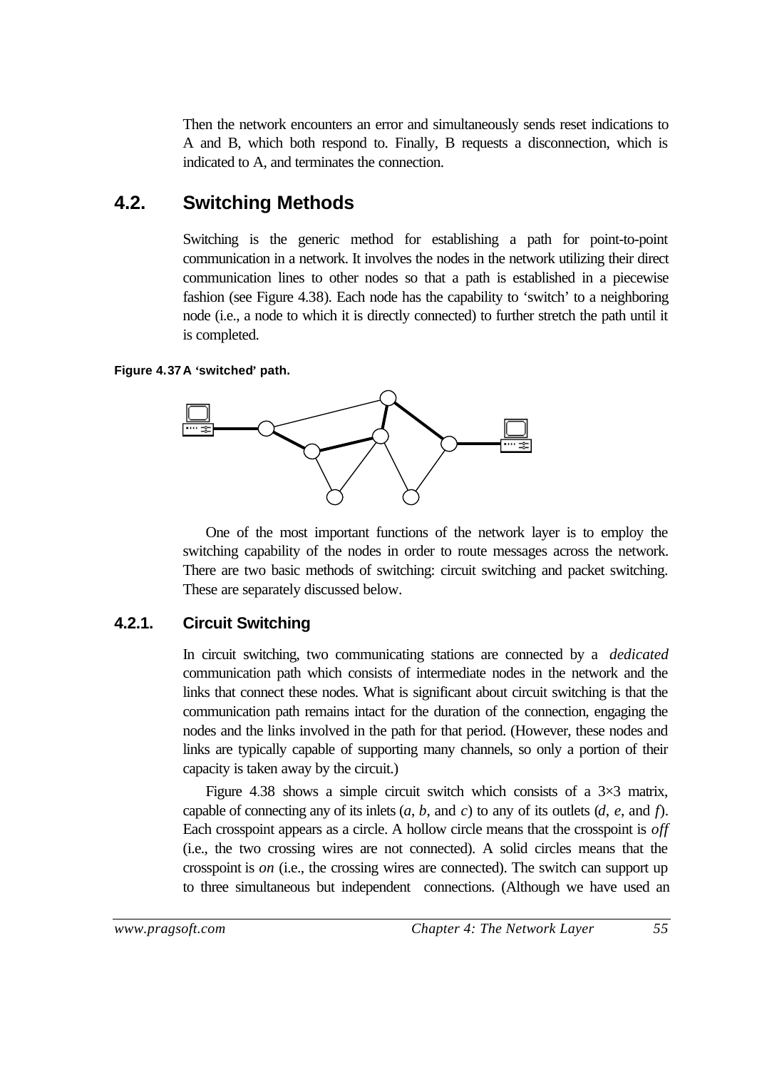Then the network encounters an error and simultaneously sends reset indications to A and B, which both respond to. Finally, B requests a disconnection, which is indicated to A, and terminates the connection.

## 4.2. Switching Methods

Switching is the generic method for establishing a path for point-to-point communication in a network. It involves the nodes in the network utilizing their direct communication lines to other nodes so that a path is established in a piecewise fashion (see Figure 4.38). Each node has the capability to 'switch' to a neighboring node (i.e., a node to which it is directly connected) to further stretch the path until it is completed.

**Figure 4.37 A 'switched' path.**

One of the most important functions of the network layer is to employ the switching capability of the nodes in order to route messages across the network. There are two basic methods of switching: circuit switching and packet switching. These are separately discussed below.

### 4.2.1. Circuit Switching

In circuit switching, two communicating stations are connected by a *dedicated* communication path which consists of intermediate nodes in the network and the links that connect these nodes. What is significant about circuit switching is that the communication path remains intact for the duration of the connection, engaging the nodes and the links involved in the path for that period. (However, these nodes and links are typically capable of supporting many channels, so only a portion of their capacity is taken away by the circuit.)

Figure 4.38 shows a simple circuit switch which consists of a 3×3 matrix, capable of connecting any of its inlets (*a*, *b*, and *c*) to any of its outlets (*d*, *e*, and *f*). Each crosspoint appears as a circle. A hollow circle means that the crosspoint is *off* (i.e., the two crossing wires are not connected). A solid circles means that the crosspoint is *on* (i.e., the crossing wires are connected). The switch can support up to three simultaneous but independent connections. (Although we have used an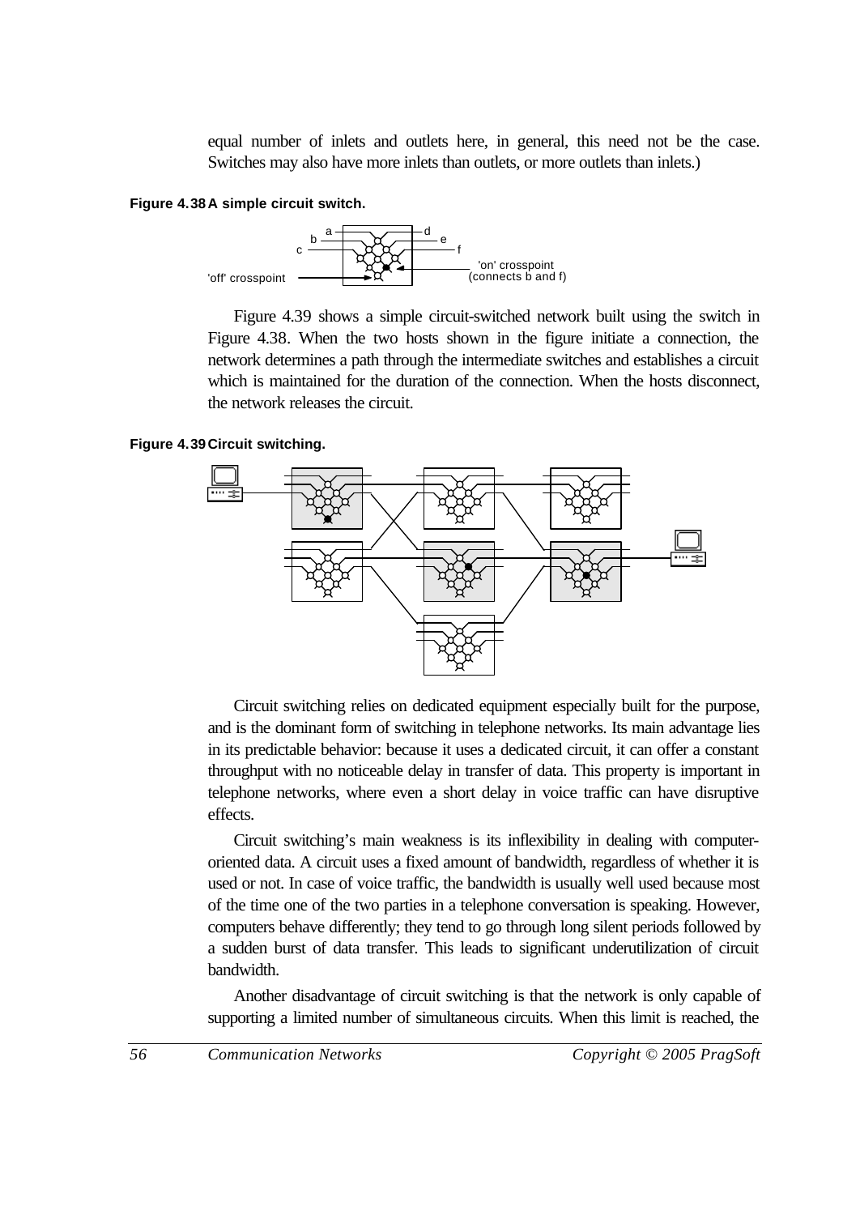equal number of inlets and outlets here, in general, this need not be the case. Switches may also have more inlets than outlets, or more outlets than inlets.)

**Figure 4.38 A simple circuit switch.**

Figure 4.39 shows a simple circuit-switched network built using the switch in Figure 4.38. When the two hosts shown in the figure initiate a connection, the network determines a path through the intermediate switches and establishes a circuit which is maintained for the duration of the connection. When the hosts disconnect, the network releases the circuit.

**Figure 4.39 Circuit switching.**

Circuit switching relies on dedicated equipment especially built for the purpose, and is the dominant form of switching in telephone networks. Its main advantage lies in its predictable behavior: because it uses a dedicated circuit, it can offer a constant throughput with no noticeable delay in transfer of data. This property is important in telephone networks, where even a short delay in voice traffic can have disruptive effects.

Circuit switching's main weakness is its inflexibility in dealing with computer-oriented data. A circuit uses a fixed amount of bandwidth, regardless of whether it is used or not. In case of voice traffic, the bandwidth is usually well used because most of the time one of the two parties in a telephone conversation is speaking. However, computers behave differently; they tend to go through long silent periods followed by a sudden burst of data transfer. This leads to significant underutilization of circuit bandwidth.

Another disadvantage of circuit switching is that the network is only capable of supporting a limited number of simultaneous circuits. When this limit is reached, the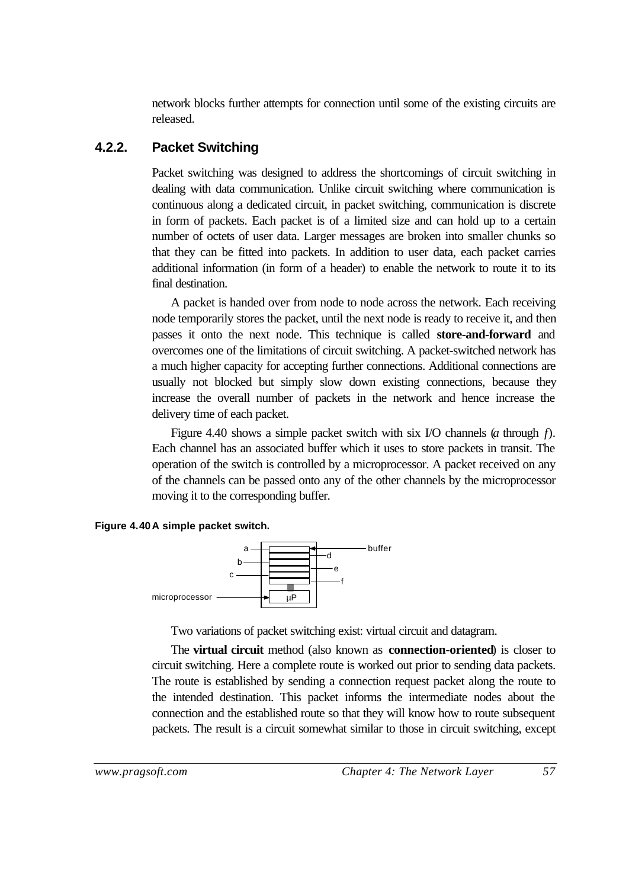network blocks further attempts for connection until some of the existing circuits are released.

### 4.2.2. Packet Switching

Packet switching was designed to address the shortcomings of circuit switching in dealing with data communication. Unlike circuit switching where communication is continuous along a dedicated circuit, in packet switching, communication is discrete in form of packets. Each packet is of a limited size and can hold up to a certain number of octets of user data. Larger messages are broken into smaller chunks so that they can be fitted into packets. In addition to user data, each packet carries additional information (in form of a header) to enable the network to route it to its final destination.

A packet is handed over from node to node across the network. Each receiving node temporarily stores the packet, until the next node is ready to receive it, and then passes it onto the next node. This technique is called **store-and-forward** and overcomes one of the limitations of circuit switching. A packet-switched network has a much higher capacity for accepting further connections. Additional connections are usually not blocked but simply slow down existing connections, because they increase the overall number of packets in the network and hence increase the delivery time of each packet.

Figure 4.40 shows a simple packet switch with six I/O channels (*a* through *f*). Each channel has an associated buffer which it uses to store packets in transit. The operation of the switch is controlled by a microprocessor. A packet received on any of the channels can be passed onto any of the other channels by the microprocessor moving it to the corresponding buffer.

**Figure 4.40 A simple packet switch.**

a, b, c, d, e, f, buffer, microprocessor, μP

Two variations of packet switching exist: virtual circuit and datagram.

The **virtual circuit** method (also known as **connection-oriented**) is closer to circuit switching. Here a complete route is worked out prior to sending data packets. The route is established by sending a connection request packet along the route to the intended destination. This packet informs the intermediate nodes about the connection and the established route so that they will know how to route subsequent packets. The result is a circuit somewhat similar to those in circuit switching, except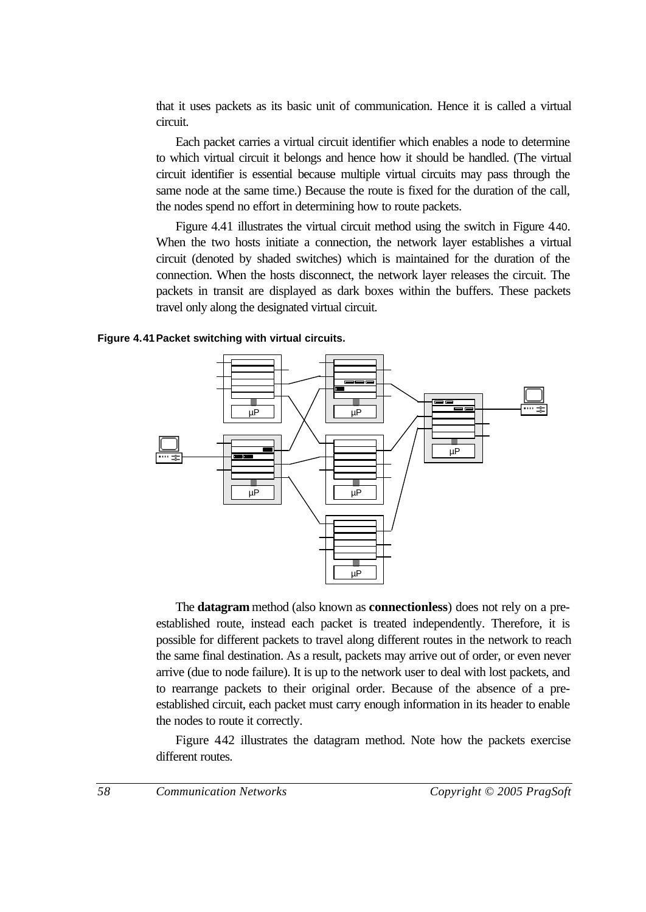that it uses packets as its basic unit of communication. Hence it is called a virtual circuit.

Each packet carries a virtual circuit identifier which enables a node to determine to which virtual circuit it belongs and hence how it should be handled. (The virtual circuit identifier is essential because multiple virtual circuits may pass through the same node at the same time.) Because the route is fixed for the duration of the call, the nodes spend no effort in determining how to route packets.

Figure 4.41 illustrates the virtual circuit method using the switch in Figure 4.40. When the two hosts initiate a connection, the network layer establishes a virtual circuit (denoted by shaded switches) which is maintained for the duration of the connection. When the hosts disconnect, the network layer releases the circuit. The packets in transit are displayed as dark boxes within the buffers. These packets travel only along the designated virtual circuit.

**Figure 4.41 Packet switching with virtual circuits.**

The **datagram** method (also known as **connectionless**) does not rely on a pre-established route, instead each packet is treated independently. Therefore, it is possible for different packets to travel along different routes in the network to reach the same final destination. As a result, packets may arrive out of order, or even never arrive (due to node failure). It is up to the network user to deal with lost packets, and to rearrange packets to their original order. Because of the absence of a pre-established circuit, each packet must carry enough information in its header to enable the nodes to route it correctly.

Figure 4.42 illustrates the datagram method. Note how the packets exercise different routes.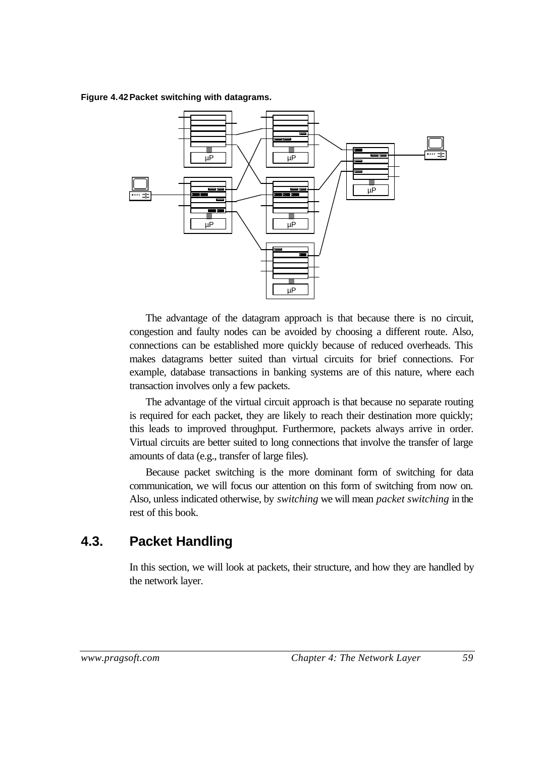**Figure 4.42 Packet switching with datagrams.**

The advantage of the datagram approach is that because there is no circuit, congestion and faulty nodes can be avoided by choosing a different route. Also, connections can be established more quickly because of reduced overheads. This makes datagrams better suited than virtual circuits for brief connections. For example, database transactions in banking systems are of this nature, where each transaction involves only a few packets.

The advantage of the virtual circuit approach is that because no separate routing is required for each packet, they are likely to reach their destination more quickly; this leads to improved throughput. Furthermore, packets always arrive in order. Virtual circuits are better suited to long connections that involve the transfer of large amounts of data (e.g., transfer of large files).

Because packet switching is the more dominant form of switching for data communication, we will focus our attention on this form of switching from now on. Also, unless indicated otherwise, by *switching* we will mean *packet switching* in the rest of this book.

## 4.3. Packet Handling

In this section, we will look at packets, their structure, and how they are handled by the network layer.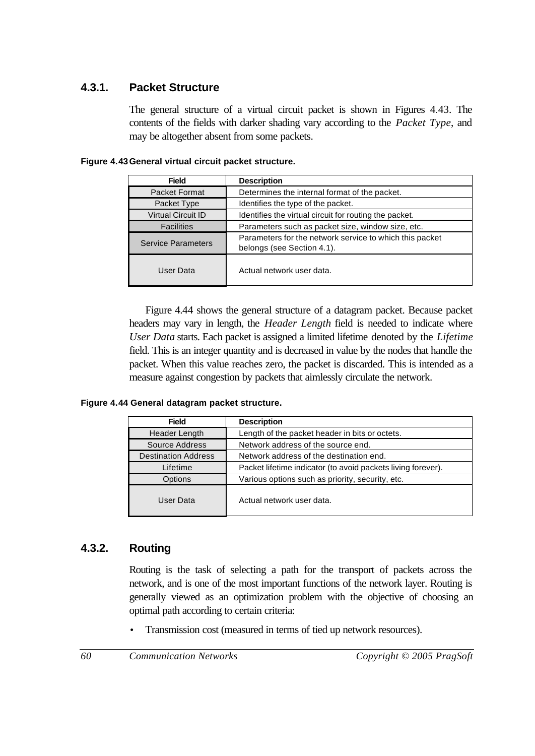### 4.3.1. Packet Structure

The general structure of a virtual circuit packet is shown in Figures 4.43. The contents of the fields with darker shading vary according to the *Packet Type*, and may be altogether absent from some packets.

**Figure 4.43 General virtual circuit packet structure.**

| Field | Description |
|---|---|
| Packet Format | Determines the internal format of the packet. |
| Packet Type | Identifies the type of the packet. |
| Virtual Circuit ID | Identifies the virtual circuit for routing the packet. |
| Facilities | Parameters such as packet size, window size, etc. |
| Service Parameters | Parameters for the network service to which this packet belongs (see Section 4.1). |
| User Data | Actual network user data. |

Figure 4.44 shows the general structure of a datagram packet. Because packet headers may vary in length, the *Header Length* field is needed to indicate where *User Data* starts. Each packet is assigned a limited lifetime denoted by the *Lifetime* field. This is an integer quantity and is decreased in value by the nodes that handle the packet. When this value reaches zero, the packet is discarded. This is intended as a measure against congestion by packets that aimlessly circulate the network.

**Figure 4.44 General datagram packet structure.**

| Field | Description |
|---|---|
| Header Length | Length of the packet header in bits or octets. |
| Source Address | Network address of the source end. |
| Destination Address | Network address of the destination end. |
| Lifetime | Packet lifetime indicator (to avoid packets living forever). |
| Options | Various options such as priority, security, etc. |
| User Data | Actual network user data. |

### 4.3.2. Routing

Routing is the task of selecting a path for the transport of packets across the network, and is one of the most important functions of the network layer. Routing is generally viewed as an optimization problem with the objective of choosing an optimal path according to certain criteria:

- Transmission cost (measured in terms of tied up network resources).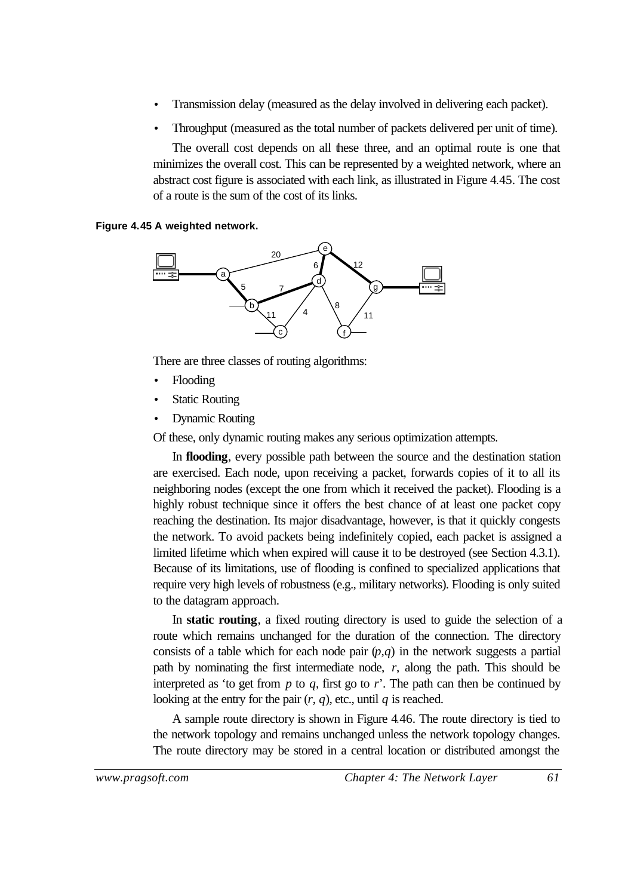- Transmission delay (measured as the delay involved in delivering each packet).
- Throughput (measured as the total number of packets delivered per unit of time).

The overall cost depends on all these three, and an optimal route is one that minimizes the overall cost. This can be represented by a weighted network, where an abstract cost figure is associated with each link, as illustrated in Figure 4.45. The cost of a route is the sum of the cost of its links.

**Figure 4.45 A weighted network.**

There are three classes of routing algorithms:

- Flooding
- Static Routing
- Dynamic Routing

Of these, only dynamic routing makes any serious optimization attempts.

In **flooding**, every possible path between the source and the destination station are exercised. Each node, upon receiving a packet, forwards copies of it to all its neighboring nodes (except the one from which it received the packet). Flooding is a highly robust technique since it offers the best chance of at least one packet copy reaching the destination. Its major disadvantage, however, is that it quickly congests the network. To avoid packets being indefinitely copied, each packet is assigned a limited lifetime which when expired will cause it to be destroyed (see Section 4.3.1). Because of its limitations, use of flooding is confined to specialized applications that require very high levels of robustness (e.g., military networks). Flooding is only suited to the datagram approach.

In **static routing**, a fixed routing directory is used to guide the selection of a route which remains unchanged for the duration of the connection. The directory consists of a table which for each node pair $(p,q)$ in the network suggests a partial path by nominating the first intermediate node, $r$, along the path. This should be interpreted as 'to get from $p$ to $q$, first go to $r$'. The path can then be continued by looking at the entry for the pair $(r, q)$, etc., until $q$ is reached.

A sample route directory is shown in Figure 4.46. The route directory is tied to the network topology and remains unchanged unless the network topology changes. The route directory may be stored in a central location or distributed amongst the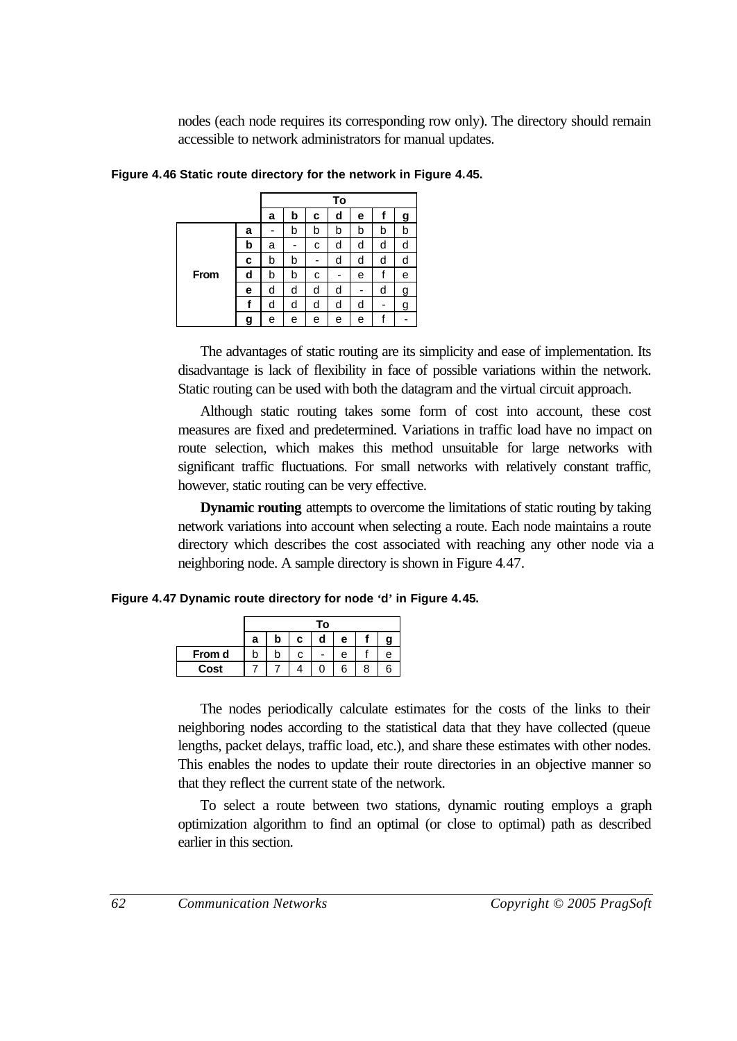nodes (each node requires its corresponding row only). The directory should remain accessible to network administrators for manual updates.

**Figure 4.46 Static route directory for the network in Figure 4.45.**

| | | To | | | | | | |
|---|---|---|---|---|---|---|---|---|
| | | **a** | **b** | **c** | **d** | **e** | **f** | **g** |
| **From** | **a** | - | b | b | b | b | b | b |
| | **b** | a | - | c | d | d | d | d |
| | **c** | b | b | - | d | d | d | d |
| | **d** | b | b | c | - | e | f | e |
| | **e** | d | d | d | d | - | d | g |
| | **f** | d | d | d | d | d | - | g |
| | **g** | e | e | e | e | e | f | - |

The advantages of static routing are its simplicity and ease of implementation. Its disadvantage is lack of flexibility in face of possible variations within the network. Static routing can be used with both the datagram and the virtual circuit approach.

Although static routing takes some form of cost into account, these cost measures are fixed and predetermined. Variations in traffic load have no impact on route selection, which makes this method unsuitable for large networks with significant traffic fluctuations. For small networks with relatively constant traffic, however, static routing can be very effective.

**Dynamic routing** attempts to overcome the limitations of static routing by taking network variations into account when selecting a route. Each node maintains a route directory which describes the cost associated with reaching any other node via a neighboring node. A sample directory is shown in Figure 4.47.

**Figure 4.47 Dynamic route directory for node 'd' in Figure 4.45.**

| | To | | | | | | |
|---|---|---|---|---|---|---|---|
| | **a** | **b** | **c** | **d** | **e** | **f** | **g** |
| **From d** | b | b | c | - | e | f | e |
| **Cost** | 7 | 7 | 4 | 0 | 6 | 8 | 6 |

The nodes periodically calculate estimates for the costs of the links to their neighboring nodes according to the statistical data that they have collected (queue lengths, packet delays, traffic load, etc.), and share these estimates with other nodes. This enables the nodes to update their route directories in an objective manner so that they reflect the current state of the network.

To select a route between two stations, dynamic routing employs a graph optimization algorithm to find an optimal (or close to optimal) path as described earlier in this section.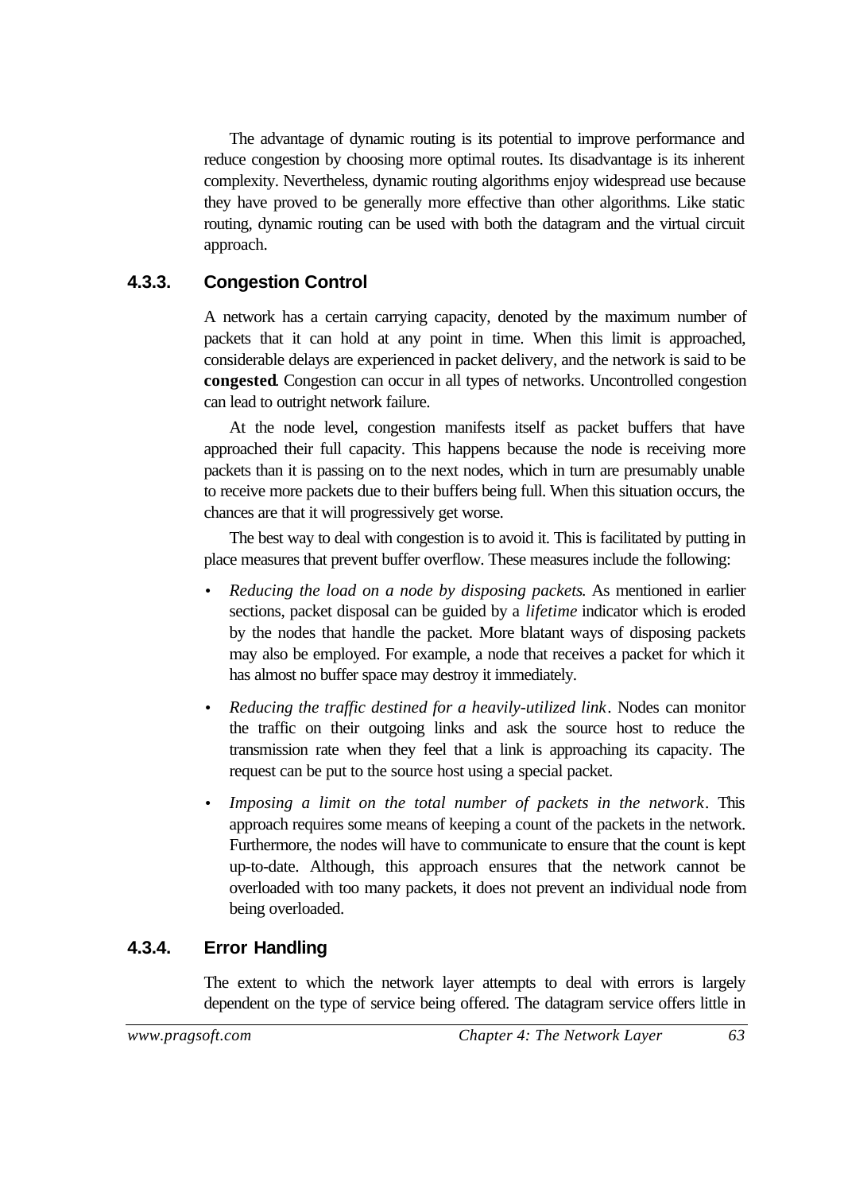The advantage of dynamic routing is its potential to improve performance and reduce congestion by choosing more optimal routes. Its disadvantage is its inherent complexity. Nevertheless, dynamic routing algorithms enjoy widespread use because they have proved to be generally more effective than other algorithms. Like static routing, dynamic routing can be used with both the datagram and the virtual circuit approach.

### 4.3.3. Congestion Control

A network has a certain carrying capacity, denoted by the maximum number of packets that it can hold at any point in time. When this limit is approached, considerable delays are experienced in packet delivery, and the network is said to be **congested**. Congestion can occur in all types of networks. Uncontrolled congestion can lead to outright network failure.

At the node level, congestion manifests itself as packet buffers that have approached their full capacity. This happens because the node is receiving more packets than it is passing on to the next nodes, which in turn are presumably unable to receive more packets due to their buffers being full. When this situation occurs, the chances are that it will progressively get worse.

The best way to deal with congestion is to avoid it. This is facilitated by putting in place measures that prevent buffer overflow. These measures include the following:

- *Reducing the load on a node by disposing packets*. As mentioned in earlier sections, packet disposal can be guided by a *lifetime* indicator which is eroded by the nodes that handle the packet. More blatant ways of disposing packets may also be employed. For example, a node that receives a packet for which it has almost no buffer space may destroy it immediately.
- *Reducing the traffic destined for a heavily-utilized link*. Nodes can monitor the traffic on their outgoing links and ask the source host to reduce the transmission rate when they feel that a link is approaching its capacity. The request can be put to the source host using a special packet.
- *Imposing a limit on the total number of packets in the network*. This approach requires some means of keeping a count of the packets in the network. Furthermore, the nodes will have to communicate to ensure that the count is kept up-to-date. Although, this approach ensures that the network cannot be overloaded with too many packets, it does not prevent an individual node from being overloaded.

### 4.3.4. Error Handling

The extent to which the network layer attempts to deal with errors is largely dependent on the type of service being offered. The datagram service offers little in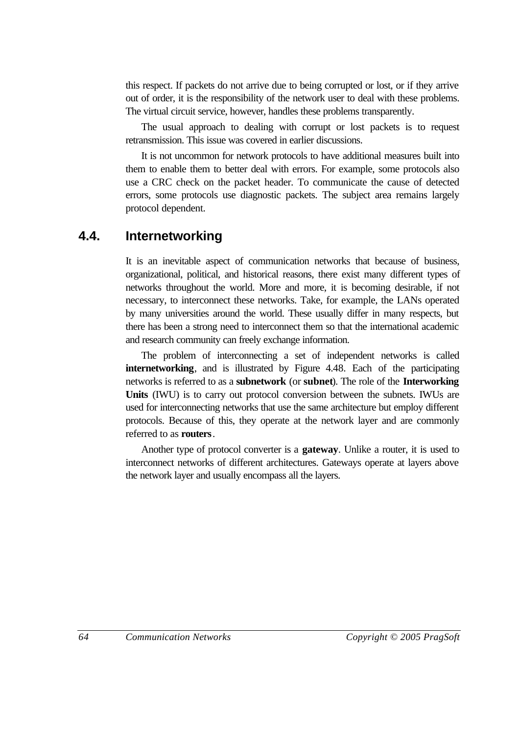this respect. If packets do not arrive due to being corrupted or lost, or if they arrive out of order, it is the responsibility of the network user to deal with these problems. The virtual circuit service, however, handles these problems transparently.

The usual approach to dealing with corrupt or lost packets is to request retransmission. This issue was covered in earlier discussions.

It is not uncommon for network protocols to have additional measures built into them to enable them to better deal with errors. For example, some protocols also use a CRC check on the packet header. To communicate the cause of detected errors, some protocols use diagnostic packets. The subject area remains largely protocol dependent.

## 4.4. Internetworking

It is an inevitable aspect of communication networks that because of business, organizational, political, and historical reasons, there exist many different types of networks throughout the world. More and more, it is becoming desirable, if not necessary, to interconnect these networks. Take, for example, the LANs operated by many universities around the world. These usually differ in many respects, but there has been a strong need to interconnect them so that the international academic and research community can freely exchange information.

The problem of interconnecting a set of independent networks is called **internetworking**, and is illustrated by Figure 4.48. Each of the participating networks is referred to as a **subnetwork** (or **subnet**). The role of the **Interworking Units** (IWU) is to carry out protocol conversion between the subnets. IWUs are used for interconnecting networks that use the same architecture but employ different protocols. Because of this, they operate at the network layer and are commonly referred to as **routers**.

Another type of protocol converter is a **gateway**. Unlike a router, it is used to interconnect networks of different architectures. Gateways operate at layers above the network layer and usually encompass all the layers.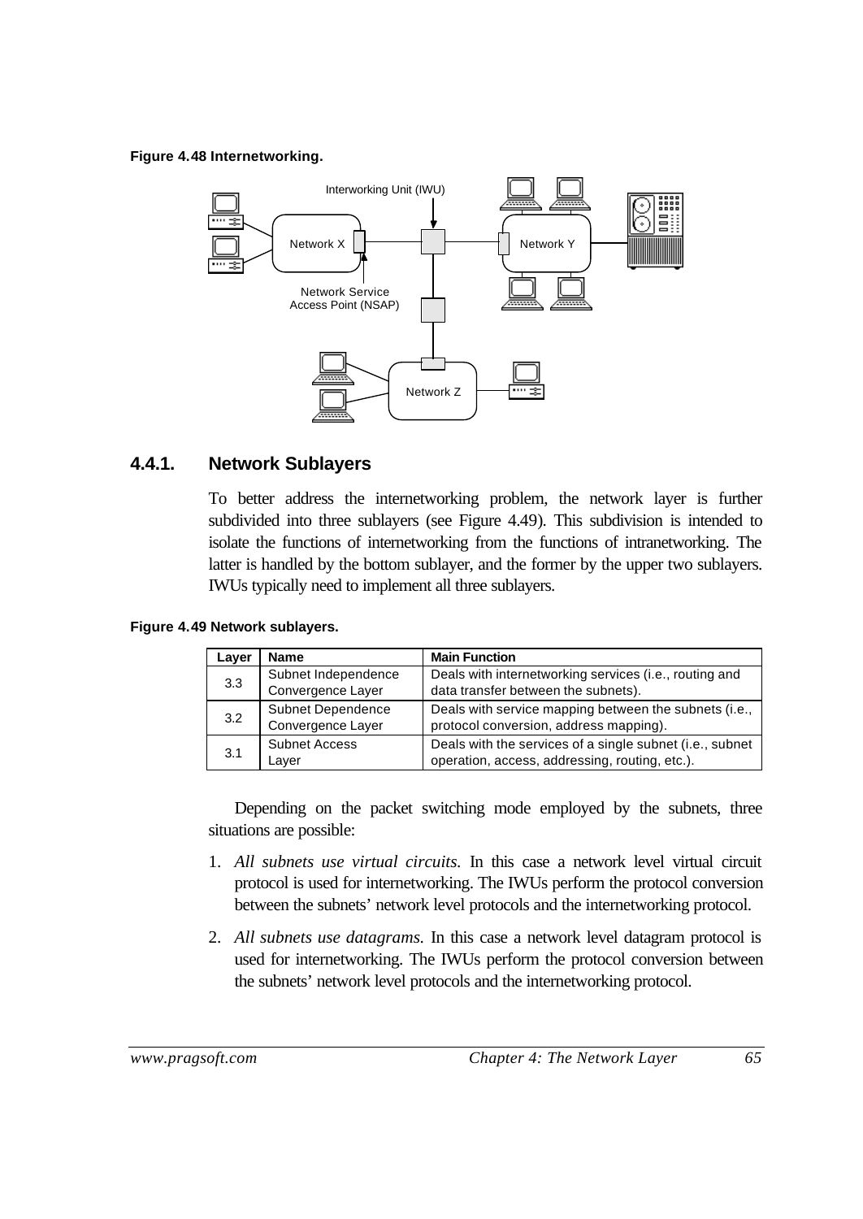**Figure 4.48 Internetworking.**

## 4.4.1. Network Sublayers

To better address the internetworking problem, the network layer is further subdivided into three sublayers (see Figure 4.49). This subdivision is intended to isolate the functions of internetworking from the functions of intranetworking. The latter is handled by the bottom sublayer, and the former by the upper two sublayers. IWUs typically need to implement all three sublayers.

**Figure 4.49 Network sublayers.**

| Layer | Name | Main Function |
|---|---|---|
| 3.3 | Subnet Independence Convergence Layer | Deals with internetworking services (i.e., routing and data transfer between the subnets). |
| 3.2 | Subnet Dependence Convergence Layer | Deals with service mapping between the subnets (i.e., protocol conversion, address mapping). |
| 3.1 | Subnet Access Layer | Deals with the services of a single subnet (i.e., subnet operation, access, addressing, routing, etc.). |

Depending on the packet switching mode employed by the subnets, three situations are possible:

1. *All subnets use virtual circuits.* In this case a network level virtual circuit protocol is used for internetworking. The IWUs perform the protocol conversion between the subnets' network level protocols and the internetworking protocol.

2. *All subnets use datagrams.* In this case a network level datagram protocol is used for internetworking. The IWUs perform the protocol conversion between the subnets' network level protocols and the internetworking protocol.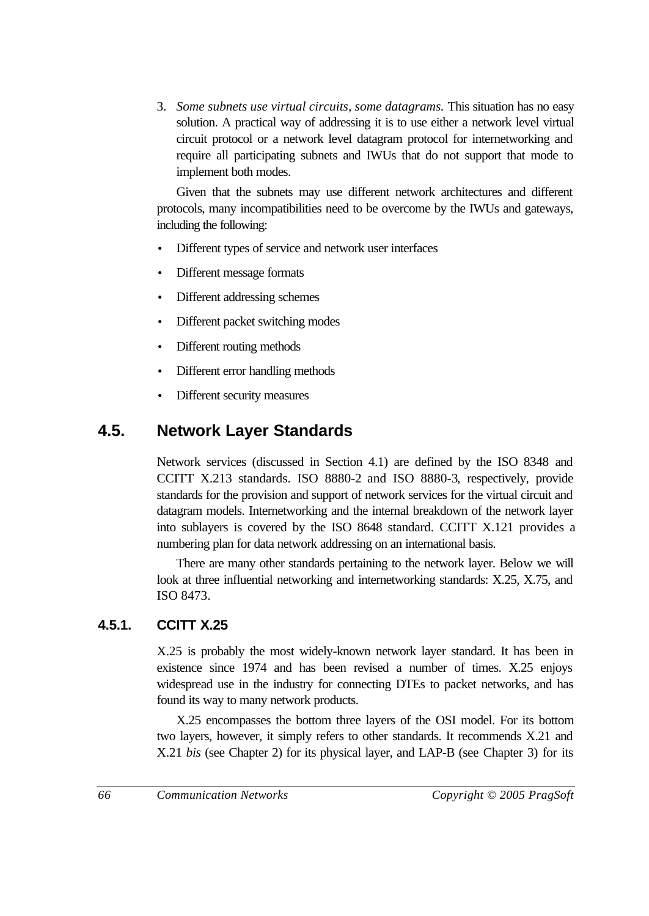3. *Some subnets use virtual circuits, some datagrams.* This situation has no easy solution. A practical way of addressing it is to use either a network level virtual circuit protocol or a network level datagram protocol for internetworking and require all participating subnets and IWUs that do not support that mode to implement both modes.

Given that the subnets may use different network architectures and different protocols, many incompatibilities need to be overcome by the IWUs and gateways, including the following:

- Different types of service and network user interfaces
- Different message formats
- Different addressing schemes
- Different packet switching modes
- Different routing methods
- Different error handling methods
- Different security measures

## 4.5. Network Layer Standards

Network services (discussed in Section 4.1) are defined by the ISO 8348 and CCITT X.213 standards. ISO 8880-2 and ISO 8880-3, respectively, provide standards for the provision and support of network services for the virtual circuit and datagram models. Internetworking and the internal breakdown of the network layer into sublayers is covered by the ISO 8648 standard. CCITT X.121 provides a numbering plan for data network addressing on an international basis.

There are many other standards pertaining to the network layer. Below we will look at three influential networking and internetworking standards: X.25, X.75, and ISO 8473.

### 4.5.1. CCITT X.25

X.25 is probably the most widely-known network layer standard. It has been in existence since 1974 and has been revised a number of times. X.25 enjoys widespread use in the industry for connecting DTEs to packet networks, and has found its way to many network products.

X.25 encompasses the bottom three layers of the OSI model. For its bottom two layers, however, it simply refers to other standards. It recommends X.21 and X.21 *bis* (see Chapter 2) for its physical layer, and LAP-B (see Chapter 3) for its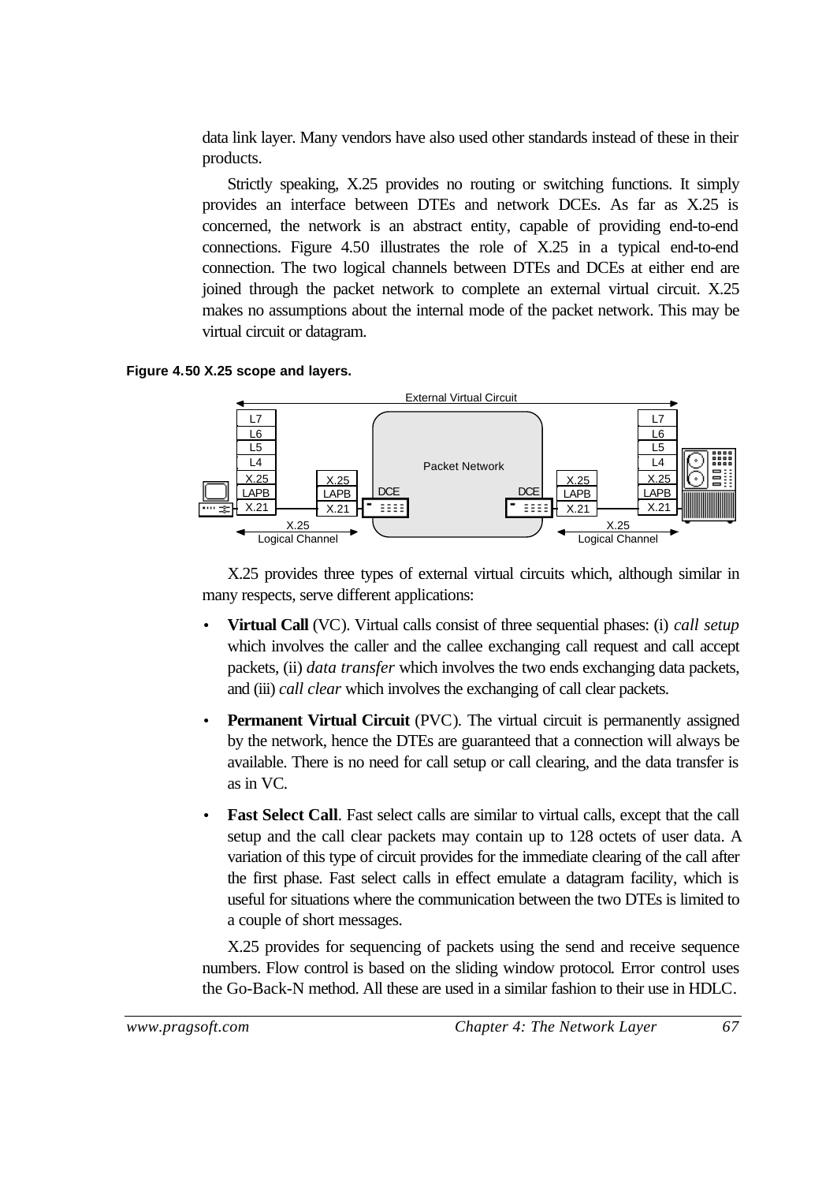data link layer. Many vendors have also used other standards instead of these in their products.

Strictly speaking, X.25 provides no routing or switching functions. It simply provides an interface between DTEs and network DCEs. As far as X.25 is concerned, the network is an abstract entity, capable of providing end-to-end connections. Figure 4.50 illustrates the role of X.25 in a typical end-to-end connection. The two logical channels between DTEs and DCEs at either end are joined through the packet network to complete an external virtual circuit. X.25 makes no assumptions about the internal mode of the packet network. This may be virtual circuit or datagram.

**Figure 4.50 X.25 scope and layers.**

X.25 provides three types of external virtual circuits which, although similar in many respects, serve different applications:

- **Virtual Call** (VC). Virtual calls consist of three sequential phases: (i) *call setup* which involves the caller and the callee exchanging call request and call accept packets, (ii) *data transfer* which involves the two ends exchanging data packets, and (iii) *call clear* which involves the exchanging of call clear packets.
- **Permanent Virtual Circuit** (PVC). The virtual circuit is permanently assigned by the network, hence the DTEs are guaranteed that a connection will always be available. There is no need for call setup or call clearing, and the data transfer is as in VC.
- **Fast Select Call**. Fast select calls are similar to virtual calls, except that the call setup and the call clear packets may contain up to 128 octets of user data. A variation of this type of circuit provides for the immediate clearing of the call after the first phase. Fast select calls in effect emulate a datagram facility, which is useful for situations where the communication between the two DTEs is limited to a couple of short messages.

X.25 provides for sequencing of packets using the send and receive sequence numbers. Flow control is based on the sliding window protocol. Error control uses the Go-Back-N method. All these are used in a similar fashion to their use in HDLC.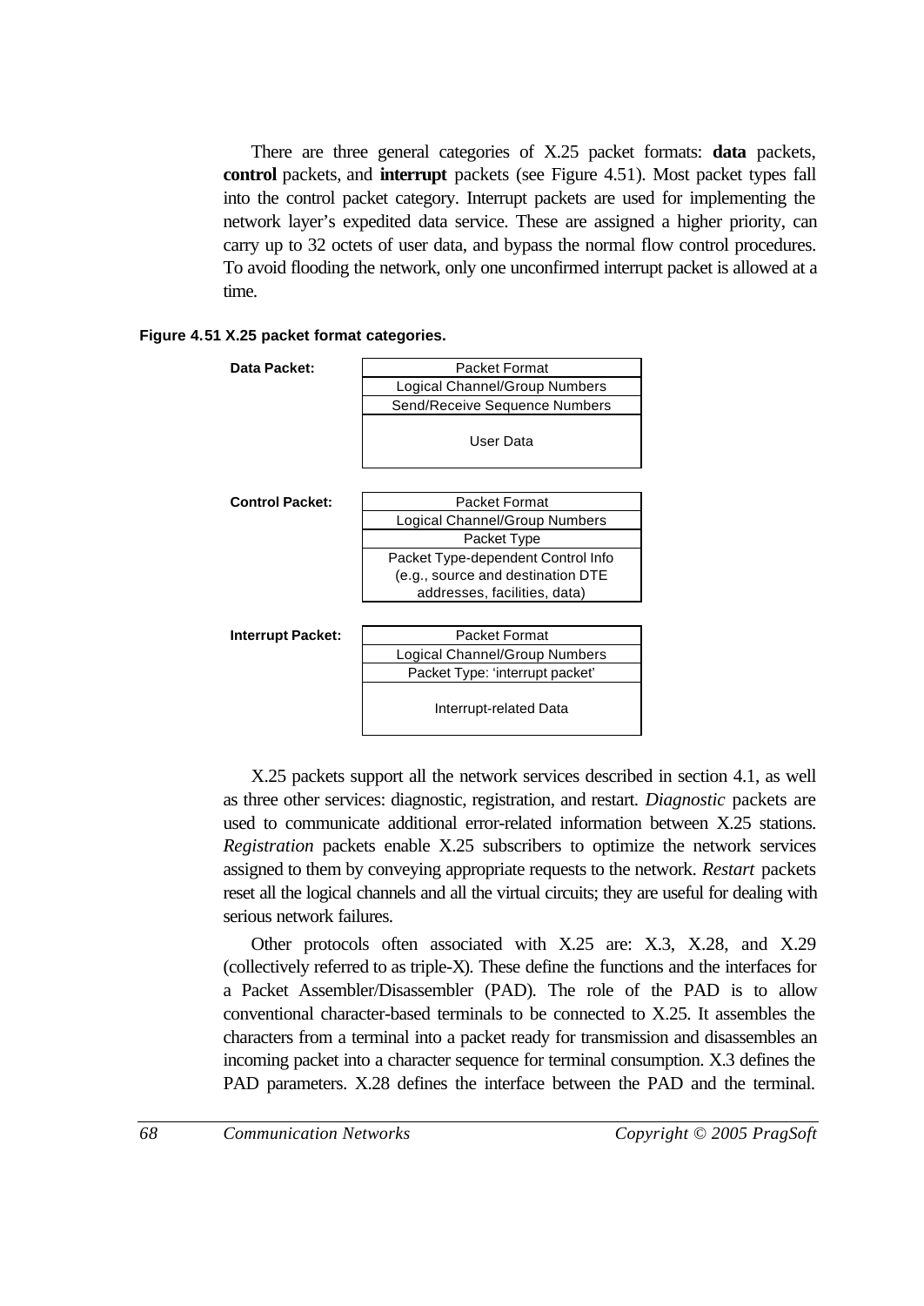There are three general categories of X.25 packet formats: **data** packets, **control** packets, and **interrupt** packets (see Figure 4.51). Most packet types fall into the control packet category. Interrupt packets are used for implementing the network layer's expedited data service. These are assigned a higher priority, can carry up to 32 octets of user data, and bypass the normal flow control procedures. To avoid flooding the network, only one unconfirmed interrupt packet is allowed at a time.

**Figure 4.51 X.25 packet format categories.**

**Data Packet:**

| Packet Format |
|---|
| Logical Channel/Group Numbers |
| Send/Receive Sequence Numbers |
| User Data |

**Control Packet:**

| Packet Format |
|---|
| Logical Channel/Group Numbers |
| Packet Type |
| Packet Type-dependent Control Info (e.g., source and destination DTE addresses, facilities, data) |

**Interrupt Packet:**

| Packet Format |
|---|
| Logical Channel/Group Numbers |
| Packet Type: 'interrupt packet' |
| Interrupt-related Data |

X.25 packets support all the network services described in section 4.1, as well as three other services: diagnostic, registration, and restart. *Diagnostic* packets are used to communicate additional error-related information between X.25 stations. *Registration* packets enable X.25 subscribers to optimize the network services assigned to them by conveying appropriate requests to the network. *Restart* packets reset all the logical channels and all the virtual circuits; they are useful for dealing with serious network failures.

Other protocols often associated with X.25 are: X.3, X.28, and X.29 (collectively referred to as triple-X). These define the functions and the interfaces for a Packet Assembler/Disassembler (PAD). The role of the PAD is to allow conventional character-based terminals to be connected to X.25. It assembles the characters from a terminal into a packet ready for transmission and disassembles an incoming packet into a character sequence for terminal consumption. X.3 defines the PAD parameters. X.28 defines the interface between the PAD and the terminal.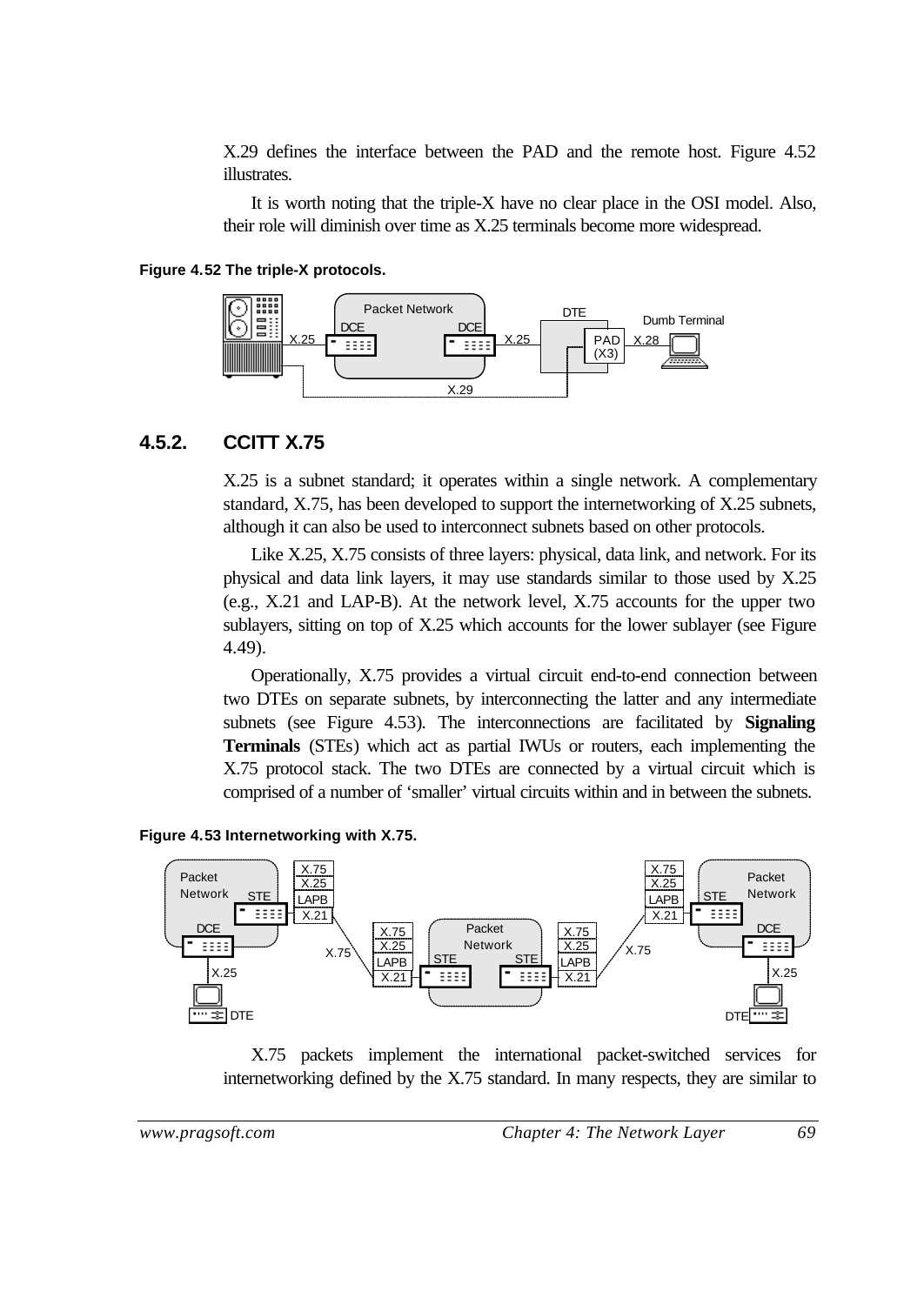X.29 defines the interface between the PAD and the remote host. Figure 4.52 illustrates.

It is worth noting that the triple-X have no clear place in the OSI model. Also, their role will diminish over time as X.25 terminals become more widespread.

**Figure 4.52 The triple-X protocols.**

### 4.5.2. CCITT X.75

X.25 is a subnet standard; it operates within a single network. A complementary standard, X.75, has been developed to support the internetworking of X.25 subnets, although it can also be used to interconnect subnets based on other protocols.

Like X.25, X.75 consists of three layers: physical, data link, and network. For its physical and data link layers, it may use standards similar to those used by X.25 (e.g., X.21 and LAP-B). At the network level, X.75 accounts for the upper two sublayers, sitting on top of X.25 which accounts for the lower sublayer (see Figure 4.49).

Operationally, X.75 provides a virtual circuit end-to-end connection between two DTEs on separate subnets, by interconnecting the latter and any intermediate subnets (see Figure 4.53). The interconnections are facilitated by **Signaling Terminals** (STEs) which act as partial IWUs or routers, each implementing the X.75 protocol stack. The two DTEs are connected by a virtual circuit which is comprised of a number of 'smaller' virtual circuits within and in between the subnets.

**Figure 4.53 Internetworking with X.75.**

X.75 packets implement the international packet-switched services for internetworking defined by the X.75 standard. In many respects, they are similar to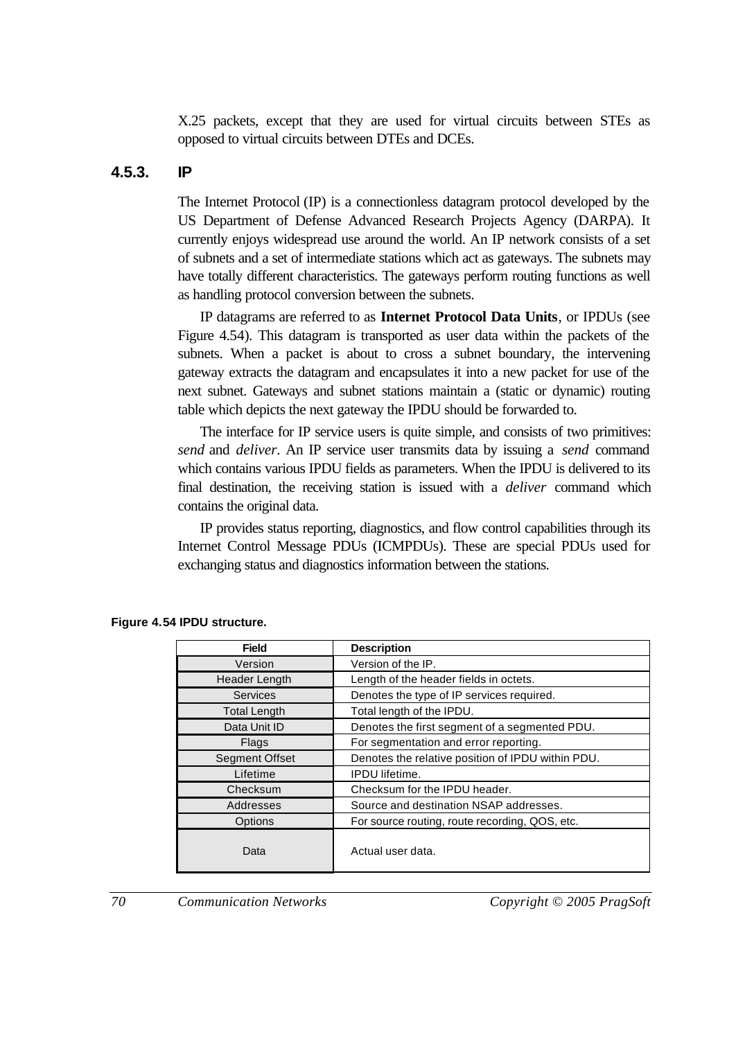X.25 packets, except that they are used for virtual circuits between STEs as opposed to virtual circuits between DTEs and DCEs.

### 4.5.3. IP

The Internet Protocol (IP) is a connectionless datagram protocol developed by the US Department of Defense Advanced Research Projects Agency (DARPA). It currently enjoys widespread use around the world. An IP network consists of a set of subnets and a set of intermediate stations which act as gateways. The subnets may have totally different characteristics. The gateways perform routing functions as well as handling protocol conversion between the subnets.

IP datagrams are referred to as **Internet Protocol Data Units**, or IPDUs (see Figure 4.54). This datagram is transported as user data within the packets of the subnets. When a packet is about to cross a subnet boundary, the intervening gateway extracts the datagram and encapsulates it into a new packet for use of the next subnet. Gateways and subnet stations maintain a (static or dynamic) routing table which depicts the next gateway the IPDU should be forwarded to.

The interface for IP service users is quite simple, and consists of two primitives: *send* and *deliver*. An IP service user transmits data by issuing a *send* command which contains various IPDU fields as parameters. When the IPDU is delivered to its final destination, the receiving station is issued with a *deliver* command which contains the original data.

IP provides status reporting, diagnostics, and flow control capabilities through its Internet Control Message PDUs (ICMPDUs). These are special PDUs used for exchanging status and diagnostics information between the stations.

**Figure 4.54 IPDU structure.**

| Field | Description |
|---|---|
| Version | Version of the IP. |
| Header Length | Length of the header fields in octets. |
| Services | Denotes the type of IP services required. |
| Total Length | Total length of the IPDU. |
| Data Unit ID | Denotes the first segment of a segmented PDU. |
| Flags | For segmentation and error reporting. |
| Segment Offset | Denotes the relative position of IPDU within PDU. |
| Lifetime | IPDU lifetime. |
| Checksum | Checksum for the IPDU header. |
| Addresses | Source and destination NSAP addresses. |
| Options | For source routing, route recording, QOS, etc. |
| Data | Actual user data. |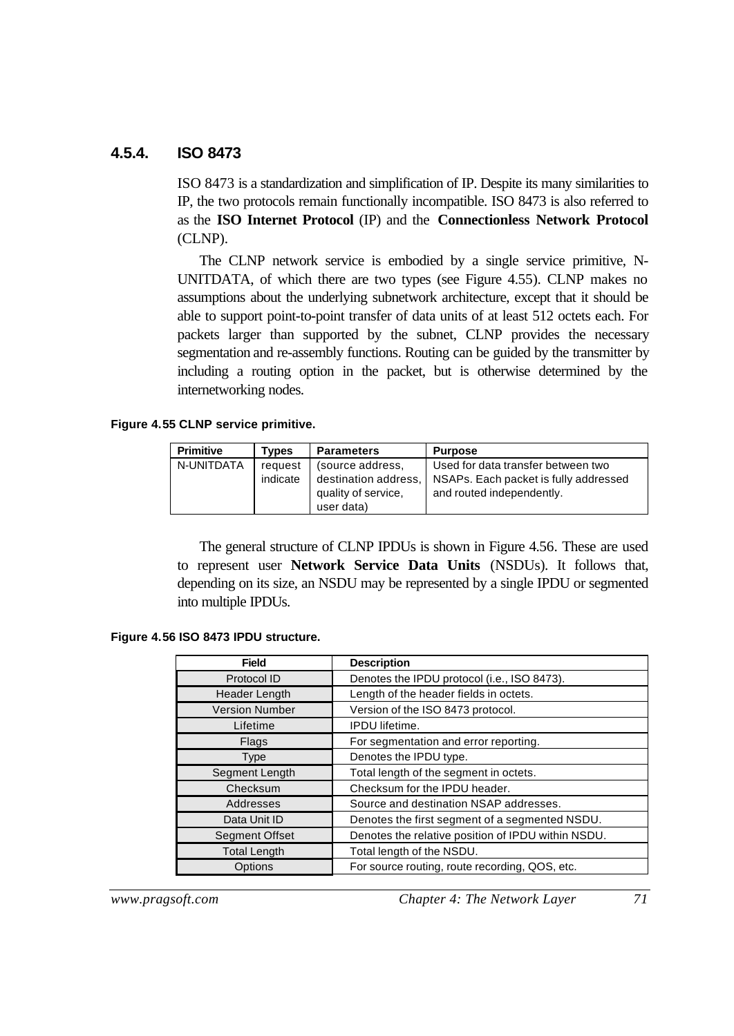### 4.5.4. ISO 8473

ISO 8473 is a standardization and simplification of IP. Despite its many similarities to IP, the two protocols remain functionally incompatible. ISO 8473 is also referred to as the **ISO Internet Protocol** (IP) and the **Connectionless Network Protocol** (CLNP).

The CLNP network service is embodied by a single service primitive, N-UNITDATA, of which there are two types (see Figure 4.55). CLNP makes no assumptions about the underlying subnetwork architecture, except that it should be able to support point-to-point transfer of data units of at least 512 octets each. For packets larger than supported by the subnet, CLNP provides the necessary segmentation and re-assembly functions. Routing can be guided by the transmitter by including a routing option in the packet, but is otherwise determined by the internetworking nodes.

**Figure 4.55 CLNP service primitive.**

| Primitive | Types | Parameters | Purpose |
|---|---|---|---|
| N-UNITDATA | request indicate | (source address, destination address, quality of service, user data) | Used for data transfer between two NSAPs. Each packet is fully addressed and routed independently. |

The general structure of CLNP IPDUs is shown in Figure 4.56. These are used to represent user **Network Service Data Units** (NSDUs). It follows that, depending on its size, an NSDU may be represented by a single IPDU or segmented into multiple IPDUs.

**Figure 4.56 ISO 8473 IPDU structure.**

| Field | Description |
|---|---|
| Protocol ID | Denotes the IPDU protocol (i.e., ISO 8473). |
| Header Length | Length of the header fields in octets. |
| Version Number | Version of the ISO 8473 protocol. |
| Lifetime | IPDU lifetime. |
| Flags | For segmentation and error reporting. |
| Type | Denotes the IPDU type. |
| Segment Length | Total length of the segment in octets. |
| Checksum | Checksum for the IPDU header. |
| Addresses | Source and destination NSAP addresses. |
| Data Unit ID | Denotes the first segment of a segmented NSDU. |
| Segment Offset | Denotes the relative position of IPDU within NSDU. |
| Total Length | Total length of the NSDU. |
| Options | For source routing, route recording, QOS, etc. |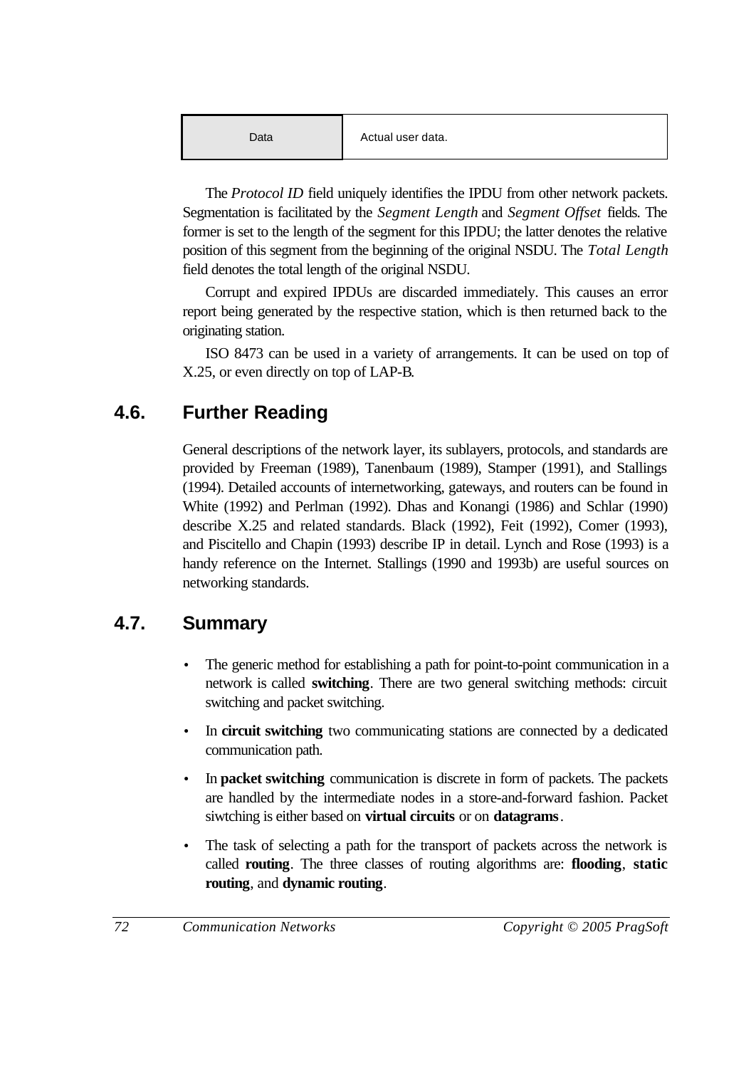| Data | Actual user data. |
|---|---|

The *Protocol ID* field uniquely identifies the IPDU from other network packets. Segmentation is facilitated by the *Segment Length* and *Segment Offset* fields. The former is set to the length of the segment for this IPDU; the latter denotes the relative position of this segment from the beginning of the original NSDU. The *Total Length* field denotes the total length of the original NSDU.

Corrupt and expired IPDUs are discarded immediately. This causes an error report being generated by the respective station, which is then returned back to the originating station.

ISO 8473 can be used in a variety of arrangements. It can be used on top of X.25, or even directly on top of LAP-B.

## 4.6. Further Reading

General descriptions of the network layer, its sublayers, protocols, and standards are provided by Freeman (1989), Tanenbaum (1989), Stamper (1991), and Stallings (1994). Detailed accounts of internetworking, gateways, and routers can be found in White (1992) and Perlman (1992). Dhas and Konangi (1986) and Schlar (1990) describe X.25 and related standards. Black (1992), Feit (1992), Comer (1993), and Piscitello and Chapin (1993) describe IP in detail. Lynch and Rose (1993) is a handy reference on the Internet. Stallings (1990 and 1993b) are useful sources on networking standards.

## 4.7. Summary

- The generic method for establishing a path for point-to-point communication in a network is called **switching**. There are two general switching methods: circuit switching and packet switching.
- In **circuit switching** two communicating stations are connected by a dedicated communication path.
- In **packet switching** communication is discrete in form of packets. The packets are handled by the intermediate nodes in a store-and-forward fashion. Packet siwtching is either based on **virtual circuits** or on **datagrams**.
- The task of selecting a path for the transport of packets across the network is called **routing**. The three classes of routing algorithms are: **flooding**, **static routing**, and **dynamic routing**.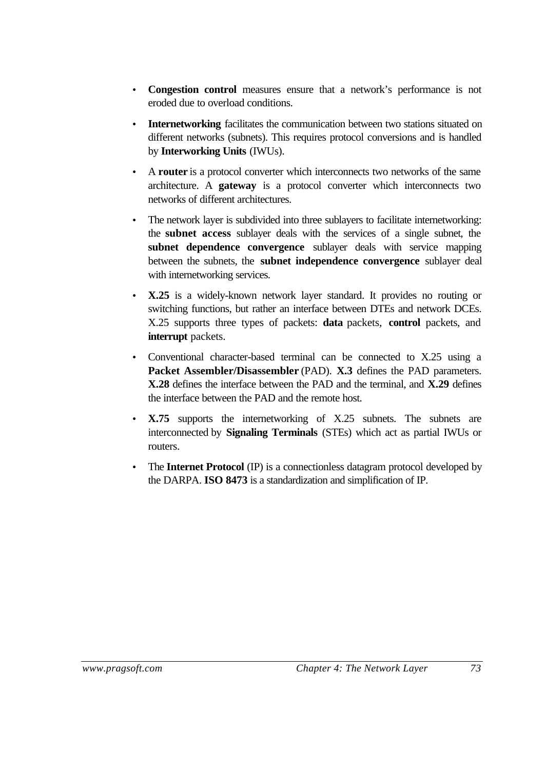- **Congestion control** measures ensure that a network's performance is not eroded due to overload conditions.
- **Internetworking** facilitates the communication between two stations situated on different networks (subnets). This requires protocol conversions and is handled by **Interworking Units** (IWUs).
- A **router** is a protocol converter which interconnects two networks of the same architecture. A **gateway** is a protocol converter which interconnects two networks of different architectures.
- The network layer is subdivided into three sublayers to facilitate internetworking: the **subnet access** sublayer deals with the services of a single subnet, the **subnet dependence convergence** sublayer deals with service mapping between the subnets, the **subnet independence convergence** sublayer deal with internetworking services.
- **X.25** is a widely-known network layer standard. It provides no routing or switching functions, but rather an interface between DTEs and network DCEs. X.25 supports three types of packets: **data** packets, **control** packets, and **interrupt** packets.
- Conventional character-based terminal can be connected to X.25 using a **Packet Assembler/Disassembler** (PAD). **X.3** defines the PAD parameters. **X.28** defines the interface between the PAD and the terminal, and **X.29** defines the interface between the PAD and the remote host.
- **X.75** supports the internetworking of X.25 subnets. The subnets are interconnected by **Signaling Terminals** (STEs) which act as partial IWUs or routers.
- The **Internet Protocol** (IP) is a connectionless datagram protocol developed by the DARPA. **ISO 8473** is a standardization and simplification of IP.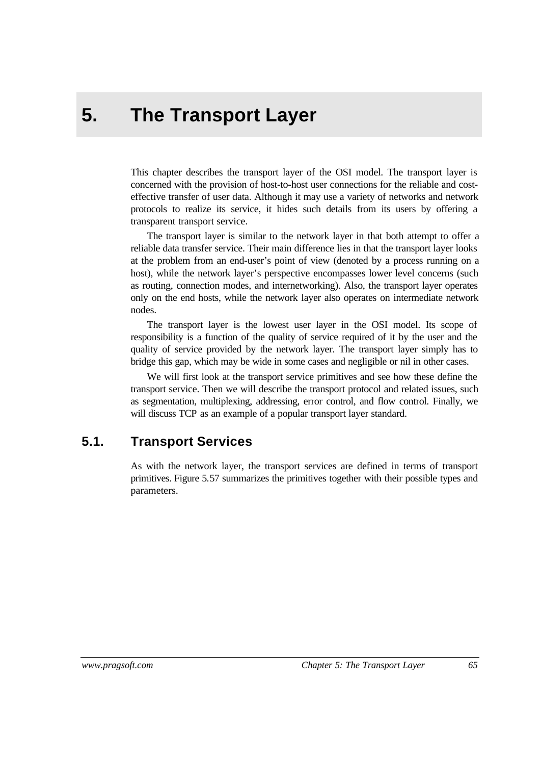# 5. The Transport Layer

This chapter describes the transport layer of the OSI model. The transport layer is concerned with the provision of host-to-host user connections for the reliable and cost-effective transfer of user data. Although it may use a variety of networks and network protocols to realize its service, it hides such details from its users by offering a transparent transport service.

The transport layer is similar to the network layer in that both attempt to offer a reliable data transfer service. Their main difference lies in that the transport layer looks at the problem from an end-user's point of view (denoted by a process running on a host), while the network layer's perspective encompasses lower level concerns (such as routing, connection modes, and internetworking). Also, the transport layer operates only on the end hosts, while the network layer also operates on intermediate network nodes.

The transport layer is the lowest user layer in the OSI model. Its scope of responsibility is a function of the quality of service required of it by the user and the quality of service provided by the network layer. The transport layer simply has to bridge this gap, which may be wide in some cases and negligible or nil in other cases.

We will first look at the transport service primitives and see how these define the transport service. Then we will describe the transport protocol and related issues, such as segmentation, multiplexing, addressing, error control, and flow control. Finally, we will discuss TCP as an example of a popular transport layer standard.

## 5.1. Transport Services

As with the network layer, the transport services are defined in terms of transport primitives. Figure 5.57 summarizes the primitives together with their possible types and parameters.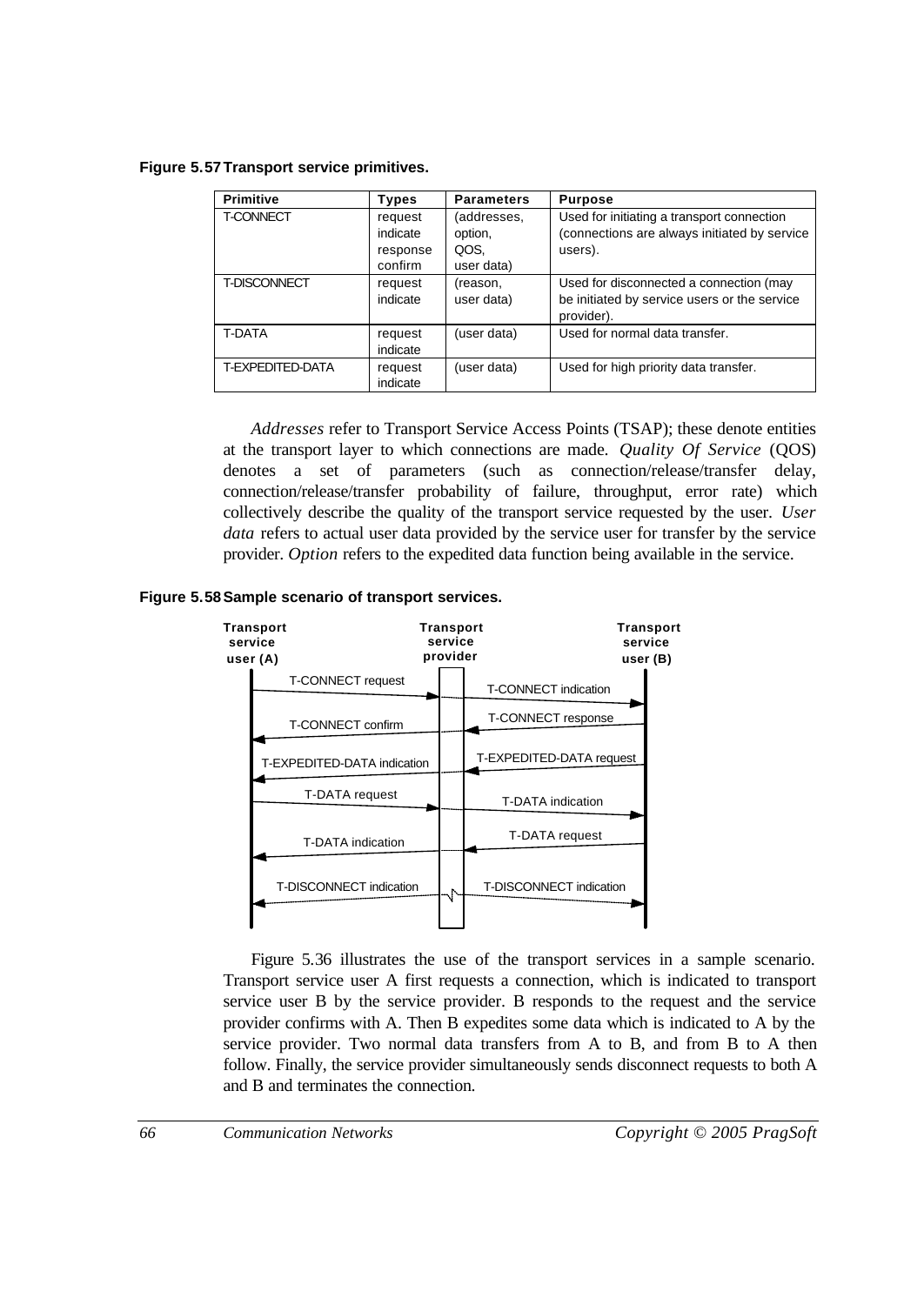**Figure 5.57 Transport service primitives.**

| Primitive | Types | Parameters | Purpose |
|---|---|---|---|
| T-CONNECT | request<br>indicate<br>response<br>confirm | (addresses,<br>option,<br>QOS,<br>user data) | Used for initiating a transport connection (connections are always initiated by service users). |
| T-DISCONNECT | request<br>indicate | (reason,<br>user data) | Used for disconnected a connection (may be initiated by service users or the service provider). |
| T-DATA | request<br>indicate | (user data) | Used for normal data transfer. |
| T-EXPEDITED-DATA | request<br>indicate | (user data) | Used for high priority data transfer. |

*Addresses* refer to Transport Service Access Points (TSAP); these denote entities at the transport layer to which connections are made. *Quality Of Service* (QOS) denotes a set of parameters (such as connection/release/transfer delay, connection/release/transfer probability of failure, throughput, error rate) which collectively describe the quality of the transport service requested by the user. *User data* refers to actual user data provided by the service user for transfer by the service provider. *Option* refers to the expedited data function being available in the service.

**Figure 5.58 Sample scenario of transport services.**

Figure 5.36 illustrates the use of the transport services in a sample scenario. Transport service user A first requests a connection, which is indicated to transport service user B by the service provider. B responds to the request and the service provider confirms with A. Then B expedites some data which is indicated to A by the service provider. Two normal data transfers from A to B, and from B to A then follow. Finally, the service provider simultaneously sends disconnect requests to both A and B and terminates the connection.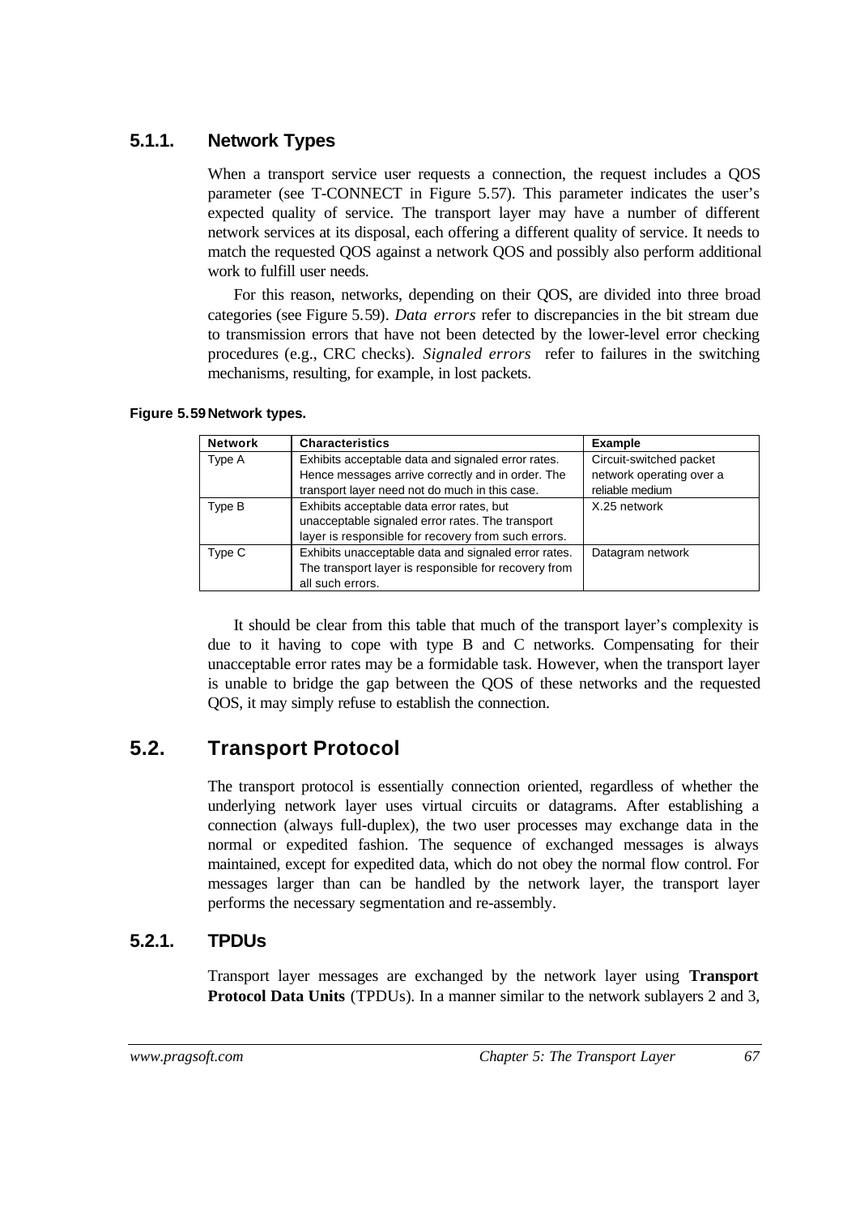### 5.1.1. Network Types

When a transport service user requests a connection, the request includes a QOS parameter (see T-CONNECT in Figure 5.57). This parameter indicates the user's expected quality of service. The transport layer may have a number of different network services at its disposal, each offering a different quality of service. It needs to match the requested QOS against a network QOS and possibly also perform additional work to fulfill user needs.

For this reason, networks, depending on their QOS, are divided into three broad categories (see Figure 5.59). *Data errors* refer to discrepancies in the bit stream due to transmission errors that have not been detected by the lower-level error checking procedures (e.g., CRC checks). *Signaled errors* refer to failures in the switching mechanisms, resulting, for example, in lost packets.

**Figure 5.59 Network types.**

| Network | Characteristics | Example |
|---|---|---|
| Type A | Exhibits acceptable data and signaled error rates. Hence messages arrive correctly and in order. The transport layer need not do much in this case. | Circuit-switched packet network operating over a reliable medium |
| Type B | Exhibits acceptable data error rates, but unacceptable signaled error rates. The transport layer is responsible for recovery from such errors. | X.25 network |
| Type C | Exhibits unacceptable data and signaled error rates. The transport layer is responsible for recovery from all such errors. | Datagram network |

It should be clear from this table that much of the transport layer's complexity is due to it having to cope with type B and C networks. Compensating for their unacceptable error rates may be a formidable task. However, when the transport layer is unable to bridge the gap between the QOS of these networks and the requested QOS, it may simply refuse to establish the connection.

## 5.2. Transport Protocol

The transport protocol is essentially connection oriented, regardless of whether the underlying network layer uses virtual circuits or datagrams. After establishing a connection (always full-duplex), the two user processes may exchange data in the normal or expedited fashion. The sequence of exchanged messages is always maintained, except for expedited data, which do not obey the normal flow control. For messages larger than can be handled by the network layer, the transport layer performs the necessary segmentation and re-assembly.

### 5.2.1. TPDUs

Transport layer messages are exchanged by the network layer using **Transport Protocol Data Units** (TPDUs). In a manner similar to the network sublayers 2 and 3,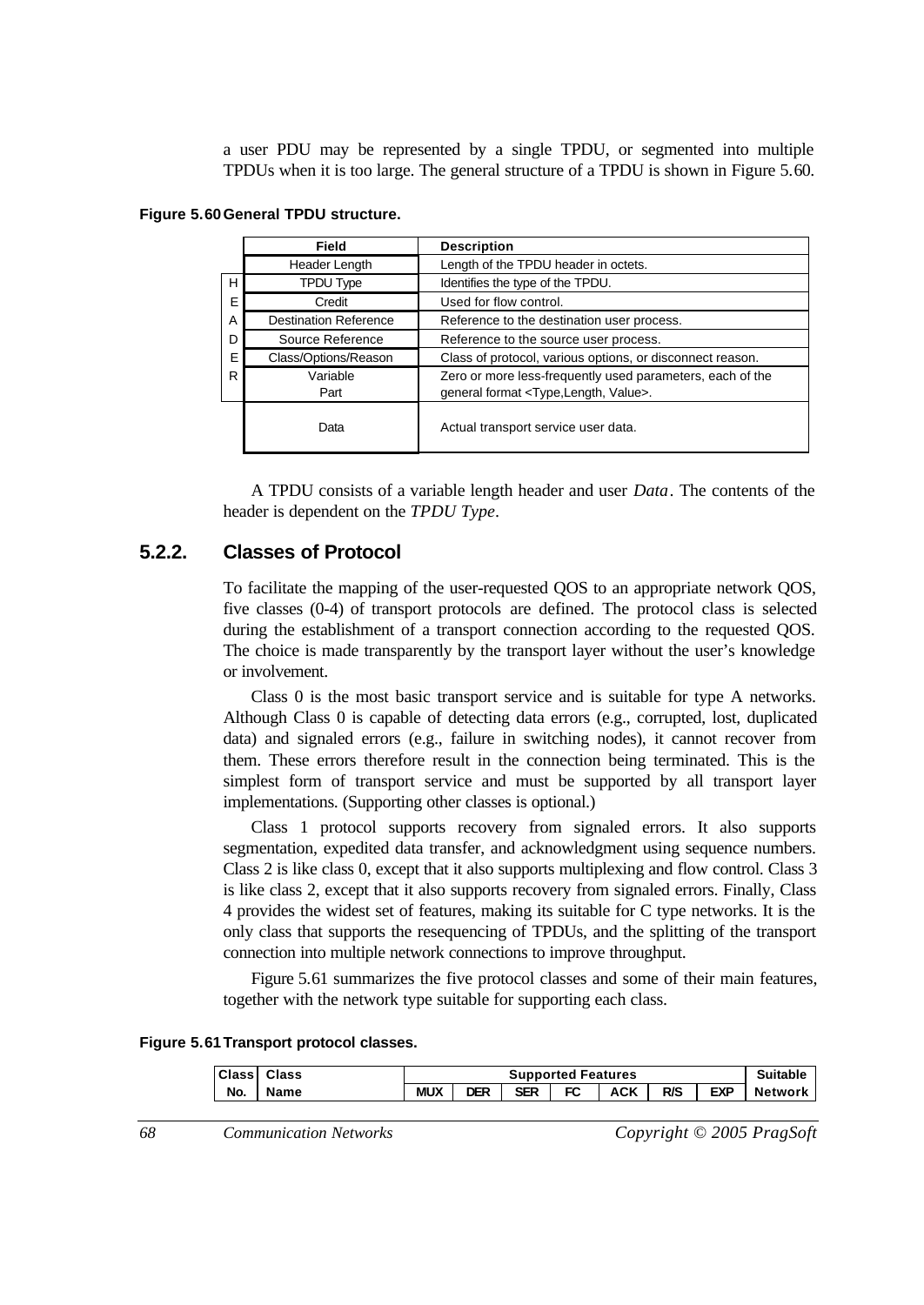a user PDU may be represented by a single TPDU, or segmented into multiple TPDUs when it is too large. The general structure of a TPDU is shown in Figure 5.60.

**Figure 5.60 General TPDU structure.**

| | Field | Description |
|---|---|---|
| | Header Length | Length of the TPDU header in octets. |
| H | TPDU Type | Identifies the type of the TPDU. |
| E | Credit | Used for flow control. |
| A | Destination Reference | Reference to the destination user process. |
| D | Source Reference | Reference to the source user process. |
| E | Class/Options/Reason | Class of protocol, various options, or disconnect reason. |
| R | Variable Part | Zero or more less-frequently used parameters, each of the general format <Type,Length, Value>. |
| | Data | Actual transport service user data. |

A TPDU consists of a variable length header and user *Data*. The contents of the header is dependent on the *TPDU Type*.

## 5.2.2. Classes of Protocol

To facilitate the mapping of the user-requested QOS to an appropriate network QOS, five classes (0-4) of transport protocols are defined. The protocol class is selected during the establishment of a transport connection according to the requested QOS. The choice is made transparently by the transport layer without the user's knowledge or involvement.

Class 0 is the most basic transport service and is suitable for type A networks. Although Class 0 is capable of detecting data errors (e.g., corrupted, lost, duplicated data) and signaled errors (e.g., failure in switching nodes), it cannot recover from them. These errors therefore result in the connection being terminated. This is the simplest form of transport service and must be supported by all transport layer implementations. (Supporting other classes is optional.)

Class 1 protocol supports recovery from signaled errors. It also supports segmentation, expedited data transfer, and acknowledgment using sequence numbers. Class 2 is like class 0, except that it also supports multiplexing and flow control. Class 3 is like class 2, except that it also supports recovery from signaled errors. Finally, Class 4 provides the widest set of features, making its suitable for C type networks. It is the only class that supports the resequencing of TPDUs, and the splitting of the transport connection into multiple network connections to improve throughput.

Figure 5.61 summarizes the five protocol classes and some of their main features, together with the network type suitable for supporting each class.

**Figure 5.61 Transport protocol classes.**

| Class No. | Class Name | Supported Features | | | | | | | Suitable |
|---|---|---|---|---|---|---|---|---|---|
| | | MUX | DER | SER | FC | ACK | R/S | EXP | Network |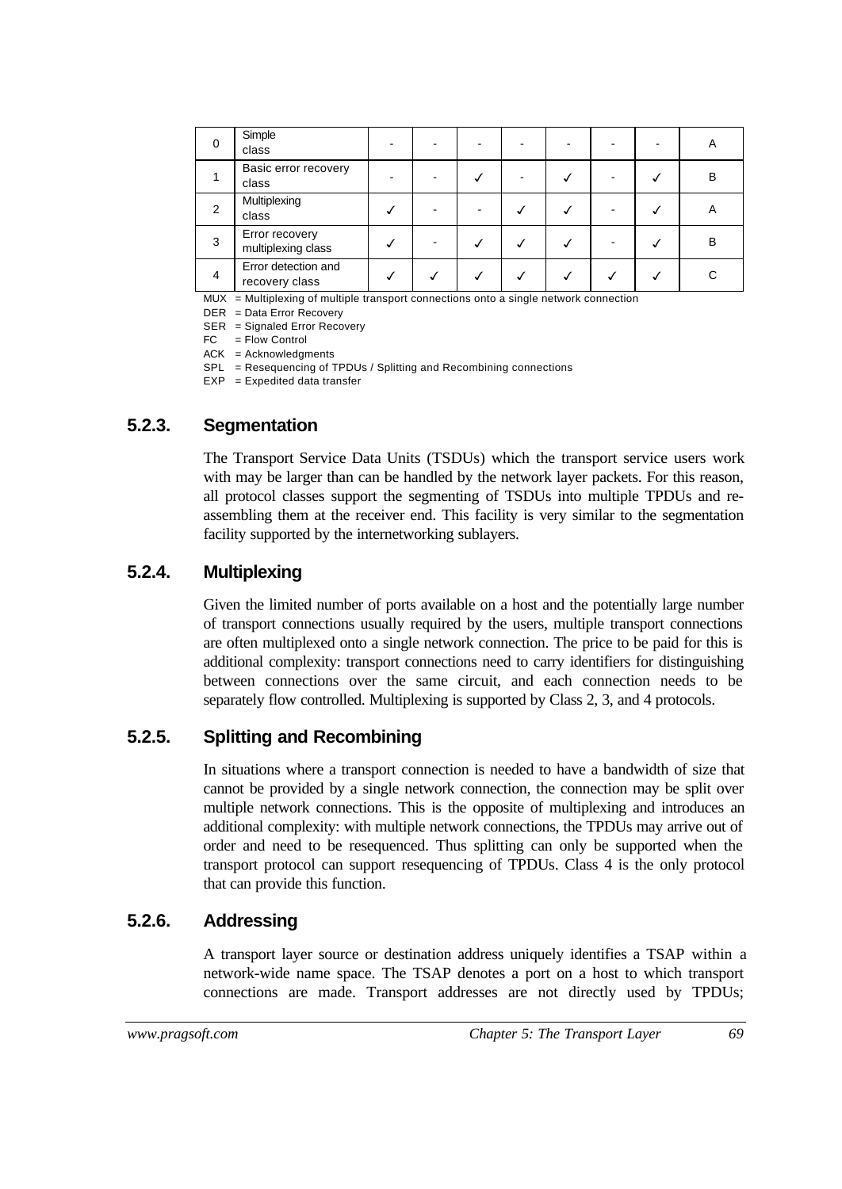| | | | | | | | | | |
|---|---|---|---|---|---|---|---|---|---|
| 0 | Simple class | - | - | - | - | - | - | - | A |
| 1 | Basic error recovery class | - | - | ✓ | - | ✓ | - | ✓ | B |
| 2 | Multiplexing class | ✓ | - | - | ✓ | ✓ | - | ✓ | A |
| 3 | Error recovery multiplexing class | ✓ | - | ✓ | ✓ | ✓ | - | ✓ | B |
| 4 | Error detection and recovery class | ✓ | ✓ | ✓ | ✓ | ✓ | ✓ | ✓ | C |

MUX = Multiplexing of multiple transport connections onto a single network connection
DER = Data Error Recovery
SER = Signaled Error Recovery
FC = Flow Control
ACK = Acknowledgments
SPL = Resequencing of TPDUs / Splitting and Recombining connections
EXP = Expedited data transfer

### 5.2.3. Segmentation

The Transport Service Data Units (TSDUs) which the transport service users work with may be larger than can be handled by the network layer packets. For this reason, all protocol classes support the segmenting of TSDUs into multiple TPDUs and re-assembling them at the receiver end. This facility is very similar to the segmentation facility supported by the internetworking sublayers.

### 5.2.4. Multiplexing

Given the limited number of ports available on a host and the potentially large number of transport connections usually required by the users, multiple transport connections are often multiplexed onto a single network connection. The price to be paid for this is additional complexity: transport connections need to carry identifiers for distinguishing between connections over the same circuit, and each connection needs to be separately flow controlled. Multiplexing is supported by Class 2, 3, and 4 protocols.

### 5.2.5. Splitting and Recombining

In situations where a transport connection is needed to have a bandwidth of size that cannot be provided by a single network connection, the connection may be split over multiple network connections. This is the opposite of multiplexing and introduces an additional complexity: with multiple network connections, the TPDUs may arrive out of order and need to be resequenced. Thus splitting can only be supported when the transport protocol can support resequencing of TPDUs. Class 4 is the only protocol that can provide this function.

### 5.2.6. Addressing

A transport layer source or destination address uniquely identifies a TSAP within a network-wide name space. The TSAP denotes a port on a host to which transport connections are made. Transport addresses are not directly used by TPDUs;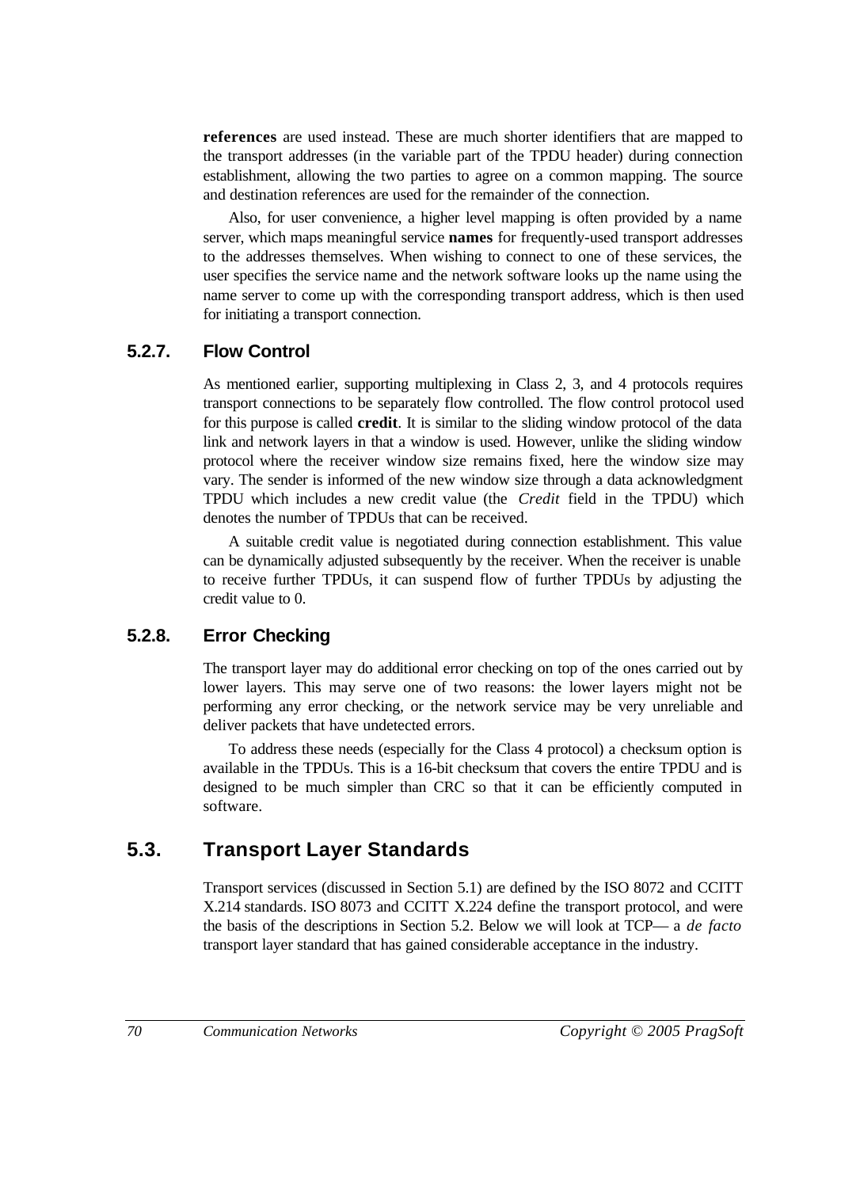**references** are used instead. These are much shorter identifiers that are mapped to the transport addresses (in the variable part of the TPDU header) during connection establishment, allowing the two parties to agree on a common mapping. The source and destination references are used for the remainder of the connection.

Also, for user convenience, a higher level mapping is often provided by a name server, which maps meaningful service **names** for frequently-used transport addresses to the addresses themselves. When wishing to connect to one of these services, the user specifies the service name and the network software looks up the name using the name server to come up with the corresponding transport address, which is then used for initiating a transport connection.

### 5.2.7. Flow Control

As mentioned earlier, supporting multiplexing in Class 2, 3, and 4 protocols requires transport connections to be separately flow controlled. The flow control protocol used for this purpose is called **credit**. It is similar to the sliding window protocol of the data link and network layers in that a window is used. However, unlike the sliding window protocol where the receiver window size remains fixed, here the window size may vary. The sender is informed of the new window size through a data acknowledgment TPDU which includes a new credit value (the *Credit* field in the TPDU) which denotes the number of TPDUs that can be received.

A suitable credit value is negotiated during connection establishment. This value can be dynamically adjusted subsequently by the receiver. When the receiver is unable to receive further TPDUs, it can suspend flow of further TPDUs by adjusting the credit value to 0.

### 5.2.8. Error Checking

The transport layer may do additional error checking on top of the ones carried out by lower layers. This may serve one of two reasons: the lower layers might not be performing any error checking, or the network service may be very unreliable and deliver packets that have undetected errors.

To address these needs (especially for the Class 4 protocol) a checksum option is available in the TPDUs. This is a 16-bit checksum that covers the entire TPDU and is designed to be much simpler than CRC so that it can be efficiently computed in software.

## 5.3. Transport Layer Standards

Transport services (discussed in Section 5.1) are defined by the ISO 8072 and CCITT X.214 standards. ISO 8073 and CCITT X.224 define the transport protocol, and were the basis of the descriptions in Section 5.2. Below we will look at TCP— a *de facto* transport layer standard that has gained considerable acceptance in the industry.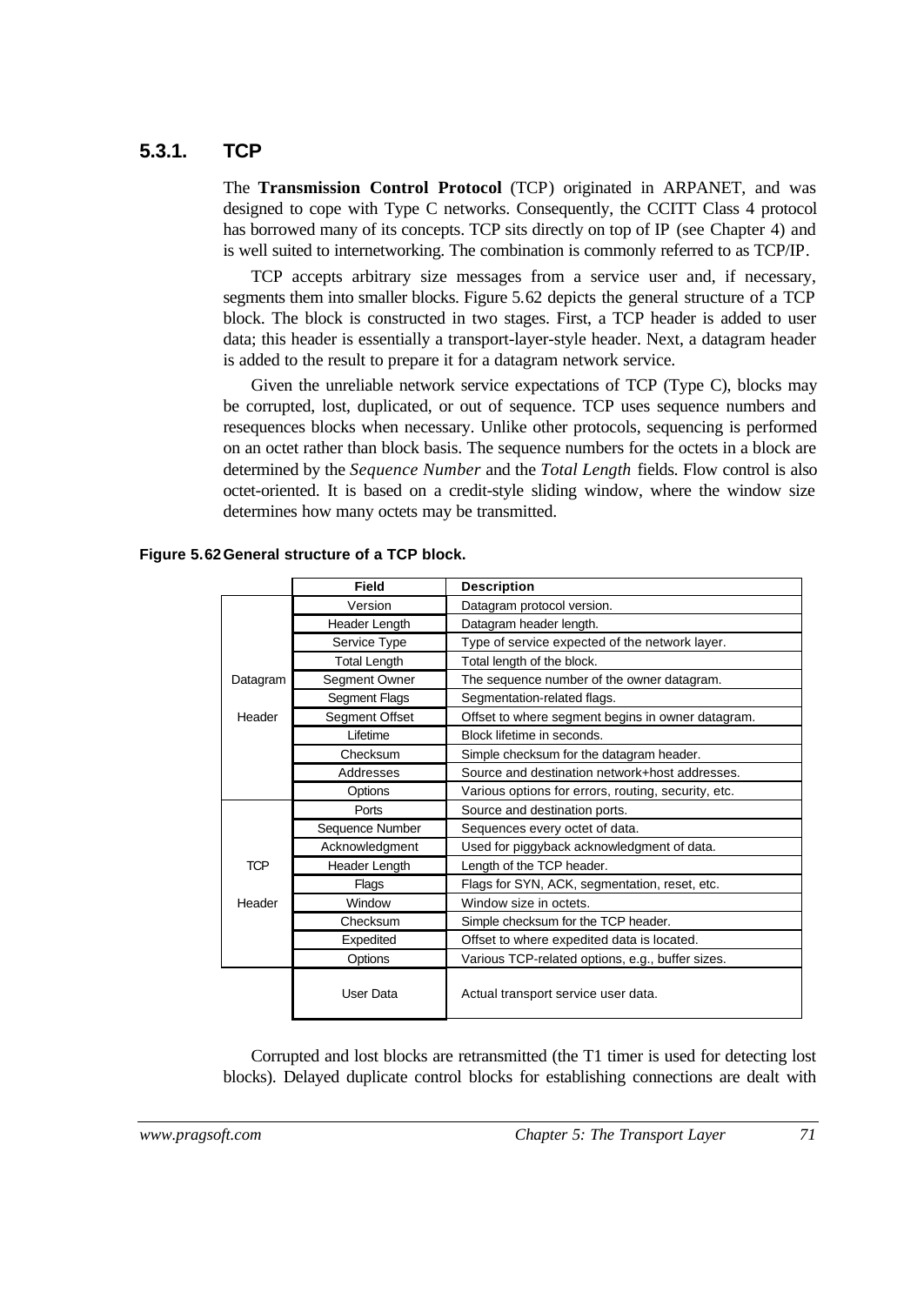### 5.3.1. TCP

The **Transmission Control Protocol** (TCP) originated in ARPANET, and was designed to cope with Type C networks. Consequently, the CCITT Class 4 protocol has borrowed many of its concepts. TCP sits directly on top of IP (see Chapter 4) and is well suited to internetworking. The combination is commonly referred to as TCP/IP.

TCP accepts arbitrary size messages from a service user and, if necessary, segments them into smaller blocks. Figure 5.62 depicts the general structure of a TCP block. The block is constructed in two stages. First, a TCP header is added to user data; this header is essentially a transport-layer-style header. Next, a datagram header is added to the result to prepare it for a datagram network service.

Given the unreliable network service expectations of TCP (Type C), blocks may be corrupted, lost, duplicated, or out of sequence. TCP uses sequence numbers and resequences blocks when necessary. Unlike other protocols, sequencing is performed on an octet rather than block basis. The sequence numbers for the octets in a block are determined by the *Sequence Number* and the *Total Length* fields. Flow control is also octet-oriented. It is based on a credit-style sliding window, where the window size determines how many octets may be transmitted.

**Figure 5.62 General structure of a TCP block.**

| | Field | Description |
|---|---|---|
| Datagram Header | Version | Datagram protocol version. |
| | Header Length | Datagram header length. |
| | Service Type | Type of service expected of the network layer. |
| | Total Length | Total length of the block. |
| | Segment Owner | The sequence number of the owner datagram. |
| | Segment Flags | Segmentation-related flags. |
| | Segment Offset | Offset to where segment begins in owner datagram. |
| | Lifetime | Block lifetime in seconds. |
| | Checksum | Simple checksum for the datagram header. |
| | Addresses | Source and destination network+host addresses. |
| | Options | Various options for errors, routing, security, etc. |
| TCP Header | Ports | Source and destination ports. |
| | Sequence Number | Sequences every octet of data. |
| | Acknowledgment | Used for piggyback acknowledgment of data. |
| | Header Length | Length of the TCP header. |
| | Flags | Flags for SYN, ACK, segmentation, reset, etc. |
| | Window | Window size in octets. |
| | Checksum | Simple checksum for the TCP header. |
| | Expedited | Offset to where expedited data is located. |
| | Options | Various TCP-related options, e.g., buffer sizes. |
| | User Data | Actual transport service user data. |

Corrupted and lost blocks are retransmitted (the T1 timer is used for detecting lost blocks). Delayed duplicate control blocks for establishing connections are dealt with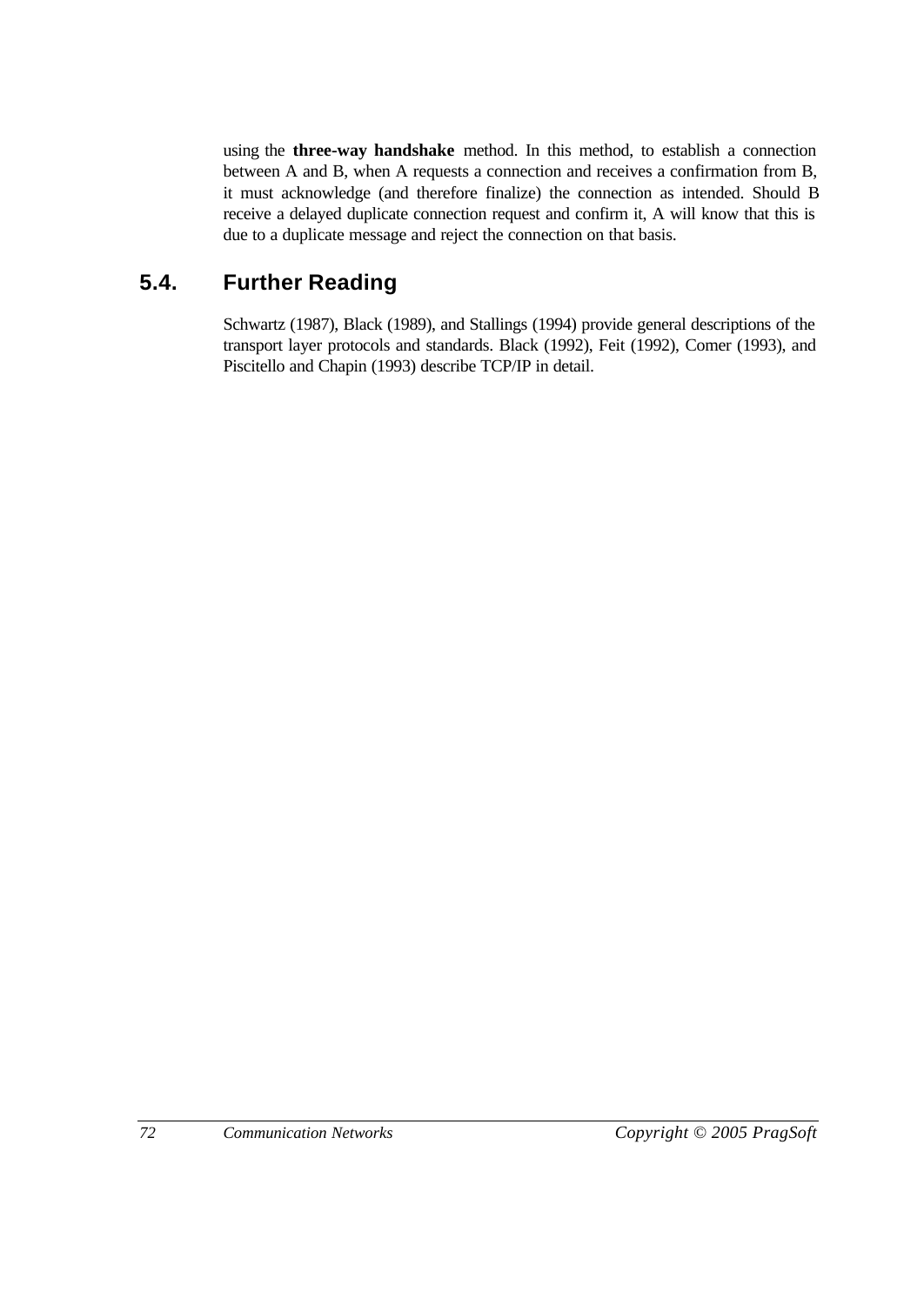using the **three-way handshake** method. In this method, to establish a connection between A and B, when A requests a connection and receives a confirmation from B, it must acknowledge (and therefore finalize) the connection as intended. Should B receive a delayed duplicate connection request and confirm it, A will know that this is due to a duplicate message and reject the connection on that basis.

## 5.4. Further Reading

Schwartz (1987), Black (1989), and Stallings (1994) provide general descriptions of the transport layer protocols and standards. Black (1992), Feit (1992), Comer (1993), and Piscitello and Chapin (1993) describe TCP/IP in detail.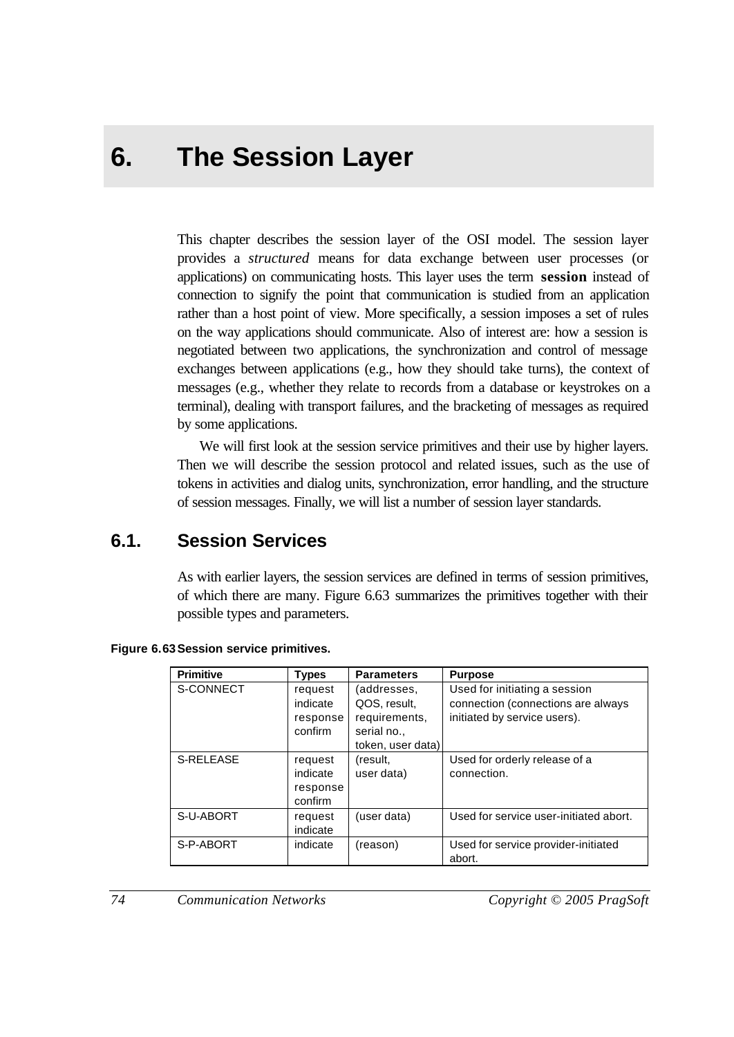# 6. The Session Layer

This chapter describes the session layer of the OSI model. The session layer provides a *structured* means for data exchange between user processes (or applications) on communicating hosts. This layer uses the term **session** instead of connection to signify the point that communication is studied from an application rather than a host point of view. More specifically, a session imposes a set of rules on the way applications should communicate. Also of interest are: how a session is negotiated between two applications, the synchronization and control of message exchanges between applications (e.g., how they should take turns), the context of messages (e.g., whether they relate to records from a database or keystrokes on a terminal), dealing with transport failures, and the bracketing of messages as required by some applications.

We will first look at the session service primitives and their use by higher layers. Then we will describe the session protocol and related issues, such as the use of tokens in activities and dialog units, synchronization, error handling, and the structure of session messages. Finally, we will list a number of session layer standards.

## 6.1. Session Services

As with earlier layers, the session services are defined in terms of session primitives, of which there are many. Figure 6.63 summarizes the primitives together with their possible types and parameters.

**Figure 6.63 Session service primitives.**

| Primitive | Types | Parameters | Purpose |
|---|---|---|---|
| S-CONNECT | request<br>indicate<br>response<br>confirm | (addresses, QOS, result, requirements, serial no., token, user data) | Used for initiating a session connection (connections are always initiated by service users). |
| S-RELEASE | request<br>indicate<br>response<br>confirm | (result, user data) | Used for orderly release of a connection. |
| S-U-ABORT | request<br>indicate | (user data) | Used for service user-initiated abort. |
| S-P-ABORT | indicate | (reason) | Used for service provider-initiated abort. |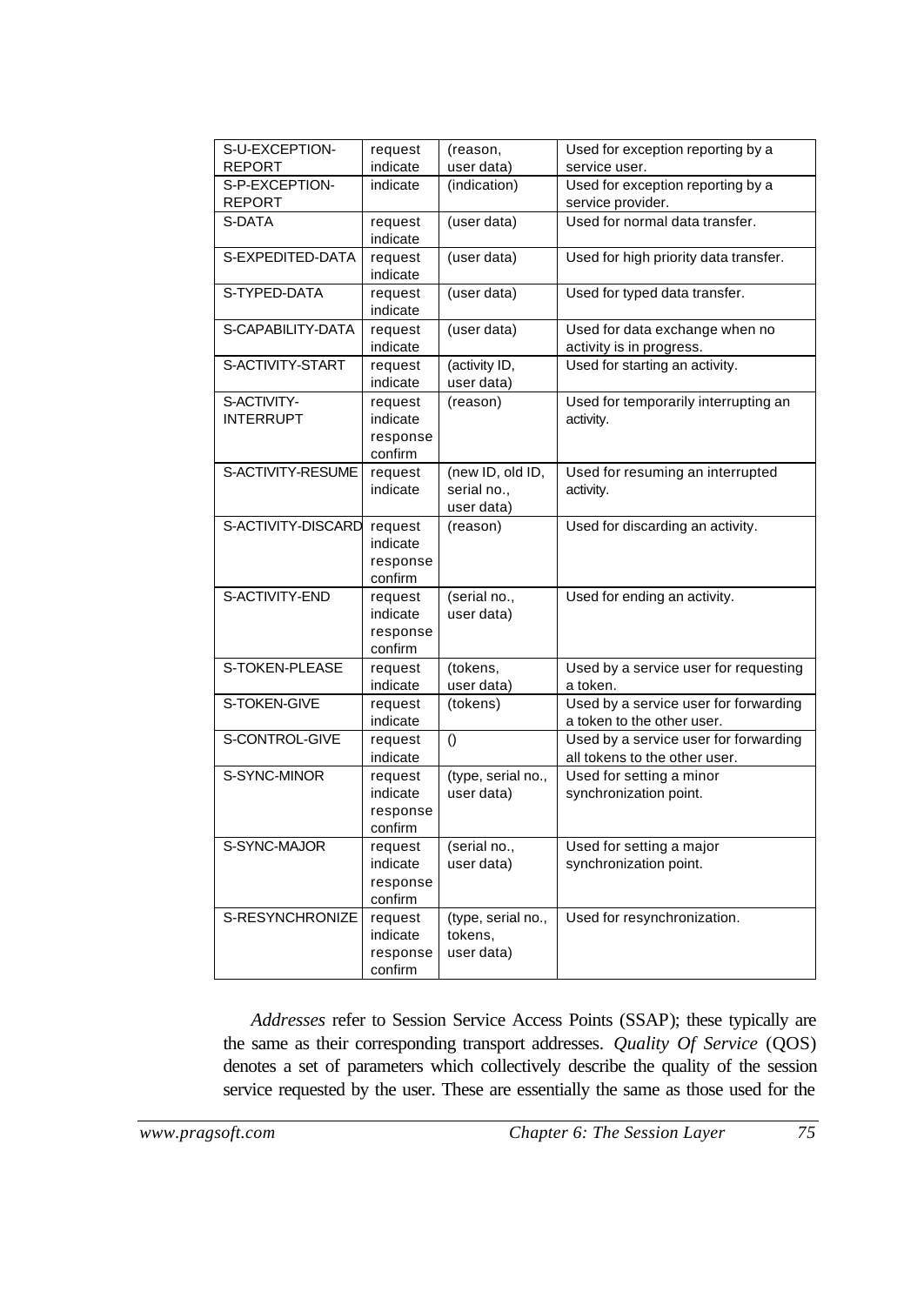| | | | |
|---|---|---|---|
| S-U-EXCEPTION-REPORT | request<br>indicate | (reason,<br>user data) | Used for exception reporting by a service user. |
| S-P-EXCEPTION-REPORT | indicate | (indication) | Used for exception reporting by a service provider. |
| S-DATA | request<br>indicate | (user data) | Used for normal data transfer. |
| S-EXPEDITED-DATA | request<br>indicate | (user data) | Used for high priority data transfer. |
| S-TYPED-DATA | request<br>indicate | (user data) | Used for typed data transfer. |
| S-CAPABILITY-DATA | request<br>indicate | (user data) | Used for data exchange when no activity is in progress. |
| S-ACTIVITY-START | request<br>indicate | (activity ID,<br>user data) | Used for starting an activity. |
| S-ACTIVITY-INTERRUPT | request<br>indicate<br>response<br>confirm | (reason) | Used for temporarily interrupting an activity. |
| S-ACTIVITY-RESUME | request<br>indicate | (new ID, old ID,<br>serial no.,<br>user data) | Used for resuming an interrupted activity. |
| S-ACTIVITY-DISCARD | request<br>indicate<br>response<br>confirm | (reason) | Used for discarding an activity. |
| S-ACTIVITY-END | request<br>indicate<br>response<br>confirm | (serial no.,<br>user data) | Used for ending an activity. |
| S-TOKEN-PLEASE | request<br>indicate | (tokens,<br>user data) | Used by a service user for requesting a token. |
| S-TOKEN-GIVE | request<br>indicate | (tokens) | Used by a service user for forwarding a token to the other user. |
| S-CONTROL-GIVE | request<br>indicate | () | Used by a service user for forwarding all tokens to the other user. |
| S-SYNC-MINOR | request<br>indicate<br>response<br>confirm | (type, serial no.,<br>user data) | Used for setting a minor synchronization point. |
| S-SYNC-MAJOR | request<br>indicate<br>response<br>confirm | (serial no.,<br>user data) | Used for setting a major synchronization point. |
| S-RESYNCHRONIZE | request<br>indicate<br>response<br>confirm | (type, serial no.,<br>tokens,<br>user data) | Used for resynchronization. |

*Addresses* refer to Session Service Access Points (SSAP); these typically are the same as their corresponding transport addresses. *Quality Of Service* (QOS) denotes a set of parameters which collectively describe the quality of the session service requested by the user. These are essentially the same as those used for the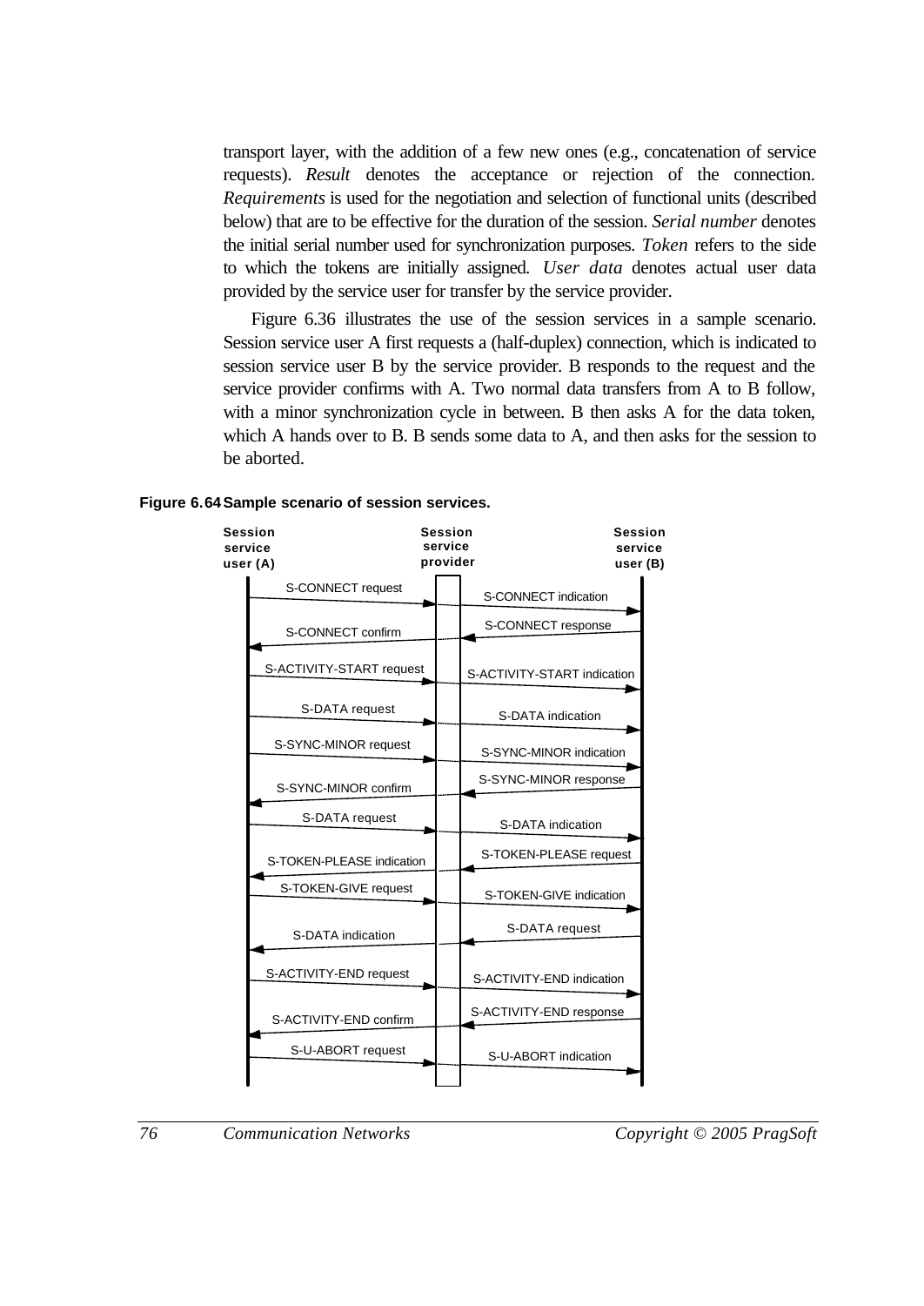transport layer, with the addition of a few new ones (e.g., concatenation of service requests). *Result* denotes the acceptance or rejection of the connection. *Requirements* is used for the negotiation and selection of functional units (described below) that are to be effective for the duration of the session. *Serial number* denotes the initial serial number used for synchronization purposes. *Token* refers to the side to which the tokens are initially assigned. *User data* denotes actual user data provided by the service user for transfer by the service provider.

Figure 6.36 illustrates the use of the session services in a sample scenario. Session service user A first requests a (half-duplex) connection, which is indicated to session service user B by the service provider. B responds to the request and the service provider confirms with A. Two normal data transfers from A to B follow, with a minor synchronization cycle in between. B then asks A for the data token, which A hands over to B. B sends some data to A, and then asks for the session to be aborted.

**Figure 6.64 Sample scenario of session services.**

| Session service user (A) | Session service provider | Session service user (B) |
|---|---|---|
| S-CONNECT request → | | → S-CONNECT indication |
| S-CONNECT confirm ← | | ← S-CONNECT response |
| S-ACTIVITY-START request → | | → S-ACTIVITY-START indication |
| S-DATA request → | | → S-DATA indication |
| S-SYNC-MINOR request → | | → S-SYNC-MINOR indication |
| S-SYNC-MINOR confirm ← | | ← S-SYNC-MINOR response |
| S-DATA request → | | → S-DATA indication |
| S-TOKEN-PLEASE indication ← | | ← S-TOKEN-PLEASE request |
| S-TOKEN-GIVE request → | | → S-TOKEN-GIVE indication |
| S-DATA indication ← | | ← S-DATA request |
| S-ACTIVITY-END request → | | → S-ACTIVITY-END indication |
| S-ACTIVITY-END confirm ← | | ← S-ACTIVITY-END response |
| S-U-ABORT request → | | → S-U-ABORT indication |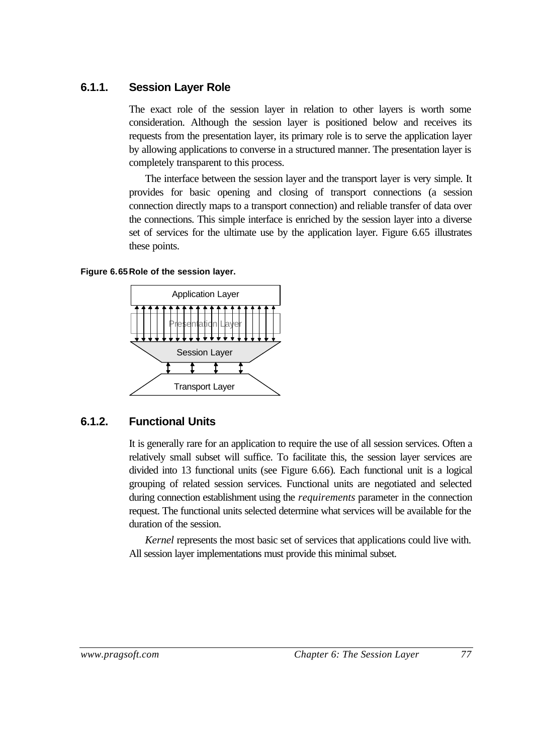### 6.1.1. Session Layer Role

The exact role of the session layer in relation to other layers is worth some consideration. Although the session layer is positioned below and receives its requests from the presentation layer, its primary role is to serve the application layer by allowing applications to converse in a structured manner. The presentation layer is completely transparent to this process.

The interface between the session layer and the transport layer is very simple. It provides for basic opening and closing of transport connections (a session connection directly maps to a transport connection) and reliable transfer of data over the connections. This simple interface is enriched by the session layer into a diverse set of services for the ultimate use by the application layer. Figure 6.65 illustrates these points.

**Figure 6.65 Role of the session layer.**

Application Layer

Presentation Layer

Session Layer

Transport Layer

### 6.1.2. Functional Units

It is generally rare for an application to require the use of all session services. Often a relatively small subset will suffice. To facilitate this, the session layer services are divided into 13 functional units (see Figure 6.66). Each functional unit is a logical grouping of related session services. Functional units are negotiated and selected during connection establishment using the *requirements* parameter in the connection request. The functional units selected determine what services will be available for the duration of the session.

*Kernel* represents the most basic set of services that applications could live with. All session layer implementations must provide this minimal subset.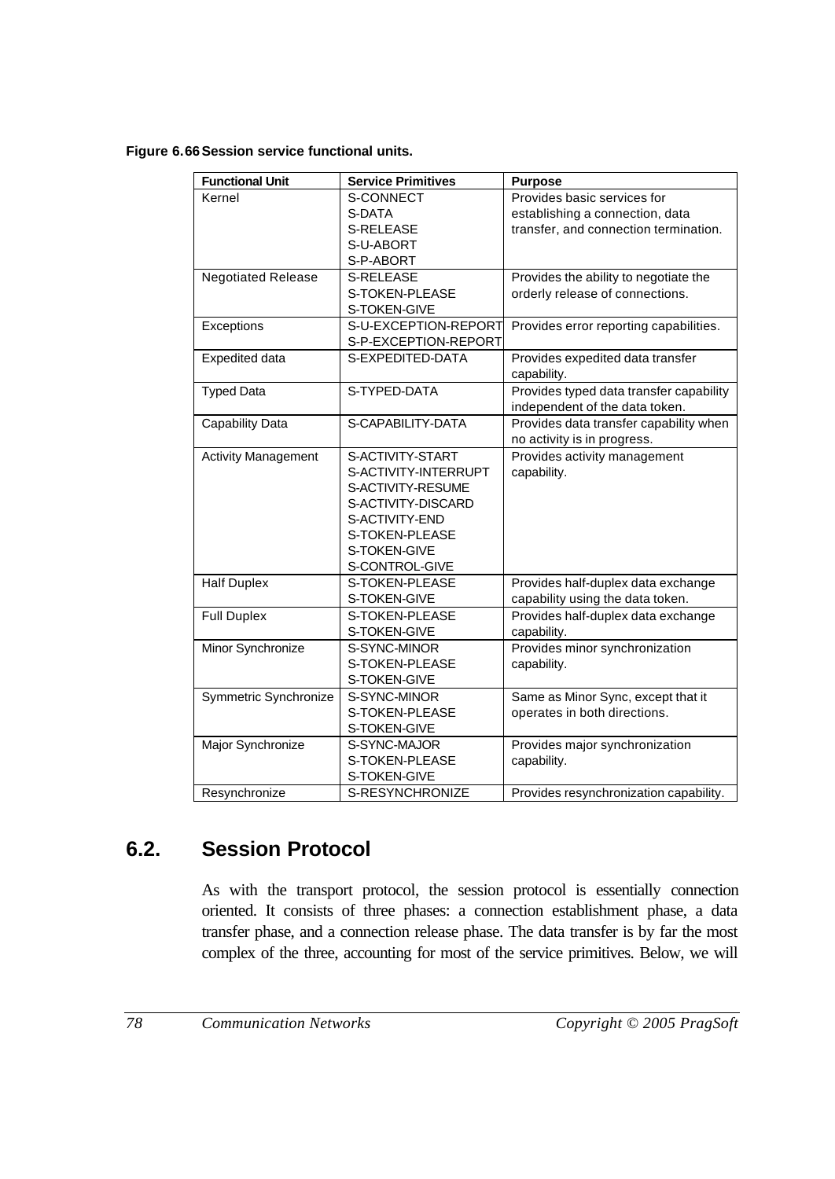**Figure 6.66 Session service functional units.**

| Functional Unit | Service Primitives | Purpose |
|---|---|---|
| Kernel | S-CONNECT<br>S-DATA<br>S-RELEASE<br>S-U-ABORT<br>S-P-ABORT | Provides basic services for establishing a connection, data transfer, and connection termination. |
| Negotiated Release | S-RELEASE<br>S-TOKEN-PLEASE<br>S-TOKEN-GIVE | Provides the ability to negotiate the orderly release of connections. |
| Exceptions | S-U-EXCEPTION-REPORT<br>S-P-EXCEPTION-REPORT | Provides error reporting capabilities. |
| Expedited data | S-EXPEDITED-DATA | Provides expedited data transfer capability. |
| Typed Data | S-TYPED-DATA | Provides typed data transfer capability independent of the data token. |
| Capability Data | S-CAPABILITY-DATA | Provides data transfer capability when no activity is in progress. |
| Activity Management | S-ACTIVITY-START<br>S-ACTIVITY-INTERRUPT<br>S-ACTIVITY-RESUME<br>S-ACTIVITY-DISCARD<br>S-ACTIVITY-END<br>S-TOKEN-PLEASE<br>S-TOKEN-GIVE<br>S-CONTROL-GIVE | Provides activity management capability. |
| Half Duplex | S-TOKEN-PLEASE<br>S-TOKEN-GIVE | Provides half-duplex data exchange capability using the data token. |
| Full Duplex | S-TOKEN-PLEASE<br>S-TOKEN-GIVE | Provides half-duplex data exchange capability. |
| Minor Synchronize | S-SYNC-MINOR<br>S-TOKEN-PLEASE<br>S-TOKEN-GIVE | Provides minor synchronization capability. |
| Symmetric Synchronize | S-SYNC-MINOR<br>S-TOKEN-PLEASE<br>S-TOKEN-GIVE | Same as Minor Sync, except that it operates in both directions. |
| Major Synchronize | S-SYNC-MAJOR<br>S-TOKEN-PLEASE<br>S-TOKEN-GIVE | Provides major synchronization capability. |
| Resynchronize | S-RESYNCHRONIZE | Provides resynchronization capability. |

## 6.2. Session Protocol

As with the transport protocol, the session protocol is essentially connection oriented. It consists of three phases: a connection establishment phase, a data transfer phase, and a connection release phase. The data transfer is by far the most complex of the three, accounting for most of the service primitives. Below, we will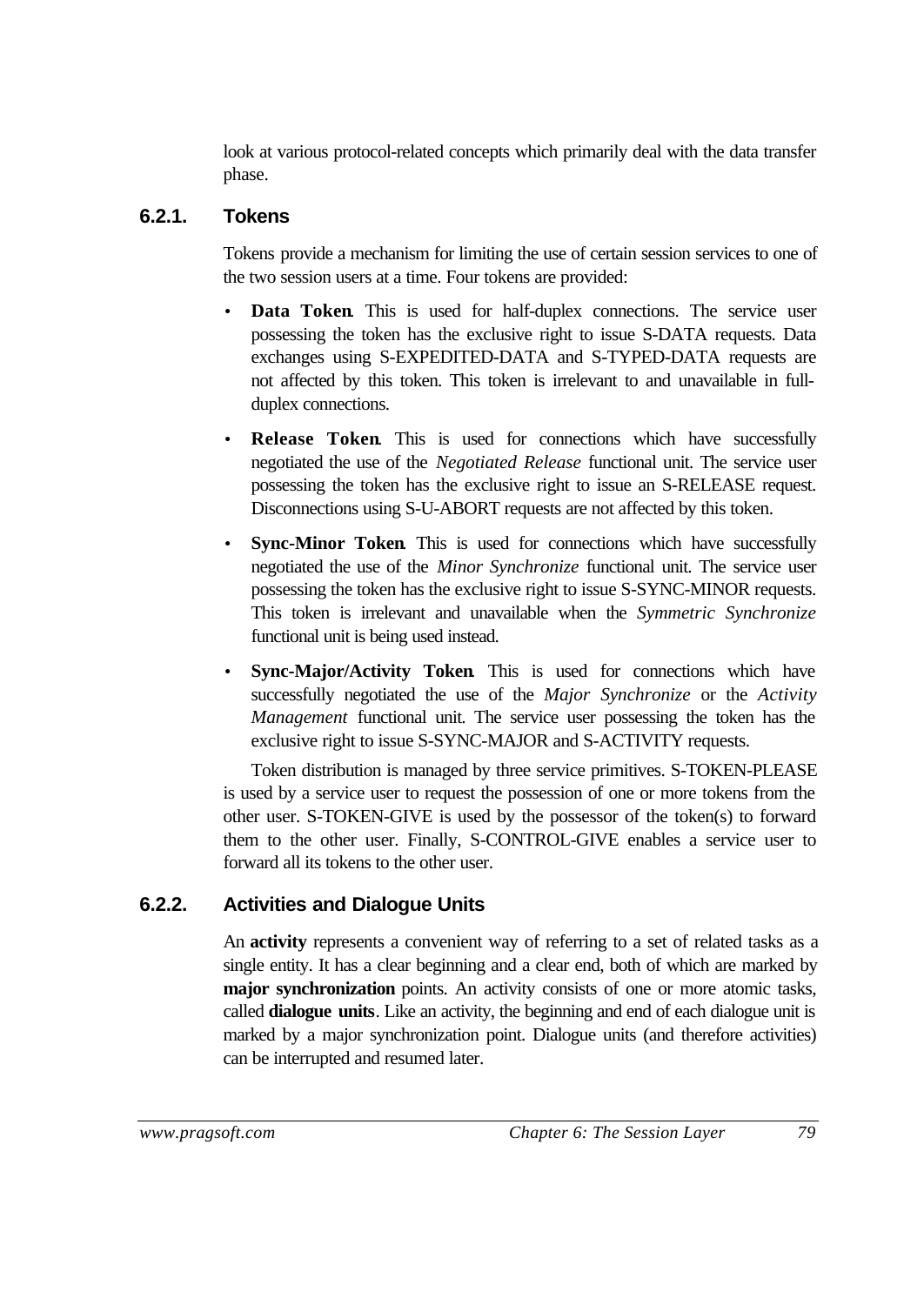look at various protocol-related concepts which primarily deal with the data transfer phase.

### 6.2.1. Tokens

Tokens provide a mechanism for limiting the use of certain session services to one of the two session users at a time. Four tokens are provided:

- **Data Token**. This is used for half-duplex connections. The service user possessing the token has the exclusive right to issue S-DATA requests. Data exchanges using S-EXPEDITED-DATA and S-TYPED-DATA requests are not affected by this token. This token is irrelevant to and unavailable in full-duplex connections.
- **Release Token**. This is used for connections which have successfully negotiated the use of the *Negotiated Release* functional unit. The service user possessing the token has the exclusive right to issue an S-RELEASE request. Disconnections using S-U-ABORT requests are not affected by this token.
- **Sync-Minor Token**. This is used for connections which have successfully negotiated the use of the *Minor Synchronize* functional unit. The service user possessing the token has the exclusive right to issue S-SYNC-MINOR requests. This token is irrelevant and unavailable when the *Symmetric Synchronize* functional unit is being used instead.
- **Sync-Major/Activity Token**. This is used for connections which have successfully negotiated the use of the *Major Synchronize* or the *Activity Management* functional unit. The service user possessing the token has the exclusive right to issue S-SYNC-MAJOR and S-ACTIVITY requests.

Token distribution is managed by three service primitives. S-TOKEN-PLEASE is used by a service user to request the possession of one or more tokens from the other user. S-TOKEN-GIVE is used by the possessor of the token(s) to forward them to the other user. Finally, S-CONTROL-GIVE enables a service user to forward all its tokens to the other user.

### 6.2.2. Activities and Dialogue Units

An **activity** represents a convenient way of referring to a set of related tasks as a single entity. It has a clear beginning and a clear end, both of which are marked by **major synchronization** points. An activity consists of one or more atomic tasks, called **dialogue units**. Like an activity, the beginning and end of each dialogue unit is marked by a major synchronization point. Dialogue units (and therefore activities) can be interrupted and resumed later.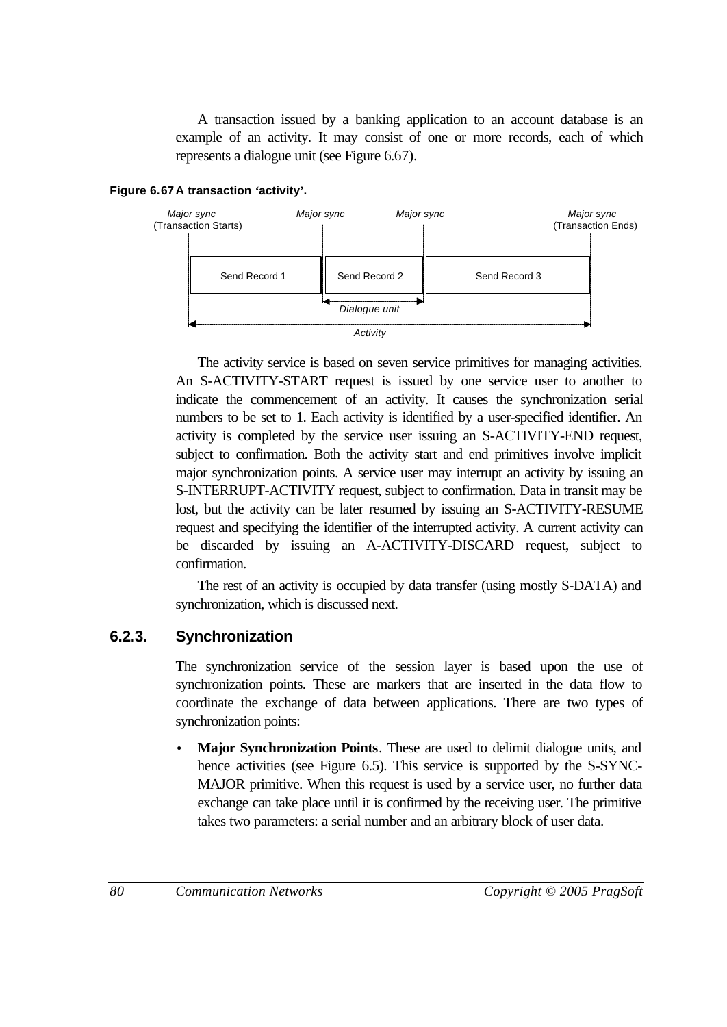A transaction issued by a banking application to an account database is an example of an activity. It may consist of one or more records, each of which represents a dialogue unit (see Figure 6.67).

**Figure 6.67 A transaction 'activity'.**

| Major sync (Transaction Starts) | Major sync | Major sync | Major sync (Transaction Ends) |
|---|---|---|---|
| Send Record 1 | Send Record 2 | Send Record 3 | |

*Dialogue unit* (Send Record 2, between two major syncs)

*Activity* (from Transaction Starts to Transaction Ends)

The activity service is based on seven service primitives for managing activities. An S-ACTIVITY-START request is issued by one service user to another to indicate the commencement of an activity. It causes the synchronization serial numbers to be set to 1. Each activity is identified by a user-specified identifier. An activity is completed by the service user issuing an S-ACTIVITY-END request, subject to confirmation. Both the activity start and end primitives involve implicit major synchronization points. A service user may interrupt an activity by issuing an S-INTERRUPT-ACTIVITY request, subject to confirmation. Data in transit may be lost, but the activity can be later resumed by issuing an S-ACTIVITY-RESUME request and specifying the identifier of the interrupted activity. A current activity can be discarded by issuing an A-ACTIVITY-DISCARD request, subject to confirmation.

The rest of an activity is occupied by data transfer (using mostly S-DATA) and synchronization, which is discussed next.

### 6.2.3. Synchronization

The synchronization service of the session layer is based upon the use of synchronization points. These are markers that are inserted in the data flow to coordinate the exchange of data between applications. There are two types of synchronization points:

- **Major Synchronization Points**. These are used to delimit dialogue units, and hence activities (see Figure 6.5). This service is supported by the S-SYNC-MAJOR primitive. When this request is used by a service user, no further data exchange can take place until it is confirmed by the receiving user. The primitive takes two parameters: a serial number and an arbitrary block of user data.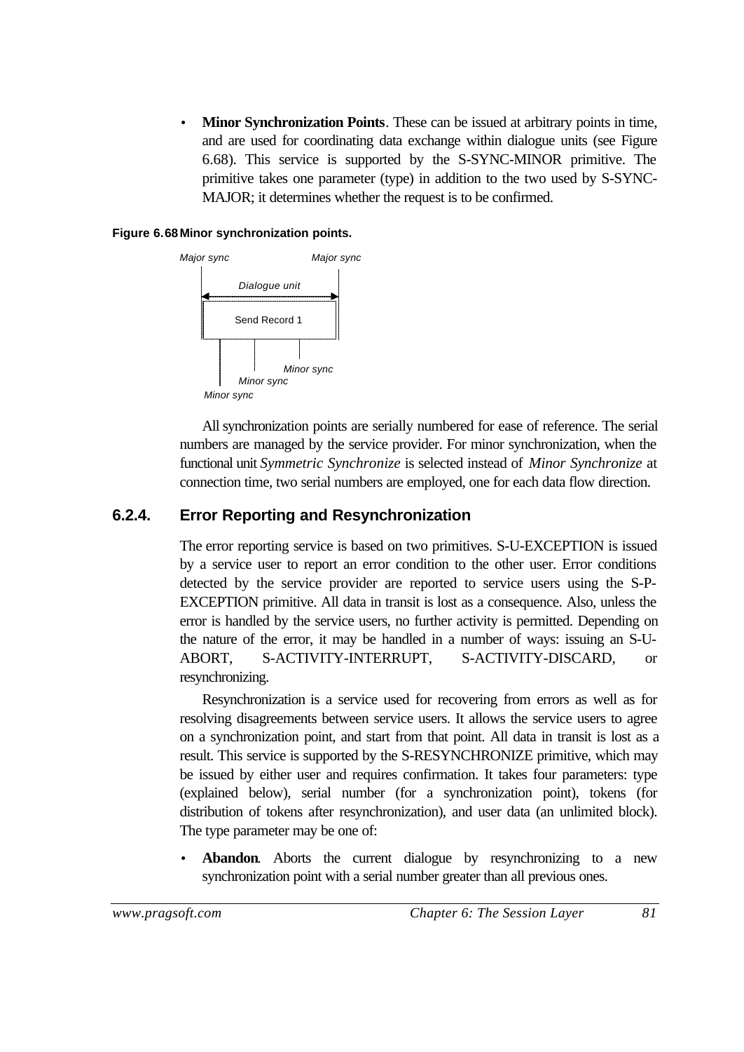- **Minor Synchronization Points**. These can be issued at arbitrary points in time, and are used for coordinating data exchange within dialogue units (see Figure 6.68). This service is supported by the S-SYNC-MINOR primitive. The primitive takes one parameter (type) in addition to the two used by S-SYNC-MAJOR; it determines whether the request is to be confirmed.

**Figure 6.68 Minor synchronization points.**

*Major sync* *Major sync*

*Dialogue unit*

Send Record 1

*Minor sync* *Minor sync* *Minor sync*

All synchronization points are serially numbered for ease of reference. The serial numbers are managed by the service provider. For minor synchronization, when the functional unit *Symmetric Synchronize* is selected instead of *Minor Synchronize* at connection time, two serial numbers are employed, one for each data flow direction.

### 6.2.4. Error Reporting and Resynchronization

The error reporting service is based on two primitives. S-U-EXCEPTION is issued by a service user to report an error condition to the other user. Error conditions detected by the service provider are reported to service users using the S-P-EXCEPTION primitive. All data in transit is lost as a consequence. Also, unless the error is handled by the service users, no further activity is permitted. Depending on the nature of the error, it may be handled in a number of ways: issuing an S-U-ABORT, S-ACTIVITY-INTERRUPT, S-ACTIVITY-DISCARD, or resynchronizing.

Resynchronization is a service used for recovering from errors as well as for resolving disagreements between service users. It allows the service users to agree on a synchronization point, and start from that point. All data in transit is lost as a result. This service is supported by the S-RESYNCHRONIZE primitive, which may be issued by either user and requires confirmation. It takes four parameters: type (explained below), serial number (for a synchronization point), tokens (for distribution of tokens after resynchronization), and user data (an unlimited block). The type parameter may be one of:

- **Abandon**. Aborts the current dialogue by resynchronizing to a new synchronization point with a serial number greater than all previous ones.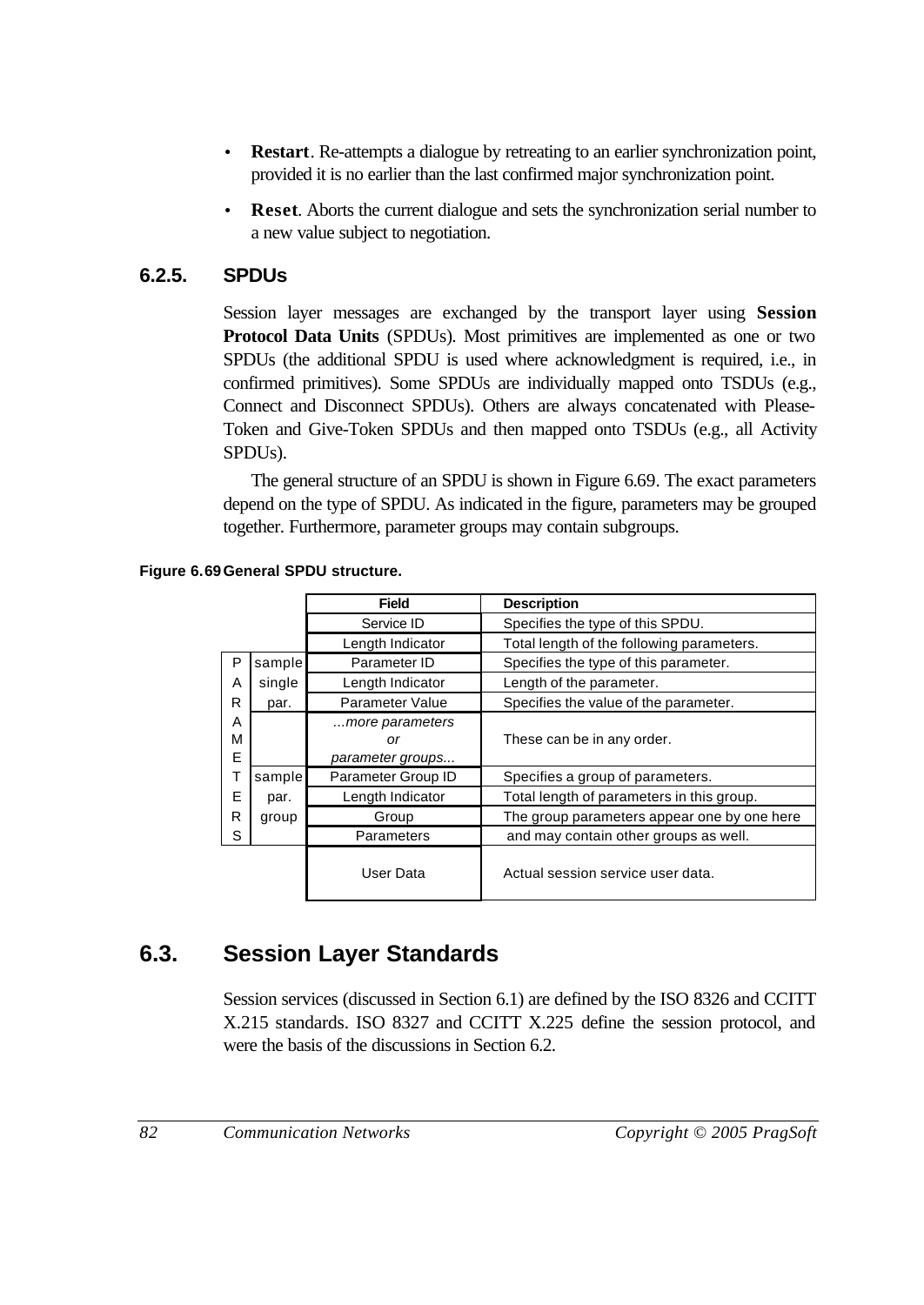- **Restart**. Re-attempts a dialogue by retreating to an earlier synchronization point, provided it is no earlier than the last confirmed major synchronization point.
- **Reset**. Aborts the current dialogue and sets the synchronization serial number to a new value subject to negotiation.

### 6.2.5. SPDUs

Session layer messages are exchanged by the transport layer using **Session Protocol Data Units** (SPDUs). Most primitives are implemented as one or two SPDUs (the additional SPDU is used where acknowledgment is required, i.e., in confirmed primitives). Some SPDUs are individually mapped onto TSDUs (e.g., Connect and Disconnect SPDUs). Others are always concatenated with Please-Token and Give-Token SPDUs and then mapped onto TSDUs (e.g., all Activity SPDUs).

The general structure of an SPDU is shown in Figure 6.69. The exact parameters depend on the type of SPDU. As indicated in the figure, parameters may be grouped together. Furthermore, parameter groups may contain subgroups.

**Figure 6.69 General SPDU structure.**

| | | Field | Description |
|---|---|---|---|
| | | Service ID | Specifies the type of this SPDU. |
| | | Length Indicator | Total length of the following parameters. |
| PARAMETERS | sample single par. | Parameter ID | Specifies the type of this parameter. |
| | | Length Indicator | Length of the parameter. |
| | | Parameter Value | Specifies the value of the parameter. |
| | | *...more parameters or parameter groups...* | These can be in any order. |
| | sample par. group | Parameter Group ID | Specifies a group of parameters. |
| | | Length Indicator | Total length of parameters in this group. |
| | | Group Parameters | The group parameters appear one by one here and may contain other groups as well. |
| | | User Data | Actual session service user data. |

## 6.3. Session Layer Standards

Session services (discussed in Section 6.1) are defined by the ISO 8326 and CCITT X.215 standards. ISO 8327 and CCITT X.225 define the session protocol, and were the basis of the discussions in Section 6.2.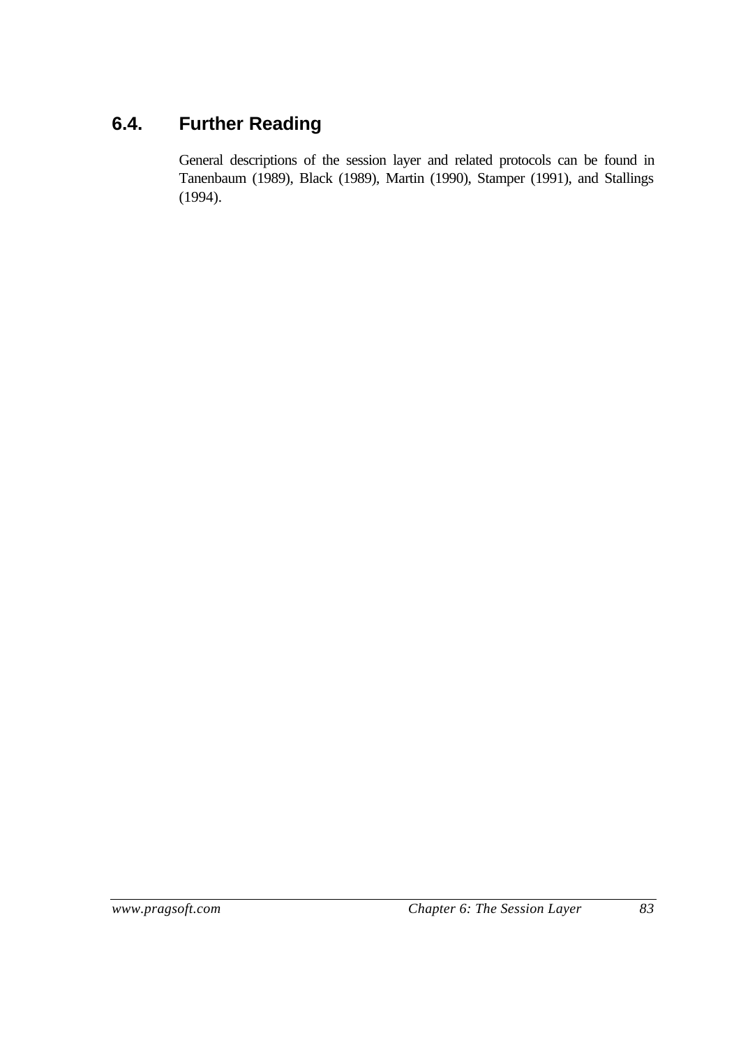## 6.4. Further Reading

General descriptions of the session layer and related protocols can be found in Tanenbaum (1989), Black (1989), Martin (1990), Stamper (1991), and Stallings (1994).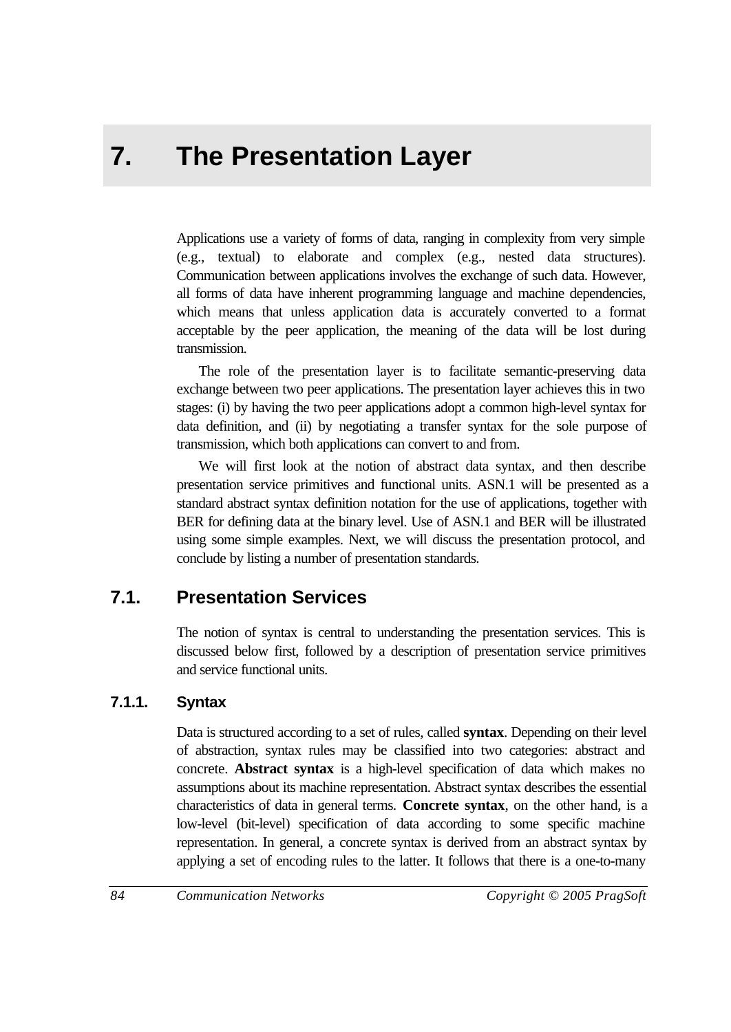# 7. The Presentation Layer

Applications use a variety of forms of data, ranging in complexity from very simple (e.g., textual) to elaborate and complex (e.g., nested data structures). Communication between applications involves the exchange of such data. However, all forms of data have inherent programming language and machine dependencies, which means that unless application data is accurately converted to a format acceptable by the peer application, the meaning of the data will be lost during transmission.

The role of the presentation layer is to facilitate semantic-preserving data exchange between two peer applications. The presentation layer achieves this in two stages: (i) by having the two peer applications adopt a common high-level syntax for data definition, and (ii) by negotiating a transfer syntax for the sole purpose of transmission, which both applications can convert to and from.

We will first look at the notion of abstract data syntax, and then describe presentation service primitives and functional units. ASN.1 will be presented as a standard abstract syntax definition notation for the use of applications, together with BER for defining data at the binary level. Use of ASN.1 and BER will be illustrated using some simple examples. Next, we will discuss the presentation protocol, and conclude by listing a number of presentation standards.

## 7.1. Presentation Services

The notion of syntax is central to understanding the presentation services. This is discussed below first, followed by a description of presentation service primitives and service functional units.

### 7.1.1. Syntax

Data is structured according to a set of rules, called **syntax**. Depending on their level of abstraction, syntax rules may be classified into two categories: abstract and concrete. **Abstract syntax** is a high-level specification of data which makes no assumptions about its machine representation. Abstract syntax describes the essential characteristics of data in general terms. **Concrete syntax**, on the other hand, is a low-level (bit-level) specification of data according to some specific machine representation. In general, a concrete syntax is derived from an abstract syntax by applying a set of encoding rules to the latter. It follows that there is a one-to-many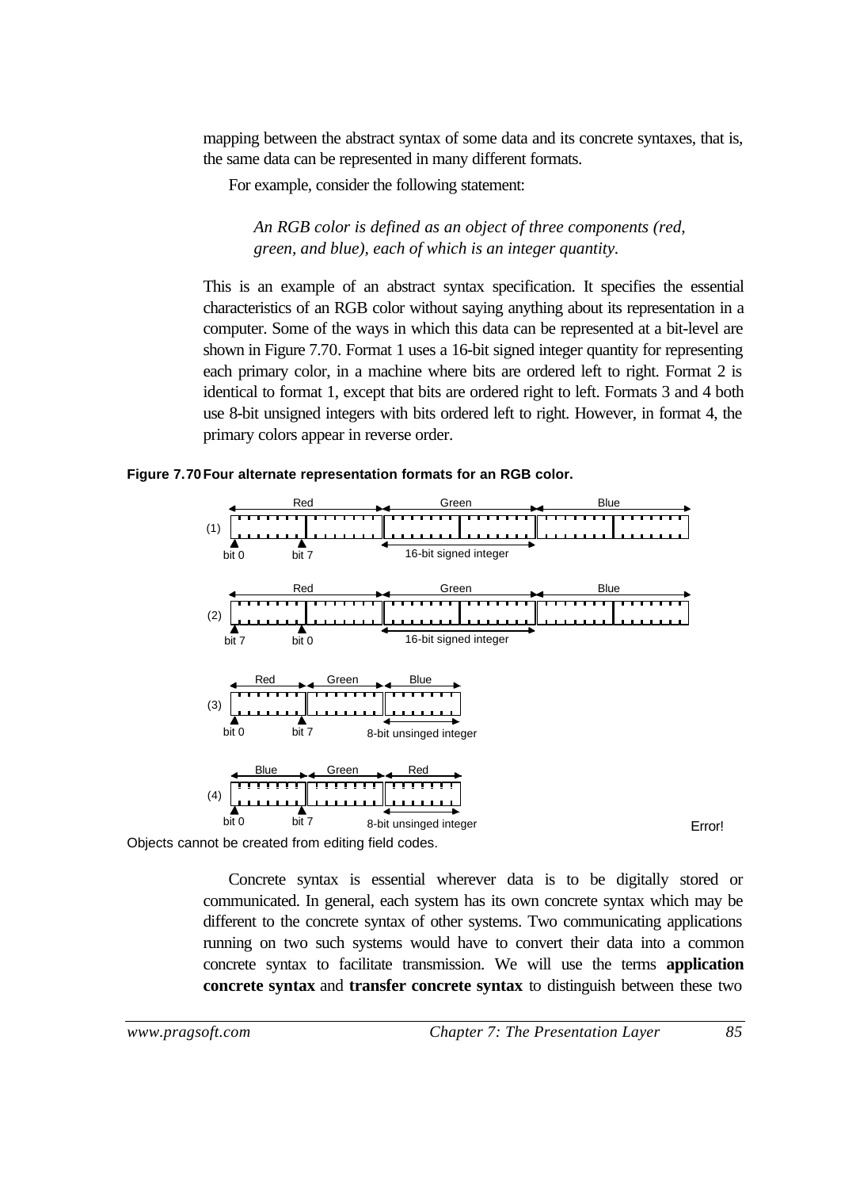mapping between the abstract syntax of some data and its concrete syntaxes, that is, the same data can be represented in many different formats.

For example, consider the following statement:

> *An RGB color is defined as an object of three components (red, green, and blue), each of which is an integer quantity.*

This is an example of an abstract syntax specification. It specifies the essential characteristics of an RGB color without saying anything about its representation in a computer. Some of the ways in which this data can be represented at a bit-level are shown in Figure 7.70. Format 1 uses a 16-bit signed integer quantity for representing each primary color, in a machine where bits are ordered left to right. Format 2 is identical to format 1, except that bits are ordered right to left. Formats 3 and 4 both use 8-bit unsigned integers with bits ordered left to right. However, in format 4, the primary colors appear in reverse order.

**Figure 7.70 Four alternate representation formats for an RGB color.**

(1) Red | Green | Blue — bit 0, bit 7 — 16-bit signed integer

(2) Red | Green | Blue — bit 7, bit 0 — 16-bit signed integer

(3) Red | Green | Blue — bit 0, bit 7 — 8-bit unsinged integer

(4) Blue | Green | Red — bit 0, bit 7 — 8-bit unsinged integer

Error! Objects cannot be created from editing field codes.

Concrete syntax is essential wherever data is to be digitally stored or communicated. In general, each system has its own concrete syntax which may be different to the concrete syntax of other systems. Two communicating applications running on two such systems would have to convert their data into a common concrete syntax to facilitate transmission. We will use the terms **application concrete syntax** and **transfer concrete syntax** to distinguish between these two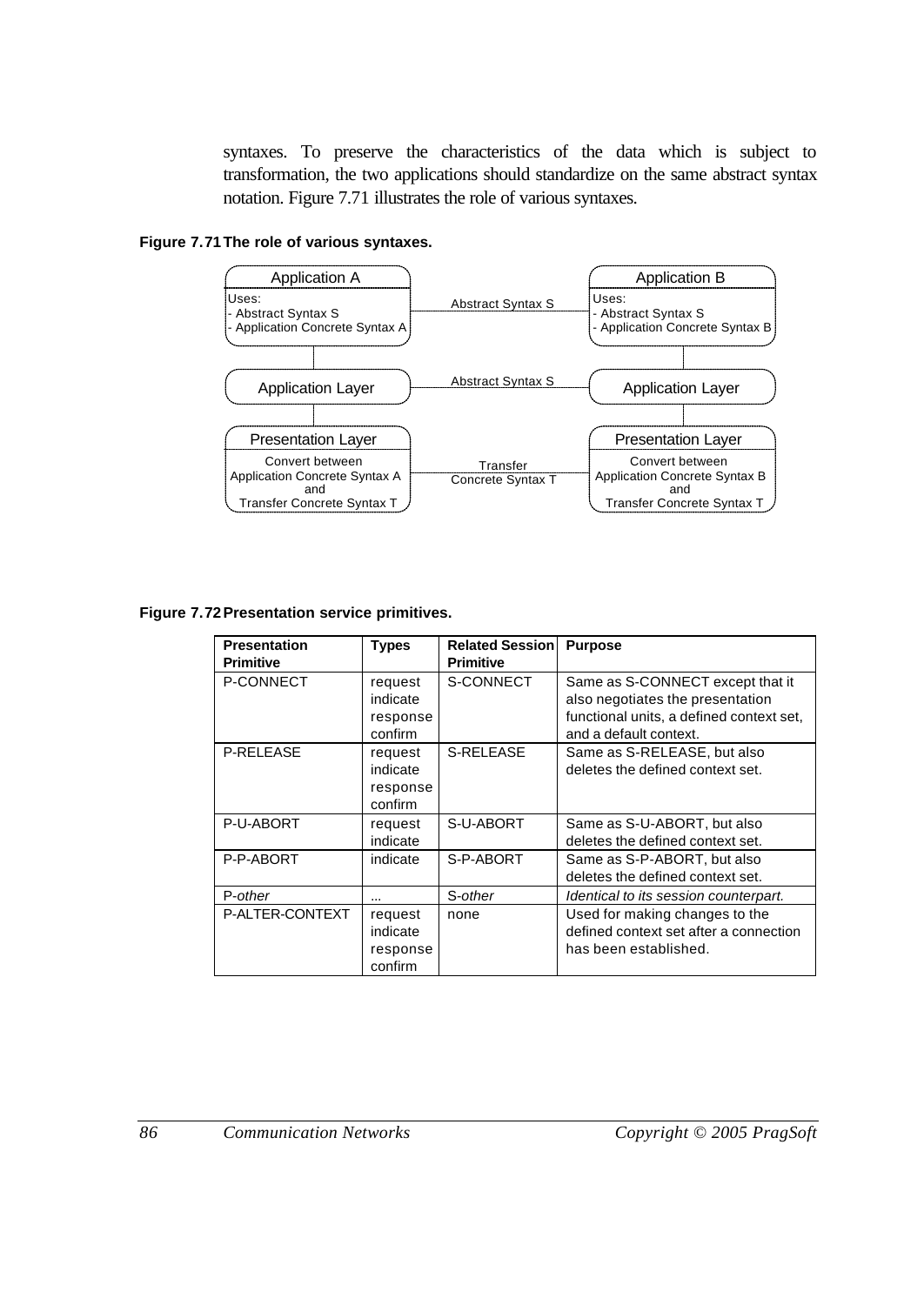syntaxes. To preserve the characteristics of the data which is subject to transformation, the two applications should standardize on the same abstract syntax notation. Figure 7.71 illustrates the role of various syntaxes.

**Figure 7.71 The role of various syntaxes.**

```
Application A                                         Application B
Uses:                                                 Uses:
- Abstract Syntax S           Abstract Syntax S       - Abstract Syntax S
- Application Concrete Syntax A                       - Application Concrete Syntax B
        |                                                     |
Application Layer             Abstract Syntax S       Application Layer
        |                                                     |
Presentation Layer                                    Presentation Layer
Convert between                   Transfer            Convert between
Application Concrete Syntax A  Concrete Syntax T      Application Concrete Syntax B
and                                                   and
Transfer Concrete Syntax T                            Transfer Concrete Syntax T
```

**Figure 7.72 Presentation service primitives.**

| Presentation Primitive | Types | Related Session Primitive | Purpose |
|---|---|---|---|
| P-CONNECT | request indicate response confirm | S-CONNECT | Same as S-CONNECT except that it also negotiates the presentation functional units, a defined context set, and a default context. |
| P-RELEASE | request indicate response confirm | S-RELEASE | Same as S-RELEASE, but also deletes the defined context set. |
| P-U-ABORT | request indicate | S-U-ABORT | Same as S-U-ABORT, but also deletes the defined context set. |
| P-P-ABORT | indicate | S-P-ABORT | Same as S-P-ABORT, but also deletes the defined context set. |
| P-*other* | ... | S-*other* | *Identical to its session counterpart.* |
| P-ALTER-CONTEXT | request indicate response confirm | none | Used for making changes to the defined context set after a connection has been established. |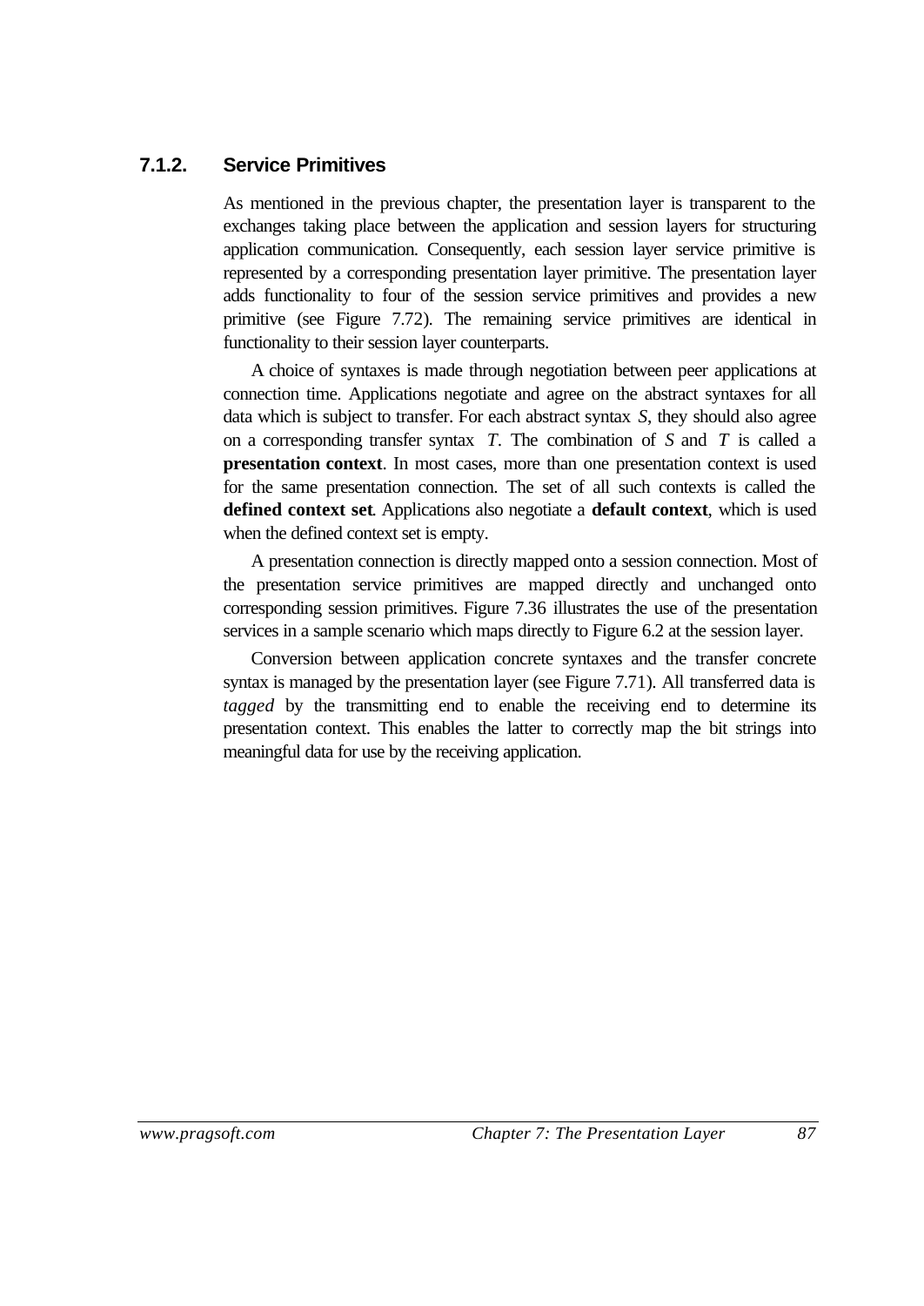### 7.1.2. Service Primitives

As mentioned in the previous chapter, the presentation layer is transparent to the exchanges taking place between the application and session layers for structuring application communication. Consequently, each session layer service primitive is represented by a corresponding presentation layer primitive. The presentation layer adds functionality to four of the session service primitives and provides a new primitive (see Figure 7.72). The remaining service primitives are identical in functionality to their session layer counterparts.

A choice of syntaxes is made through negotiation between peer applications at connection time. Applications negotiate and agree on the abstract syntaxes for all data which is subject to transfer. For each abstract syntax $S$, they should also agree on a corresponding transfer syntax $T$. The combination of $S$ and $T$ is called a **presentation context**. In most cases, more than one presentation context is used for the same presentation connection. The set of all such contexts is called the **defined context set**. Applications also negotiate a **default context**, which is used when the defined context set is empty.

A presentation connection is directly mapped onto a session connection. Most of the presentation service primitives are mapped directly and unchanged onto corresponding session primitives. Figure 7.36 illustrates the use of the presentation services in a sample scenario which maps directly to Figure 6.2 at the session layer.

Conversion between application concrete syntaxes and the transfer concrete syntax is managed by the presentation layer (see Figure 7.71). All transferred data is *tagged* by the transmitting end to enable the receiving end to determine its presentation context. This enables the latter to correctly map the bit strings into meaningful data for use by the receiving application.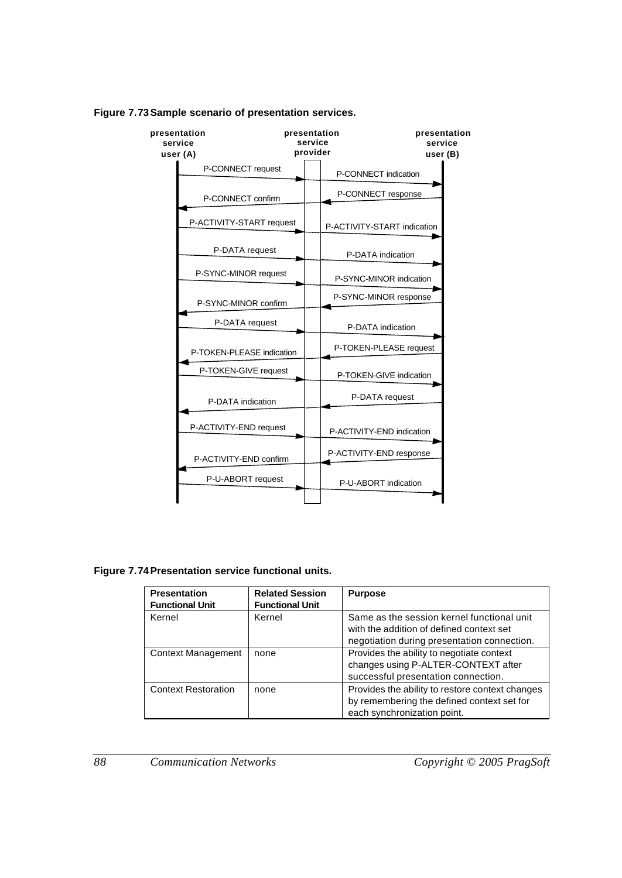**Figure 7.73 Sample scenario of presentation services.**

| presentation service user (A) | presentation service provider | presentation service user (B) |
|---|---|---|
| P-CONNECT request → | | → P-CONNECT indication |
| ← P-CONNECT confirm | | ← P-CONNECT response |
| P-ACTIVITY-START request → | | → P-ACTIVITY-START indication |
| P-DATA request → | | → P-DATA indication |
| P-SYNC-MINOR request → | | → P-SYNC-MINOR indication |
| ← P-SYNC-MINOR confirm | | ← P-SYNC-MINOR response |
| P-DATA request → | | → P-DATA indication |
| ← P-TOKEN-PLEASE indication | | ← P-TOKEN-PLEASE request |
| P-TOKEN-GIVE request → | | → P-TOKEN-GIVE indication |
| ← P-DATA indication | | ← P-DATA request |
| P-ACTIVITY-END request → | | → P-ACTIVITY-END indication |
| ← P-ACTIVITY-END confirm | | ← P-ACTIVITY-END response |
| P-U-ABORT request → | | → P-U-ABORT indication |

**Figure 7.74 Presentation service functional units.**

| Presentation Functional Unit | Related Session Functional Unit | Purpose |
|---|---|---|
| Kernel | Kernel | Same as the session kernel functional unit with the addition of defined context set negotiation during presentation connection. |
| Context Management | none | Provides the ability to negotiate context changes using P-ALTER-CONTEXT after successful presentation connection. |
| Context Restoration | none | Provides the ability to restore context changes by remembering the defined context set for each synchronization point. |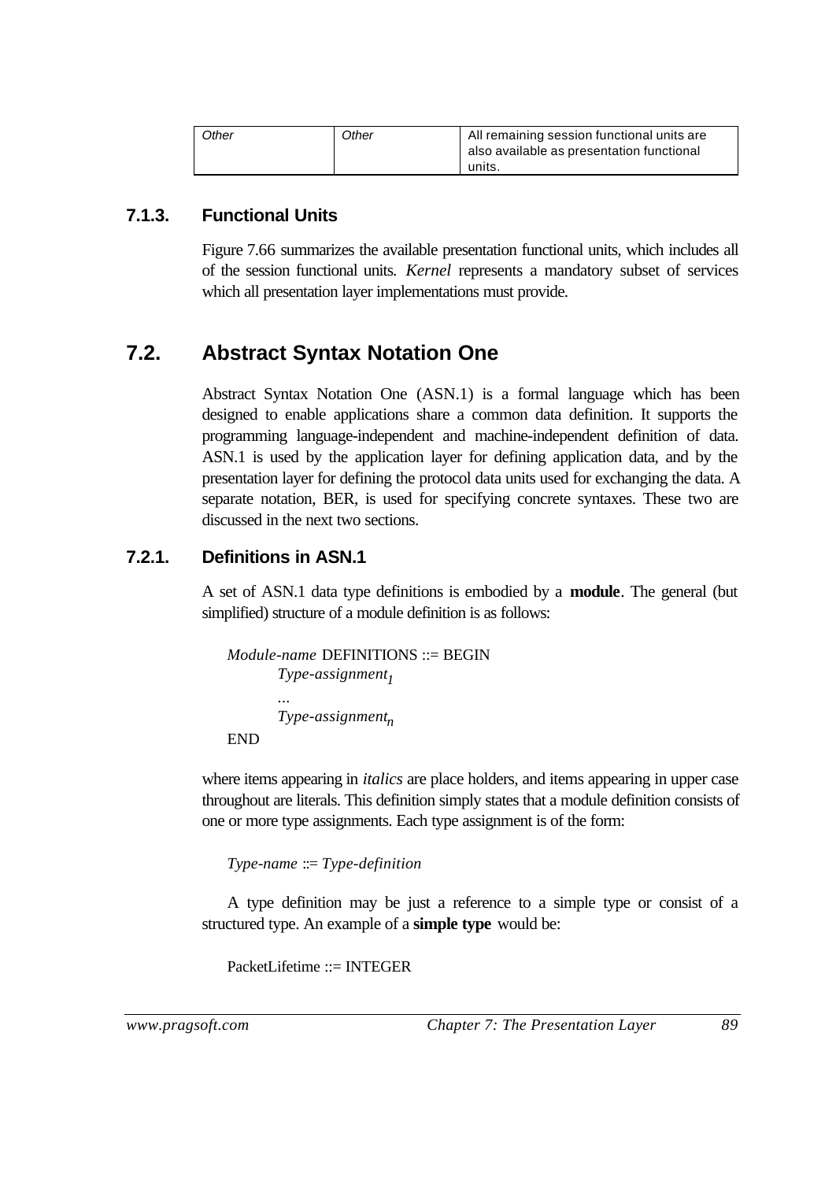| Other | Other | All remaining session functional units are also available as presentation functional units. |
|---|---|---|

### 7.1.3. Functional Units

Figure 7.66 summarizes the available presentation functional units, which includes all of the session functional units. *Kernel* represents a mandatory subset of services which all presentation layer implementations must provide.

## 7.2. Abstract Syntax Notation One

Abstract Syntax Notation One (ASN.1) is a formal language which has been designed to enable applications share a common data definition. It supports the programming language-independent and machine-independent definition of data. ASN.1 is used by the application layer for defining application data, and by the presentation layer for defining the protocol data units used for exchanging the data. A separate notation, BER, is used for specifying concrete syntaxes. These two are discussed in the next two sections.

### 7.2.1. Definitions in ASN.1

A set of ASN.1 data type definitions is embodied by a **module**. The general (but simplified) structure of a module definition is as follows:

*Module-name* DEFINITIONS ::= BEGIN
 *Type-assignment*$_1$
 ...
 *Type-assignment*$_n$
END

where items appearing in *italics* are place holders, and items appearing in upper case throughout are literals. This definition simply states that a module definition consists of one or more type assignments. Each type assignment is of the form:

*Type-name* ::= *Type-definition*

A type definition may be just a reference to a simple type or consist of a structured type. An example of a **simple type** would be:

```
PacketLifetime ::= INTEGER
```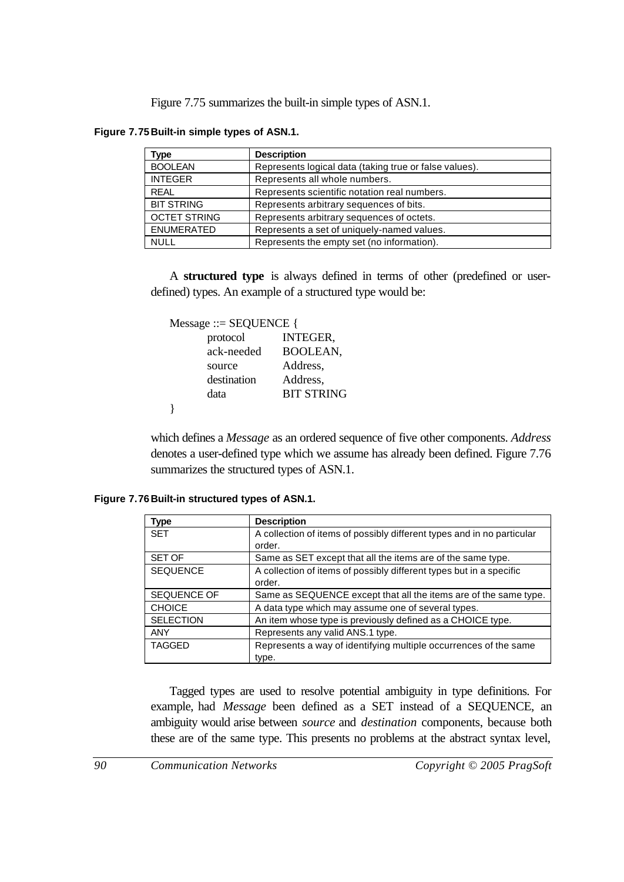Figure 7.75 summarizes the built-in simple types of ASN.1.

**Figure 7.75 Built-in simple types of ASN.1.**

| Type | Description |
|---|---|
| BOOLEAN | Represents logical data (taking true or false values). |
| INTEGER | Represents all whole numbers. |
| REAL | Represents scientific notation real numbers. |
| BIT STRING | Represents arbitrary sequences of bits. |
| OCTET STRING | Represents arbitrary sequences of octets. |
| ENUMERATED | Represents a set of uniquely-named values. |
| NULL | Represents the empty set (no information). |

A **structured type** is always defined in terms of other (predefined or user-defined) types. An example of a structured type would be:

```
Message ::= SEQUENCE {
        protocol        INTEGER,
        ack-needed      BOOLEAN,
        source          Address,
        destination     Address,
        data            BIT STRING
}
```

which defines a *Message* as an ordered sequence of five other components. *Address* denotes a user-defined type which we assume has already been defined. Figure 7.76 summarizes the structured types of ASN.1.

**Figure 7.76 Built-in structured types of ASN.1.**

| Type | Description |
|---|---|
| SET | A collection of items of possibly different types and in no particular order. |
| SET OF | Same as SET except that all the items are of the same type. |
| SEQUENCE | A collection of items of possibly different types but in a specific order. |
| SEQUENCE OF | Same as SEQUENCE except that all the items are of the same type. |
| CHOICE | A data type which may assume one of several types. |
| SELECTION | An item whose type is previously defined as a CHOICE type. |
| ANY | Represents any valid ANS.1 type. |
| TAGGED | Represents a way of identifying multiple occurrences of the same type. |

Tagged types are used to resolve potential ambiguity in type definitions. For example, had *Message* been defined as a SET instead of a SEQUENCE, an ambiguity would arise between *source* and *destination* components, because both these are of the same type. This presents no problems at the abstract syntax level,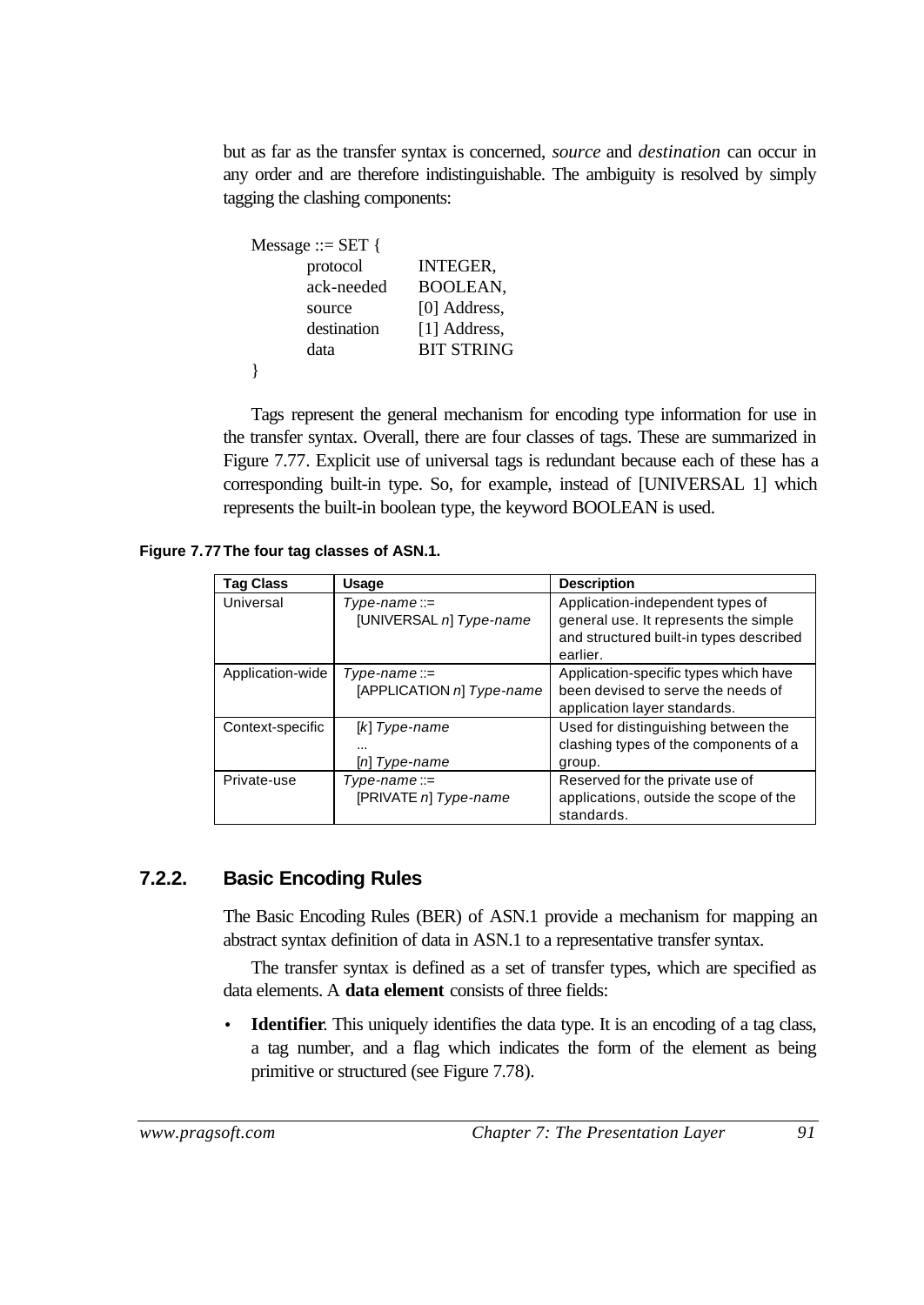but as far as the transfer syntax is concerned, *source* and *destination* can occur in any order and are therefore indistinguishable. The ambiguity is resolved by simply tagging the clashing components:

```
Message ::= SET {
        protocol        INTEGER,
        ack-needed      BOOLEAN,
        source          [0] Address,
        destination     [1] Address,
        data            BIT STRING
}
```

Tags represent the general mechanism for encoding type information for use in the transfer syntax. Overall, there are four classes of tags. These are summarized in Figure 7.77. Explicit use of universal tags is redundant because each of these has a corresponding built-in type. So, for example, instead of [UNIVERSAL 1] which represents the built-in boolean type, the keyword BOOLEAN is used.

**Figure 7.77 The four tag classes of ASN.1.**

| Tag Class | Usage | Description |
|---|---|---|
| Universal | *Type-name* ::= [UNIVERSAL *n*] *Type-name* | Application-independent types of general use. It represents the simple and structured built-in types described earlier. |
| Application-wide | *Type-name* ::= [APPLICATION *n*] *Type-name* | Application-specific types which have been devised to serve the needs of application layer standards. |
| Context-specific | [*k*] *Type-name* ... [*n*] *Type-name* | Used for distinguishing between the clashing types of the components of a group. |
| Private-use | *Type-name* ::= [PRIVATE *n*] *Type-name* | Reserved for the private use of applications, outside the scope of the standards. |

### 7.2.2. Basic Encoding Rules

The Basic Encoding Rules (BER) of ASN.1 provide a mechanism for mapping an abstract syntax definition of data in ASN.1 to a representative transfer syntax.

The transfer syntax is defined as a set of transfer types, which are specified as data elements. A **data element** consists of three fields:

- **Identifier**. This uniquely identifies the data type. It is an encoding of a tag class, a tag number, and a flag which indicates the form of the element as being primitive or structured (see Figure 7.78).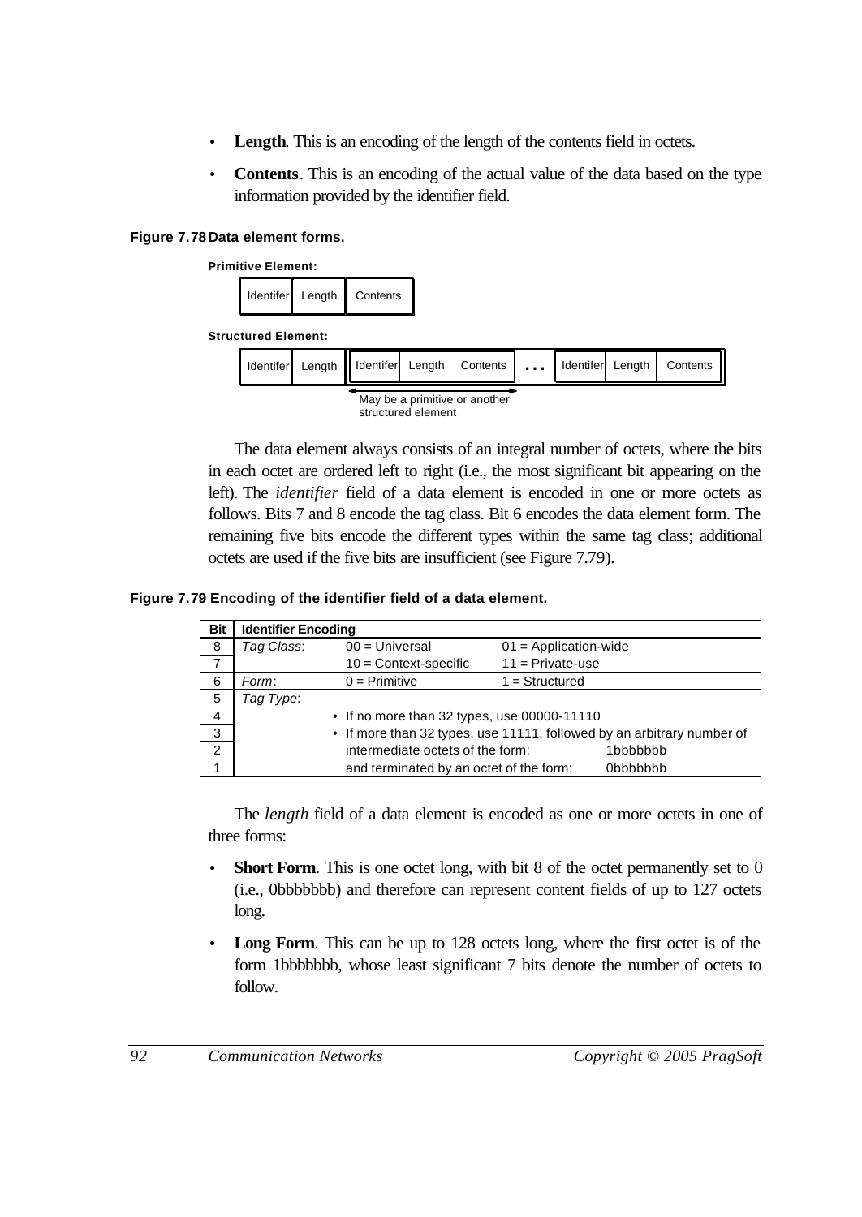- **Length**. This is an encoding of the length of the contents field in octets.
- **Contents**. This is an encoding of the actual value of the data based on the type information provided by the identifier field.

**Figure 7.78 Data element forms.**

**Primitive Element:**

| Identifer | Length | Contents |
|---|---|---|

**Structured Element:**

| Identifer | Length | Identifer | Length | Contents | . . . | Identifer | Length | Contents |
|---|---|---|---|---|---|---|---|---|

May be a primitive or another structured element

The data element always consists of an integral number of octets, where the bits in each octet are ordered left to right (i.e., the most significant bit appearing on the left). The *identifier* field of a data element is encoded in one or more octets as follows. Bits 7 and 8 encode the tag class. Bit 6 encodes the data element form. The remaining five bits encode the different types within the same tag class; additional octets are used if the five bits are insufficient (see Figure 7.79).

**Figure 7.79 Encoding of the identifier field of a data element.**

| Bit | Identifier Encoding | | | |
|---|---|---|---|---|
| 8 | *Tag Class*: | 00 = Universal | 01 = Application-wide | |
| 7 | | 10 = Context-specific | 11 = Private-use | |
| 6 | *Form*: | 0 = Primitive | 1 = Structured | |
| 5 | *Tag Type*: | | | |
| 4 | | • If no more than 32 types, use 00000-11110 | | |
| 3 | | • If more than 32 types, use 11111, followed by an arbitrary number of | | |
| 2 | | intermediate octets of the form: | | 1bbbbbbb |
| 1 | | and terminated by an octet of the form: | | 0bbbbbbb |

The *length* field of a data element is encoded as one or more octets in one of three forms:

- **Short Form**. This is one octet long, with bit 8 of the octet permanently set to 0 (i.e., 0bbbbbbb) and therefore can represent content fields of up to 127 octets long.
- **Long Form**. This can be up to 128 octets long, where the first octet is of the form 1bbbbbbb, whose least significant 7 bits denote the number of octets to follow.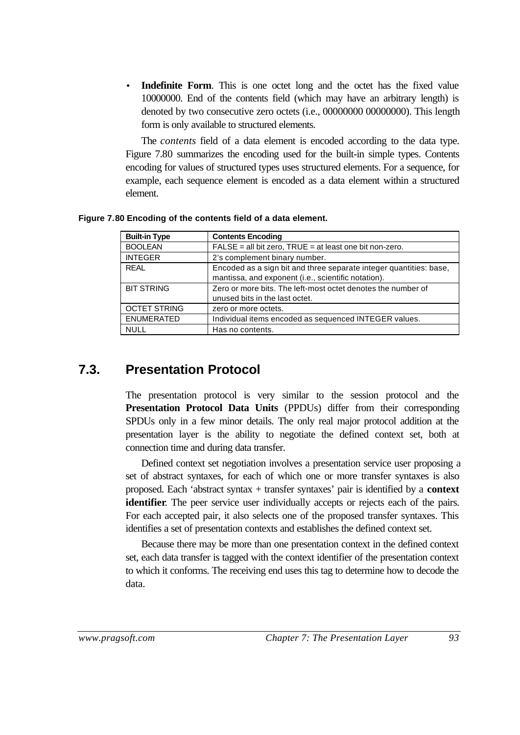- **Indefinite Form**. This is one octet long and the octet has the fixed value 10000000. End of the contents field (which may have an arbitrary length) is denoted by two consecutive zero octets (i.e., 00000000 00000000). This length form is only available to structured elements.

The *contents* field of a data element is encoded according to the data type. Figure 7.80 summarizes the encoding used for the built-in simple types. Contents encoding for values of structured types uses structured elements. For a sequence, for example, each sequence element is encoded as a data element within a structured element.

**Figure 7.80 Encoding of the contents field of a data element.**

| Built-in Type | Contents Encoding |
|---|---|
| BOOLEAN | FALSE = all bit zero, TRUE = at least one bit non-zero. |
| INTEGER | 2's complement binary number. |
| REAL | Encoded as a sign bit and three separate integer quantities: base, mantissa, and exponent (i.e., scientific notation). |
| BIT STRING | Zero or more bits. The left-most octet denotes the number of unused bits in the last octet. |
| OCTET STRING | zero or more octets. |
| ENUMERATED | Individual items encoded as sequenced INTEGER values. |
| NULL | Has no contents. |

## 7.3. Presentation Protocol

The presentation protocol is very similar to the session protocol and the **Presentation Protocol Data Units** (PPDUs) differ from their corresponding SPDUs only in a few minor details. The only real major protocol addition at the presentation layer is the ability to negotiate the defined context set, both at connection time and during data transfer.

Defined context set negotiation involves a presentation service user proposing a set of abstract syntaxes, for each of which one or more transfer syntaxes is also proposed. Each 'abstract syntax + transfer syntaxes' pair is identified by a **context identifier**. The peer service user individually accepts or rejects each of the pairs. For each accepted pair, it also selects one of the proposed transfer syntaxes. This identifies a set of presentation contexts and establishes the defined context set.

Because there may be more than one presentation context in the defined context set, each data transfer is tagged with the context identifier of the presentation context to which it conforms. The receiving end uses this tag to determine how to decode the data.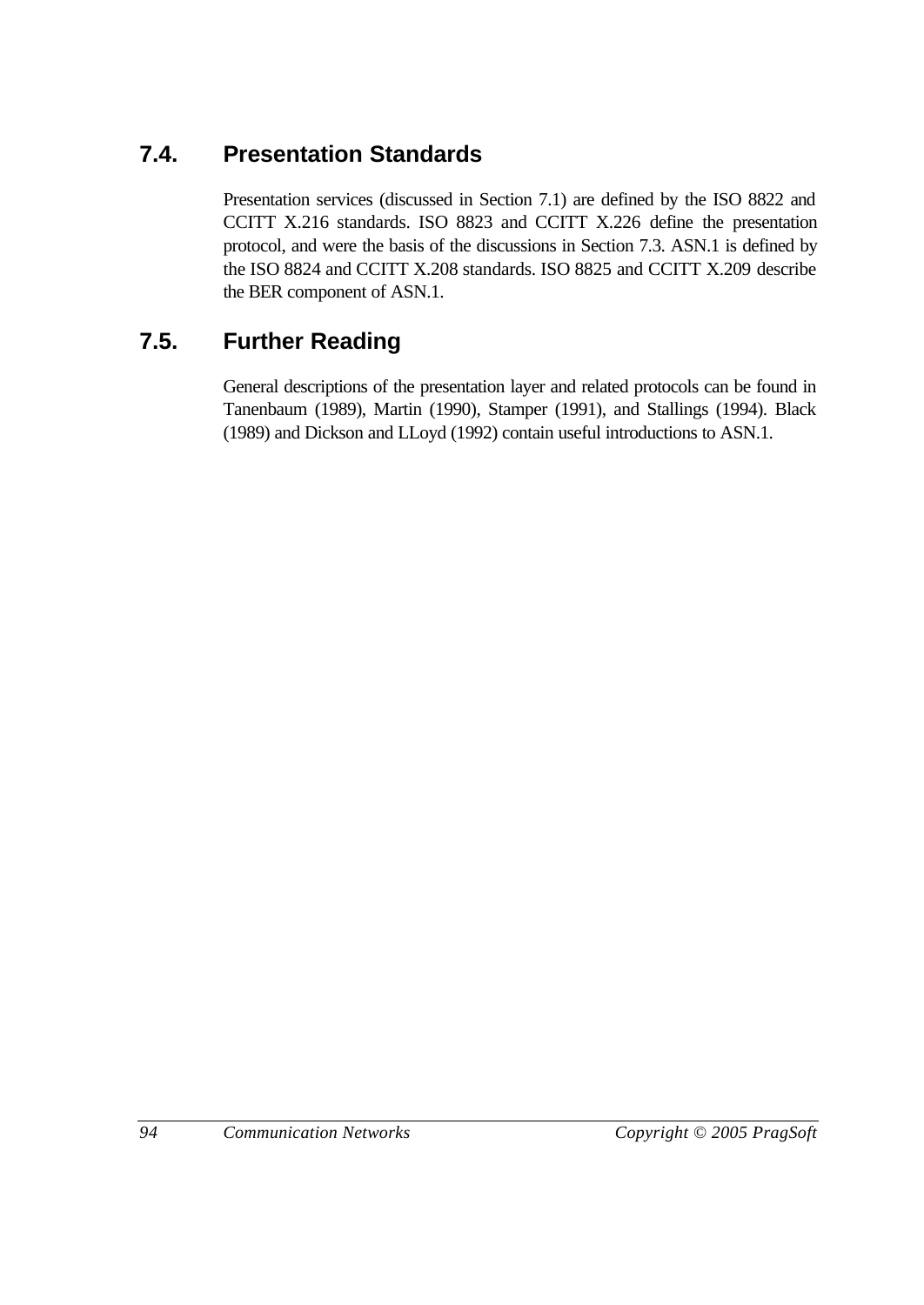## 7.4. Presentation Standards

Presentation services (discussed in Section 7.1) are defined by the ISO 8822 and CCITT X.216 standards. ISO 8823 and CCITT X.226 define the presentation protocol, and were the basis of the discussions in Section 7.3. ASN.1 is defined by the ISO 8824 and CCITT X.208 standards. ISO 8825 and CCITT X.209 describe the BER component of ASN.1.

## 7.5. Further Reading

General descriptions of the presentation layer and related protocols can be found in Tanenbaum (1989), Martin (1990), Stamper (1991), and Stallings (1994). Black (1989) and Dickson and LLoyd (1992) contain useful introductions to ASN.1.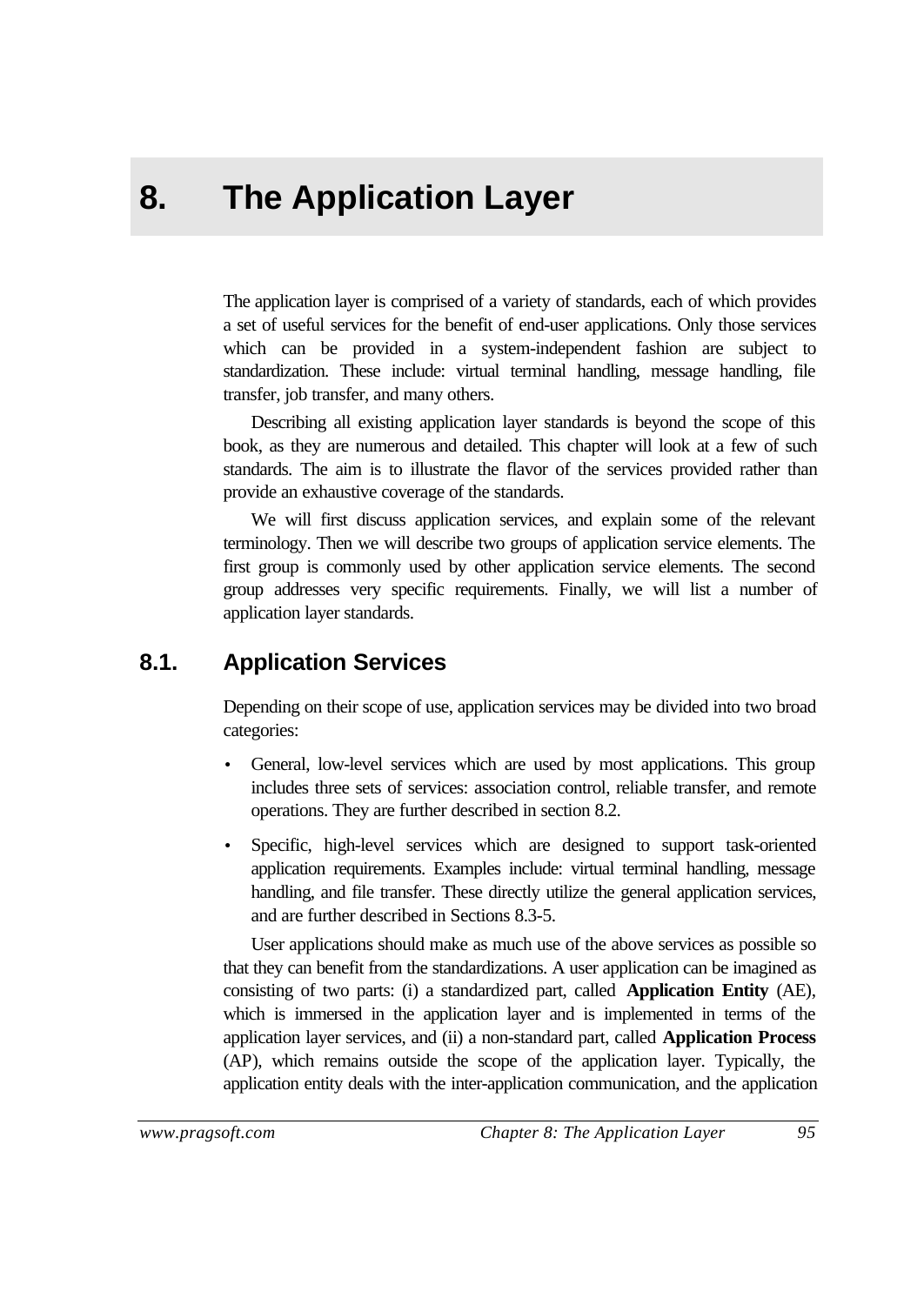# 8. The Application Layer

The application layer is comprised of a variety of standards, each of which provides a set of useful services for the benefit of end-user applications. Only those services which can be provided in a system-independent fashion are subject to standardization. These include: virtual terminal handling, message handling, file transfer, job transfer, and many others.

Describing all existing application layer standards is beyond the scope of this book, as they are numerous and detailed. This chapter will look at a few of such standards. The aim is to illustrate the flavor of the services provided rather than provide an exhaustive coverage of the standards.

We will first discuss application services, and explain some of the relevant terminology. Then we will describe two groups of application service elements. The first group is commonly used by other application service elements. The second group addresses very specific requirements. Finally, we will list a number of application layer standards.

## 8.1. Application Services

Depending on their scope of use, application services may be divided into two broad categories:

- General, low-level services which are used by most applications. This group includes three sets of services: association control, reliable transfer, and remote operations. They are further described in section 8.2.
- Specific, high-level services which are designed to support task-oriented application requirements. Examples include: virtual terminal handling, message handling, and file transfer. These directly utilize the general application services, and are further described in Sections 8.3-5.

User applications should make as much use of the above services as possible so that they can benefit from the standardizations. A user application can be imagined as consisting of two parts: (i) a standardized part, called **Application Entity** (AE), which is immersed in the application layer and is implemented in terms of the application layer services, and (ii) a non-standard part, called **Application Process** (AP), which remains outside the scope of the application layer. Typically, the application entity deals with the inter-application communication, and the application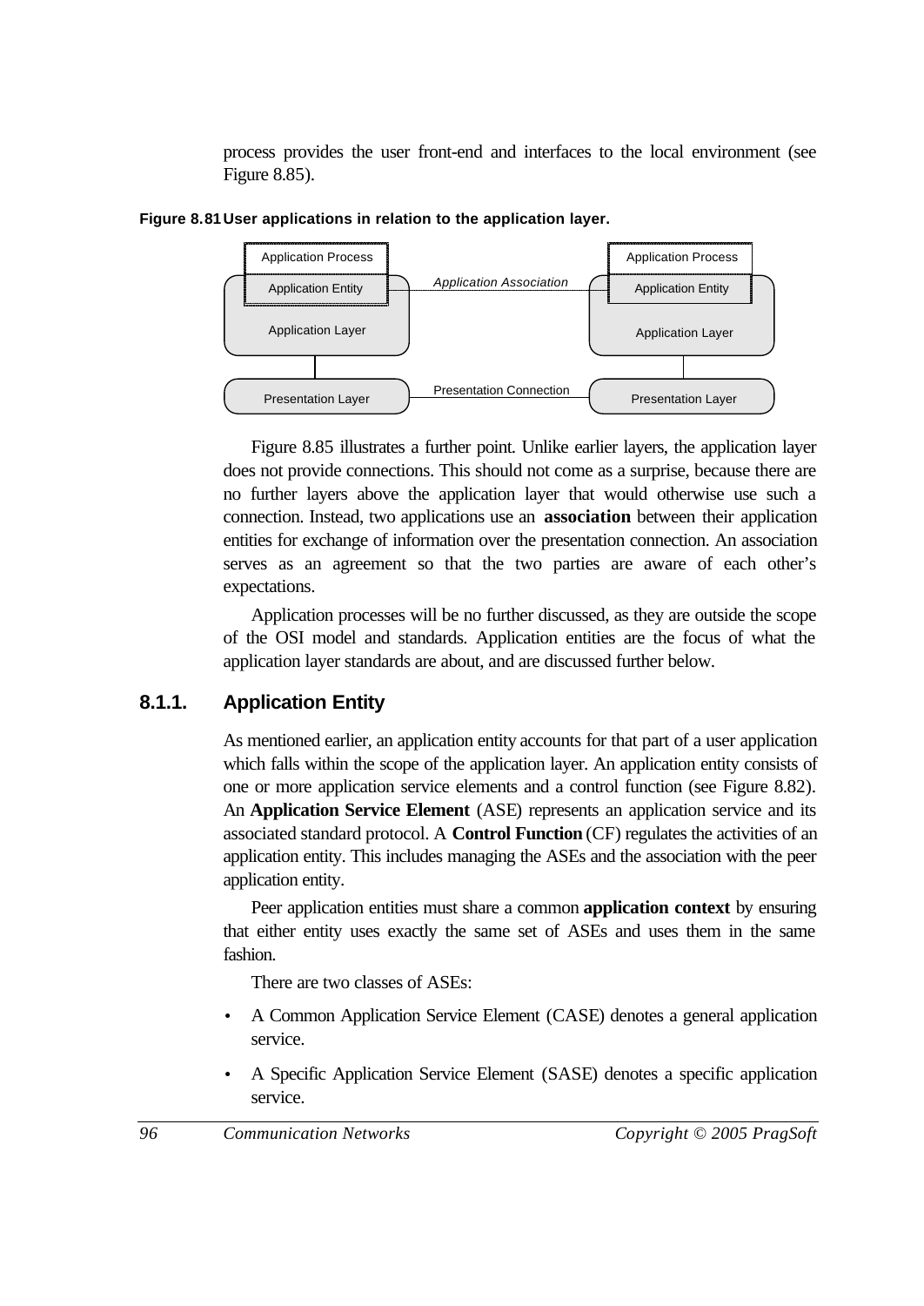process provides the user front-end and interfaces to the local environment (see Figure 8.85).

**Figure 8.81 User applications in relation to the application layer.**

Figure 8.85 illustrates a further point. Unlike earlier layers, the application layer does not provide connections. This should not come as a surprise, because there are no further layers above the application layer that would otherwise use such a connection. Instead, two applications use an **association** between their application entities for exchange of information over the presentation connection. An association serves as an agreement so that the two parties are aware of each other's expectations.

Application processes will be no further discussed, as they are outside the scope of the OSI model and standards. Application entities are the focus of what the application layer standards are about, and are discussed further below.

### 8.1.1. Application Entity

As mentioned earlier, an application entity accounts for that part of a user application which falls within the scope of the application layer. An application entity consists of one or more application service elements and a control function (see Figure 8.82). An **Application Service Element** (ASE) represents an application service and its associated standard protocol. A **Control Function** (CF) regulates the activities of an application entity. This includes managing the ASEs and the association with the peer application entity.

Peer application entities must share a common **application context** by ensuring that either entity uses exactly the same set of ASEs and uses them in the same fashion.

There are two classes of ASEs:

- A Common Application Service Element (CASE) denotes a general application service.
- A Specific Application Service Element (SASE) denotes a specific application service.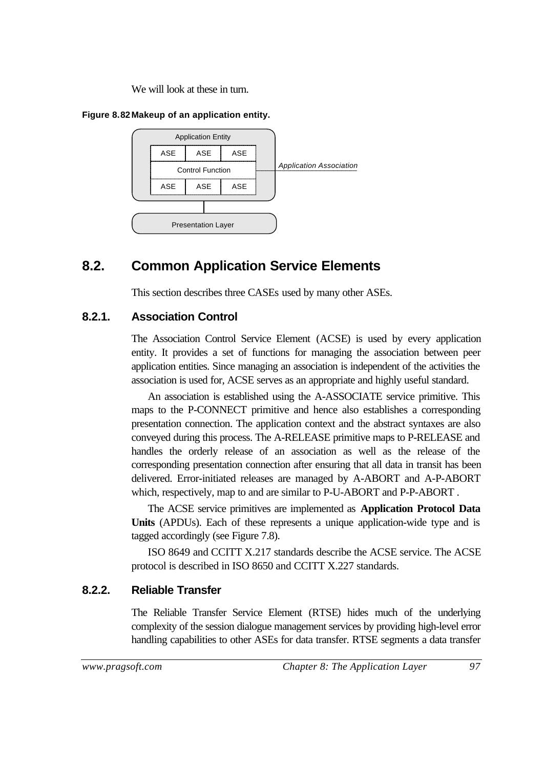We will look at these in turn.

**Figure 8.82 Makeup of an application entity.**

| Application Entity | | |
|---|---|---|
| ASE | ASE | ASE |
| Control Function | | |
| ASE | ASE | ASE |

*Application Association*

Presentation Layer

## 8.2. Common Application Service Elements

This section describes three CASEs used by many other ASEs.

### 8.2.1. Association Control

The Association Control Service Element (ACSE) is used by every application entity. It provides a set of functions for managing the association between peer application entities. Since managing an association is independent of the activities the association is used for, ACSE serves as an appropriate and highly useful standard.

An association is established using the A-ASSOCIATE service primitive. This maps to the P-CONNECT primitive and hence also establishes a corresponding presentation connection. The application context and the abstract syntaxes are also conveyed during this process. The A-RELEASE primitive maps to P-RELEASE and handles the orderly release of an association as well as the release of the corresponding presentation connection after ensuring that all data in transit has been delivered. Error-initiated releases are managed by A-ABORT and A-P-ABORT which, respectively, map to and are similar to P-U-ABORT and P-P-ABORT .

The ACSE service primitives are implemented as **Application Protocol Data Units** (APDUs). Each of these represents a unique application-wide type and is tagged accordingly (see Figure 7.8).

ISO 8649 and CCITT X.217 standards describe the ACSE service. The ACSE protocol is described in ISO 8650 and CCITT X.227 standards.

### 8.2.2. Reliable Transfer

The Reliable Transfer Service Element (RTSE) hides much of the underlying complexity of the session dialogue management services by providing high-level error handling capabilities to other ASEs for data transfer. RTSE segments a data transfer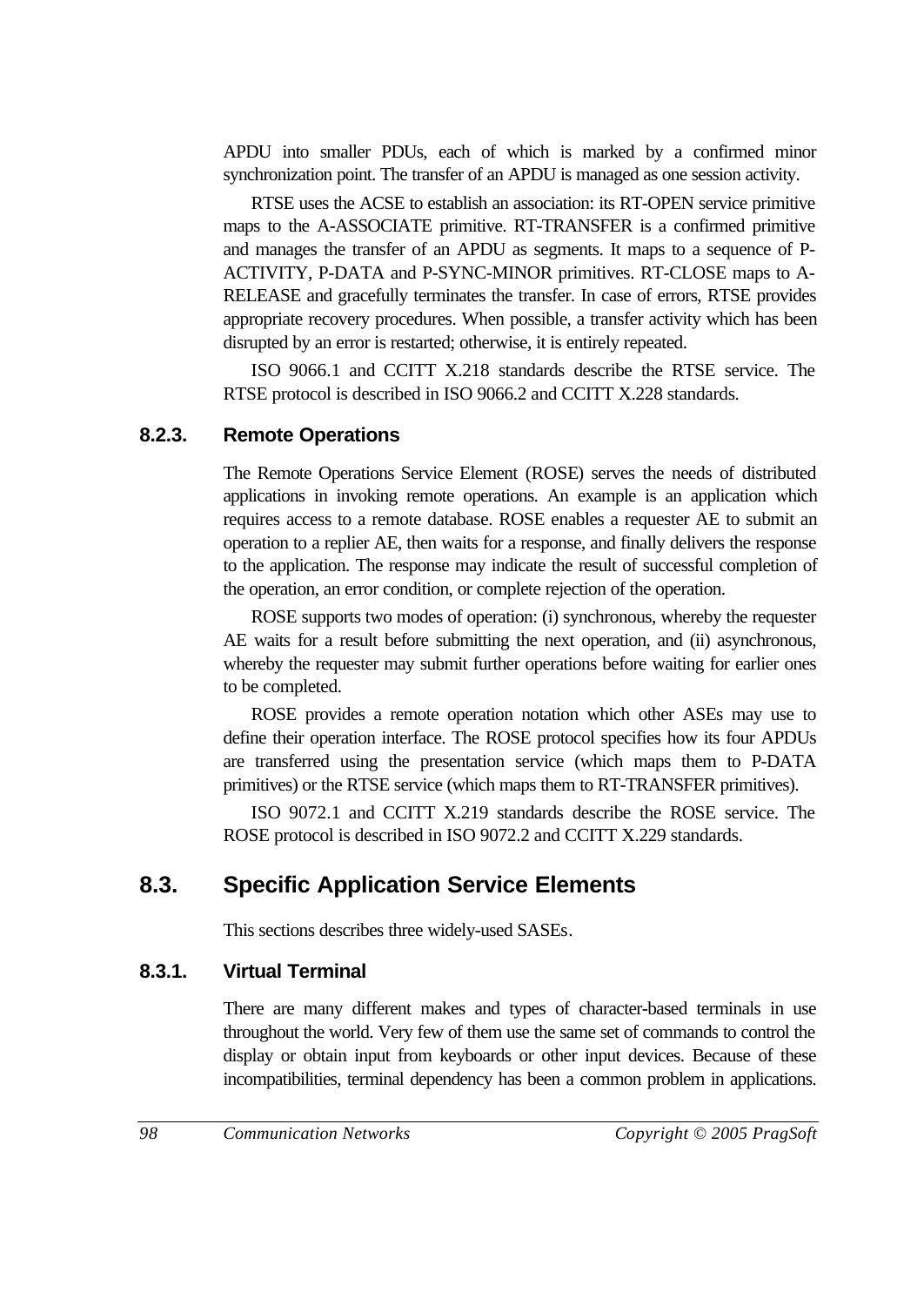APDU into smaller PDUs, each of which is marked by a confirmed minor synchronization point. The transfer of an APDU is managed as one session activity.

RTSE uses the ACSE to establish an association: its RT-OPEN service primitive maps to the A-ASSOCIATE primitive. RT-TRANSFER is a confirmed primitive and manages the transfer of an APDU as segments. It maps to a sequence of P-ACTIVITY, P-DATA and P-SYNC-MINOR primitives. RT-CLOSE maps to A-RELEASE and gracefully terminates the transfer. In case of errors, RTSE provides appropriate recovery procedures. When possible, a transfer activity which has been disrupted by an error is restarted; otherwise, it is entirely repeated.

ISO 9066.1 and CCITT X.218 standards describe the RTSE service. The RTSE protocol is described in ISO 9066.2 and CCITT X.228 standards.

### 8.2.3. Remote Operations

The Remote Operations Service Element (ROSE) serves the needs of distributed applications in invoking remote operations. An example is an application which requires access to a remote database. ROSE enables a requester AE to submit an operation to a replier AE, then waits for a response, and finally delivers the response to the application. The response may indicate the result of successful completion of the operation, an error condition, or complete rejection of the operation.

ROSE supports two modes of operation: (i) synchronous, whereby the requester AE waits for a result before submitting the next operation, and (ii) asynchronous, whereby the requester may submit further operations before waiting for earlier ones to be completed.

ROSE provides a remote operation notation which other ASEs may use to define their operation interface. The ROSE protocol specifies how its four APDUs are transferred using the presentation service (which maps them to P-DATA primitives) or the RTSE service (which maps them to RT-TRANSFER primitives).

ISO 9072.1 and CCITT X.219 standards describe the ROSE service. The ROSE protocol is described in ISO 9072.2 and CCITT X.229 standards.

## 8.3. Specific Application Service Elements

This sections describes three widely-used SASEs.

### 8.3.1. Virtual Terminal

There are many different makes and types of character-based terminals in use throughout the world. Very few of them use the same set of commands to control the display or obtain input from keyboards or other input devices. Because of these incompatibilities, terminal dependency has been a common problem in applications.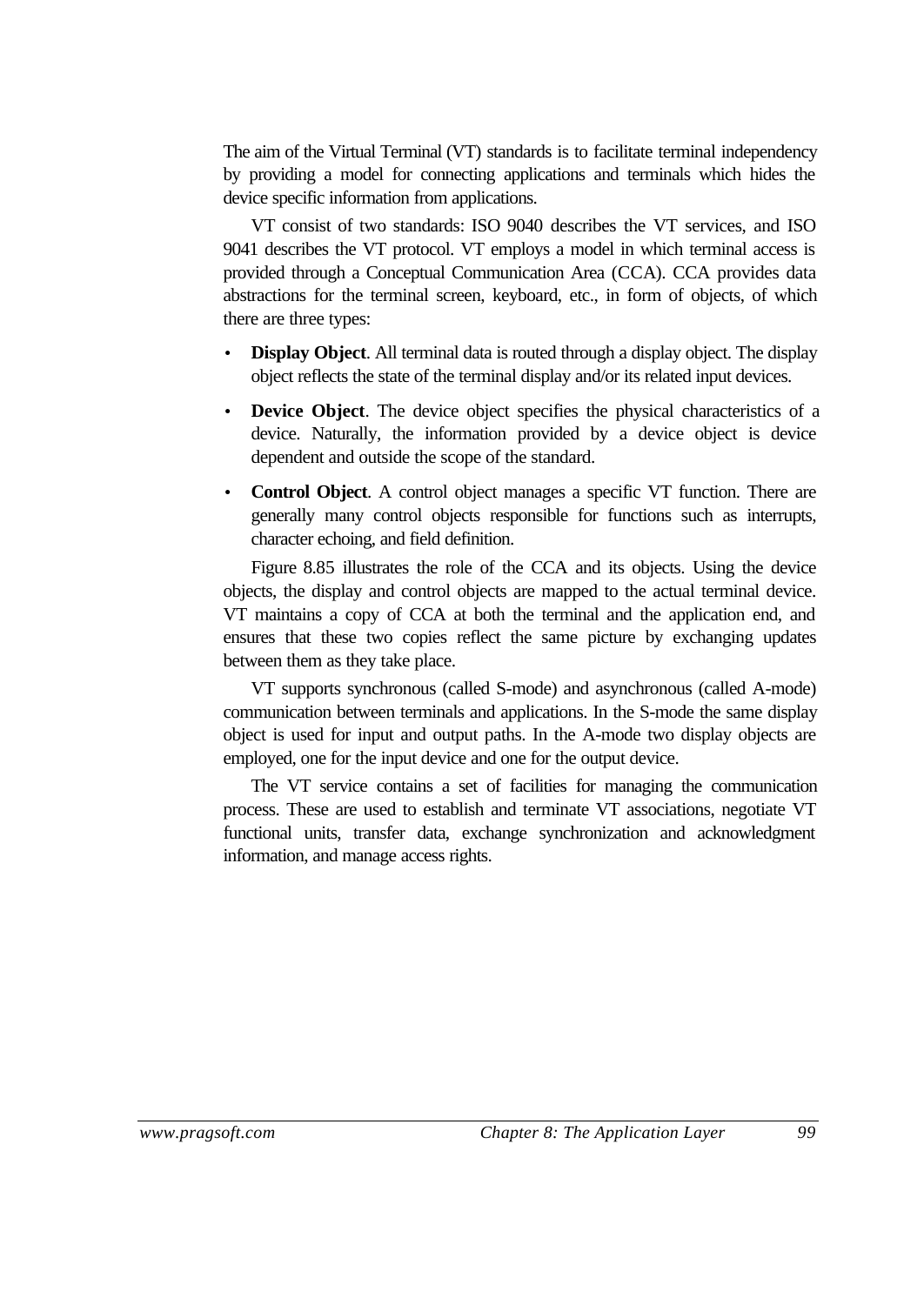The aim of the Virtual Terminal (VT) standards is to facilitate terminal independency by providing a model for connecting applications and terminals which hides the device specific information from applications.

VT consist of two standards: ISO 9040 describes the VT services, and ISO 9041 describes the VT protocol. VT employs a model in which terminal access is provided through a Conceptual Communication Area (CCA). CCA provides data abstractions for the terminal screen, keyboard, etc., in form of objects, of which there are three types:

- **Display Object**. All terminal data is routed through a display object. The display object reflects the state of the terminal display and/or its related input devices.
- **Device Object**. The device object specifies the physical characteristics of a device. Naturally, the information provided by a device object is device dependent and outside the scope of the standard.
- **Control Object**. A control object manages a specific VT function. There are generally many control objects responsible for functions such as interrupts, character echoing, and field definition.

Figure 8.85 illustrates the role of the CCA and its objects. Using the device objects, the display and control objects are mapped to the actual terminal device. VT maintains a copy of CCA at both the terminal and the application end, and ensures that these two copies reflect the same picture by exchanging updates between them as they take place.

VT supports synchronous (called S-mode) and asynchronous (called A-mode) communication between terminals and applications. In the S-mode the same display object is used for input and output paths. In the A-mode two display objects are employed, one for the input device and one for the output device.

The VT service contains a set of facilities for managing the communication process. These are used to establish and terminate VT associations, negotiate VT functional units, transfer data, exchange synchronization and acknowledgment information, and manage access rights.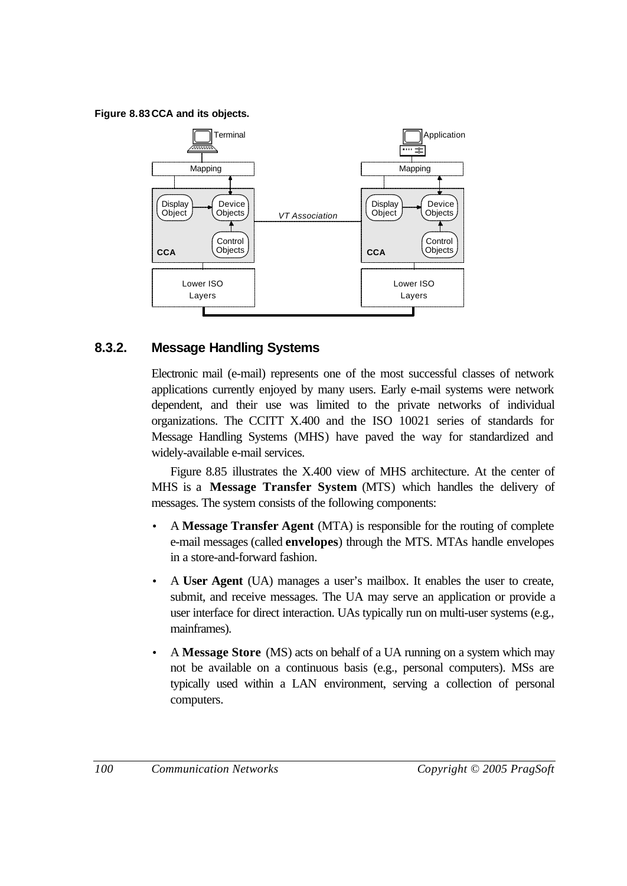**Figure 8.83** CCA and its objects.

## 8.3.2. Message Handling Systems

Electronic mail (e-mail) represents one of the most successful classes of network applications currently enjoyed by many users. Early e-mail systems were network dependent, and their use was limited to the private networks of individual organizations. The CCITT X.400 and the ISO 10021 series of standards for Message Handling Systems (MHS) have paved the way for standardized and widely-available e-mail services.

Figure 8.85 illustrates the X.400 view of MHS architecture. At the center of MHS is a **Message Transfer System** (MTS) which handles the delivery of messages. The system consists of the following components:

- A **Message Transfer Agent** (MTA) is responsible for the routing of complete e-mail messages (called **envelopes**) through the MTS. MTAs handle envelopes in a store-and-forward fashion.
- A **User Agent** (UA) manages a user's mailbox. It enables the user to create, submit, and receive messages. The UA may serve an application or provide a user interface for direct interaction. UAs typically run on multi-user systems (e.g., mainframes).
- A **Message Store** (MS) acts on behalf of a UA running on a system which may not be available on a continuous basis (e.g., personal computers). MSs are typically used within a LAN environment, serving a collection of personal computers.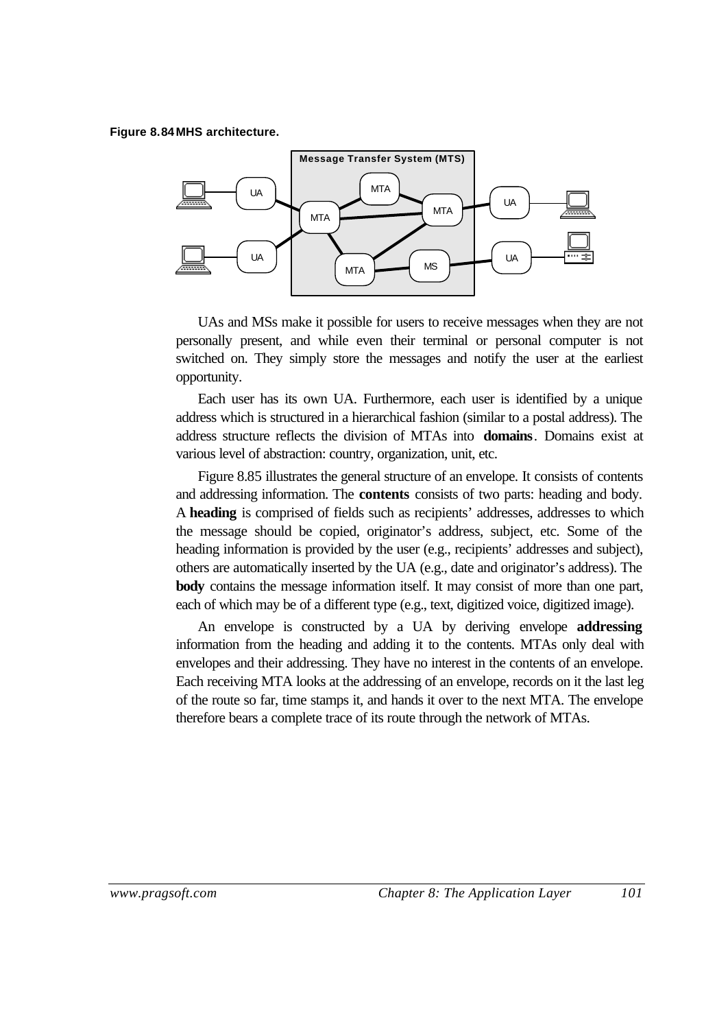**Figure 8.84 MHS architecture.**

UAs and MSs make it possible for users to receive messages when they are not personally present, and while even their terminal or personal computer is not switched on. They simply store the messages and notify the user at the earliest opportunity.

Each user has its own UA. Furthermore, each user is identified by a unique address which is structured in a hierarchical fashion (similar to a postal address). The address structure reflects the division of MTAs into **domains**. Domains exist at various level of abstraction: country, organization, unit, etc.

Figure 8.85 illustrates the general structure of an envelope. It consists of contents and addressing information. The **contents** consists of two parts: heading and body. A **heading** is comprised of fields such as recipients' addresses, addresses to which the message should be copied, originator's address, subject, etc. Some of the heading information is provided by the user (e.g., recipients' addresses and subject), others are automatically inserted by the UA (e.g., date and originator's address). The **body** contains the message information itself. It may consist of more than one part, each of which may be of a different type (e.g., text, digitized voice, digitized image).

An envelope is constructed by a UA by deriving envelope **addressing** information from the heading and adding it to the contents. MTAs only deal with envelopes and their addressing. They have no interest in the contents of an envelope. Each receiving MTA looks at the addressing of an envelope, records on it the last leg of the route so far, time stamps it, and hands it over to the next MTA. The envelope therefore bears a complete trace of its route through the network of MTAs.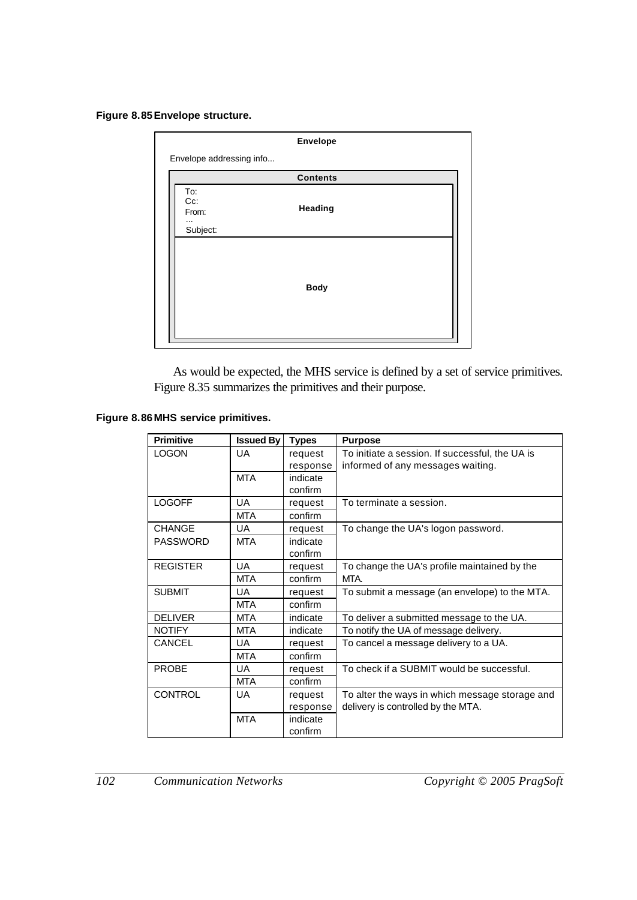**Figure 8.85 Envelope structure.**

Envelope

Envelope addressing info...

Contents

To:
Cc:
From:
...
Subject:

Heading

Body

As would be expected, the MHS service is defined by a set of service primitives. Figure 8.35 summarizes the primitives and their purpose.

**Figure 8.86 MHS service primitives.**

| Primitive | Issued By | Types | Purpose |
|---|---|---|---|
| LOGON | UA | request response | To initiate a session. If successful, the UA is informed of any messages waiting. |
| | MTA | indicate confirm | |
| LOGOFF | UA | request | To terminate a session. |
| | MTA | confirm | |
| CHANGE PASSWORD | UA | request | To change the UA's logon password. |
| | MTA | indicate confirm | |
| REGISTER | UA | request | To change the UA's profile maintained by the MTA. |
| | MTA | confirm | |
| SUBMIT | UA | request | To submit a message (an envelope) to the MTA. |
| | MTA | confirm | |
| DELIVER | MTA | indicate | To deliver a submitted message to the UA. |
| NOTIFY | MTA | indicate | To notify the UA of message delivery. |
| CANCEL | UA | request | To cancel a message delivery to a UA. |
| | MTA | confirm | |
| PROBE | UA | request | To check if a SUBMIT would be successful. |
| | MTA | confirm | |
| CONTROL | UA | request response | To alter the ways in which message storage and delivery is controlled by the MTA. |
| | MTA | indicate confirm | |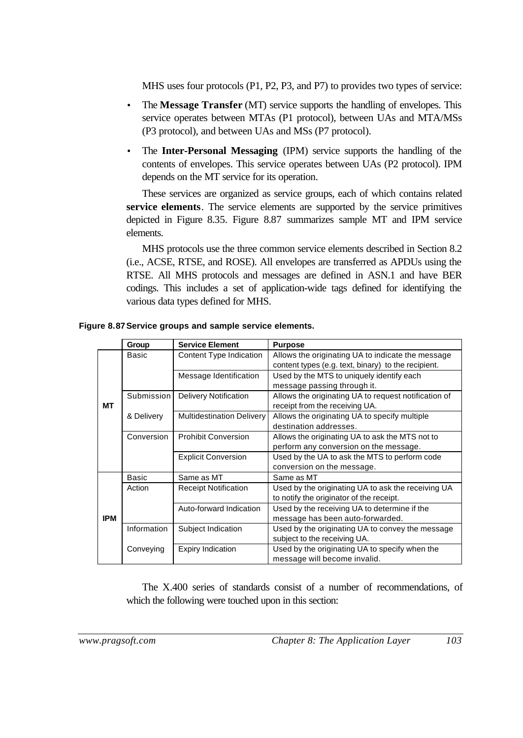MHS uses four protocols (P1, P2, P3, and P7) to provides two types of service:

- The **Message Transfer** (MT) service supports the handling of envelopes. This service operates between MTAs (P1 protocol), between UAs and MTA/MSs (P3 protocol), and between UAs and MSs (P7 protocol).
- The **Inter-Personal Messaging** (IPM) service supports the handling of the contents of envelopes. This service operates between UAs (P2 protocol). IPM depends on the MT service for its operation.

These services are organized as service groups, each of which contains related **service elements**. The service elements are supported by the service primitives depicted in Figure 8.35. Figure 8.87 summarizes sample MT and IPM service elements.

MHS protocols use the three common service elements described in Section 8.2 (i.e., ACSE, RTSE, and ROSE). All envelopes are transferred as APDUs using the RTSE. All MHS protocols and messages are defined in ASN.1 and have BER codings. This includes a set of application-wide tags defined for identifying the various data types defined for MHS.

**Figure 8.87 Service groups and sample service elements.**

| | Group | Service Element | Purpose |
|---|---|---|---|
| MT | Basic | Content Type Indication | Allows the originating UA to indicate the message content types (e.g. text, binary) to the recipient. |
| | | Message Identification | Used by the MTS to uniquely identify each message passing through it. |
| | Submission & Delivery | Delivery Notification | Allows the originating UA to request notification of receipt from the receiving UA. |
| | | Multidestination Delivery | Allows the originating UA to specify multiple destination addresses. |
| | Conversion | Prohibit Conversion | Allows the originating UA to ask the MTS not to perform any conversion on the message. |
| | | Explicit Conversion | Used by the UA to ask the MTS to perform code conversion on the message. |
| IPM | Basic | Same as MT | Same as MT |
| | Action | Receipt Notification | Used by the originating UA to ask the receiving UA to notify the originator of the receipt. |
| | | Auto-forward Indication | Used by the receiving UA to determine if the message has been auto-forwarded. |
| | Information Conveying | Subject Indication | Used by the originating UA to convey the message subject to the receiving UA. |
| | | Expiry Indication | Used by the originating UA to specify when the message will become invalid. |

The X.400 series of standards consist of a number of recommendations, of which the following were touched upon in this section: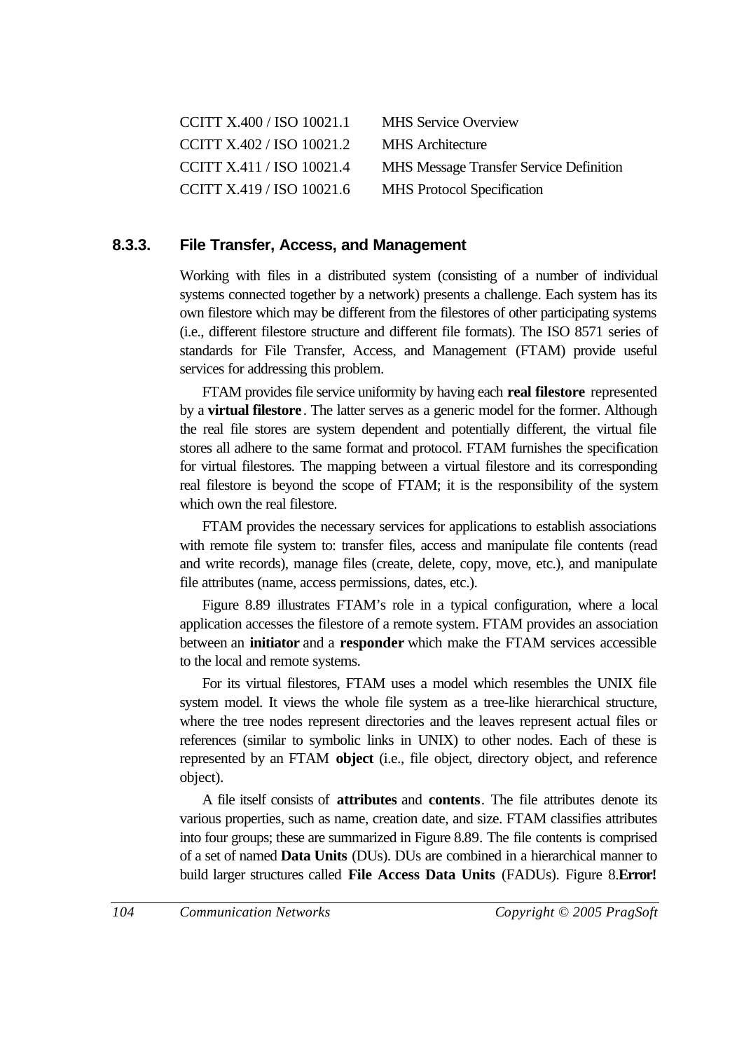| | |
|---|---|
| CCITT X.400 / ISO 10021.1 | MHS Service Overview |
| CCITT X.402 / ISO 10021.2 | MHS Architecture |
| CCITT X.411 / ISO 10021.4 | MHS Message Transfer Service Definition |
| CCITT X.419 / ISO 10021.6 | MHS Protocol Specification |

### 8.3.3. File Transfer, Access, and Management

Working with files in a distributed system (consisting of a number of individual systems connected together by a network) presents a challenge. Each system has its own filestore which may be different from the filestores of other participating systems (i.e., different filestore structure and different file formats). The ISO 8571 series of standards for File Transfer, Access, and Management (FTAM) provide useful services for addressing this problem.

FTAM provides file service uniformity by having each **real filestore** represented by a **virtual filestore**. The latter serves as a generic model for the former. Although the real file stores are system dependent and potentially different, the virtual file stores all adhere to the same format and protocol. FTAM furnishes the specification for virtual filestores. The mapping between a virtual filestore and its corresponding real filestore is beyond the scope of FTAM; it is the responsibility of the system which own the real filestore.

FTAM provides the necessary services for applications to establish associations with remote file system to: transfer files, access and manipulate file contents (read and write records), manage files (create, delete, copy, move, etc.), and manipulate file attributes (name, access permissions, dates, etc.).

Figure 8.89 illustrates FTAM's role in a typical configuration, where a local application accesses the filestore of a remote system. FTAM provides an association between an **initiator** and a **responder** which make the FTAM services accessible to the local and remote systems.

For its virtual filestores, FTAM uses a model which resembles the UNIX file system model. It views the whole file system as a tree-like hierarchical structure, where the tree nodes represent directories and the leaves represent actual files or references (similar to symbolic links in UNIX) to other nodes. Each of these is represented by an FTAM **object** (i.e., file object, directory object, and reference object).

A file itself consists of **attributes** and **contents**. The file attributes denote its various properties, such as name, creation date, and size. FTAM classifies attributes into four groups; these are summarized in Figure 8.89. The file contents is comprised of a set of named **Data Units** (DUs). DUs are combined in a hierarchical manner to build larger structures called **File Access Data Units** (FADUs). Figure 8.**Error!**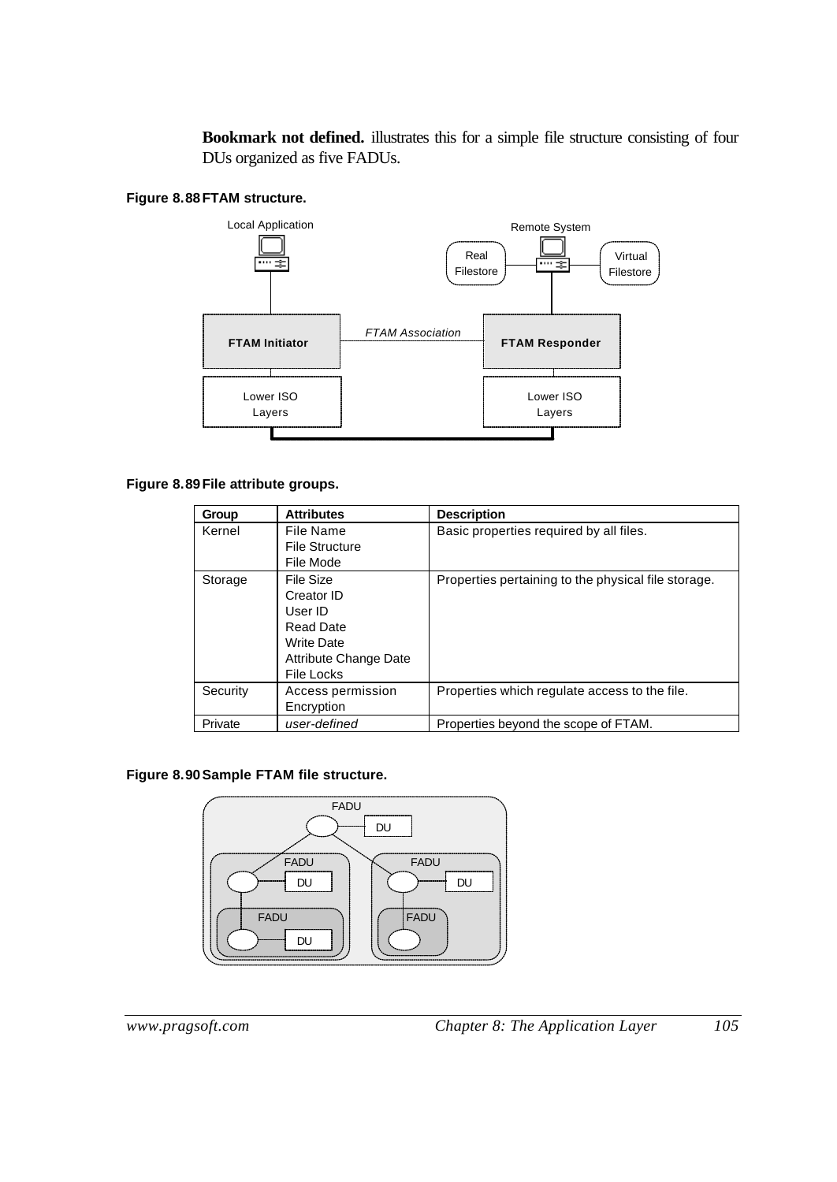**Bookmark not defined.** illustrates this for a simple file structure consisting of four DUs organized as five FADUs.

**Figure 8.88 FTAM structure.**

**Figure 8.89 File attribute groups.**

| Group | Attributes | Description |
|---|---|---|
| Kernel | File Name<br>File Structure<br>File Mode | Basic properties required by all files. |
| Storage | File Size<br>Creator ID<br>User ID<br>Read Date<br>Write Date<br>Attribute Change Date<br>File Locks | Properties pertaining to the physical file storage. |
| Security | Access permission<br>Encryption | Properties which regulate access to the file. |
| Private | *user-defined* | Properties beyond the scope of FTAM. |

**Figure 8.90 Sample FTAM file structure.**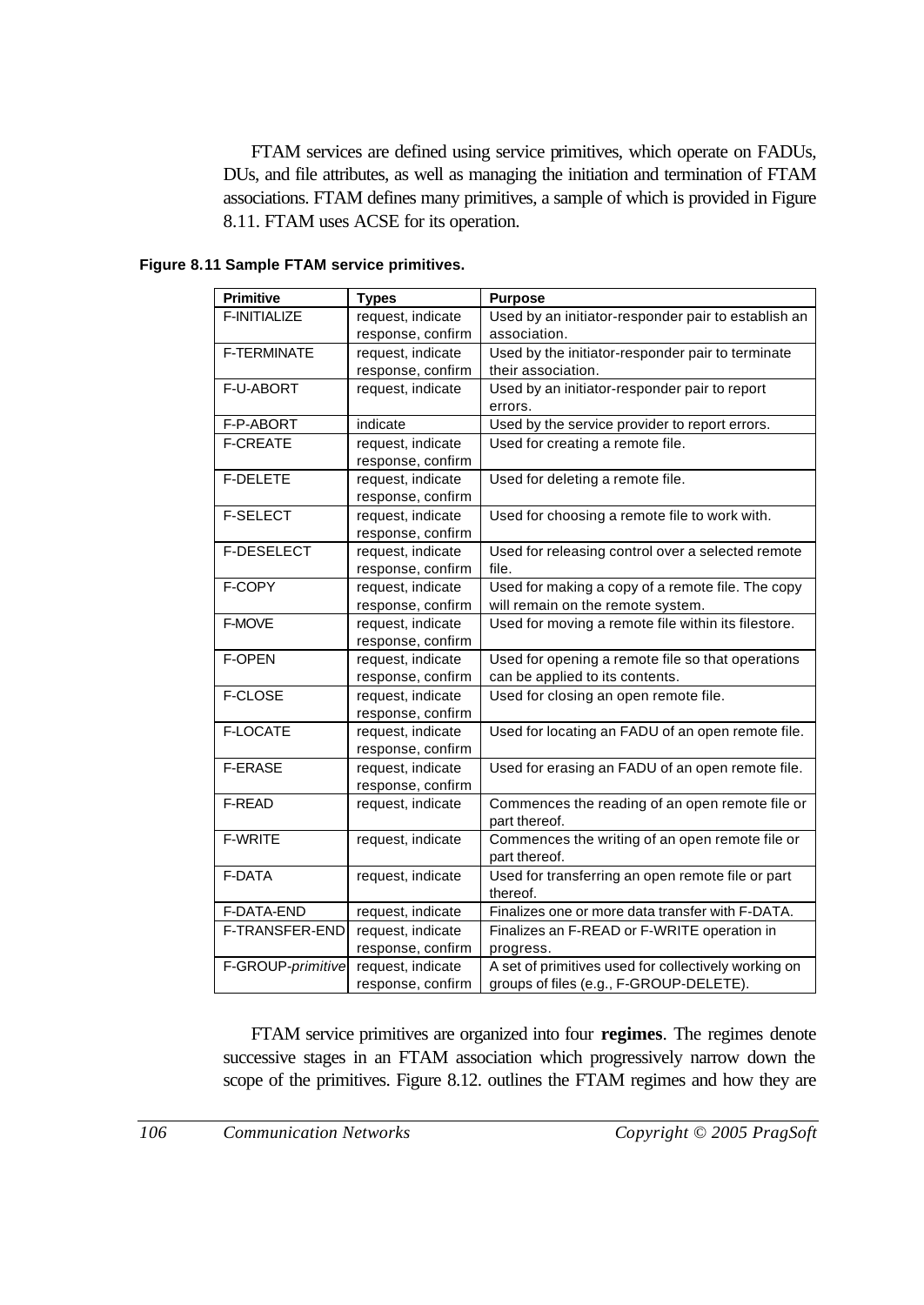FTAM services are defined using service primitives, which operate on FADUs, DUs, and file attributes, as well as managing the initiation and termination of FTAM associations. FTAM defines many primitives, a sample of which is provided in Figure 8.11. FTAM uses ACSE for its operation.

**Figure 8.11 Sample FTAM service primitives.**

| Primitive | Types | Purpose |
|---|---|---|
| F-INITIALIZE | request, indicate response, confirm | Used by an initiator-responder pair to establish an association. |
| F-TERMINATE | request, indicate response, confirm | Used by the initiator-responder pair to terminate their association. |
| F-U-ABORT | request, indicate | Used by an initiator-responder pair to report errors. |
| F-P-ABORT | indicate | Used by the service provider to report errors. |
| F-CREATE | request, indicate response, confirm | Used for creating a remote file. |
| F-DELETE | request, indicate response, confirm | Used for deleting a remote file. |
| F-SELECT | request, indicate response, confirm | Used for choosing a remote file to work with. |
| F-DESELECT | request, indicate response, confirm | Used for releasing control over a selected remote file. |
| F-COPY | request, indicate response, confirm | Used for making a copy of a remote file. The copy will remain on the remote system. |
| F-MOVE | request, indicate response, confirm | Used for moving a remote file within its filestore. |
| F-OPEN | request, indicate response, confirm | Used for opening a remote file so that operations can be applied to its contents. |
| F-CLOSE | request, indicate response, confirm | Used for closing an open remote file. |
| F-LOCATE | request, indicate response, confirm | Used for locating an FADU of an open remote file. |
| F-ERASE | request, indicate response, confirm | Used for erasing an FADU of an open remote file. |
| F-READ | request, indicate | Commences the reading of an open remote file or part thereof. |
| F-WRITE | request, indicate | Commences the writing of an open remote file or part thereof. |
| F-DATA | request, indicate | Used for transferring an open remote file or part thereof. |
| F-DATA-END | request, indicate | Finalizes one or more data transfer with F-DATA. |
| F-TRANSFER-END | request, indicate response, confirm | Finalizes an F-READ or F-WRITE operation in progress. |
| F-GROUP-*primitive* | request, indicate response, confirm | A set of primitives used for collectively working on groups of files (e.g., F-GROUP-DELETE). |

FTAM service primitives are organized into four **regimes**. The regimes denote successive stages in an FTAM association which progressively narrow down the scope of the primitives. Figure 8.12. outlines the FTAM regimes and how they are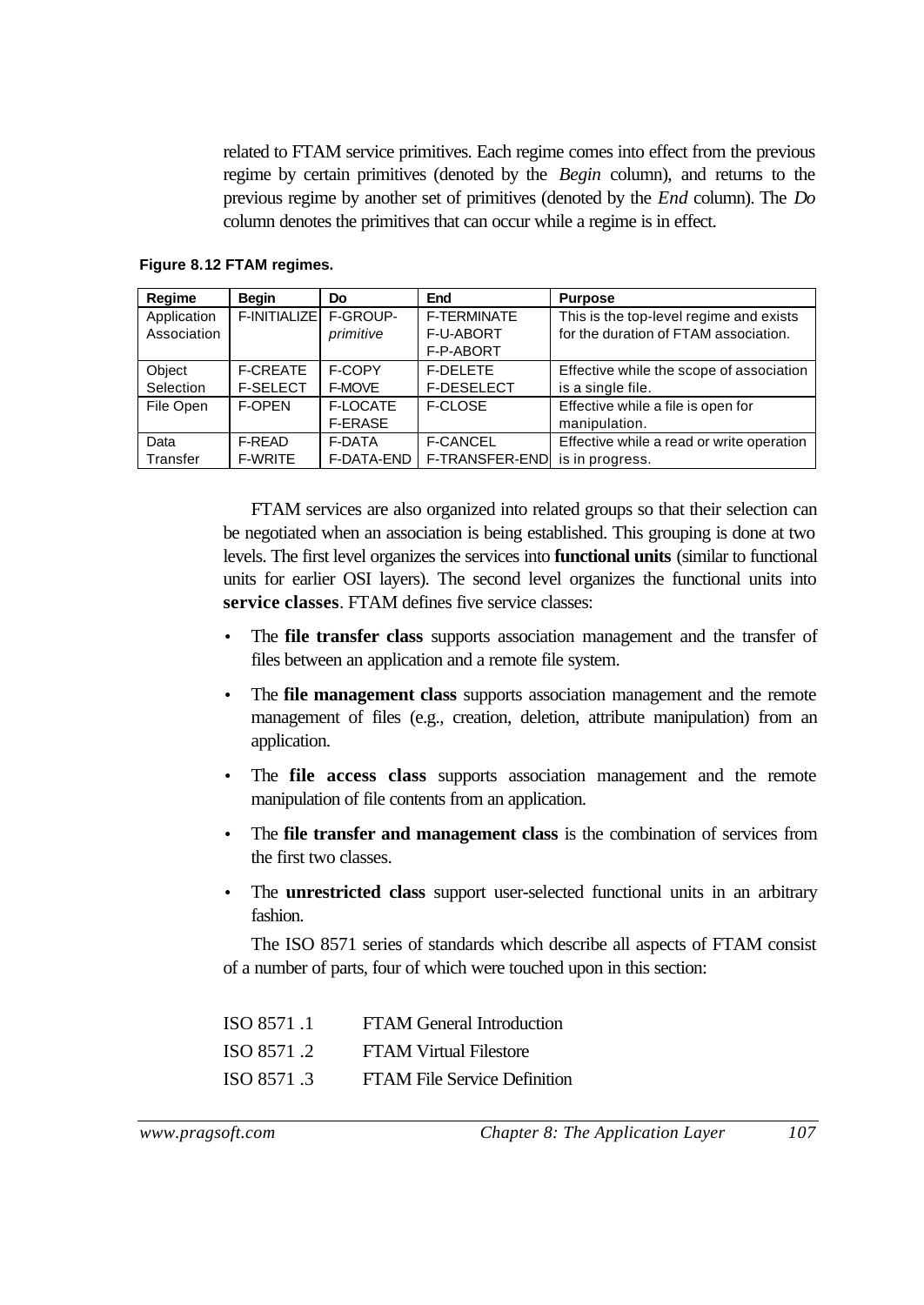related to FTAM service primitives. Each regime comes into effect from the previous regime by certain primitives (denoted by the *Begin* column), and returns to the previous regime by another set of primitives (denoted by the *End* column). The *Do* column denotes the primitives that can occur while a regime is in effect.

**Figure 8.12 FTAM regimes.**

| Regime | Begin | Do | End | Purpose |
|---|---|---|---|---|
| Application Association | F-INITIALIZE | F-GROUP-*primitive* | F-TERMINATE<br>F-U-ABORT<br>F-P-ABORT | This is the top-level regime and exists for the duration of FTAM association. |
| Object Selection | F-CREATE<br>F-SELECT | F-COPY<br>F-MOVE | F-DELETE<br>F-DESELECT | Effective while the scope of association is a single file. |
| File Open | F-OPEN | F-LOCATE<br>F-ERASE | F-CLOSE | Effective while a file is open for manipulation. |
| Data Transfer | F-READ<br>F-WRITE | F-DATA<br>F-DATA-END | F-CANCEL<br>F-TRANSFER-END | Effective while a read or write operation is in progress. |

FTAM services are also organized into related groups so that their selection can be negotiated when an association is being established. This grouping is done at two levels. The first level organizes the services into **functional units** (similar to functional units for earlier OSI layers). The second level organizes the functional units into **service classes**. FTAM defines five service classes:

- The **file transfer class** supports association management and the transfer of files between an application and a remote file system.
- The **file management class** supports association management and the remote management of files (e.g., creation, deletion, attribute manipulation) from an application.
- The **file access class** supports association management and the remote manipulation of file contents from an application.
- The **file transfer and management class** is the combination of services from the first two classes.
- The **unrestricted class** support user-selected functional units in an arbitrary fashion.

The ISO 8571 series of standards which describe all aspects of FTAM consist of a number of parts, four of which were touched upon in this section:

| | |
|---|---|
| ISO 8571 .1 | FTAM General Introduction |
| ISO 8571 .2 | FTAM Virtual Filestore |
| ISO 8571 .3 | FTAM File Service Definition |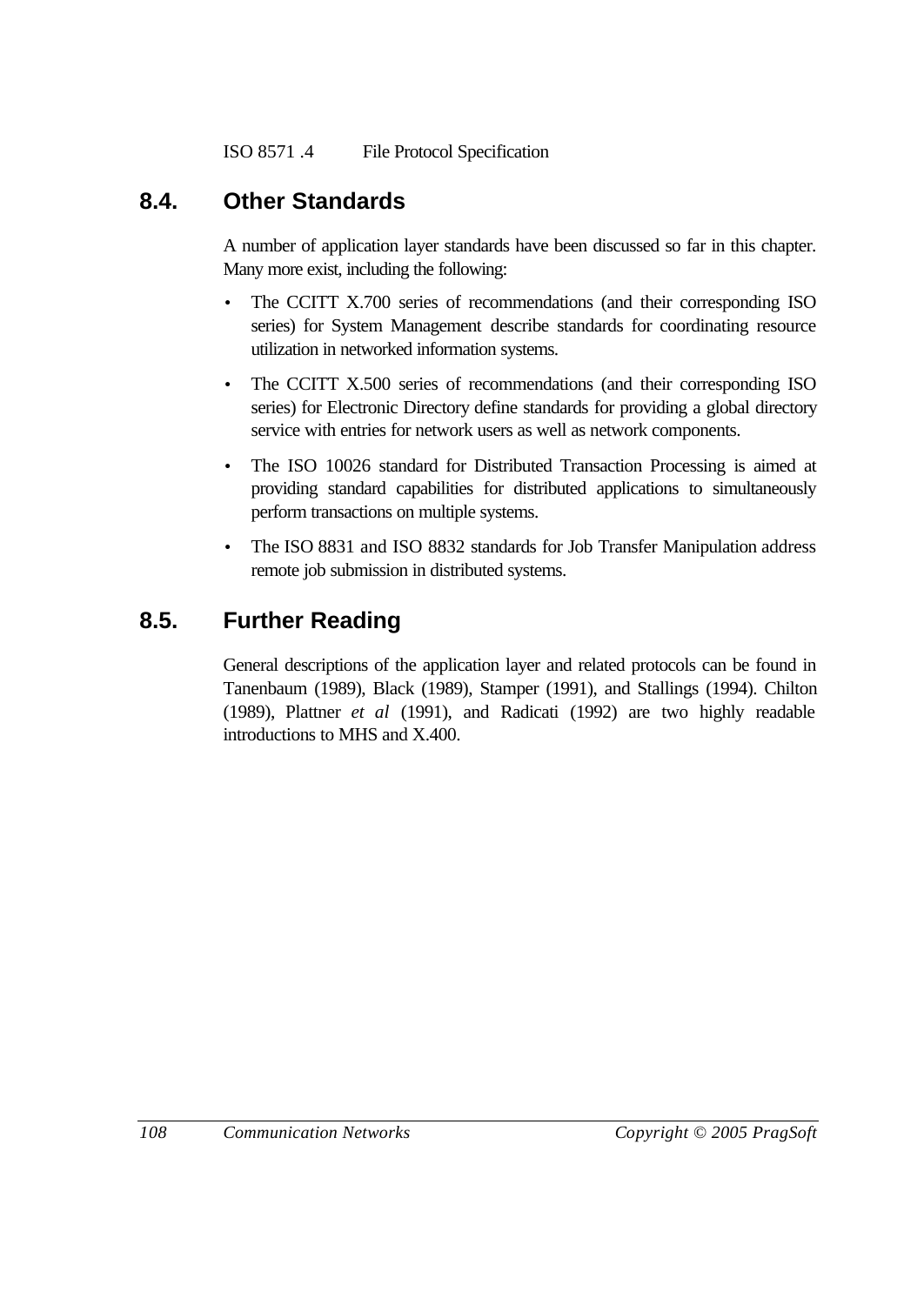ISO 8571 .4 File Protocol Specification

## 8.4. Other Standards

A number of application layer standards have been discussed so far in this chapter. Many more exist, including the following:

- The CCITT X.700 series of recommendations (and their corresponding ISO series) for System Management describe standards for coordinating resource utilization in networked information systems.
- The CCITT X.500 series of recommendations (and their corresponding ISO series) for Electronic Directory define standards for providing a global directory service with entries for network users as well as network components.
- The ISO 10026 standard for Distributed Transaction Processing is aimed at providing standard capabilities for distributed applications to simultaneously perform transactions on multiple systems.
- The ISO 8831 and ISO 8832 standards for Job Transfer Manipulation address remote job submission in distributed systems.

## 8.5. Further Reading

General descriptions of the application layer and related protocols can be found in Tanenbaum (1989), Black (1989), Stamper (1991), and Stallings (1994). Chilton (1989), Plattner *et al* (1991), and Radicati (1992) are two highly readable introductions to MHS and X.400.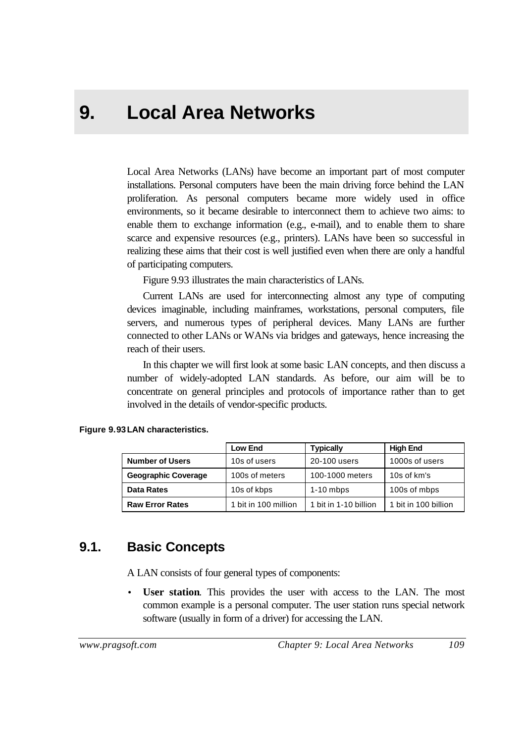# 9. Local Area Networks

Local Area Networks (LANs) have become an important part of most computer installations. Personal computers have been the main driving force behind the LAN proliferation. As personal computers became more widely used in office environments, so it became desirable to interconnect them to achieve two aims: to enable them to exchange information (e.g., e-mail), and to enable them to share scarce and expensive resources (e.g., printers). LANs have been so successful in realizing these aims that their cost is well justified even when there are only a handful of participating computers.

Figure 9.93 illustrates the main characteristics of LANs.

Current LANs are used for interconnecting almost any type of computing devices imaginable, including mainframes, workstations, personal computers, file servers, and numerous types of peripheral devices. Many LANs are further connected to other LANs or WANs via bridges and gateways, hence increasing the reach of their users.

In this chapter we will first look at some basic LAN concepts, and then discuss a number of widely-adopted LAN standards. As before, our aim will be to concentrate on general principles and protocols of importance rather than to get involved in the details of vendor-specific products.

**Figure 9.93 LAN characteristics.**

| | **Low End** | **Typically** | **High End** |
|---|---|---|---|
| **Number of Users** | 10s of users | 20-100 users | 1000s of users |
| **Geographic Coverage** | 100s of meters | 100-1000 meters | 10s of km's |
| **Data Rates** | 10s of kbps | 1-10 mbps | 100s of mbps |
| **Raw Error Rates** | 1 bit in 100 million | 1 bit in 1-10 billion | 1 bit in 100 billion |

## 9.1. Basic Concepts

A LAN consists of four general types of components:

- **User station**. This provides the user with access to the LAN. The most common example is a personal computer. The user station runs special network software (usually in form of a driver) for accessing the LAN.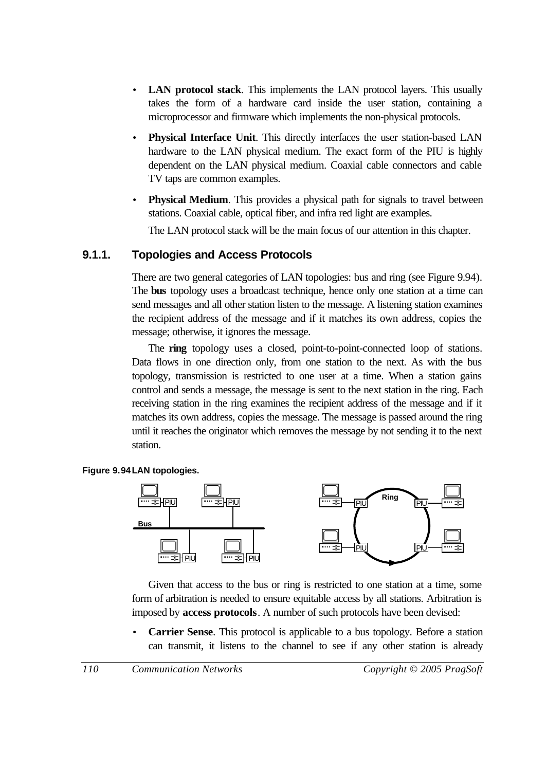- **LAN protocol stack**. This implements the LAN protocol layers. This usually takes the form of a hardware card inside the user station, containing a microprocessor and firmware which implements the non-physical protocols.
- **Physical Interface Unit**. This directly interfaces the user station-based LAN hardware to the LAN physical medium. The exact form of the PIU is highly dependent on the LAN physical medium. Coaxial cable connectors and cable TV taps are common examples.
- **Physical Medium**. This provides a physical path for signals to travel between stations. Coaxial cable, optical fiber, and infra red light are examples.

  The LAN protocol stack will be the main focus of our attention in this chapter.

### 9.1.1. Topologies and Access Protocols

There are two general categories of LAN topologies: bus and ring (see Figure 9.94). The **bus** topology uses a broadcast technique, hence only one station at a time can send messages and all other station listen to the message. A listening station examines the recipient address of the message and if it matches its own address, copies the message; otherwise, it ignores the message.

The **ring** topology uses a closed, point-to-point-connected loop of stations. Data flows in one direction only, from one station to the next. As with the bus topology, transmission is restricted to one user at a time. When a station gains control and sends a message, the message is sent to the next station in the ring. Each receiving station in the ring examines the recipient address of the message and if it matches its own address, copies the message. The message is passed around the ring until it reaches the originator which removes the message by not sending it to the next station.

**Figure 9.94 LAN topologies.**

Given that access to the bus or ring is restricted to one station at a time, some form of arbitration is needed to ensure equitable access by all stations. Arbitration is imposed by **access protocols**. A number of such protocols have been devised:

- **Carrier Sense**. This protocol is applicable to a bus topology. Before a station can transmit, it listens to the channel to see if any other station is already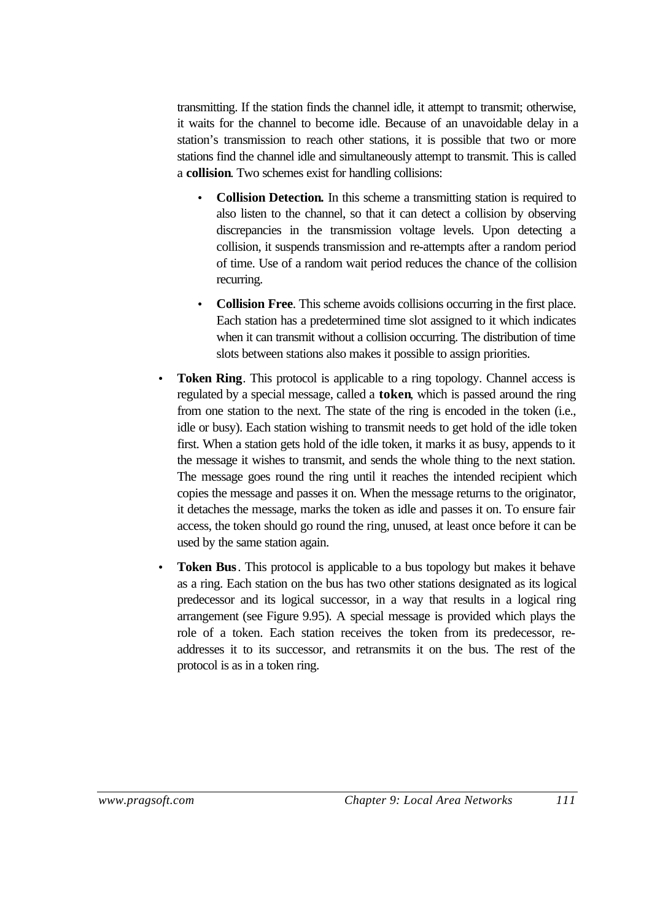transmitting. If the station finds the channel idle, it attempt to transmit; otherwise, it waits for the channel to become idle. Because of an unavoidable delay in a station's transmission to reach other stations, it is possible that two or more stations find the channel idle and simultaneously attempt to transmit. This is called a **collision**. Two schemes exist for handling collisions:

- **Collision Detection.** In this scheme a transmitting station is required to also listen to the channel, so that it can detect a collision by observing discrepancies in the transmission voltage levels. Upon detecting a collision, it suspends transmission and re-attempts after a random period of time. Use of a random wait period reduces the chance of the collision recurring.
- **Collision Free**. This scheme avoids collisions occurring in the first place. Each station has a predetermined time slot assigned to it which indicates when it can transmit without a collision occurring. The distribution of time slots between stations also makes it possible to assign priorities.

- **Token Ring**. This protocol is applicable to a ring topology. Channel access is regulated by a special message, called a **token**, which is passed around the ring from one station to the next. The state of the ring is encoded in the token (i.e., idle or busy). Each station wishing to transmit needs to get hold of the idle token first. When a station gets hold of the idle token, it marks it as busy, appends to it the message it wishes to transmit, and sends the whole thing to the next station. The message goes round the ring until it reaches the intended recipient which copies the message and passes it on. When the message returns to the originator, it detaches the message, marks the token as idle and passes it on. To ensure fair access, the token should go round the ring, unused, at least once before it can be used by the same station again.
- **Token Bus**. This protocol is applicable to a bus topology but makes it behave as a ring. Each station on the bus has two other stations designated as its logical predecessor and its logical successor, in a way that results in a logical ring arrangement (see Figure 9.95). A special message is provided which plays the role of a token. Each station receives the token from its predecessor, re-addresses it to its successor, and retransmits it on the bus. The rest of the protocol is as in a token ring.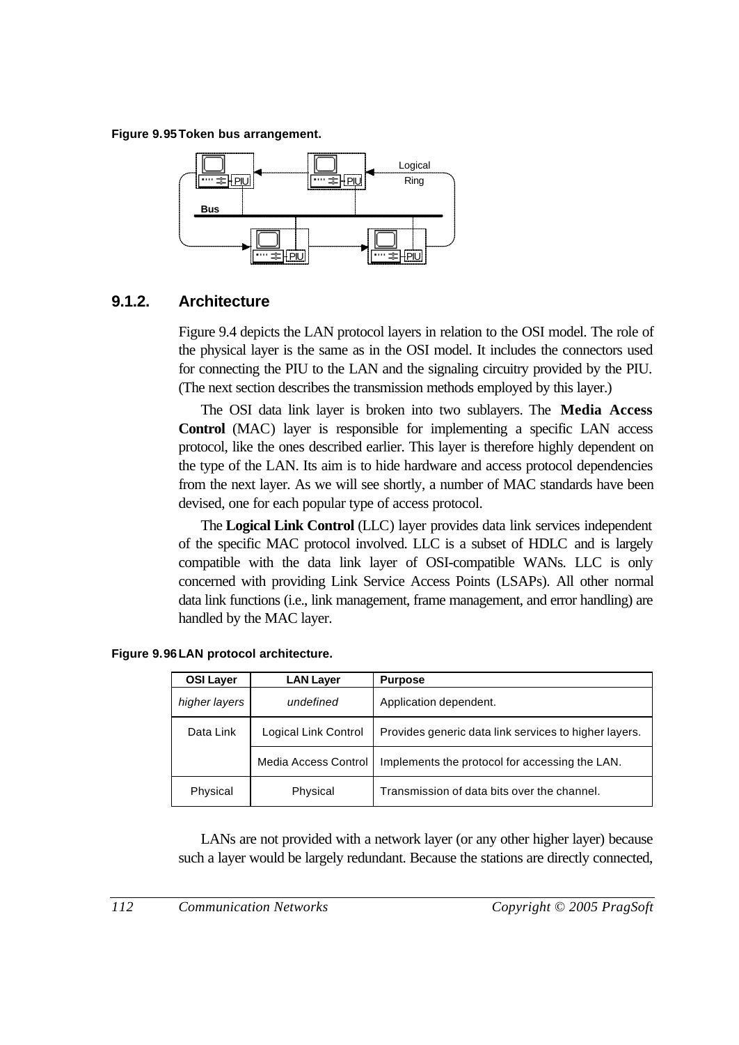**Figure 9.95 Token bus arrangement.**

### 9.1.2. Architecture

Figure 9.4 depicts the LAN protocol layers in relation to the OSI model. The role of the physical layer is the same as in the OSI model. It includes the connectors used for connecting the PIU to the LAN and the signaling circuitry provided by the PIU. (The next section describes the transmission methods employed by this layer.)

The OSI data link layer is broken into two sublayers. The **Media Access Control** (MAC) layer is responsible for implementing a specific LAN access protocol, like the ones described earlier. This layer is therefore highly dependent on the type of the LAN. Its aim is to hide hardware and access protocol dependencies from the next layer. As we will see shortly, a number of MAC standards have been devised, one for each popular type of access protocol.

The **Logical Link Control** (LLC) layer provides data link services independent of the specific MAC protocol involved. LLC is a subset of HDLC and is largely compatible with the data link layer of OSI-compatible WANs. LLC is only concerned with providing Link Service Access Points (LSAPs). All other normal data link functions (i.e., link management, frame management, and error handling) are handled by the MAC layer.

**Figure 9.96 LAN protocol architecture.**

| OSI Layer | LAN Layer | Purpose |
|---|---|---|
| *higher layers* | *undefined* | Application dependent. |
| Data Link | Logical Link Control | Provides generic data link services to higher layers. |
| | Media Access Control | Implements the protocol for accessing the LAN. |
| Physical | Physical | Transmission of data bits over the channel. |

LANs are not provided with a network layer (or any other higher layer) because such a layer would be largely redundant. Because the stations are directly connected,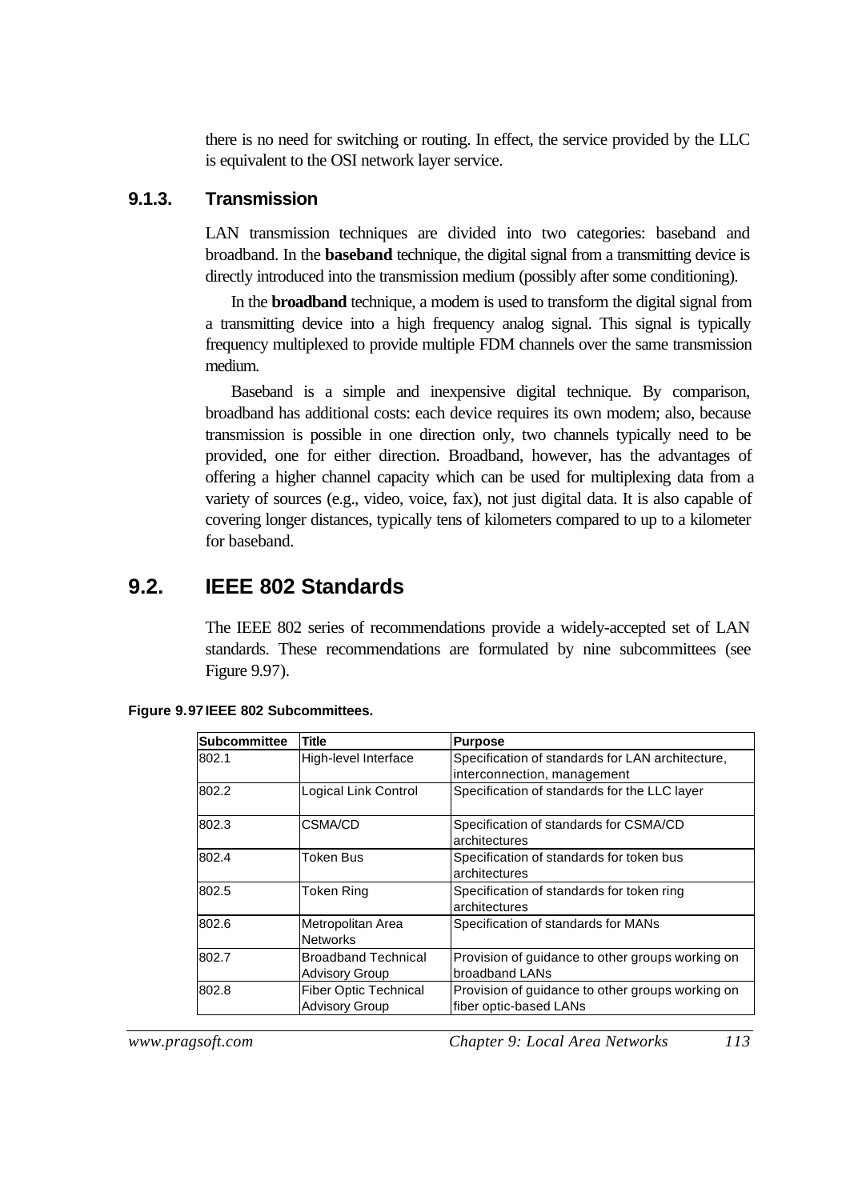there is no need for switching or routing. In effect, the service provided by the LLC is equivalent to the OSI network layer service.

### 9.1.3. Transmission

LAN transmission techniques are divided into two categories: baseband and broadband. In the **baseband** technique, the digital signal from a transmitting device is directly introduced into the transmission medium (possibly after some conditioning).

In the **broadband** technique, a modem is used to transform the digital signal from a transmitting device into a high frequency analog signal. This signal is typically frequency multiplexed to provide multiple FDM channels over the same transmission medium.

Baseband is a simple and inexpensive digital technique. By comparison, broadband has additional costs: each device requires its own modem; also, because transmission is possible in one direction only, two channels typically need to be provided, one for either direction. Broadband, however, has the advantages of offering a higher channel capacity which can be used for multiplexing data from a variety of sources (e.g., video, voice, fax), not just digital data. It is also capable of covering longer distances, typically tens of kilometers compared to up to a kilometer for baseband.

## 9.2. IEEE 802 Standards

The IEEE 802 series of recommendations provide a widely-accepted set of LAN standards. These recommendations are formulated by nine subcommittees (see Figure 9.97).

**Figure 9.97 IEEE 802 Subcommittees.**

| Subcommittee | Title | Purpose |
|---|---|---|
| 802.1 | High-level Interface | Specification of standards for LAN architecture, interconnection, management |
| 802.2 | Logical Link Control | Specification of standards for the LLC layer |
| 802.3 | CSMA/CD | Specification of standards for CSMA/CD architectures |
| 802.4 | Token Bus | Specification of standards for token bus architectures |
| 802.5 | Token Ring | Specification of standards for token ring architectures |
| 802.6 | Metropolitan Area Networks | Specification of standards for MANs |
| 802.7 | Broadband Technical Advisory Group | Provision of guidance to other groups working on broadband LANs |
| 802.8 | Fiber Optic Technical Advisory Group | Provision of guidance to other groups working on fiber optic-based LANs |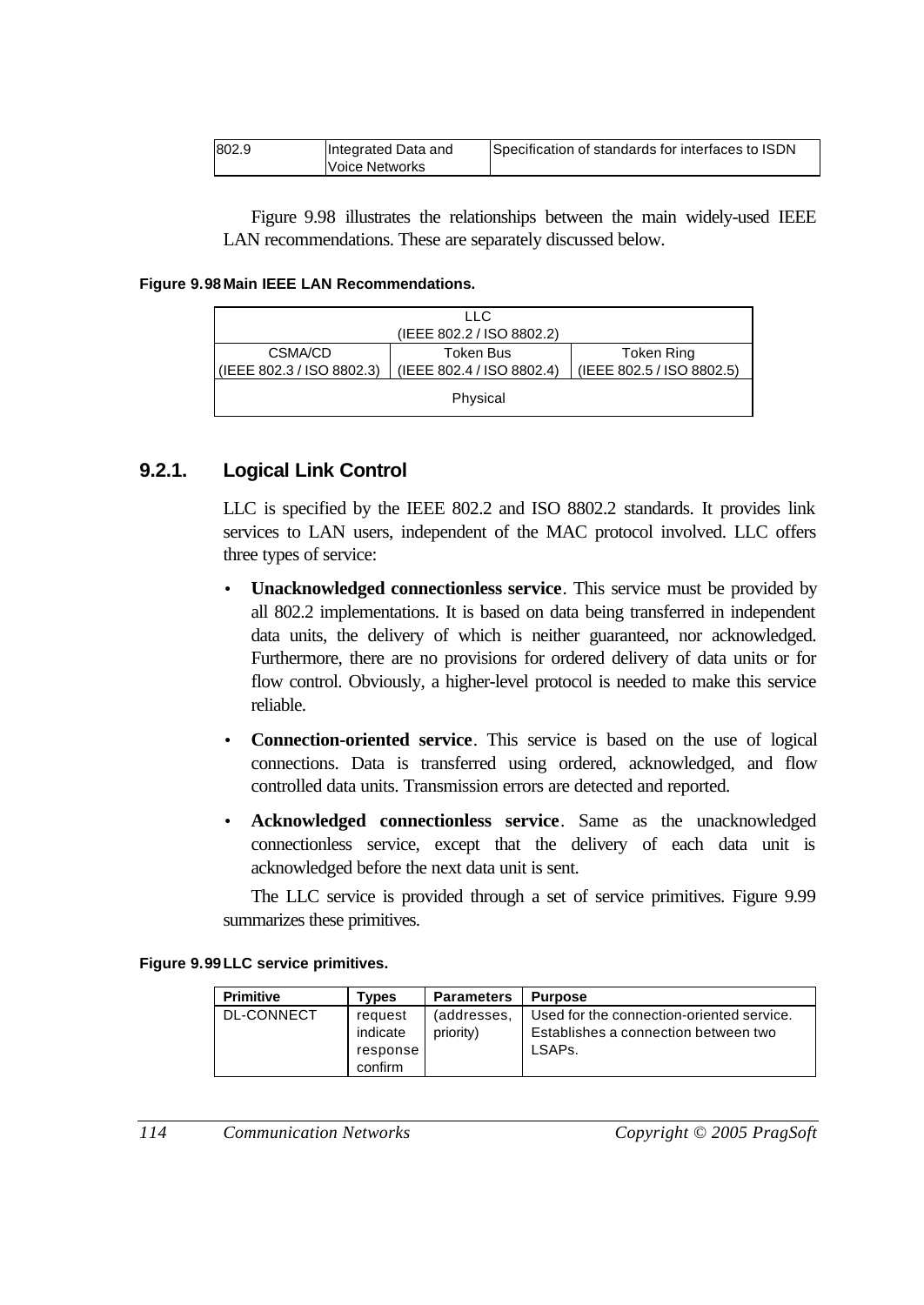| 802.9 | Integrated Data and Voice Networks | Specification of standards for interfaces to ISDN |
|---|---|---|

Figure 9.98 illustrates the relationships between the main widely-used IEEE LAN recommendations. These are separately discussed below.

**Figure 9.98 Main IEEE LAN Recommendations.**

| LLC (IEEE 802.2 / ISO 8802.2) | | |
|---|---|---|
| CSMA/CD (IEEE 802.3 / ISO 8802.3) | Token Bus (IEEE 802.4 / ISO 8802.4) | Token Ring (IEEE 802.5 / ISO 8802.5) |
| Physical | | |

### 9.2.1. Logical Link Control

LLC is specified by the IEEE 802.2 and ISO 8802.2 standards. It provides link services to LAN users, independent of the MAC protocol involved. LLC offers three types of service:

- **Unacknowledged connectionless service**. This service must be provided by all 802.2 implementations. It is based on data being transferred in independent data units, the delivery of which is neither guaranteed, nor acknowledged. Furthermore, there are no provisions for ordered delivery of data units or for flow control. Obviously, a higher-level protocol is needed to make this service reliable.
- **Connection-oriented service**. This service is based on the use of logical connections. Data is transferred using ordered, acknowledged, and flow controlled data units. Transmission errors are detected and reported.
- **Acknowledged connectionless service**. Same as the unacknowledged connectionless service, except that the delivery of each data unit is acknowledged before the next data unit is sent.

The LLC service is provided through a set of service primitives. Figure 9.99 summarizes these primitives.

**Figure 9.99 LLC service primitives.**

| Primitive | Types | Parameters | Purpose |
|---|---|---|---|
| DL-CONNECT | request indicate response confirm | (addresses, priority) | Used for the connection-oriented service. Establishes a connection between two LSAPs. |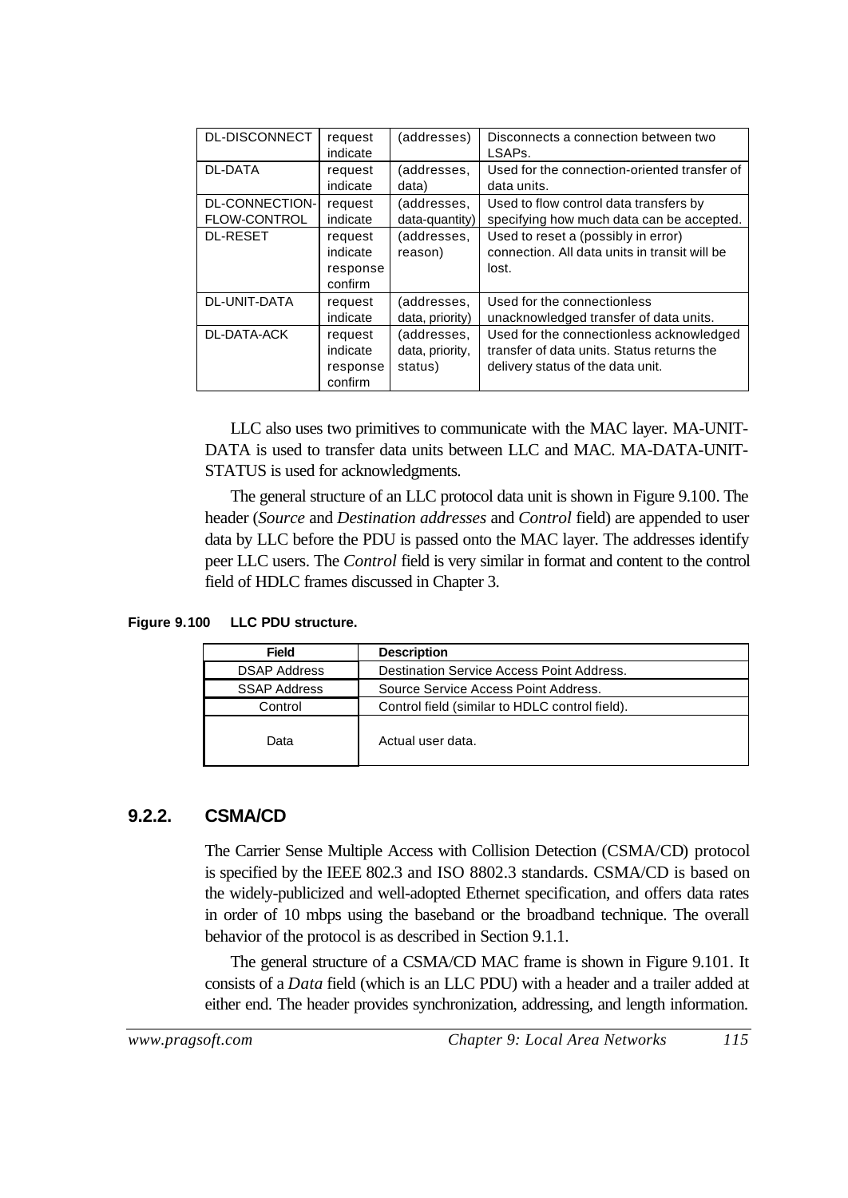| | | | |
|---|---|---|---|
| DL-DISCONNECT | request indicate | (addresses) | Disconnects a connection between two LSAPs. |
| DL-DATA | request indicate | (addresses, data) | Used for the connection-oriented transfer of data units. |
| DL-CONNECTION-FLOW-CONTROL | request indicate | (addresses, data-quantity) | Used to flow control data transfers by specifying how much data can be accepted. |
| DL-RESET | request indicate response confirm | (addresses, reason) | Used to reset a (possibly in error) connection. All data units in transit will be lost. |
| DL-UNIT-DATA | request indicate | (addresses, data, priority) | Used for the connectionless unacknowledged transfer of data units. |
| DL-DATA-ACK | request indicate response confirm | (addresses, data, priority, status) | Used for the connectionless acknowledged transfer of data units. Status returns the delivery status of the data unit. |

LLC also uses two primitives to communicate with the MAC layer. MA-UNIT-DATA is used to transfer data units between LLC and MAC. MA-DATA-UNIT-STATUS is used for acknowledgments.

The general structure of an LLC protocol data unit is shown in Figure 9.100. The header (*Source* and *Destination addresses* and *Control* field) are appended to user data by LLC before the PDU is passed onto the MAC layer. The addresses identify peer LLC users. The *Control* field is very similar in format and content to the control field of HDLC frames discussed in Chapter 3.

**Figure 9.100 LLC PDU structure.**

| Field | Description |
|---|---|
| DSAP Address | Destination Service Access Point Address. |
| SSAP Address | Source Service Access Point Address. |
| Control | Control field (similar to HDLC control field). |
| Data | Actual user data. |

### 9.2.2. CSMA/CD

The Carrier Sense Multiple Access with Collision Detection (CSMA/CD) protocol is specified by the IEEE 802.3 and ISO 8802.3 standards. CSMA/CD is based on the widely-publicized and well-adopted Ethernet specification, and offers data rates in order of 10 mbps using the baseband or the broadband technique. The overall behavior of the protocol is as described in Section 9.1.1.

The general structure of a CSMA/CD MAC frame is shown in Figure 9.101. It consists of a *Data* field (which is an LLC PDU) with a header and a trailer added at either end. The header provides synchronization, addressing, and length information.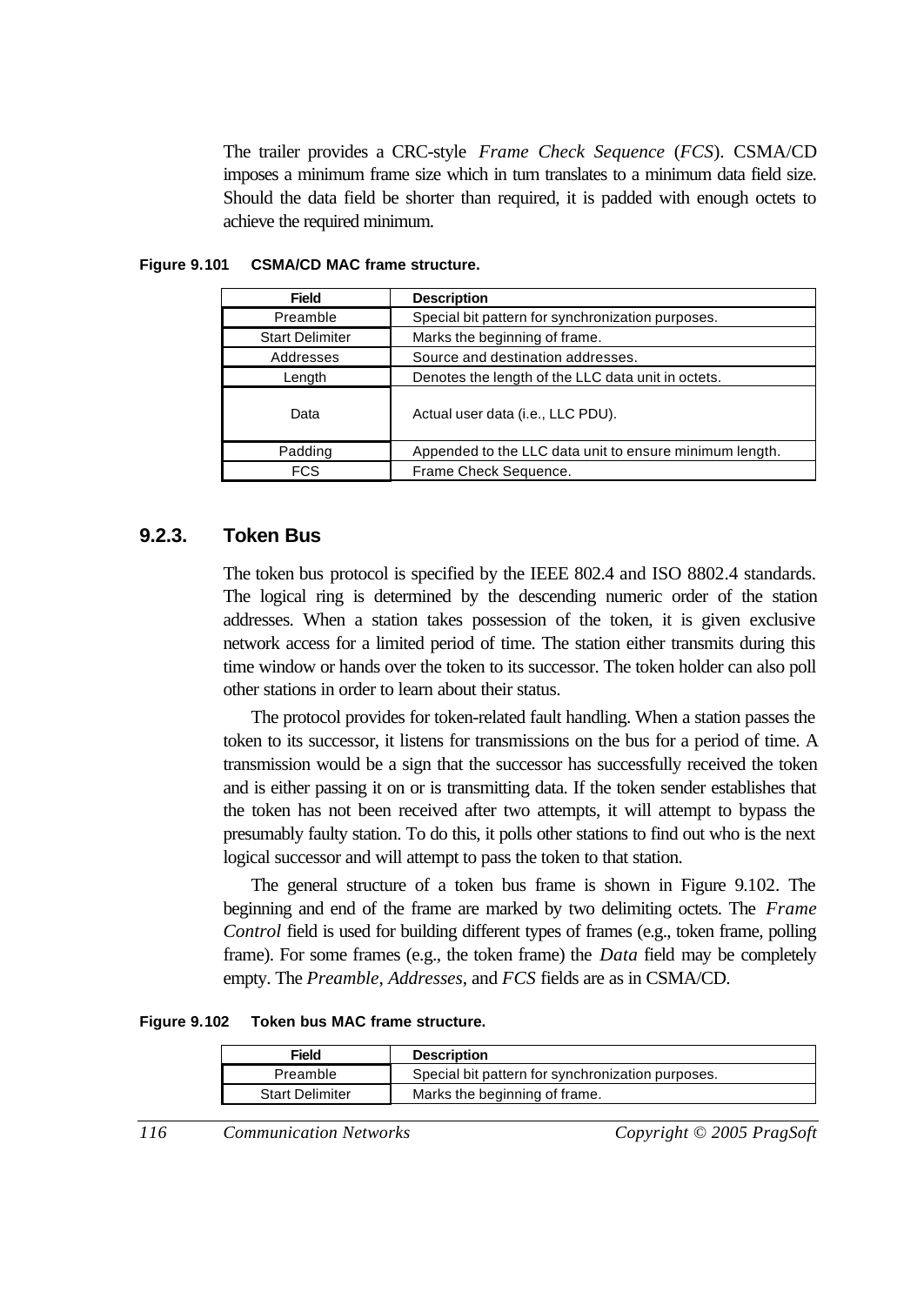The trailer provides a CRC-style *Frame Check Sequence* (*FCS*). CSMA/CD imposes a minimum frame size which in turn translates to a minimum data field size. Should the data field be shorter than required, it is padded with enough octets to achieve the required minimum.

**Figure 9.101 CSMA/CD MAC frame structure.**

| Field | Description |
|---|---|
| Preamble | Special bit pattern for synchronization purposes. |
| Start Delimiter | Marks the beginning of frame. |
| Addresses | Source and destination addresses. |
| Length | Denotes the length of the LLC data unit in octets. |
| Data | Actual user data (i.e., LLC PDU). |
| Padding | Appended to the LLC data unit to ensure minimum length. |
| FCS | Frame Check Sequence. |

## 9.2.3. Token Bus

The token bus protocol is specified by the IEEE 802.4 and ISO 8802.4 standards. The logical ring is determined by the descending numeric order of the station addresses. When a station takes possession of the token, it is given exclusive network access for a limited period of time. The station either transmits during this time window or hands over the token to its successor. The token holder can also poll other stations in order to learn about their status.

The protocol provides for token-related fault handling. When a station passes the token to its successor, it listens for transmissions on the bus for a period of time. A transmission would be a sign that the successor has successfully received the token and is either passing it on or is transmitting data. If the token sender establishes that the token has not been received after two attempts, it will attempt to bypass the presumably faulty station. To do this, it polls other stations to find out who is the next logical successor and will attempt to pass the token to that station.

The general structure of a token bus frame is shown in Figure 9.102. The beginning and end of the frame are marked by two delimiting octets. The *Frame Control* field is used for building different types of frames (e.g., token frame, polling frame). For some frames (e.g., the token frame) the *Data* field may be completely empty. The *Preamble*, *Addresses*, and *FCS* fields are as in CSMA/CD.

**Figure 9.102 Token bus MAC frame structure.**

| Field | Description |
|---|---|
| Preamble | Special bit pattern for synchronization purposes. |
| Start Delimiter | Marks the beginning of frame. |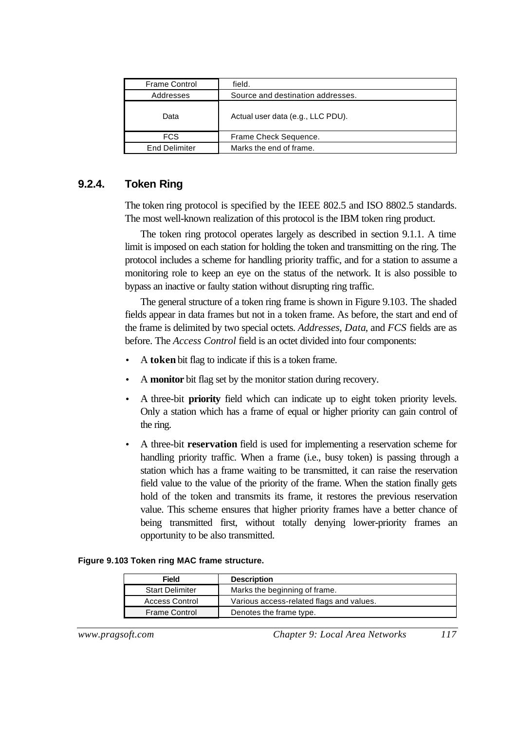| | |
|---|---|
| Frame Control | field. |
| Addresses | Source and destination addresses. |
| Data | Actual user data (e.g., LLC PDU). |
| FCS | Frame Check Sequence. |
| End Delimiter | Marks the end of frame. |

### 9.2.4. Token Ring

The token ring protocol is specified by the IEEE 802.5 and ISO 8802.5 standards. The most well-known realization of this protocol is the IBM token ring product.

The token ring protocol operates largely as described in section 9.1.1. A time limit is imposed on each station for holding the token and transmitting on the ring. The protocol includes a scheme for handling priority traffic, and for a station to assume a monitoring role to keep an eye on the status of the network. It is also possible to bypass an inactive or faulty station without disrupting ring traffic.

The general structure of a token ring frame is shown in Figure 9.103. The shaded fields appear in data frames but not in a token frame. As before, the start and end of the frame is delimited by two special octets. *Addresses*, *Data*, and *FCS* fields are as before. The *Access Control* field is an octet divided into four components:

- A **token** bit flag to indicate if this is a token frame.
- A **monitor** bit flag set by the monitor station during recovery.
- A three-bit **priority** field which can indicate up to eight token priority levels. Only a station which has a frame of equal or higher priority can gain control of the ring.
- A three-bit **reservation** field is used for implementing a reservation scheme for handling priority traffic. When a frame (i.e., busy token) is passing through a station which has a frame waiting to be transmitted, it can raise the reservation field value to the value of the priority of the frame. When the station finally gets hold of the token and transmits its frame, it restores the previous reservation value. This scheme ensures that higher priority frames have a better chance of being transmitted first, without totally denying lower-priority frames an opportunity to be also transmitted.

**Figure 9.103 Token ring MAC frame structure.**

| Field | Description |
|---|---|
| Start Delimiter | Marks the beginning of frame. |
| Access Control | Various access-related flags and values. |
| Frame Control | Denotes the frame type. |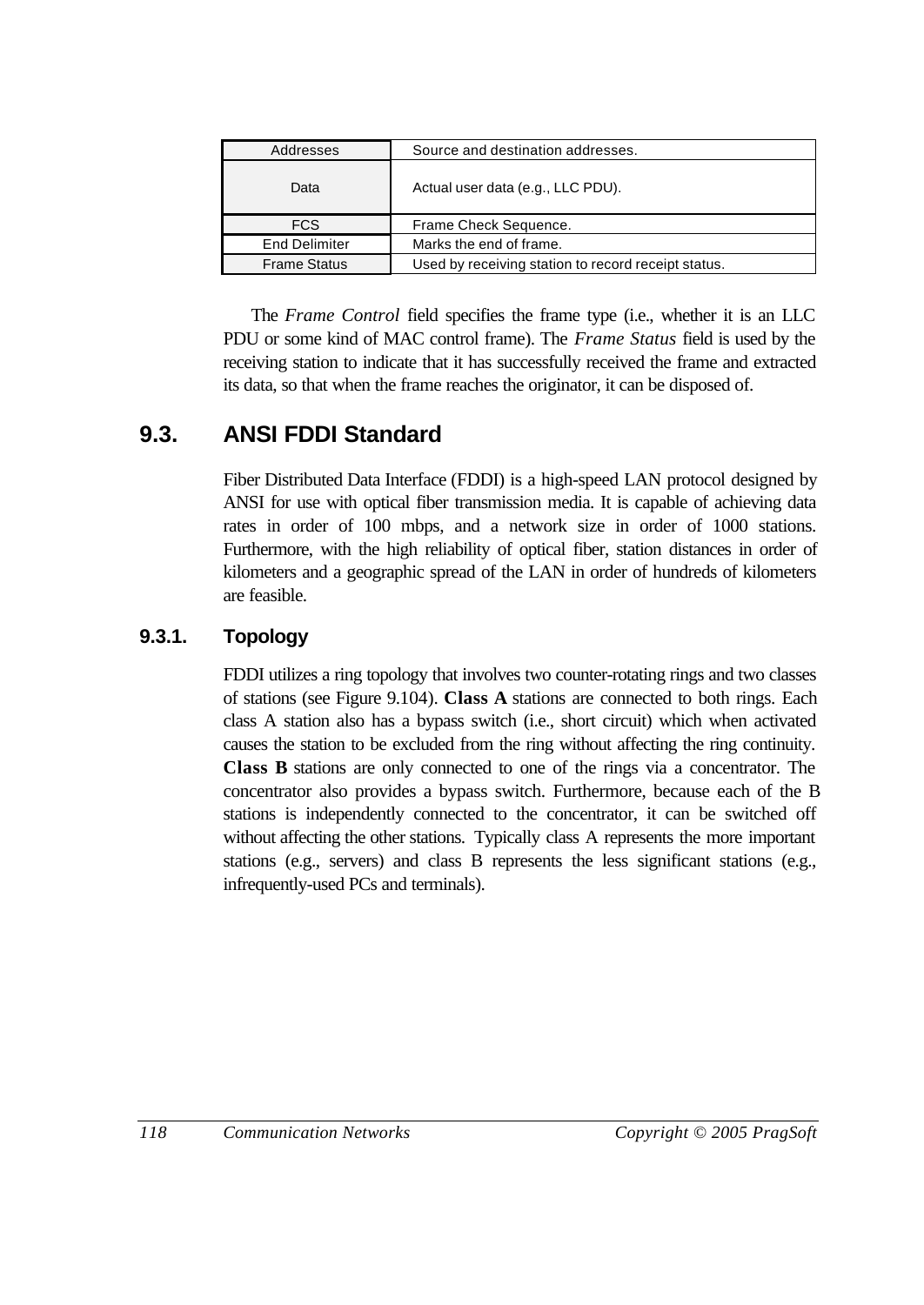| Addresses | Source and destination addresses. |
|---|---|
| Data | Actual user data (e.g., LLC PDU). |
| FCS | Frame Check Sequence. |
| End Delimiter | Marks the end of frame. |
| Frame Status | Used by receiving station to record receipt status. |

The *Frame Control* field specifies the frame type (i.e., whether it is an LLC PDU or some kind of MAC control frame). The *Frame Status* field is used by the receiving station to indicate that it has successfully received the frame and extracted its data, so that when the frame reaches the originator, it can be disposed of.

## 9.3. ANSI FDDI Standard

Fiber Distributed Data Interface (FDDI) is a high-speed LAN protocol designed by ANSI for use with optical fiber transmission media. It is capable of achieving data rates in order of 100 mbps, and a network size in order of 1000 stations. Furthermore, with the high reliability of optical fiber, station distances in order of kilometers and a geographic spread of the LAN in order of hundreds of kilometers are feasible.

### 9.3.1. Topology

FDDI utilizes a ring topology that involves two counter-rotating rings and two classes of stations (see Figure 9.104). **Class A** stations are connected to both rings. Each class A station also has a bypass switch (i.e., short circuit) which when activated causes the station to be excluded from the ring without affecting the ring continuity. **Class B** stations are only connected to one of the rings via a concentrator. The concentrator also provides a bypass switch. Furthermore, because each of the B stations is independently connected to the concentrator, it can be switched off without affecting the other stations. Typically class A represents the more important stations (e.g., servers) and class B represents the less significant stations (e.g., infrequently-used PCs and terminals).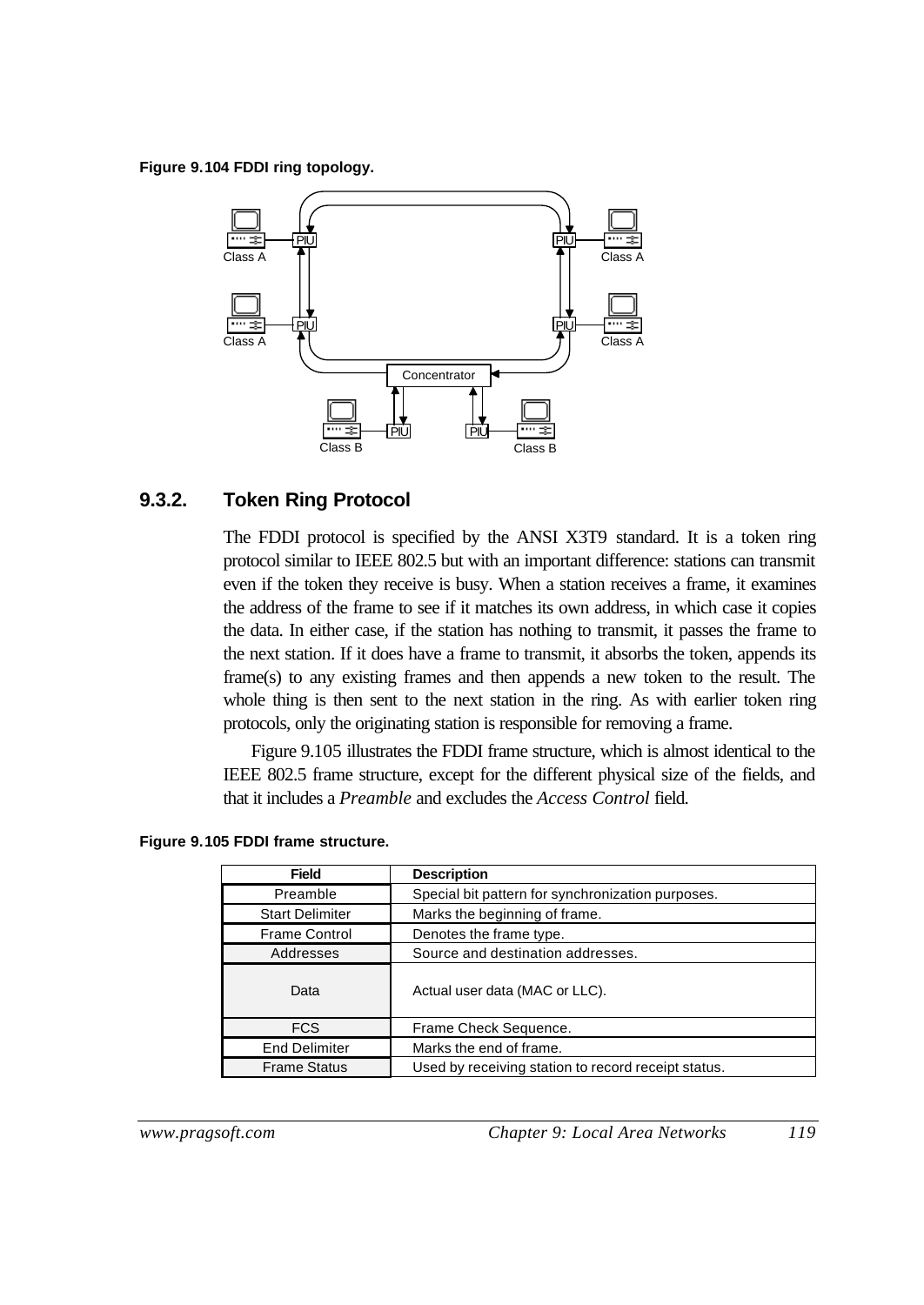**Figure 9.104 FDDI ring topology.**

### 9.3.2. Token Ring Protocol

The FDDI protocol is specified by the ANSI X3T9 standard. It is a token ring protocol similar to IEEE 802.5 but with an important difference: stations can transmit even if the token they receive is busy. When a station receives a frame, it examines the address of the frame to see if it matches its own address, in which case it copies the data. In either case, if the station has nothing to transmit, it passes the frame to the next station. If it does have a frame to transmit, it absorbs the token, appends its frame(s) to any existing frames and then appends a new token to the result. The whole thing is then sent to the next station in the ring. As with earlier token ring protocols, only the originating station is responsible for removing a frame.

Figure 9.105 illustrates the FDDI frame structure, which is almost identical to the IEEE 802.5 frame structure, except for the different physical size of the fields, and that it includes a *Preamble* and excludes the *Access Control* field.

**Figure 9.105 FDDI frame structure.**

| Field | Description |
|---|---|
| Preamble | Special bit pattern for synchronization purposes. |
| Start Delimiter | Marks the beginning of frame. |
| Frame Control | Denotes the frame type. |
| Addresses | Source and destination addresses. |
| Data | Actual user data (MAC or LLC). |
| FCS | Frame Check Sequence. |
| End Delimiter | Marks the end of frame. |
| Frame Status | Used by receiving station to record receipt status. |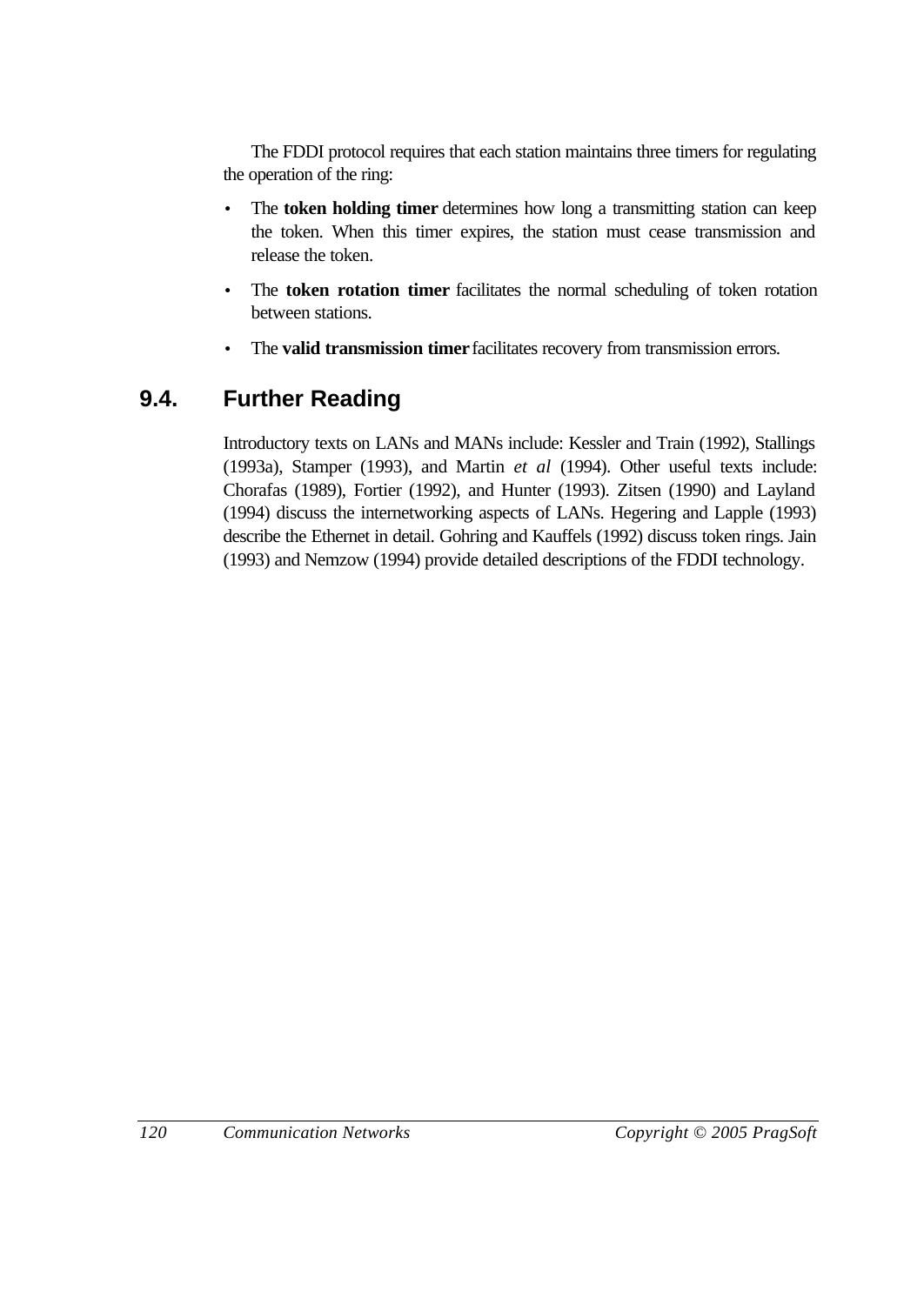The FDDI protocol requires that each station maintains three timers for regulating the operation of the ring:

- The **token holding timer** determines how long a transmitting station can keep the token. When this timer expires, the station must cease transmission and release the token.
- The **token rotation timer** facilitates the normal scheduling of token rotation between stations.
- The **valid transmission timer** facilitates recovery from transmission errors.

## 9.4. Further Reading

Introductory texts on LANs and MANs include: Kessler and Train (1992), Stallings (1993a), Stamper (1993), and Martin *et al* (1994). Other useful texts include: Chorafas (1989), Fortier (1992), and Hunter (1993). Zitsen (1990) and Layland (1994) discuss the internetworking aspects of LANs. Hegering and Lapple (1993) describe the Ethernet in detail. Gohring and Kauffels (1992) discuss token rings. Jain (1993) and Nemzow (1994) provide detailed descriptions of the FDDI technology.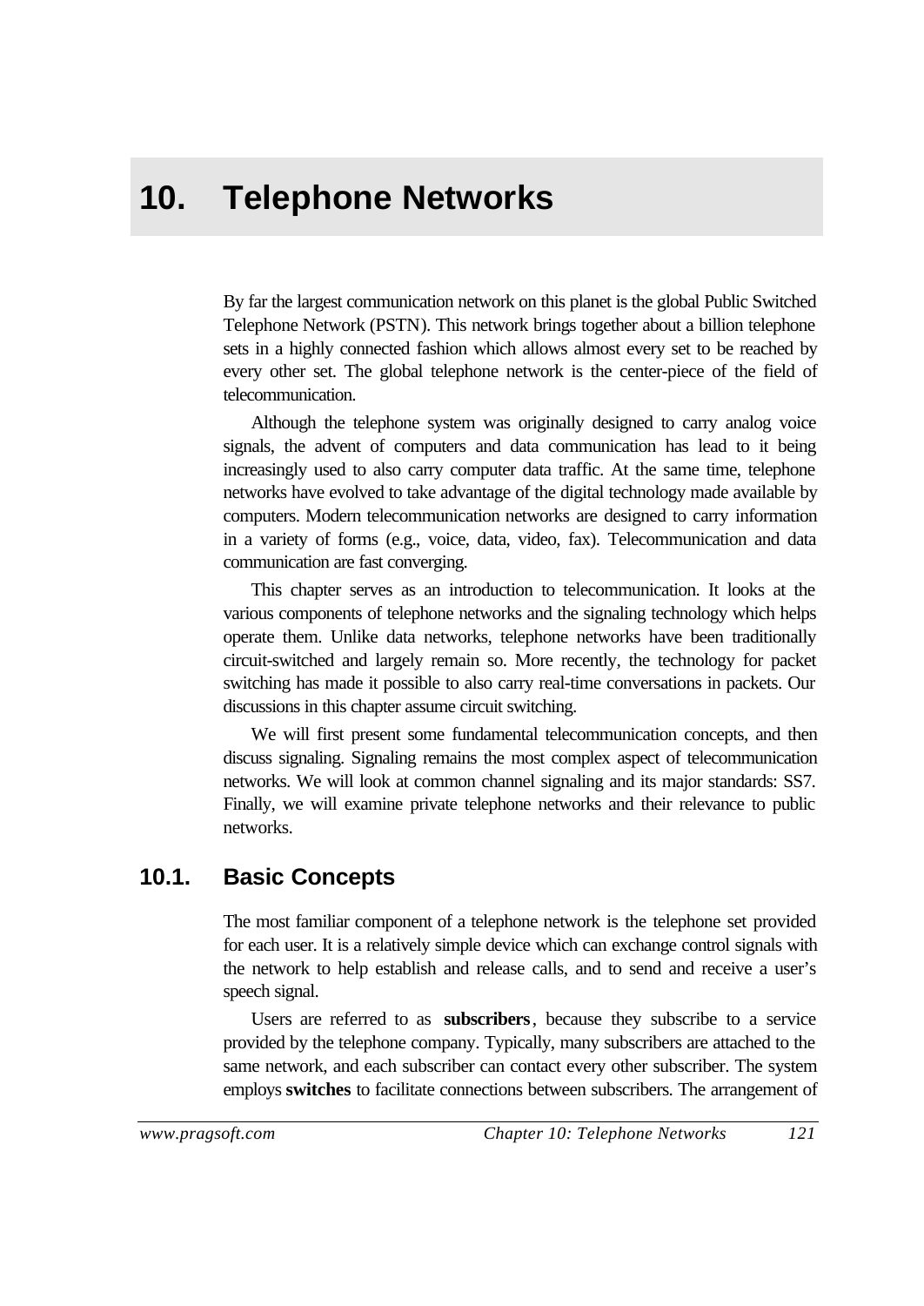# 10. Telephone Networks

By far the largest communication network on this planet is the global Public Switched Telephone Network (PSTN). This network brings together about a billion telephone sets in a highly connected fashion which allows almost every set to be reached by every other set. The global telephone network is the center-piece of the field of telecommunication.

Although the telephone system was originally designed to carry analog voice signals, the advent of computers and data communication has lead to it being increasingly used to also carry computer data traffic. At the same time, telephone networks have evolved to take advantage of the digital technology made available by computers. Modern telecommunication networks are designed to carry information in a variety of forms (e.g., voice, data, video, fax). Telecommunication and data communication are fast converging.

This chapter serves as an introduction to telecommunication. It looks at the various components of telephone networks and the signaling technology which helps operate them. Unlike data networks, telephone networks have been traditionally circuit-switched and largely remain so. More recently, the technology for packet switching has made it possible to also carry real-time conversations in packets. Our discussions in this chapter assume circuit switching.

We will first present some fundamental telecommunication concepts, and then discuss signaling. Signaling remains the most complex aspect of telecommunication networks. We will look at common channel signaling and its major standards: SS7. Finally, we will examine private telephone networks and their relevance to public networks.

## 10.1. Basic Concepts

The most familiar component of a telephone network is the telephone set provided for each user. It is a relatively simple device which can exchange control signals with the network to help establish and release calls, and to send and receive a user's speech signal.

Users are referred to as **subscribers**, because they subscribe to a service provided by the telephone company. Typically, many subscribers are attached to the same network, and each subscriber can contact every other subscriber. The system employs **switches** to facilitate connections between subscribers. The arrangement of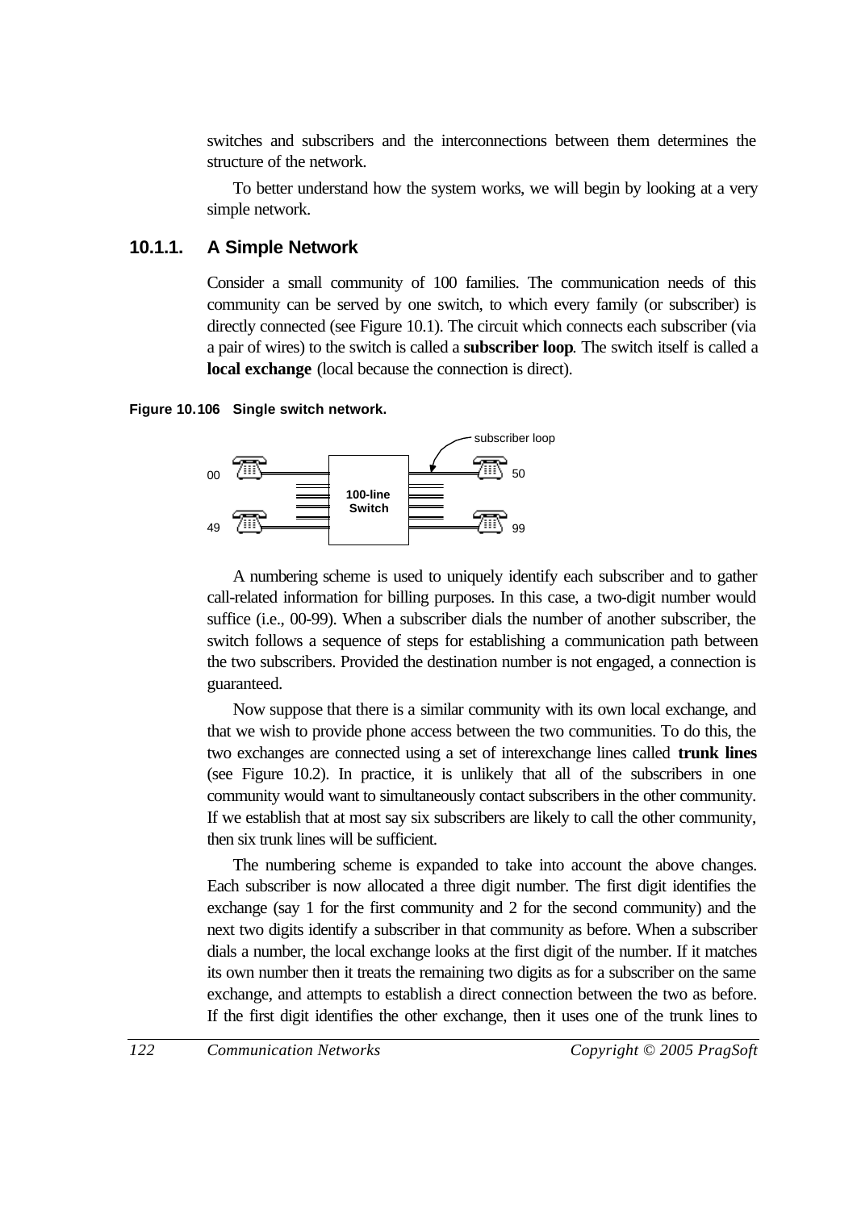switches and subscribers and the interconnections between them determines the structure of the network.

To better understand how the system works, we will begin by looking at a very simple network.

### 10.1.1. A Simple Network

Consider a small community of 100 families. The communication needs of this community can be served by one switch, to which every family (or subscriber) is directly connected (see Figure 10.1). The circuit which connects each subscriber (via a pair of wires) to the switch is called a **subscriber loop**. The switch itself is called a **local exchange** (local because the connection is direct).

**Figure 10.106 Single switch network.**

A numbering scheme is used to uniquely identify each subscriber and to gather call-related information for billing purposes. In this case, a two-digit number would suffice (i.e., 00-99). When a subscriber dials the number of another subscriber, the switch follows a sequence of steps for establishing a communication path between the two subscribers. Provided the destination number is not engaged, a connection is guaranteed.

Now suppose that there is a similar community with its own local exchange, and that we wish to provide phone access between the two communities. To do this, the two exchanges are connected using a set of interexchange lines called **trunk lines** (see Figure 10.2). In practice, it is unlikely that all of the subscribers in one community would want to simultaneously contact subscribers in the other community. If we establish that at most say six subscribers are likely to call the other community, then six trunk lines will be sufficient.

The numbering scheme is expanded to take into account the above changes. Each subscriber is now allocated a three digit number. The first digit identifies the exchange (say 1 for the first community and 2 for the second community) and the next two digits identify a subscriber in that community as before. When a subscriber dials a number, the local exchange looks at the first digit of the number. If it matches its own number then it treats the remaining two digits as for a subscriber on the same exchange, and attempts to establish a direct connection between the two as before. If the first digit identifies the other exchange, then it uses one of the trunk lines to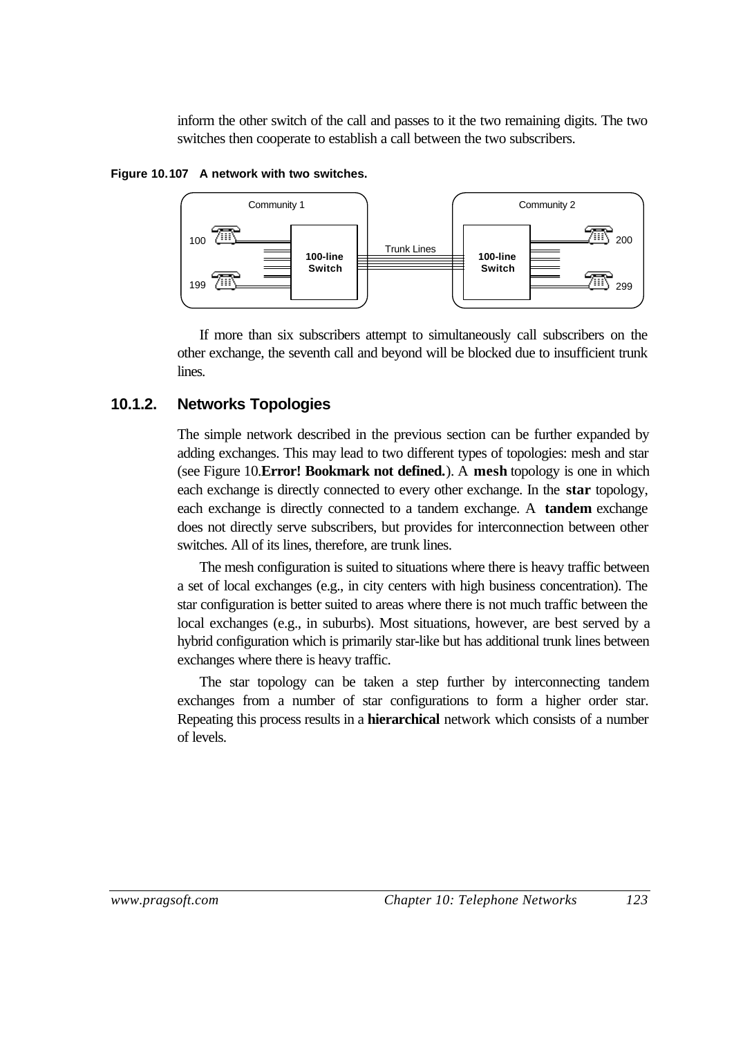inform the other switch of the call and passes to it the two remaining digits. The two switches then cooperate to establish a call between the two subscribers.

**Figure 10.107 A network with two switches.**

If more than six subscribers attempt to simultaneously call subscribers on the other exchange, the seventh call and beyond will be blocked due to insufficient trunk lines.

### 10.1.2. Networks Topologies

The simple network described in the previous section can be further expanded by adding exchanges. This may lead to two different types of topologies: mesh and star (see Figure 10.**Error! Bookmark not defined.**). A **mesh** topology is one in which each exchange is directly connected to every other exchange. In the **star** topology, each exchange is directly connected to a tandem exchange. A **tandem** exchange does not directly serve subscribers, but provides for interconnection between other switches. All of its lines, therefore, are trunk lines.

The mesh configuration is suited to situations where there is heavy traffic between a set of local exchanges (e.g., in city centers with high business concentration). The star configuration is better suited to areas where there is not much traffic between the local exchanges (e.g., in suburbs). Most situations, however, are best served by a hybrid configuration which is primarily star-like but has additional trunk lines between exchanges where there is heavy traffic.

The star topology can be taken a step further by interconnecting tandem exchanges from a number of star configurations to form a higher order star. Repeating this process results in a **hierarchical** network which consists of a number of levels.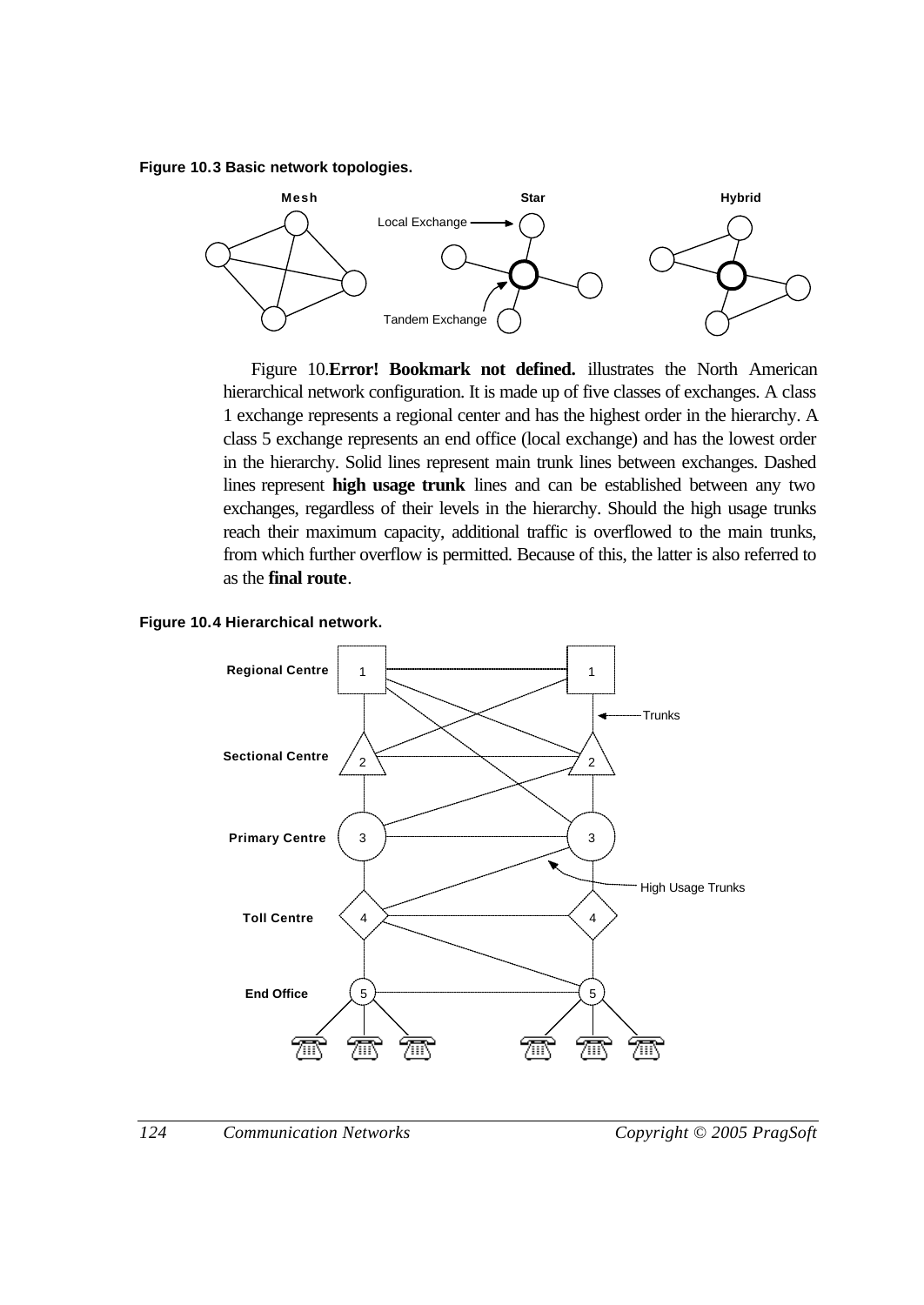**Figure 10.3 Basic network topologies.**

Figure 10.**Error! Bookmark not defined.** illustrates the North American hierarchical network configuration. It is made up of five classes of exchanges. A class 1 exchange represents a regional center and has the highest order in the hierarchy. A class 5 exchange represents an end office (local exchange) and has the lowest order in the hierarchy. Solid lines represent main trunk lines between exchanges. Dashed lines represent **high usage trunk** lines and can be established between any two exchanges, regardless of their levels in the hierarchy. Should the high usage trunks reach their maximum capacity, additional traffic is overflowed to the main trunks, from which further overflow is permitted. Because of this, the latter is also referred to as the **final route**.

**Figure 10.4 Hierarchical network.**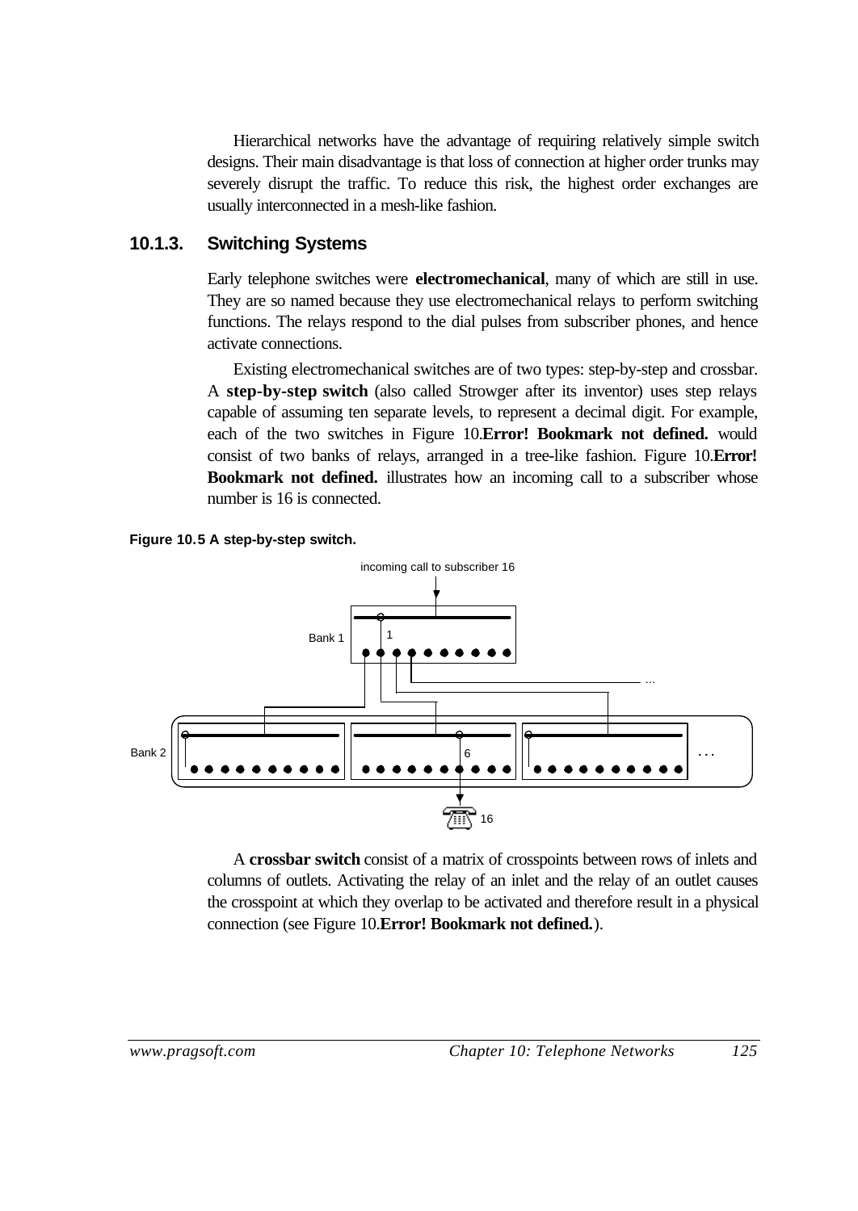Hierarchical networks have the advantage of requiring relatively simple switch designs. Their main disadvantage is that loss of connection at higher order trunks may severely disrupt the traffic. To reduce this risk, the highest order exchanges are usually interconnected in a mesh-like fashion.

### 10.1.3. Switching Systems

Early telephone switches were **electromechanical**, many of which are still in use. They are so named because they use electromechanical relays to perform switching functions. The relays respond to the dial pulses from subscriber phones, and hence activate connections.

Existing electromechanical switches are of two types: step-by-step and crossbar. A **step-by-step switch** (also called Strowger after its inventor) uses step relays capable of assuming ten separate levels, to represent a decimal digit. For example, each of the two switches in Figure 10.**Error! Bookmark not defined.** would consist of two banks of relays, arranged in a tree-like fashion. Figure 10.**Error! Bookmark not defined.** illustrates how an incoming call to a subscriber whose number is 16 is connected.

**Figure 10.5 A step-by-step switch.**

A **crossbar switch** consist of a matrix of crosspoints between rows of inlets and columns of outlets. Activating the relay of an inlet and the relay of an outlet causes the crosspoint at which they overlap to be activated and therefore result in a physical connection (see Figure 10.**Error! Bookmark not defined.**).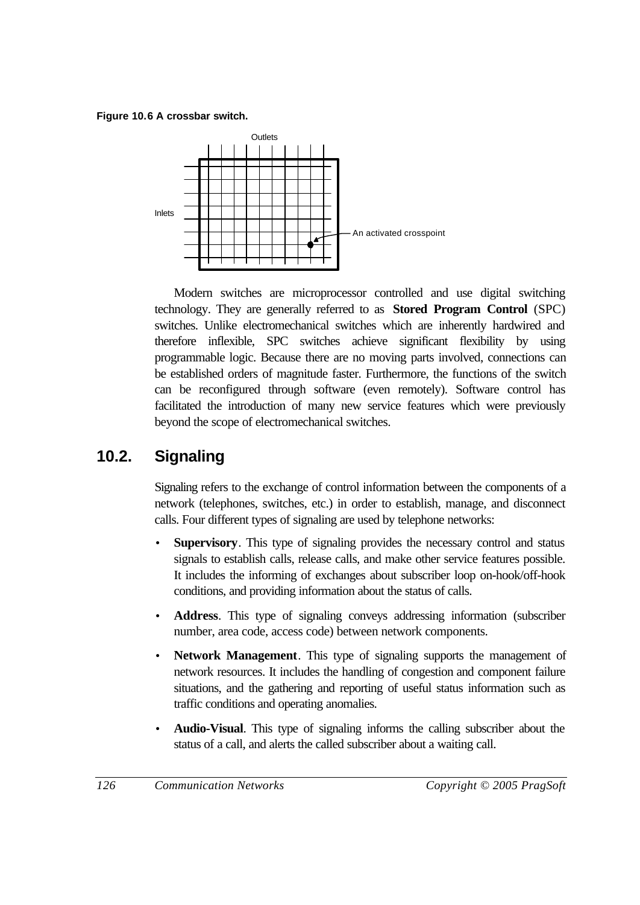**Figure 10.6 A crossbar switch.**

Modern switches are microprocessor controlled and use digital switching technology. They are generally referred to as **Stored Program Control** (SPC) switches. Unlike electromechanical switches which are inherently hardwired and therefore inflexible, SPC switches achieve significant flexibility by using programmable logic. Because there are no moving parts involved, connections can be established orders of magnitude faster. Furthermore, the functions of the switch can be reconfigured through software (even remotely). Software control has facilitated the introduction of many new service features which were previously beyond the scope of electromechanical switches.

## 10.2. Signaling

Signaling refers to the exchange of control information between the components of a network (telephones, switches, etc.) in order to establish, manage, and disconnect calls. Four different types of signaling are used by telephone networks:

- **Supervisory**. This type of signaling provides the necessary control and status signals to establish calls, release calls, and make other service features possible. It includes the informing of exchanges about subscriber loop on-hook/off-hook conditions, and providing information about the status of calls.
- **Address**. This type of signaling conveys addressing information (subscriber number, area code, access code) between network components.
- **Network Management**. This type of signaling supports the management of network resources. It includes the handling of congestion and component failure situations, and the gathering and reporting of useful status information such as traffic conditions and operating anomalies.
- **Audio-Visual**. This type of signaling informs the calling subscriber about the status of a call, and alerts the called subscriber about a waiting call.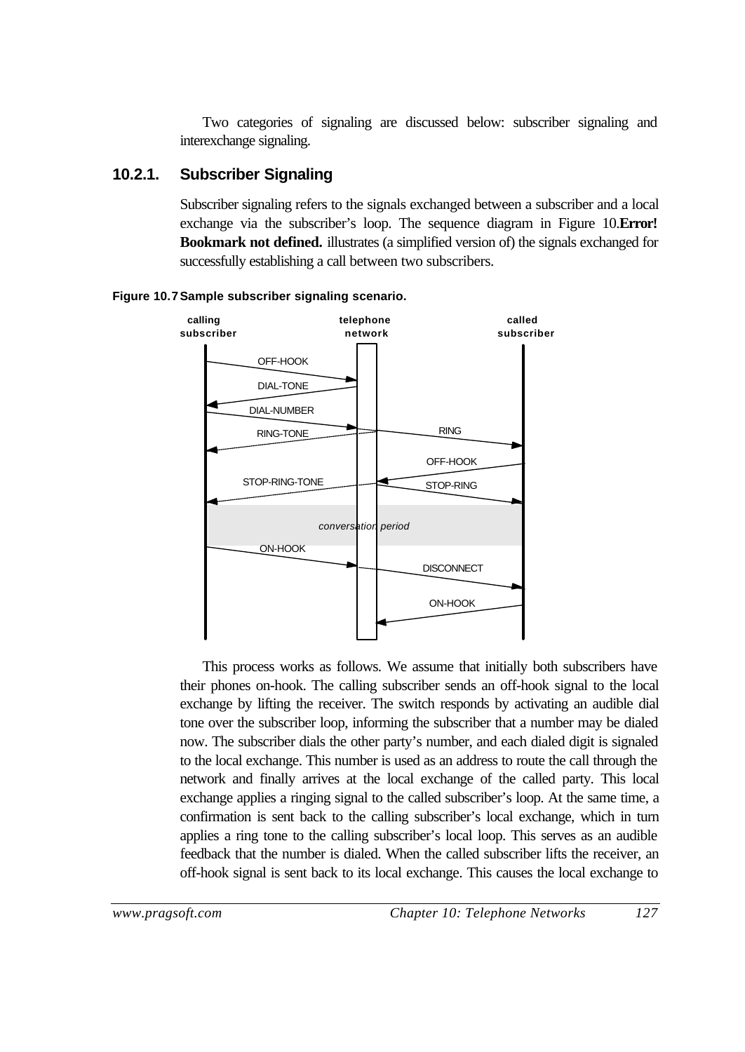Two categories of signaling are discussed below: subscriber signaling and interexchange signaling.

### 10.2.1. Subscriber Signaling

Subscriber signaling refers to the signals exchanged between a subscriber and a local exchange via the subscriber's loop. The sequence diagram in Figure 10.**Error! Bookmark not defined.** illustrates (a simplified version of) the signals exchanged for successfully establishing a call between two subscribers.

**Figure 10.7 Sample subscriber signaling scenario.**

This process works as follows. We assume that initially both subscribers have their phones on-hook. The calling subscriber sends an off-hook signal to the local exchange by lifting the receiver. The switch responds by activating an audible dial tone over the subscriber loop, informing the subscriber that a number may be dialed now. The subscriber dials the other party's number, and each dialed digit is signaled to the local exchange. This number is used as an address to route the call through the network and finally arrives at the local exchange of the called party. This local exchange applies a ringing signal to the called subscriber's loop. At the same time, a confirmation is sent back to the calling subscriber's local exchange, which in turn applies a ring tone to the calling subscriber's local loop. This serves as an audible feedback that the number is dialed. When the called subscriber lifts the receiver, an off-hook signal is sent back to its local exchange. This causes the local exchange to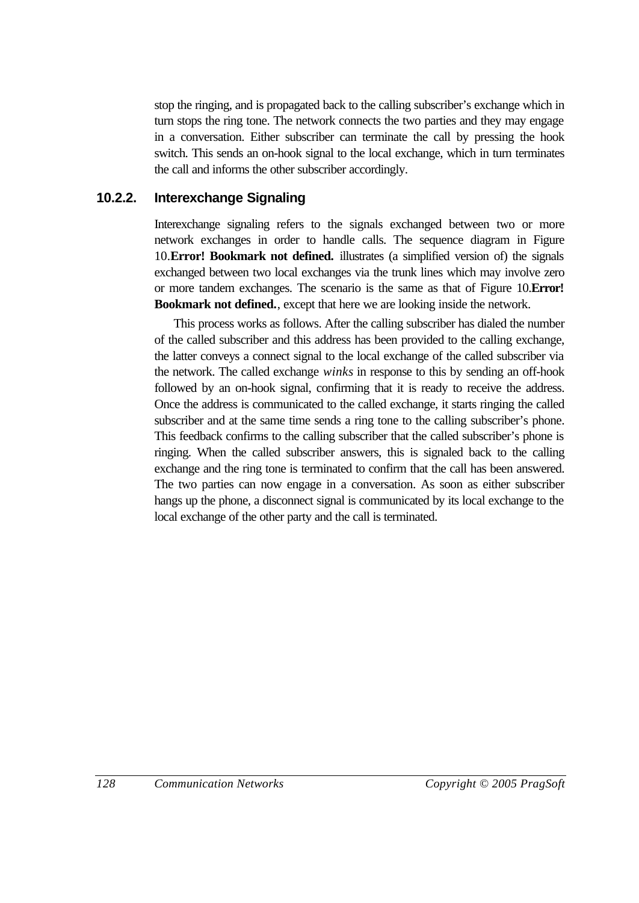stop the ringing, and is propagated back to the calling subscriber's exchange which in turn stops the ring tone. The network connects the two parties and they may engage in a conversation. Either subscriber can terminate the call by pressing the hook switch. This sends an on-hook signal to the local exchange, which in turn terminates the call and informs the other subscriber accordingly.

### 10.2.2. Interexchange Signaling

Interexchange signaling refers to the signals exchanged between two or more network exchanges in order to handle calls. The sequence diagram in Figure 10.**Error! Bookmark not defined.** illustrates (a simplified version of) the signals exchanged between two local exchanges via the trunk lines which may involve zero or more tandem exchanges. The scenario is the same as that of Figure 10.**Error! Bookmark not defined.**, except that here we are looking inside the network.

This process works as follows. After the calling subscriber has dialed the number of the called subscriber and this address has been provided to the calling exchange, the latter conveys a connect signal to the local exchange of the called subscriber via the network. The called exchange *winks* in response to this by sending an off-hook followed by an on-hook signal, confirming that it is ready to receive the address. Once the address is communicated to the called exchange, it starts ringing the called subscriber and at the same time sends a ring tone to the calling subscriber's phone. This feedback confirms to the calling subscriber that the called subscriber's phone is ringing. When the called subscriber answers, this is signaled back to the calling exchange and the ring tone is terminated to confirm that the call has been answered. The two parties can now engage in a conversation. As soon as either subscriber hangs up the phone, a disconnect signal is communicated by its local exchange to the local exchange of the other party and the call is terminated.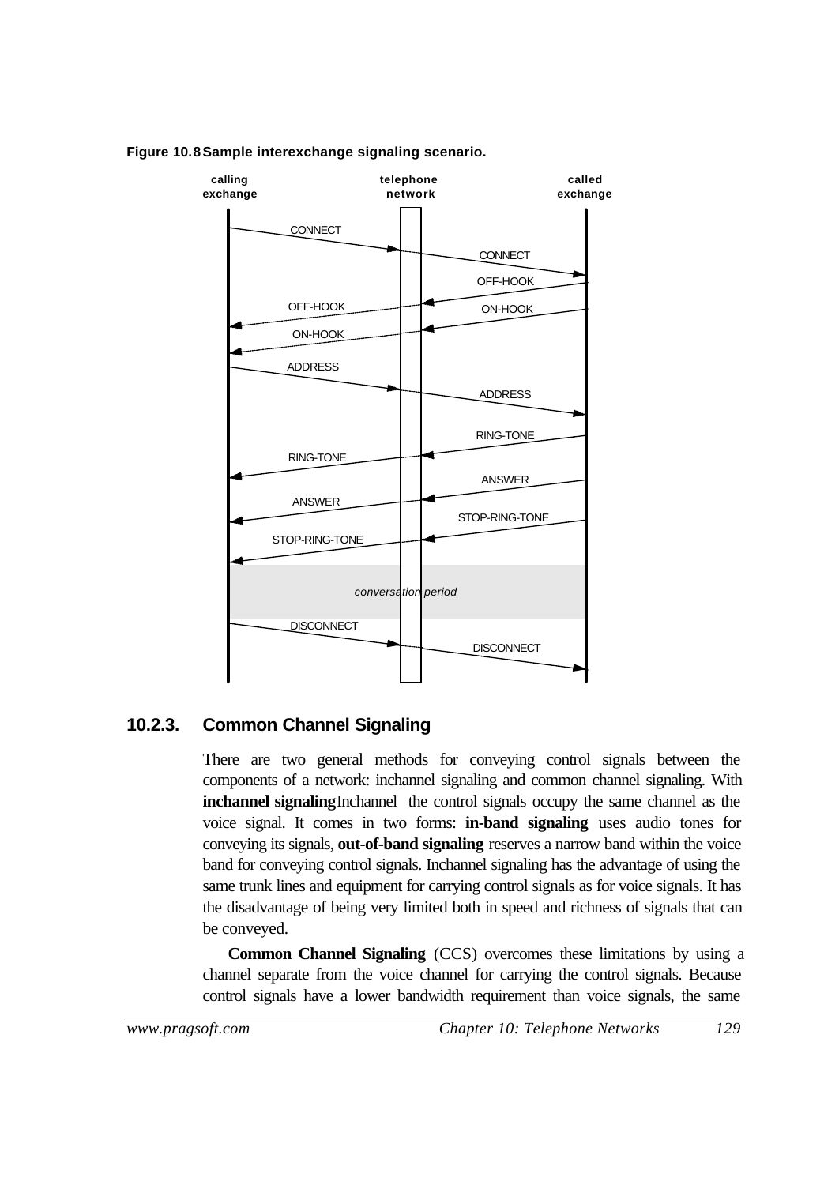**Figure 10.8 Sample interexchange signaling scenario.**

| calling exchange | telephone network | called exchange |
|---|---|---|
| CONNECT → | CONNECT → | |
| | ← OFF-HOOK | OFF-HOOK |
| ← OFF-HOOK | ← ON-HOOK | ON-HOOK |
| ← ON-HOOK | | |
| ADDRESS → | ADDRESS → | |
| | ← RING-TONE | RING-TONE |
| ← RING-TONE | | |
| | ← ANSWER | ANSWER |
| ← ANSWER | ← STOP-RING-TONE | STOP-RING-TONE |
| ← STOP-RING-TONE | | |
| *conversation period* | | |
| DISCONNECT → | DISCONNECT → | |

### 10.2.3. Common Channel Signaling

There are two general methods for conveying control signals between the components of a network: inchannel signaling and common channel signaling. With **inchannel signaling** Inchannel the control signals occupy the same channel as the voice signal. It comes in two forms: **in-band signaling** uses audio tones for conveying its signals, **out-of-band signaling** reserves a narrow band within the voice band for conveying control signals. Inchannel signaling has the advantage of using the same trunk lines and equipment for carrying control signals as for voice signals. It has the disadvantage of being very limited both in speed and richness of signals that can be conveyed.

**Common Channel Signaling** (CCS) overcomes these limitations by using a channel separate from the voice channel for carrying the control signals. Because control signals have a lower bandwidth requirement than voice signals, the same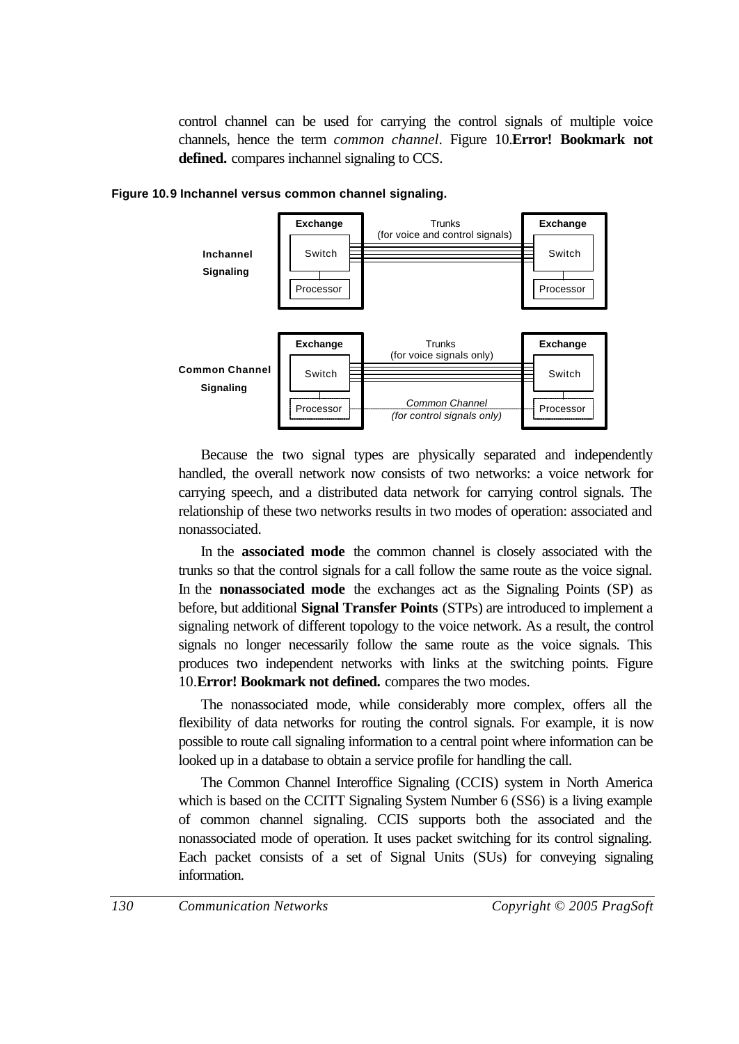control channel can be used for carrying the control signals of multiple voice channels, hence the term *common channel*. Figure 10.**Error! Bookmark not defined.** compares inchannel signaling to CCS.

**Figure 10.9 Inchannel versus common channel signaling.**

**Inchannel Signaling**

**Exchange** (Switch, Processor) — Trunks (for voice and control signals) — **Exchange** (Switch, Processor)

**Common Channel Signaling**

**Exchange** (Switch, Processor) — Trunks (for voice signals only) — **Exchange** (Switch, Processor)

Processor — *Common Channel (for control signals only)* — Processor

Because the two signal types are physically separated and independently handled, the overall network now consists of two networks: a voice network for carrying speech, and a distributed data network for carrying control signals. The relationship of these two networks results in two modes of operation: associated and nonassociated.

In the **associated mode** the common channel is closely associated with the trunks so that the control signals for a call follow the same route as the voice signal. In the **nonassociated mode** the exchanges act as the Signaling Points (SP) as before, but additional **Signal Transfer Points** (STPs) are introduced to implement a signaling network of different topology to the voice network. As a result, the control signals no longer necessarily follow the same route as the voice signals. This produces two independent networks with links at the switching points. Figure 10.**Error! Bookmark not defined.** compares the two modes.

The nonassociated mode, while considerably more complex, offers all the flexibility of data networks for routing the control signals. For example, it is now possible to route call signaling information to a central point where information can be looked up in a database to obtain a service profile for handling the call.

The Common Channel Interoffice Signaling (CCIS) system in North America which is based on the CCITT Signaling System Number 6 (SS6) is a living example of common channel signaling. CCIS supports both the associated and the nonassociated mode of operation. It uses packet switching for its control signaling. Each packet consists of a set of Signal Units (SUs) for conveying signaling information.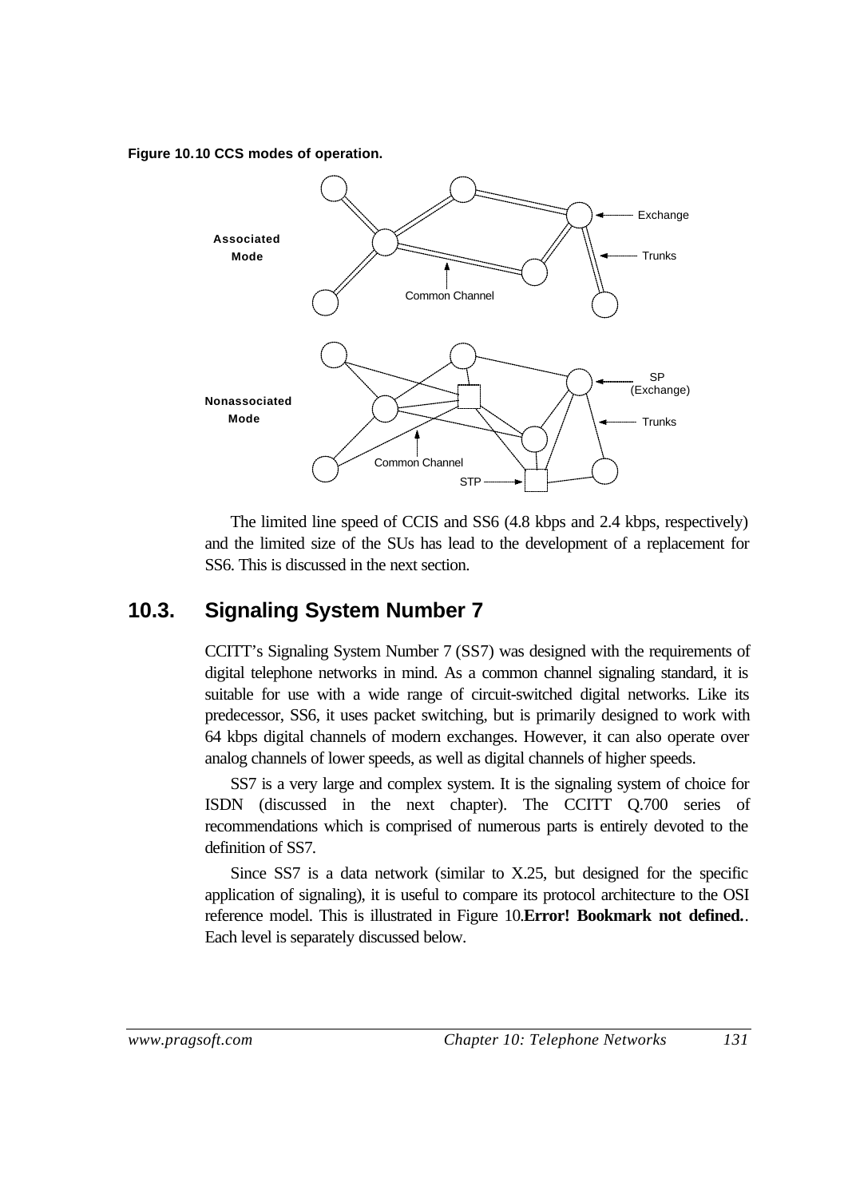**Figure 10.10 CCS modes of operation.**

The limited line speed of CCIS and SS6 (4.8 kbps and 2.4 kbps, respectively) and the limited size of the SUs has lead to the development of a replacement for SS6. This is discussed in the next section.

## 10.3. Signaling System Number 7

CCITT's Signaling System Number 7 (SS7) was designed with the requirements of digital telephone networks in mind. As a common channel signaling standard, it is suitable for use with a wide range of circuit-switched digital networks. Like its predecessor, SS6, it uses packet switching, but is primarily designed to work with 64 kbps digital channels of modern exchanges. However, it can also operate over analog channels of lower speeds, as well as digital channels of higher speeds.

SS7 is a very large and complex system. It is the signaling system of choice for ISDN (discussed in the next chapter). The CCITT Q.700 series of recommendations which is comprised of numerous parts is entirely devoted to the definition of SS7.

Since SS7 is a data network (similar to X.25, but designed for the specific application of signaling), it is useful to compare its protocol architecture to the OSI reference model. This is illustrated in Figure 10.**Error! Bookmark not defined.**. Each level is separately discussed below.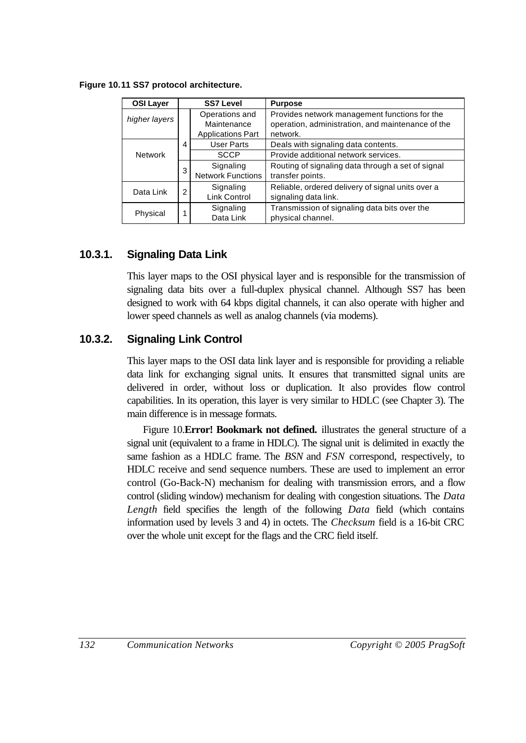**Figure 10.11 SS7 protocol architecture.**

| OSI Layer | SS7 Level | | Purpose |
|---|---|---|---|
| *higher layers* | 4 | Operations and Maintenance Applications Part | Provides network management functions for the operation, administration, and maintenance of the network. |
| Network | 4 | User Parts | Deals with signaling data contents. |
| | 4 | SCCP | Provide additional network services. |
| | 3 | Signaling Network Functions | Routing of signaling data through a set of signal transfer points. |
| Data Link | 2 | Signaling Link Control | Reliable, ordered delivery of signal units over a signaling data link. |
| Physical | 1 | Signaling Data Link | Transmission of signaling data bits over the physical channel. |

### 10.3.1. Signaling Data Link

This layer maps to the OSI physical layer and is responsible for the transmission of signaling data bits over a full-duplex physical channel. Although SS7 has been designed to work with 64 kbps digital channels, it can also operate with higher and lower speed channels as well as analog channels (via modems).

### 10.3.2. Signaling Link Control

This layer maps to the OSI data link layer and is responsible for providing a reliable data link for exchanging signal units. It ensures that transmitted signal units are delivered in order, without loss or duplication. It also provides flow control capabilities. In its operation, this layer is very similar to HDLC (see Chapter 3). The main difference is in message formats.

Figure 10.**Error! Bookmark not defined.** illustrates the general structure of a signal unit (equivalent to a frame in HDLC). The signal unit is delimited in exactly the same fashion as a HDLC frame. The *BSN* and *FSN* correspond, respectively, to HDLC receive and send sequence numbers. These are used to implement an error control (Go-Back-N) mechanism for dealing with transmission errors, and a flow control (sliding window) mechanism for dealing with congestion situations. The *Data Length* field specifies the length of the following *Data* field (which contains information used by levels 3 and 4) in octets. The *Checksum* field is a 16-bit CRC over the whole unit except for the flags and the CRC field itself.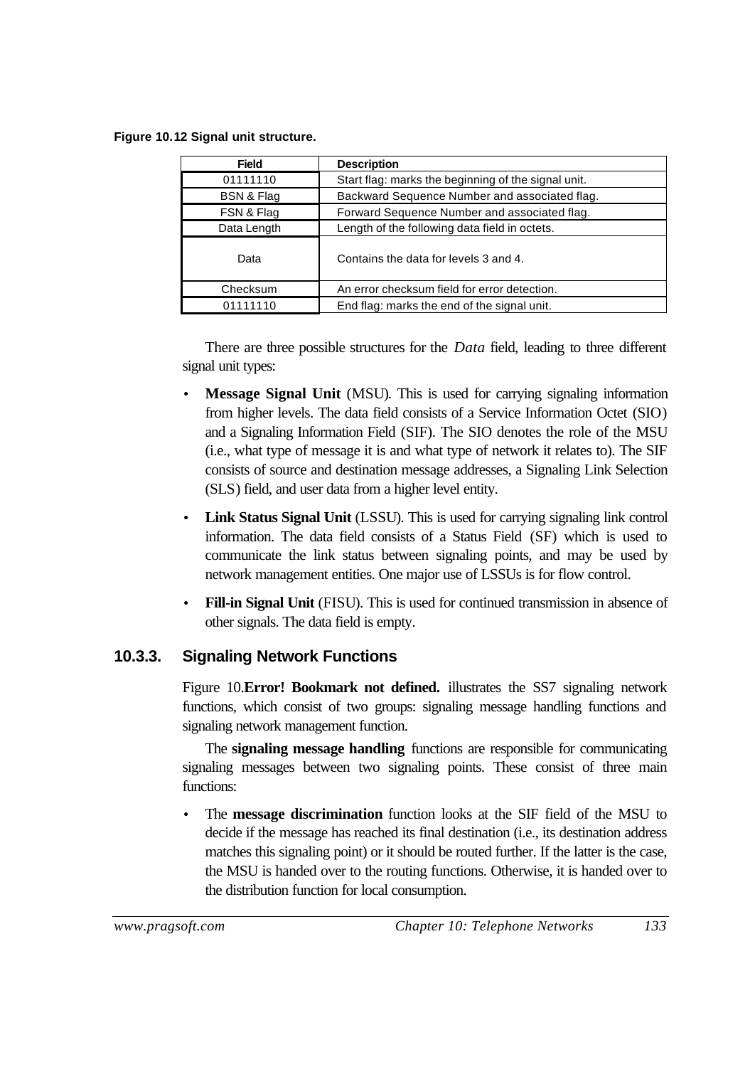**Figure 10.12 Signal unit structure.**

| Field | Description |
|---|---|
| 01111110 | Start flag: marks the beginning of the signal unit. |
| BSN & Flag | Backward Sequence Number and associated flag. |
| FSN & Flag | Forward Sequence Number and associated flag. |
| Data Length | Length of the following data field in octets. |
| Data | Contains the data for levels 3 and 4. |
| Checksum | An error checksum field for error detection. |
| 01111110 | End flag: marks the end of the signal unit. |

There are three possible structures for the *Data* field, leading to three different signal unit types:

- **Message Signal Unit** (MSU). This is used for carrying signaling information from higher levels. The data field consists of a Service Information Octet (SIO) and a Signaling Information Field (SIF). The SIO denotes the role of the MSU (i.e., what type of message it is and what type of network it relates to). The SIF consists of source and destination message addresses, a Signaling Link Selection (SLS) field, and user data from a higher level entity.
- **Link Status Signal Unit** (LSSU). This is used for carrying signaling link control information. The data field consists of a Status Field (SF) which is used to communicate the link status between signaling points, and may be used by network management entities. One major use of LSSUs is for flow control.
- **Fill-in Signal Unit** (FISU). This is used for continued transmission in absence of other signals. The data field is empty.

### 10.3.3. Signaling Network Functions

Figure 10.**Error! Bookmark not defined.** illustrates the SS7 signaling network functions, which consist of two groups: signaling message handling functions and signaling network management function.

The **signaling message handling** functions are responsible for communicating signaling messages between two signaling points. These consist of three main functions:

- The **message discrimination** function looks at the SIF field of the MSU to decide if the message has reached its final destination (i.e., its destination address matches this signaling point) or it should be routed further. If the latter is the case, the MSU is handed over to the routing functions. Otherwise, it is handed over to the distribution function for local consumption.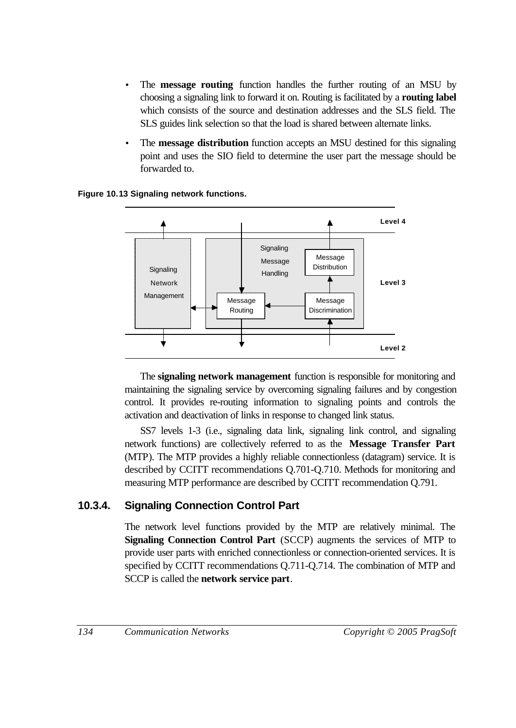- The **message routing** function handles the further routing of an MSU by choosing a signaling link to forward it on. Routing is facilitated by a **routing label** which consists of the source and destination addresses and the SLS field. The SLS guides link selection so that the load is shared between alternate links.
- The **message distribution** function accepts an MSU destined for this signaling point and uses the SIO field to determine the user part the message should be forwarded to.

**Figure 10.13 Signaling network functions.**

The **signaling network management** function is responsible for monitoring and maintaining the signaling service by overcoming signaling failures and by congestion control. It provides re-routing information to signaling points and controls the activation and deactivation of links in response to changed link status.

SS7 levels 1-3 (i.e., signaling data link, signaling link control, and signaling network functions) are collectively referred to as the **Message Transfer Part** (MTP). The MTP provides a highly reliable connectionless (datagram) service. It is described by CCITT recommendations Q.701-Q.710. Methods for monitoring and measuring MTP performance are described by CCITT recommendation Q.791.

### 10.3.4. Signaling Connection Control Part

The network level functions provided by the MTP are relatively minimal. The **Signaling Connection Control Part** (SCCP) augments the services of MTP to provide user parts with enriched connectionless or connection-oriented services. It is specified by CCITT recommendations Q.711-Q.714. The combination of MTP and SCCP is called the **network service part**.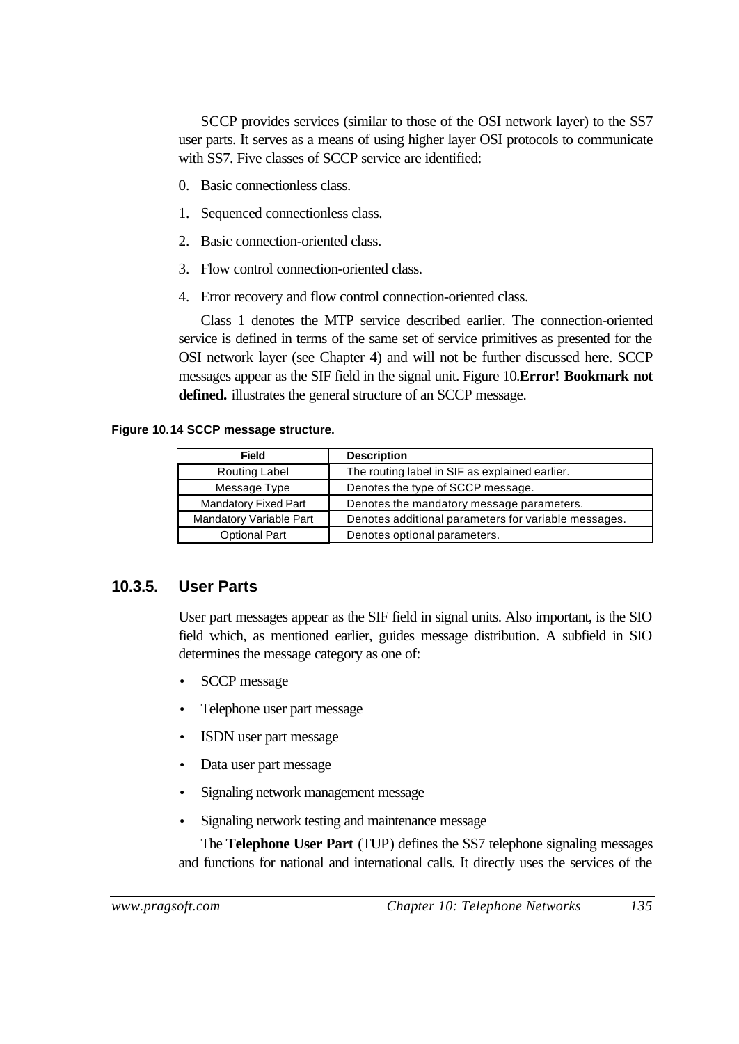SCCP provides services (similar to those of the OSI network layer) to the SS7 user parts. It serves as a means of using higher layer OSI protocols to communicate with SS7. Five classes of SCCP service are identified:

0. Basic connectionless class.
1. Sequenced connectionless class.
2. Basic connection-oriented class.
3. Flow control connection-oriented class.
4. Error recovery and flow control connection-oriented class.

Class 1 denotes the MTP service described earlier. The connection-oriented service is defined in terms of the same set of service primitives as presented for the OSI network layer (see Chapter 4) and will not be further discussed here. SCCP messages appear as the SIF field in the signal unit. Figure 10.**Error! Bookmark not defined.** illustrates the general structure of an SCCP message.

**Figure 10.14 SCCP message structure.**

| Field | Description |
|---|---|
| Routing Label | The routing label in SIF as explained earlier. |
| Message Type | Denotes the type of SCCP message. |
| Mandatory Fixed Part | Denotes the mandatory message parameters. |
| Mandatory Variable Part | Denotes additional parameters for variable messages. |
| Optional Part | Denotes optional parameters. |

### 10.3.5. User Parts

User part messages appear as the SIF field in signal units. Also important, is the SIO field which, as mentioned earlier, guides message distribution. A subfield in SIO determines the message category as one of:

- SCCP message
- Telephone user part message
- ISDN user part message
- Data user part message
- Signaling network management message
- Signaling network testing and maintenance message

The **Telephone User Part** (TUP) defines the SS7 telephone signaling messages and functions for national and international calls. It directly uses the services of the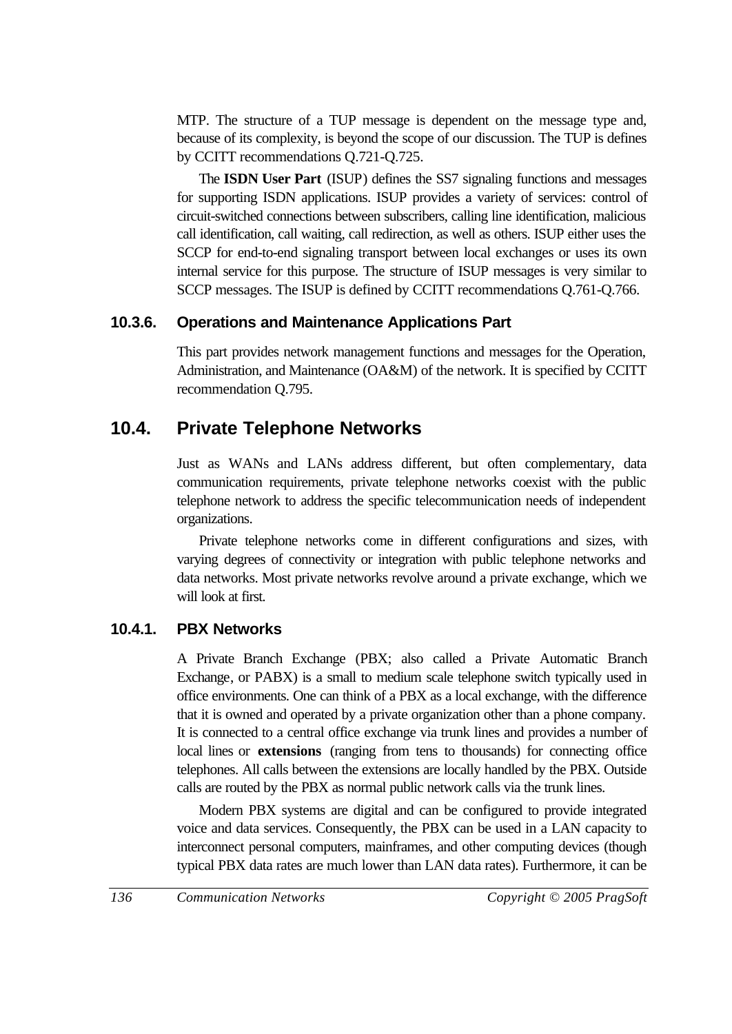MTP. The structure of a TUP message is dependent on the message type and, because of its complexity, is beyond the scope of our discussion. The TUP is defines by CCITT recommendations Q.721-Q.725.

The **ISDN User Part** (ISUP) defines the SS7 signaling functions and messages for supporting ISDN applications. ISUP provides a variety of services: control of circuit-switched connections between subscribers, calling line identification, malicious call identification, call waiting, call redirection, as well as others. ISUP either uses the SCCP for end-to-end signaling transport between local exchanges or uses its own internal service for this purpose. The structure of ISUP messages is very similar to SCCP messages. The ISUP is defined by CCITT recommendations Q.761-Q.766.

### 10.3.6. Operations and Maintenance Applications Part

This part provides network management functions and messages for the Operation, Administration, and Maintenance (OA&M) of the network. It is specified by CCITT recommendation Q.795.

## 10.4. Private Telephone Networks

Just as WANs and LANs address different, but often complementary, data communication requirements, private telephone networks coexist with the public telephone network to address the specific telecommunication needs of independent organizations.

Private telephone networks come in different configurations and sizes, with varying degrees of connectivity or integration with public telephone networks and data networks. Most private networks revolve around a private exchange, which we will look at first.

### 10.4.1. PBX Networks

A Private Branch Exchange (PBX; also called a Private Automatic Branch Exchange, or PABX) is a small to medium scale telephone switch typically used in office environments. One can think of a PBX as a local exchange, with the difference that it is owned and operated by a private organization other than a phone company. It is connected to a central office exchange via trunk lines and provides a number of local lines or **extensions** (ranging from tens to thousands) for connecting office telephones. All calls between the extensions are locally handled by the PBX. Outside calls are routed by the PBX as normal public network calls via the trunk lines.

Modern PBX systems are digital and can be configured to provide integrated voice and data services. Consequently, the PBX can be used in a LAN capacity to interconnect personal computers, mainframes, and other computing devices (though typical PBX data rates are much lower than LAN data rates). Furthermore, it can be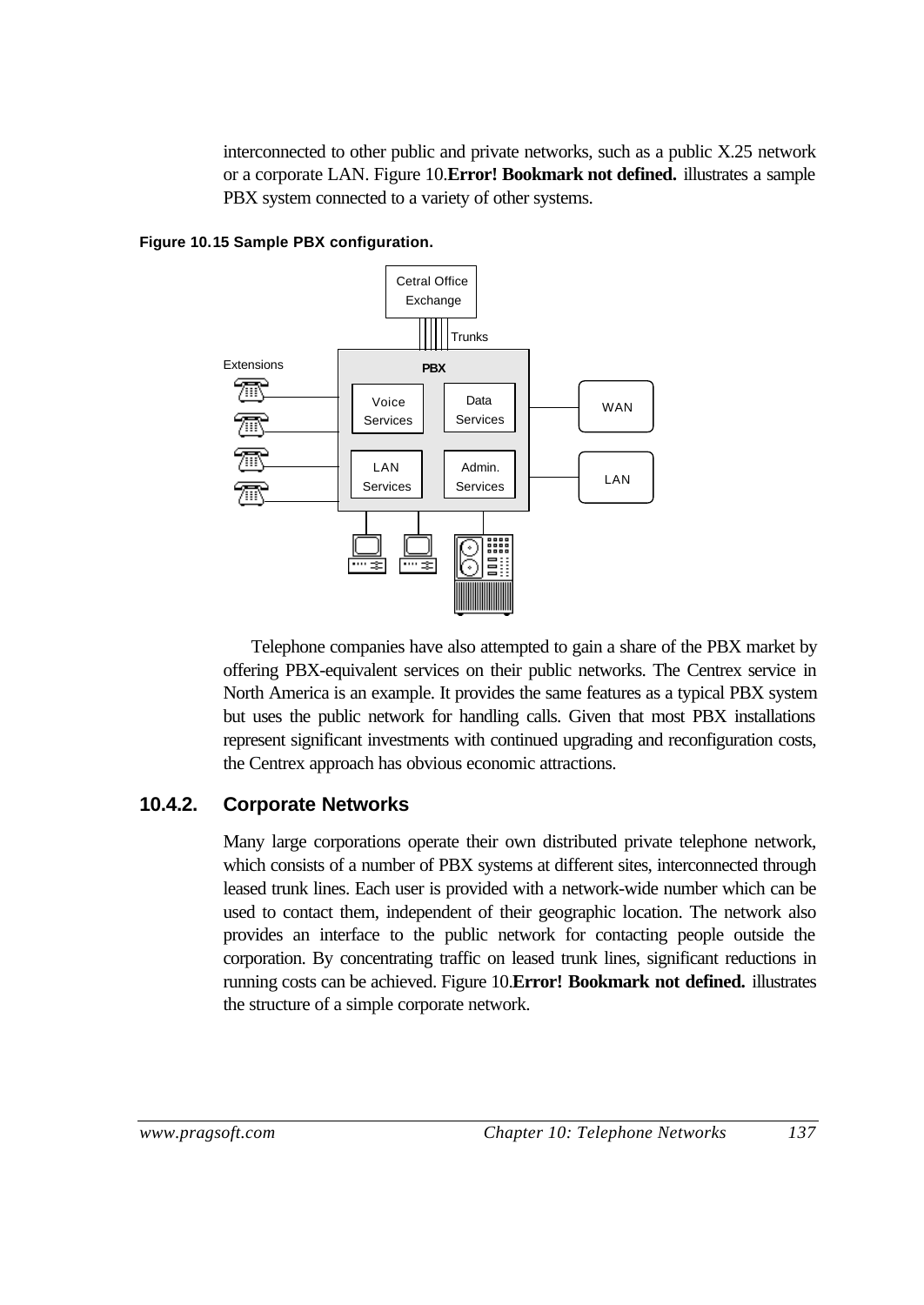interconnected to other public and private networks, such as a public X.25 network or a corporate LAN. Figure 10.**Error! Bookmark not defined.** illustrates a sample PBX system connected to a variety of other systems.

**Figure 10.15 Sample PBX configuration.**

Cetral Office Exchange

Trunks

Extensions

PBX

Voice Services

Data Services

LAN Services

Admin. Services

WAN

LAN

Telephone companies have also attempted to gain a share of the PBX market by offering PBX-equivalent services on their public networks. The Centrex service in North America is an example. It provides the same features as a typical PBX system but uses the public network for handling calls. Given that most PBX installations represent significant investments with continued upgrading and reconfiguration costs, the Centrex approach has obvious economic attractions.

### 10.4.2. Corporate Networks

Many large corporations operate their own distributed private telephone network, which consists of a number of PBX systems at different sites, interconnected through leased trunk lines. Each user is provided with a network-wide number which can be used to contact them, independent of their geographic location. The network also provides an interface to the public network for contacting people outside the corporation. By concentrating traffic on leased trunk lines, significant reductions in running costs can be achieved. Figure 10.**Error! Bookmark not defined.** illustrates the structure of a simple corporate network.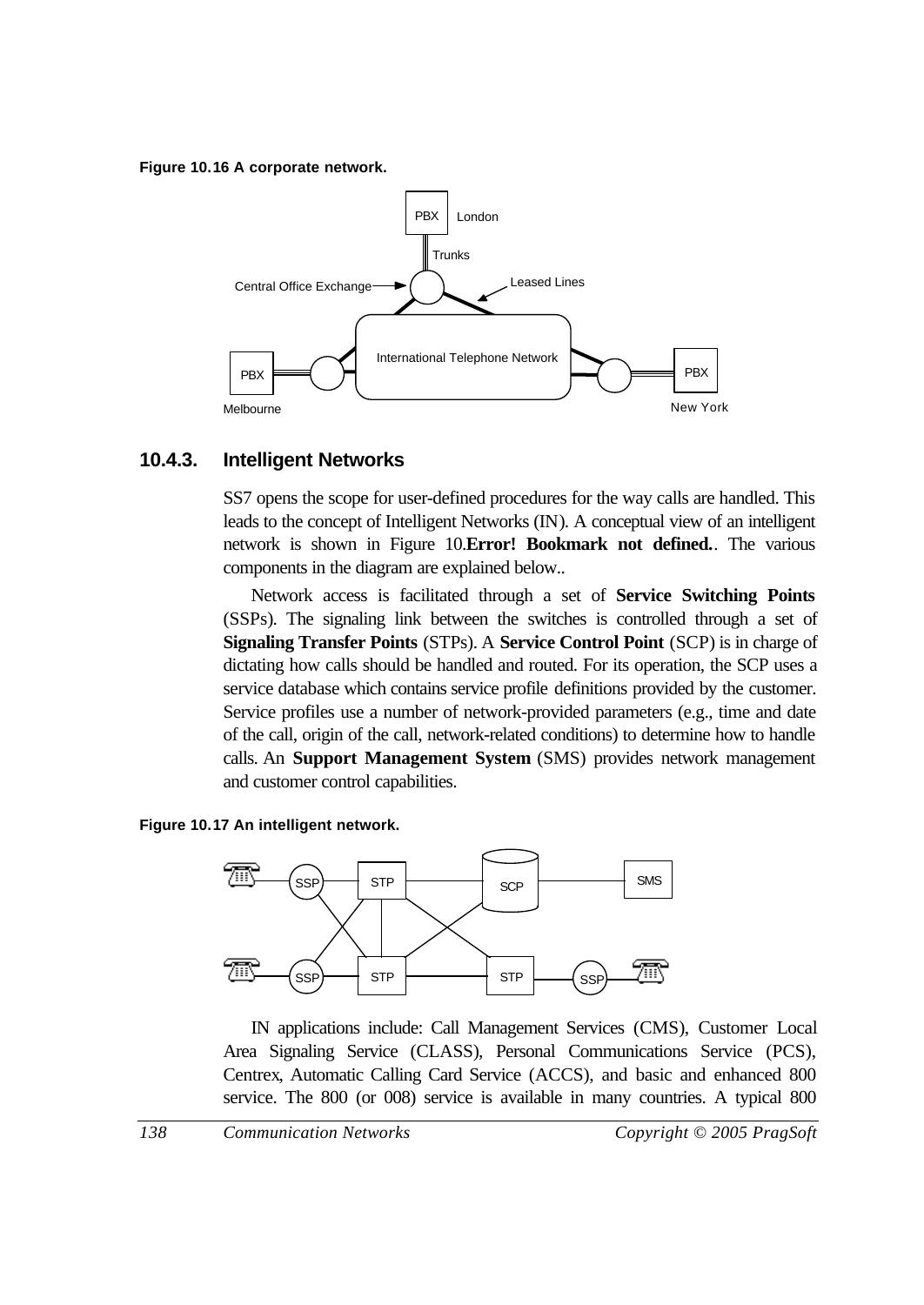**Figure 10.16 A corporate network.**

### 10.4.3. Intelligent Networks

SS7 opens the scope for user-defined procedures for the way calls are handled. This leads to the concept of Intelligent Networks (IN). A conceptual view of an intelligent network is shown in Figure 10.**Error! Bookmark not defined.**. The various components in the diagram are explained below..

Network access is facilitated through a set of **Service Switching Points** (SSPs). The signaling link between the switches is controlled through a set of **Signaling Transfer Points** (STPs). A **Service Control Point** (SCP) is in charge of dictating how calls should be handled and routed. For its operation, the SCP uses a service database which contains service profile definitions provided by the customer. Service profiles use a number of network-provided parameters (e.g., time and date of the call, origin of the call, network-related conditions) to determine how to handle calls. An **Support Management System** (SMS) provides network management and customer control capabilities.

**Figure 10.17 An intelligent network.**

IN applications include: Call Management Services (CMS), Customer Local Area Signaling Service (CLASS), Personal Communications Service (PCS), Centrex, Automatic Calling Card Service (ACCS), and basic and enhanced 800 service. The 800 (or 008) service is available in many countries. A typical 800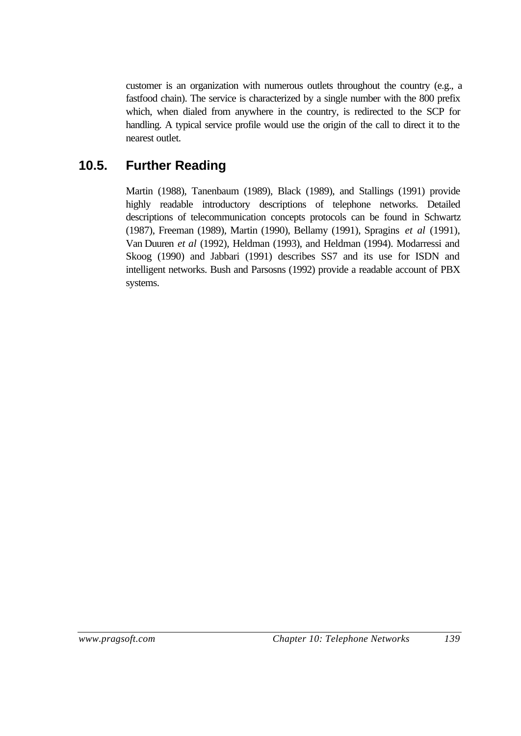customer is an organization with numerous outlets throughout the country (e.g., a fastfood chain). The service is characterized by a single number with the 800 prefix which, when dialed from anywhere in the country, is redirected to the SCP for handling. A typical service profile would use the origin of the call to direct it to the nearest outlet.

## 10.5. Further Reading

Martin (1988), Tanenbaum (1989), Black (1989), and Stallings (1991) provide highly readable introductory descriptions of telephone networks. Detailed descriptions of telecommunication concepts protocols can be found in Schwartz (1987), Freeman (1989), Martin (1990), Bellamy (1991), Spragins *et al* (1991), Van Duuren *et al* (1992), Heldman (1993), and Heldman (1994). Modarressi and Skoog (1990) and Jabbari (1991) describes SS7 and its use for ISDN and intelligent networks. Bush and Parsosns (1992) provide a readable account of PBX systems.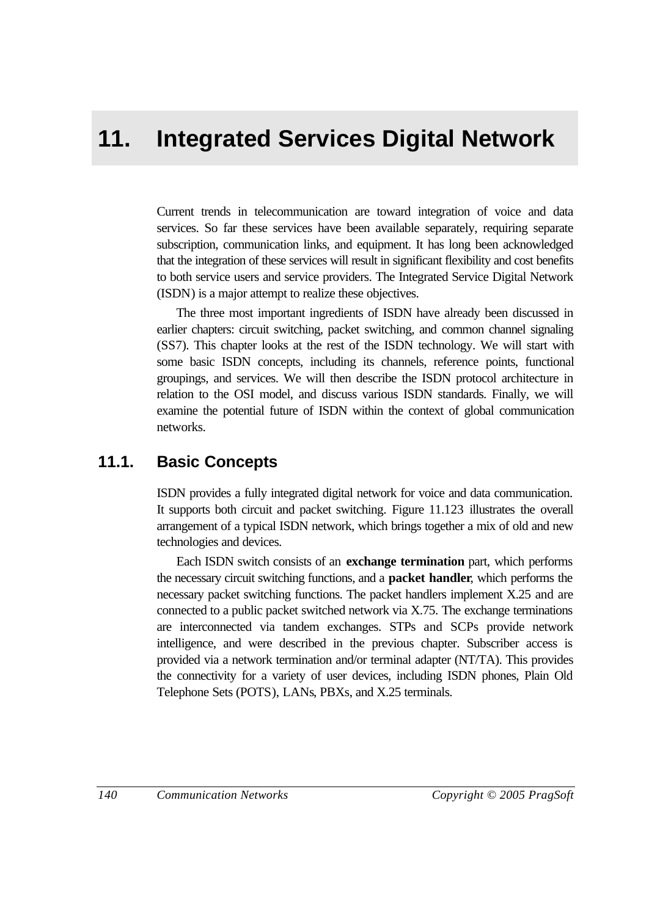# 11. Integrated Services Digital Network

Current trends in telecommunication are toward integration of voice and data services. So far these services have been available separately, requiring separate subscription, communication links, and equipment. It has long been acknowledged that the integration of these services will result in significant flexibility and cost benefits to both service users and service providers. The Integrated Service Digital Network (ISDN) is a major attempt to realize these objectives.

The three most important ingredients of ISDN have already been discussed in earlier chapters: circuit switching, packet switching, and common channel signaling (SS7). This chapter looks at the rest of the ISDN technology. We will start with some basic ISDN concepts, including its channels, reference points, functional groupings, and services. We will then describe the ISDN protocol architecture in relation to the OSI model, and discuss various ISDN standards. Finally, we will examine the potential future of ISDN within the context of global communication networks.

## 11.1. Basic Concepts

ISDN provides a fully integrated digital network for voice and data communication. It supports both circuit and packet switching. Figure 11.123 illustrates the overall arrangement of a typical ISDN network, which brings together a mix of old and new technologies and devices.

Each ISDN switch consists of an **exchange termination** part, which performs the necessary circuit switching functions, and a **packet handler**, which performs the necessary packet switching functions. The packet handlers implement X.25 and are connected to a public packet switched network via X.75. The exchange terminations are interconnected via tandem exchanges. STPs and SCPs provide network intelligence, and were described in the previous chapter. Subscriber access is provided via a network termination and/or terminal adapter (NT/TA). This provides the connectivity for a variety of user devices, including ISDN phones, Plain Old Telephone Sets (POTS), LANs, PBXs, and X.25 terminals.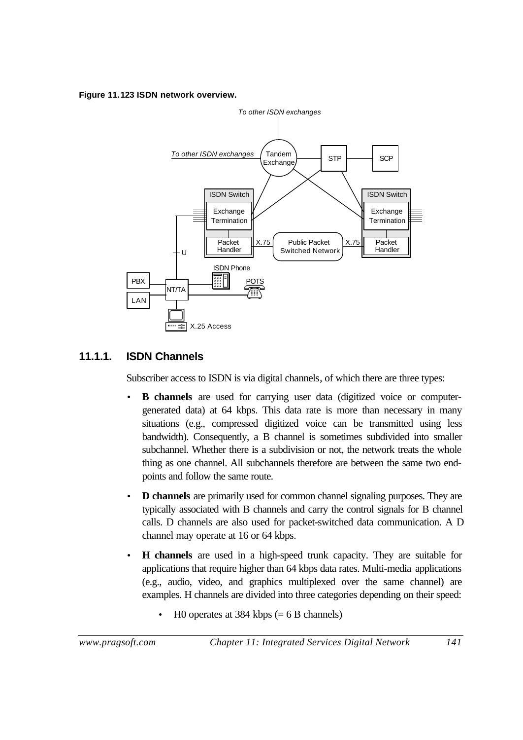**Figure 11.123 ISDN network overview.**

### 11.1.1. ISDN Channels

Subscriber access to ISDN is via digital channels, of which there are three types:

- **B channels** are used for carrying user data (digitized voice or computer-generated data) at 64 kbps. This data rate is more than necessary in many situations (e.g., compressed digitized voice can be transmitted using less bandwidth). Consequently, a B channel is sometimes subdivided into smaller subchannel. Whether there is a subdivision or not, the network treats the whole thing as one channel. All subchannels therefore are between the same two end-points and follow the same route.
- **D channels** are primarily used for common channel signaling purposes. They are typically associated with B channels and carry the control signals for B channel calls. D channels are also used for packet-switched data communication. A D channel may operate at 16 or 64 kbps.
- **H channels** are used in a high-speed trunk capacity. They are suitable for applications that require higher than 64 kbps data rates. Multi-media applications (e.g., audio, video, and graphics multiplexed over the same channel) are examples. H channels are divided into three categories depending on their speed:
    - H0 operates at 384 kbps (= 6 B channels)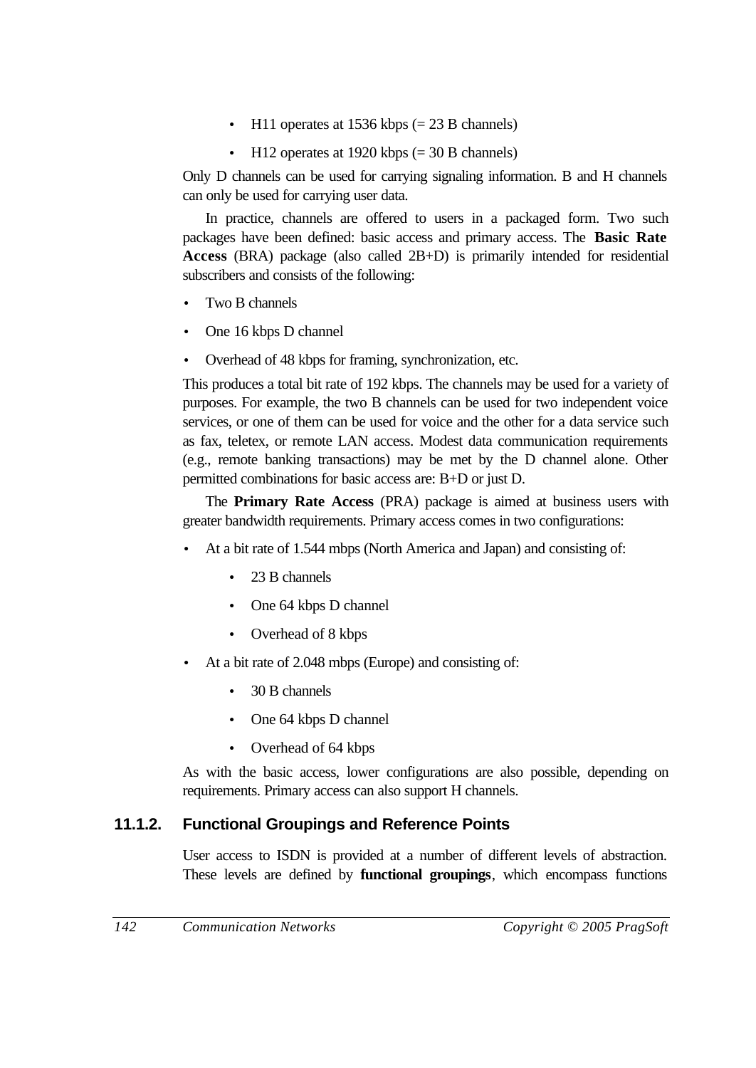- H11 operates at 1536 kbps (= 23 B channels)
- H12 operates at 1920 kbps (= 30 B channels)

Only D channels can be used for carrying signaling information. B and H channels can only be used for carrying user data.

In practice, channels are offered to users in a packaged form. Two such packages have been defined: basic access and primary access. The **Basic Rate Access** (BRA) package (also called 2B+D) is primarily intended for residential subscribers and consists of the following:

- Two B channels
- One 16 kbps D channel
- Overhead of 48 kbps for framing, synchronization, etc.

This produces a total bit rate of 192 kbps. The channels may be used for a variety of purposes. For example, the two B channels can be used for two independent voice services, or one of them can be used for voice and the other for a data service such as fax, teletex, or remote LAN access. Modest data communication requirements (e.g., remote banking transactions) may be met by the D channel alone. Other permitted combinations for basic access are: B+D or just D.

The **Primary Rate Access** (PRA) package is aimed at business users with greater bandwidth requirements. Primary access comes in two configurations:

- At a bit rate of 1.544 mbps (North America and Japan) and consisting of:
  - 23 B channels
  - One 64 kbps D channel
  - Overhead of 8 kbps
- At a bit rate of 2.048 mbps (Europe) and consisting of:
  - 30 B channels
  - One 64 kbps D channel
  - Overhead of 64 kbps

As with the basic access, lower configurations are also possible, depending on requirements. Primary access can also support H channels.

### 11.1.2. Functional Groupings and Reference Points

User access to ISDN is provided at a number of different levels of abstraction. These levels are defined by **functional groupings**, which encompass functions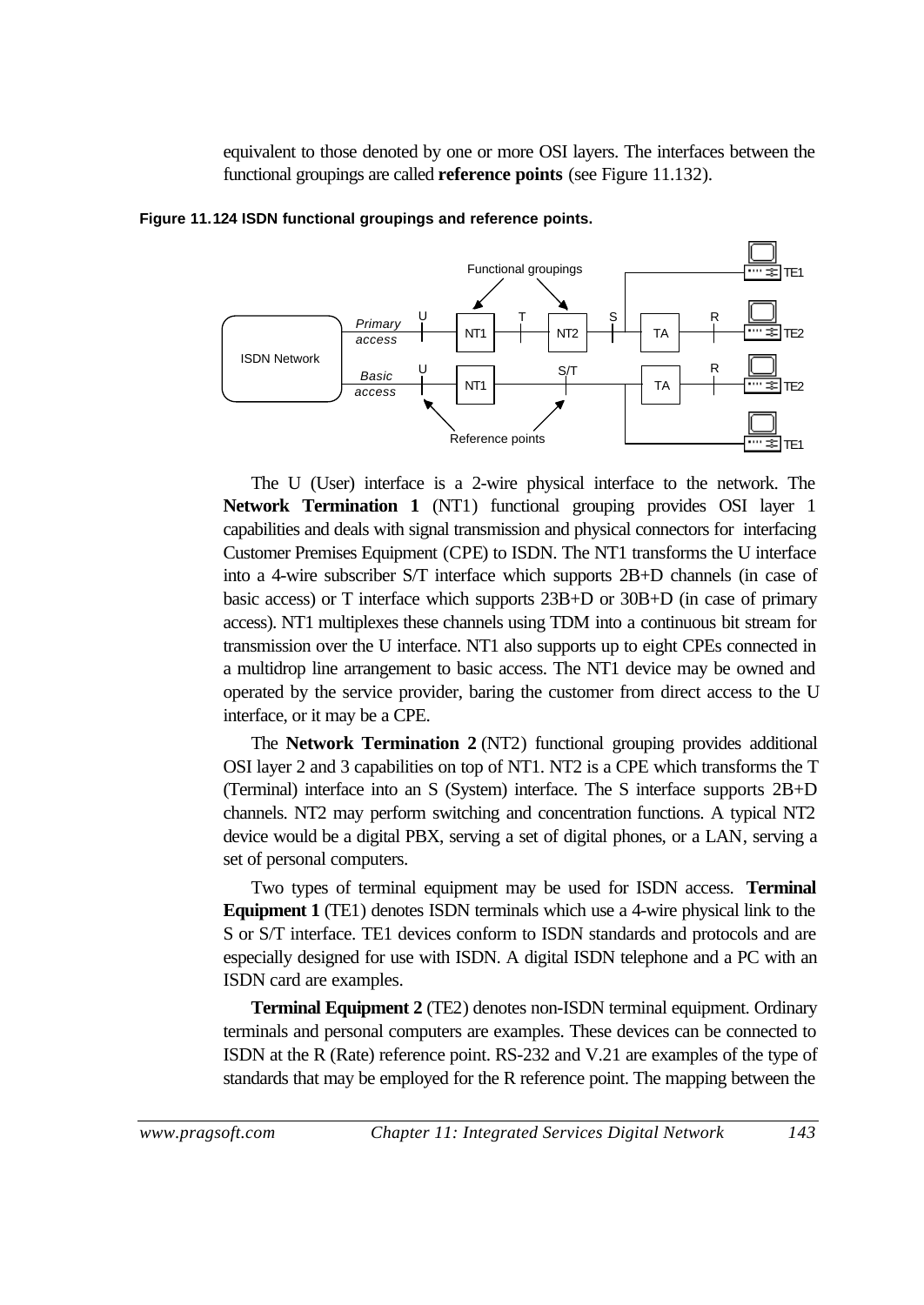equivalent to those denoted by one or more OSI layers. The interfaces between the functional groupings are called **reference points** (see Figure 11.132).

**Figure 11.124 ISDN functional groupings and reference points.**

The U (User) interface is a 2-wire physical interface to the network. The **Network Termination 1** (NT1) functional grouping provides OSI layer 1 capabilities and deals with signal transmission and physical connectors for interfacing Customer Premises Equipment (CPE) to ISDN. The NT1 transforms the U interface into a 4-wire subscriber S/T interface which supports 2B+D channels (in case of basic access) or T interface which supports 23B+D or 30B+D (in case of primary access). NT1 multiplexes these channels using TDM into a continuous bit stream for transmission over the U interface. NT1 also supports up to eight CPEs connected in a multidrop line arrangement to basic access. The NT1 device may be owned and operated by the service provider, baring the customer from direct access to the U interface, or it may be a CPE.

The **Network Termination 2** (NT2) functional grouping provides additional OSI layer 2 and 3 capabilities on top of NT1. NT2 is a CPE which transforms the T (Terminal) interface into an S (System) interface. The S interface supports 2B+D channels. NT2 may perform switching and concentration functions. A typical NT2 device would be a digital PBX, serving a set of digital phones, or a LAN, serving a set of personal computers.

Two types of terminal equipment may be used for ISDN access. **Terminal Equipment 1** (TE1) denotes ISDN terminals which use a 4-wire physical link to the S or S/T interface. TE1 devices conform to ISDN standards and protocols and are especially designed for use with ISDN. A digital ISDN telephone and a PC with an ISDN card are examples.

**Terminal Equipment 2** (TE2) denotes non-ISDN terminal equipment. Ordinary terminals and personal computers are examples. These devices can be connected to ISDN at the R (Rate) reference point. RS-232 and V.21 are examples of the type of standards that may be employed for the R reference point. The mapping between the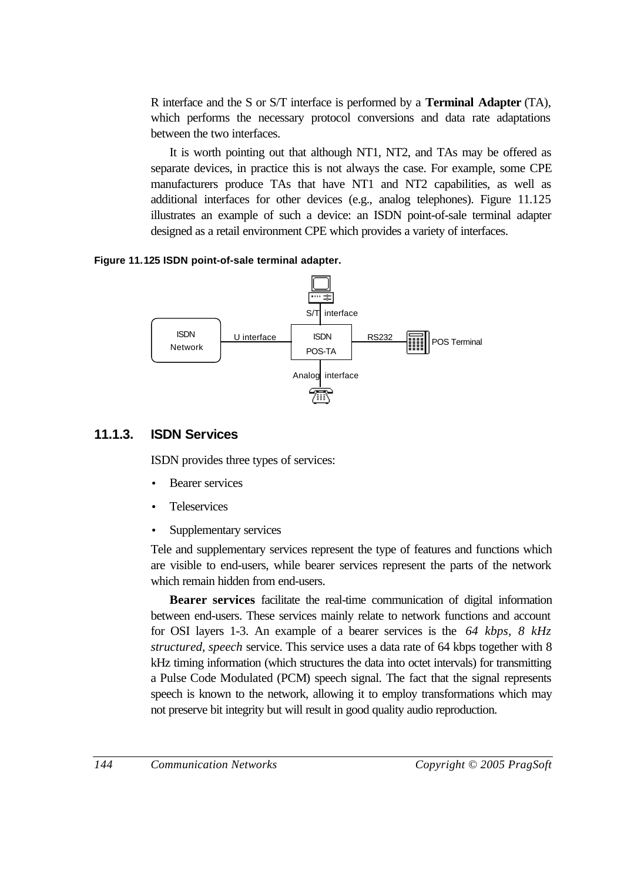R interface and the S or S/T interface is performed by a **Terminal Adapter** (TA), which performs the necessary protocol conversions and data rate adaptations between the two interfaces.

It is worth pointing out that although NT1, NT2, and TAs may be offered as separate devices, in practice this is not always the case. For example, some CPE manufacturers produce TAs that have NT1 and NT2 capabilities, as well as additional interfaces for other devices (e.g., analog telephones). Figure 11.125 illustrates an example of such a device: an ISDN point-of-sale terminal adapter designed as a retail environment CPE which provides a variety of interfaces.

**Figure 11.125 ISDN point-of-sale terminal adapter.**

ISDN Network — U interface — ISDN POS-TA — RS232 — POS Terminal

S/T interface

Analog interface

### 11.1.3. ISDN Services

ISDN provides three types of services:

- Bearer services
- Teleservices
- Supplementary services

Tele and supplementary services represent the type of features and functions which are visible to end-users, while bearer services represent the parts of the network which remain hidden from end-users.

**Bearer services** facilitate the real-time communication of digital information between end-users. These services mainly relate to network functions and account for OSI layers 1-3. An example of a bearer services is the *64 kbps, 8 kHz structured, speech* service. This service uses a data rate of 64 kbps together with 8 kHz timing information (which structures the data into octet intervals) for transmitting a Pulse Code Modulated (PCM) speech signal. The fact that the signal represents speech is known to the network, allowing it to employ transformations which may not preserve bit integrity but will result in good quality audio reproduction.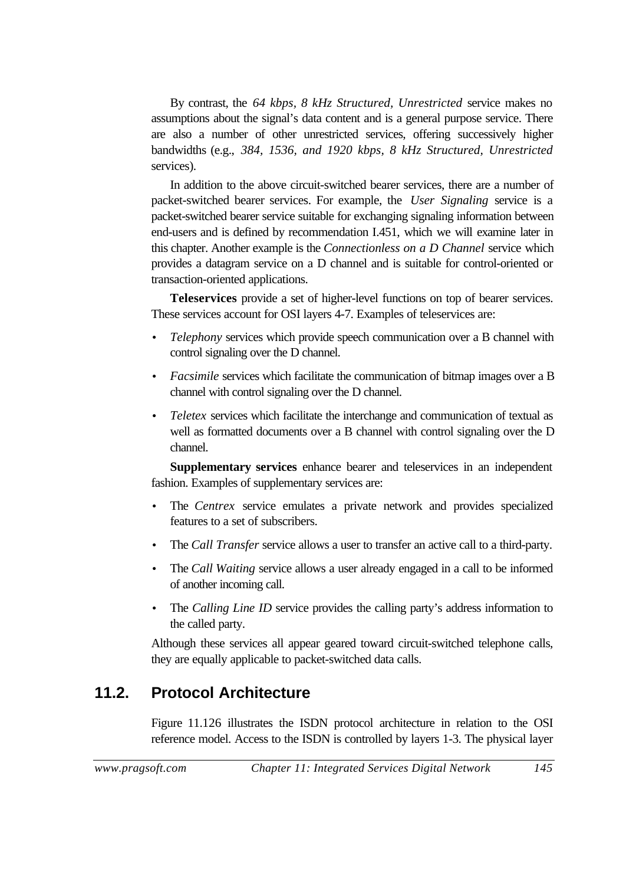By contrast, the *64 kbps, 8 kHz Structured, Unrestricted* service makes no assumptions about the signal's data content and is a general purpose service. There are also a number of other unrestricted services, offering successively higher bandwidths (e.g., *384, 1536, and 1920 kbps, 8 kHz Structured, Unrestricted* services).

In addition to the above circuit-switched bearer services, there are a number of packet-switched bearer services. For example, the *User Signaling* service is a packet-switched bearer service suitable for exchanging signaling information between end-users and is defined by recommendation I.451, which we will examine later in this chapter. Another example is the *Connectionless on a D Channel* service which provides a datagram service on a D channel and is suitable for control-oriented or transaction-oriented applications.

**Teleservices** provide a set of higher-level functions on top of bearer services. These services account for OSI layers 4-7. Examples of teleservices are:

- *Telephony* services which provide speech communication over a B channel with control signaling over the D channel.
- *Facsimile* services which facilitate the communication of bitmap images over a B channel with control signaling over the D channel.
- *Teletex* services which facilitate the interchange and communication of textual as well as formatted documents over a B channel with control signaling over the D channel.

**Supplementary services** enhance bearer and teleservices in an independent fashion. Examples of supplementary services are:

- The *Centrex* service emulates a private network and provides specialized features to a set of subscribers.
- The *Call Transfer* service allows a user to transfer an active call to a third-party.
- The *Call Waiting* service allows a user already engaged in a call to be informed of another incoming call.
- The *Calling Line ID* service provides the calling party's address information to the called party.

Although these services all appear geared toward circuit-switched telephone calls, they are equally applicable to packet-switched data calls.

## 11.2. Protocol Architecture

Figure 11.126 illustrates the ISDN protocol architecture in relation to the OSI reference model. Access to the ISDN is controlled by layers 1-3. The physical layer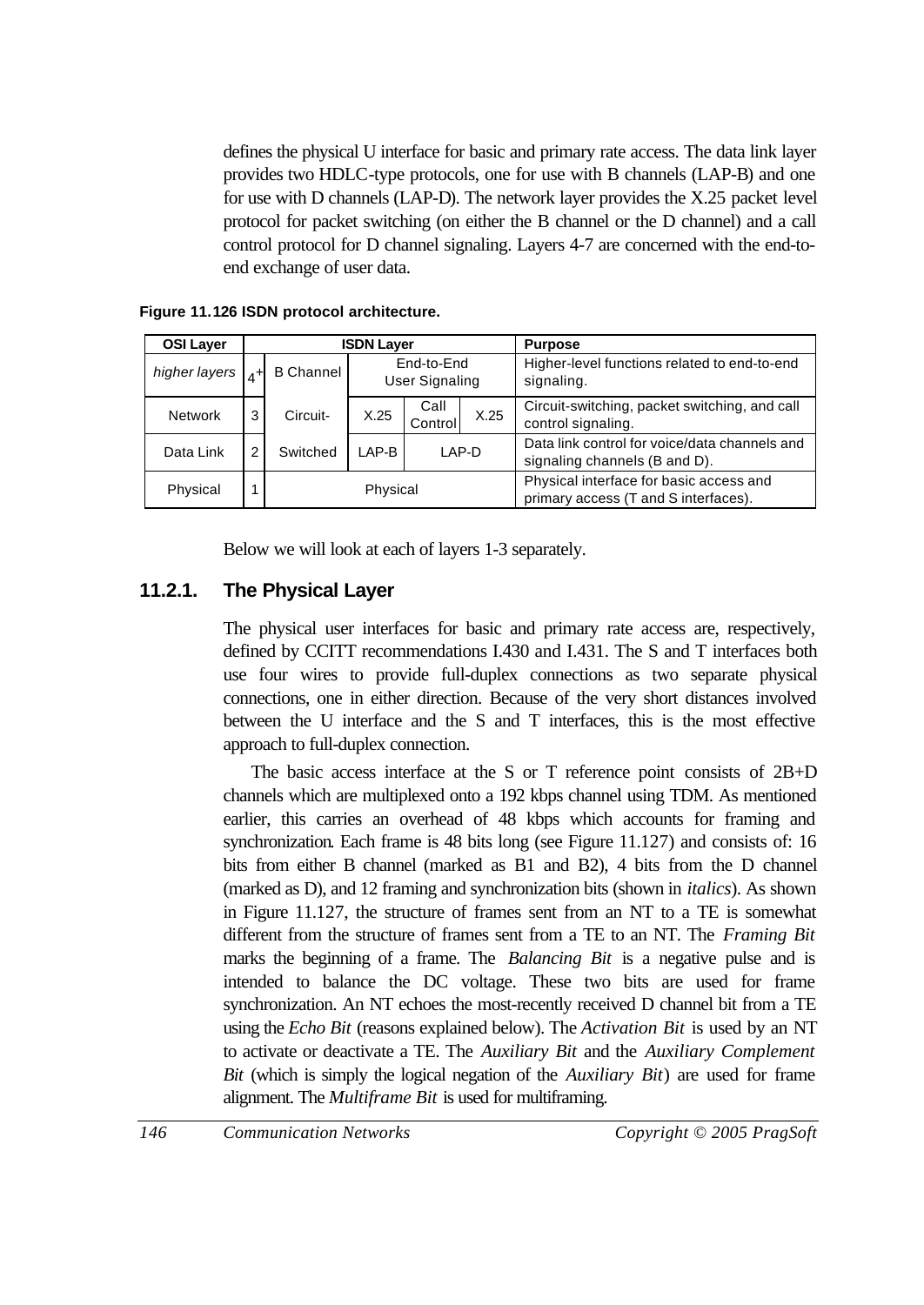defines the physical U interface for basic and primary rate access. The data link layer provides two HDLC-type protocols, one for use with B channels (LAP-B) and one for use with D channels (LAP-D). The network layer provides the X.25 packet level protocol for packet switching (on either the B channel or the D channel) and a call control protocol for D channel signaling. Layers 4-7 are concerned with the end-to-end exchange of user data.

**Figure 11.126 ISDN protocol architecture.**

| OSI Layer | ISDN Layer | | | | | | Purpose |
|---|---|---|---|---|---|---|---|
| *higher layers* | 4+ | B Channel | End-to-End User Signaling | | | | Higher-level functions related to end-to-end signaling. |
| Network | 3 | Circuit- | X.25 | Call Control | | X.25 | Circuit-switching, packet switching, and call control signaling. |
| Data Link | 2 | Switched | LAP-B | LAP-D | | | Data link control for voice/data channels and signaling channels (B and D). |
| Physical | 1 | Physical | | | | | Physical interface for basic access and primary access (T and S interfaces). |

Below we will look at each of layers 1-3 separately.

### 11.2.1. The Physical Layer

The physical user interfaces for basic and primary rate access are, respectively, defined by CCITT recommendations I.430 and I.431. The S and T interfaces both use four wires to provide full-duplex connections as two separate physical connections, one in either direction. Because of the very short distances involved between the U interface and the S and T interfaces, this is the most effective approach to full-duplex connection.

The basic access interface at the S or T reference point consists of 2B+D channels which are multiplexed onto a 192 kbps channel using TDM. As mentioned earlier, this carries an overhead of 48 kbps which accounts for framing and synchronization. Each frame is 48 bits long (see Figure 11.127) and consists of: 16 bits from either B channel (marked as B1 and B2), 4 bits from the D channel (marked as D), and 12 framing and synchronization bits (shown in *italics*). As shown in Figure 11.127, the structure of frames sent from an NT to a TE is somewhat different from the structure of frames sent from a TE to an NT. The *Framing Bit* marks the beginning of a frame. The *Balancing Bit* is a negative pulse and is intended to balance the DC voltage. These two bits are used for frame synchronization. An NT echoes the most-recently received D channel bit from a TE using the *Echo Bit* (reasons explained below). The *Activation Bit* is used by an NT to activate or deactivate a TE. The *Auxiliary Bit* and the *Auxiliary Complement Bit* (which is simply the logical negation of the *Auxiliary Bit*) are used for frame alignment. The *Multiframe Bit* is used for multiframing.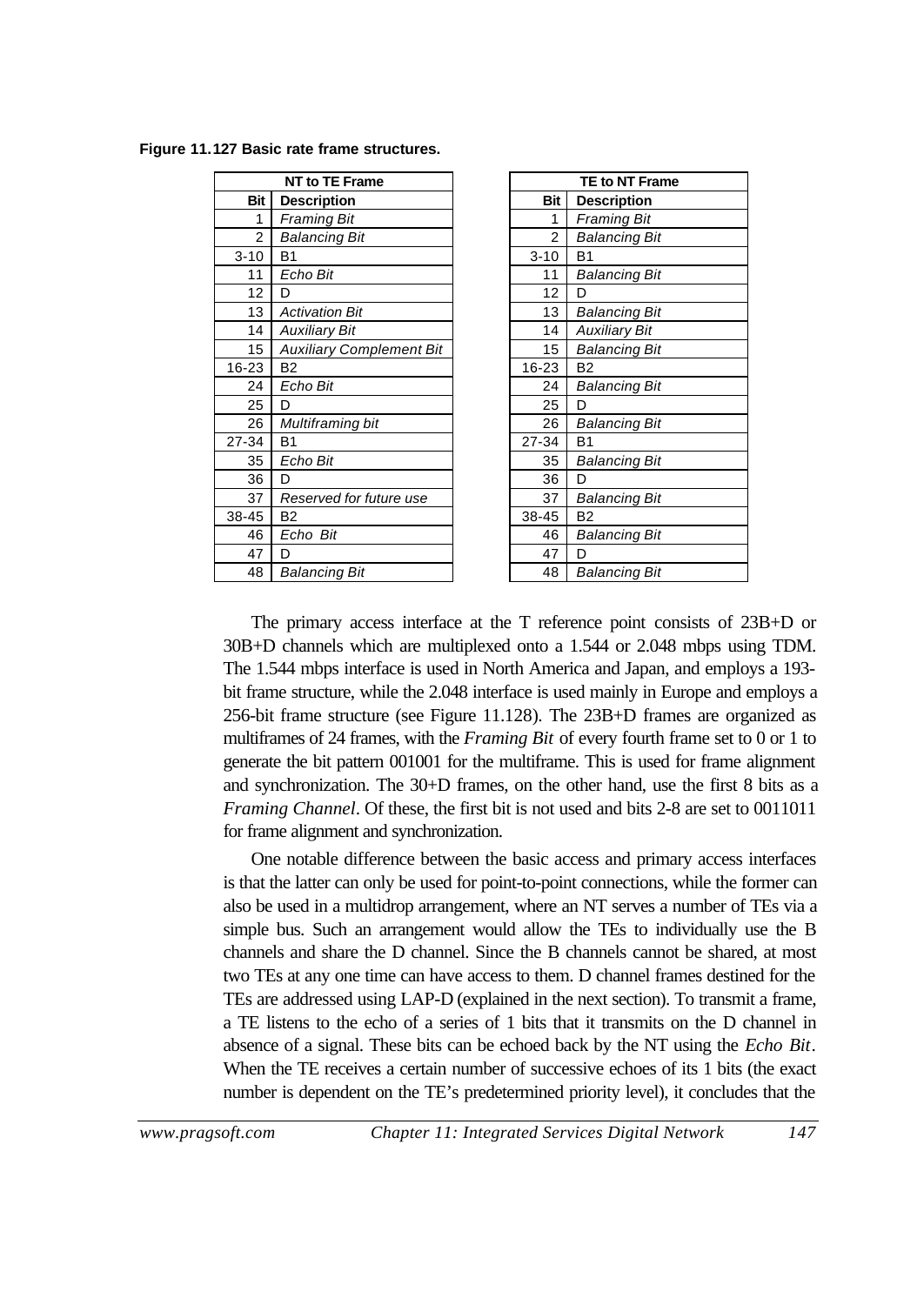**Figure 11.127 Basic rate frame structures.**

| NT to TE Frame | |
|---|---|
| **Bit** | **Description** |
| 1 | *Framing Bit* |
| 2 | *Balancing Bit* |
| 3-10 | B1 |
| 11 | *Echo Bit* |
| 12 | D |
| 13 | *Activation Bit* |
| 14 | *Auxiliary Bit* |
| 15 | *Auxiliary Complement Bit* |
| 16-23 | B2 |
| 24 | *Echo Bit* |
| 25 | D |
| 26 | *Multiframing bit* |
| 27-34 | B1 |
| 35 | *Echo Bit* |
| 36 | D |
| 37 | *Reserved for future use* |
| 38-45 | B2 |
| 46 | *Echo Bit* |
| 47 | D |
| 48 | *Balancing Bit* |

| TE to NT Frame | |
|---|---|
| **Bit** | **Description** |
| 1 | *Framing Bit* |
| 2 | *Balancing Bit* |
| 3-10 | B1 |
| 11 | *Balancing Bit* |
| 12 | D |
| 13 | *Balancing Bit* |
| 14 | *Auxiliary Bit* |
| 15 | *Balancing Bit* |
| 16-23 | B2 |
| 24 | *Balancing Bit* |
| 25 | D |
| 26 | *Balancing Bit* |
| 27-34 | B1 |
| 35 | *Balancing Bit* |
| 36 | D |
| 37 | *Balancing Bit* |
| 38-45 | B2 |
| 46 | *Balancing Bit* |
| 47 | D |
| 48 | *Balancing Bit* |

The primary access interface at the T reference point consists of 23B+D or 30B+D channels which are multiplexed onto a 1.544 or 2.048 mbps using TDM. The 1.544 mbps interface is used in North America and Japan, and employs a 193-bit frame structure, while the 2.048 interface is used mainly in Europe and employs a 256-bit frame structure (see Figure 11.128). The 23B+D frames are organized as multiframes of 24 frames, with the *Framing Bit* of every fourth frame set to 0 or 1 to generate the bit pattern 001001 for the multiframe. This is used for frame alignment and synchronization. The 30+D frames, on the other hand, use the first 8 bits as a *Framing Channel*. Of these, the first bit is not used and bits 2-8 are set to 0011011 for frame alignment and synchronization.

One notable difference between the basic access and primary access interfaces is that the latter can only be used for point-to-point connections, while the former can also be used in a multidrop arrangement, where an NT serves a number of TEs via a simple bus. Such an arrangement would allow the TEs to individually use the B channels and share the D channel. Since the B channels cannot be shared, at most two TEs at any one time can have access to them. D channel frames destined for the TEs are addressed using LAP-D (explained in the next section). To transmit a frame, a TE listens to the echo of a series of 1 bits that it transmits on the D channel in absence of a signal. These bits can be echoed back by the NT using the *Echo Bit*. When the TE receives a certain number of successive echoes of its 1 bits (the exact number is dependent on the TE's predetermined priority level), it concludes that the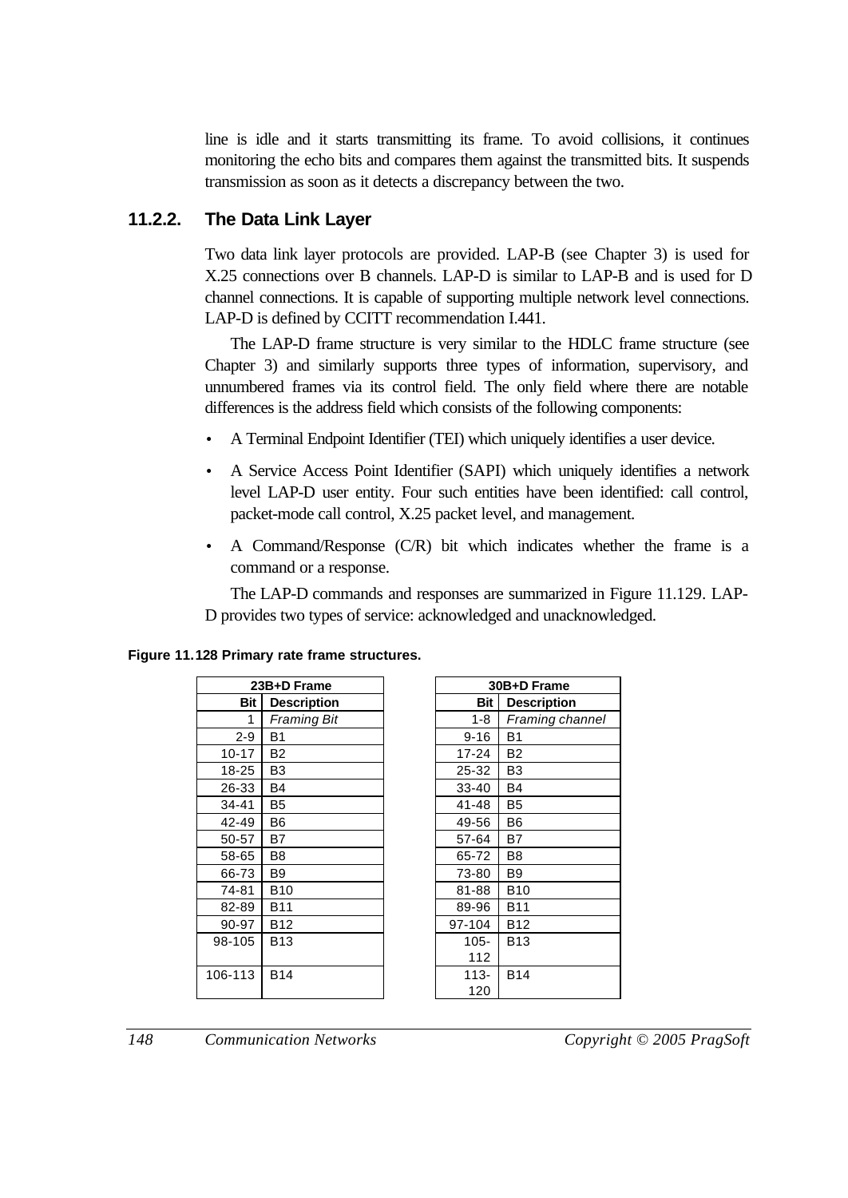line is idle and it starts transmitting its frame. To avoid collisions, it continues monitoring the echo bits and compares them against the transmitted bits. It suspends transmission as soon as it detects a discrepancy between the two.

### 11.2.2. The Data Link Layer

Two data link layer protocols are provided. LAP-B (see Chapter 3) is used for X.25 connections over B channels. LAP-D is similar to LAP-B and is used for D channel connections. It is capable of supporting multiple network level connections. LAP-D is defined by CCITT recommendation I.441.

The LAP-D frame structure is very similar to the HDLC frame structure (see Chapter 3) and similarly supports three types of information, supervisory, and unnumbered frames via its control field. The only field where there are notable differences is the address field which consists of the following components:

- A Terminal Endpoint Identifier (TEI) which uniquely identifies a user device.
- A Service Access Point Identifier (SAPI) which uniquely identifies a network level LAP-D user entity. Four such entities have been identified: call control, packet-mode call control, X.25 packet level, and management.
- A Command/Response (C/R) bit which indicates whether the frame is a command or a response.

The LAP-D commands and responses are summarized in Figure 11.129. LAP-D provides two types of service: acknowledged and unacknowledged.

**Figure 11.128 Primary rate frame structures.**

| 23B+D Frame | |
|---|---|
| **Bit** | **Description** |
| 1 | *Framing Bit* |
| 2-9 | B1 |
| 10-17 | B2 |
| 18-25 | B3 |
| 26-33 | B4 |
| 34-41 | B5 |
| 42-49 | B6 |
| 50-57 | B7 |
| 58-65 | B8 |
| 66-73 | B9 |
| 74-81 | B10 |
| 82-89 | B11 |
| 90-97 | B12 |
| 98-105 | B13 |
| 106-113 | B14 |

| 30B+D Frame | |
|---|---|
| **Bit** | **Description** |
| 1-8 | *Framing channel* |
| 9-16 | B1 |
| 17-24 | B2 |
| 25-32 | B3 |
| 33-40 | B4 |
| 41-48 | B5 |
| 49-56 | B6 |
| 57-64 | B7 |
| 65-72 | B8 |
| 73-80 | B9 |
| 81-88 | B10 |
| 89-96 | B11 |
| 97-104 | B12 |
| 105-112 | B13 |
| 113-120 | B14 |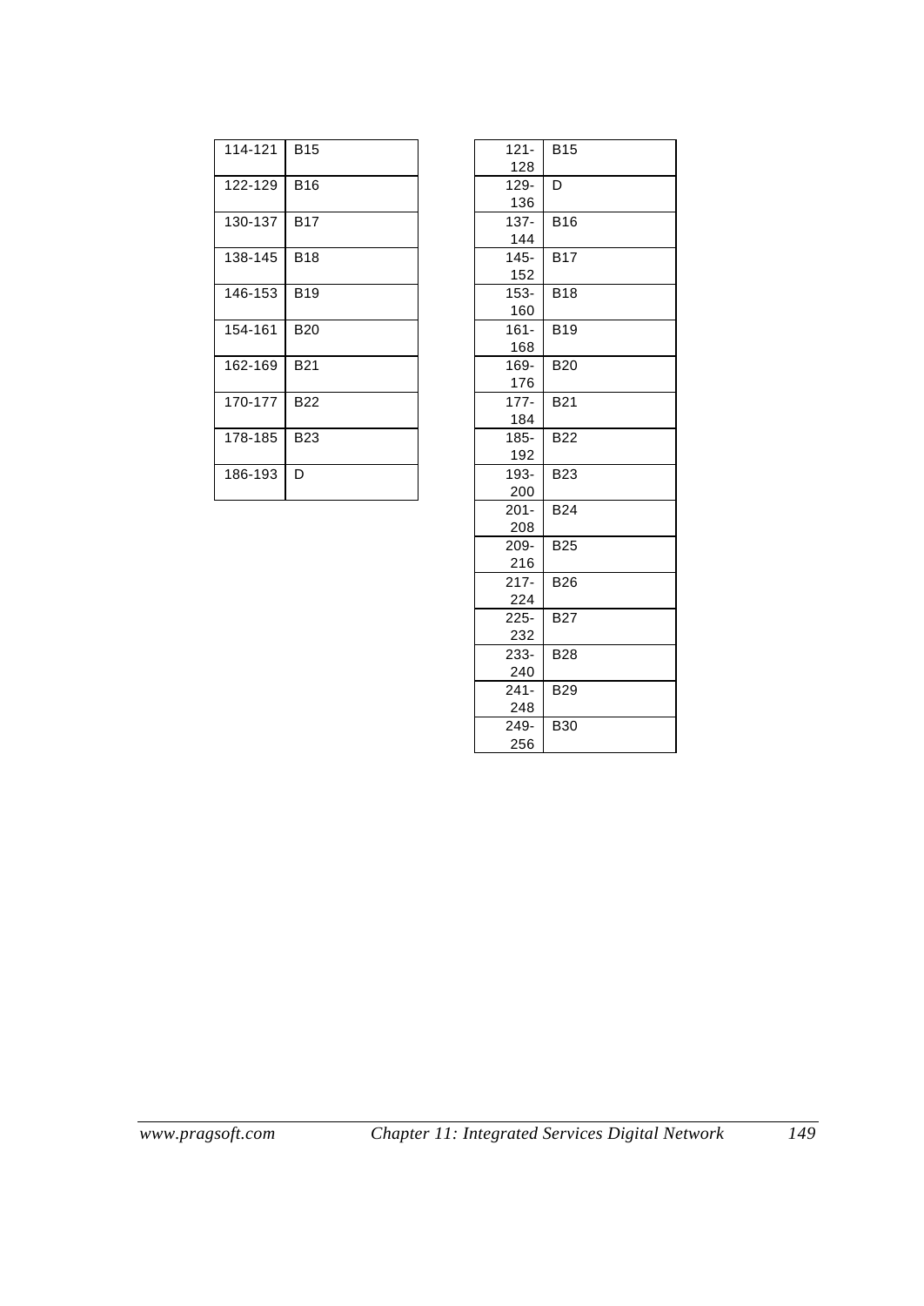| 114-121 | B15 |
|---|---|
| 122-129 | B16 |
| 130-137 | B17 |
| 138-145 | B18 |
| 146-153 | B19 |
| 154-161 | B20 |
| 162-169 | B21 |
| 170-177 | B22 |
| 178-185 | B23 |
| 186-193 | D |

| 121-128 | B15 |
|---|---|
| 129-136 | D |
| 137-144 | B16 |
| 145-152 | B17 |
| 153-160 | B18 |
| 161-168 | B19 |
| 169-176 | B20 |
| 177-184 | B21 |
| 185-192 | B22 |
| 193-200 | B23 |
| 201-208 | B24 |
| 209-216 | B25 |
| 217-224 | B26 |
| 225-232 | B27 |
| 233-240 | B28 |
| 241-248 | B29 |
| 249-256 | B30 |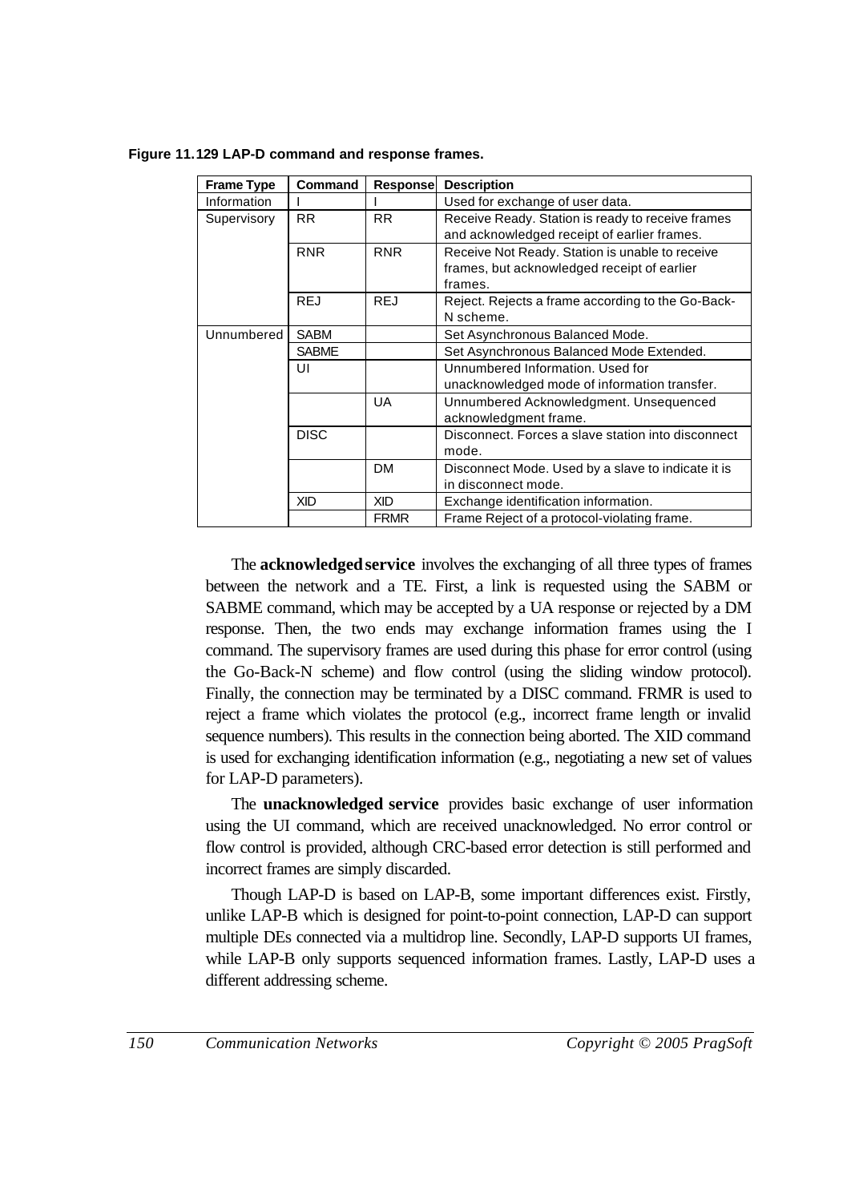**Figure 11.129 LAP-D command and response frames.**

| Frame Type | Command | Response | Description |
| --- | --- | --- | --- |
| Information | I | I | Used for exchange of user data. |
| Supervisory | RR | RR | Receive Ready. Station is ready to receive frames and acknowledged receipt of earlier frames. |
| | RNR | RNR | Receive Not Ready. Station is unable to receive frames, but acknowledged receipt of earlier frames. |
| | REJ | REJ | Reject. Rejects a frame according to the Go-Back-N scheme. |
| Unnumbered | SABM | | Set Asynchronous Balanced Mode. |
| | SABME | | Set Asynchronous Balanced Mode Extended. |
| | UI | | Unnumbered Information. Used for unacknowledged mode of information transfer. |
| | | UA | Unnumbered Acknowledgment. Unsequenced acknowledgment frame. |
| | DISC | | Disconnect. Forces a slave station into disconnect mode. |
| | | DM | Disconnect Mode. Used by a slave to indicate it is in disconnect mode. |
| | XID | XID | Exchange identification information. |
| | | FRMR | Frame Reject of a protocol-violating frame. |

The **acknowledged service** involves the exchanging of all three types of frames between the network and a TE. First, a link is requested using the SABM or SABME command, which may be accepted by a UA response or rejected by a DM response. Then, the two ends may exchange information frames using the I command. The supervisory frames are used during this phase for error control (using the Go-Back-N scheme) and flow control (using the sliding window protocol). Finally, the connection may be terminated by a DISC command. FRMR is used to reject a frame which violates the protocol (e.g., incorrect frame length or invalid sequence numbers). This results in the connection being aborted. The XID command is used for exchanging identification information (e.g., negotiating a new set of values for LAP-D parameters).

The **unacknowledged service** provides basic exchange of user information using the UI command, which are received unacknowledged. No error control or flow control is provided, although CRC-based error detection is still performed and incorrect frames are simply discarded.

Though LAP-D is based on LAP-B, some important differences exist. Firstly, unlike LAP-B which is designed for point-to-point connection, LAP-D can support multiple DEs connected via a multidrop line. Secondly, LAP-D supports UI frames, while LAP-B only supports sequenced information frames. Lastly, LAP-D uses a different addressing scheme.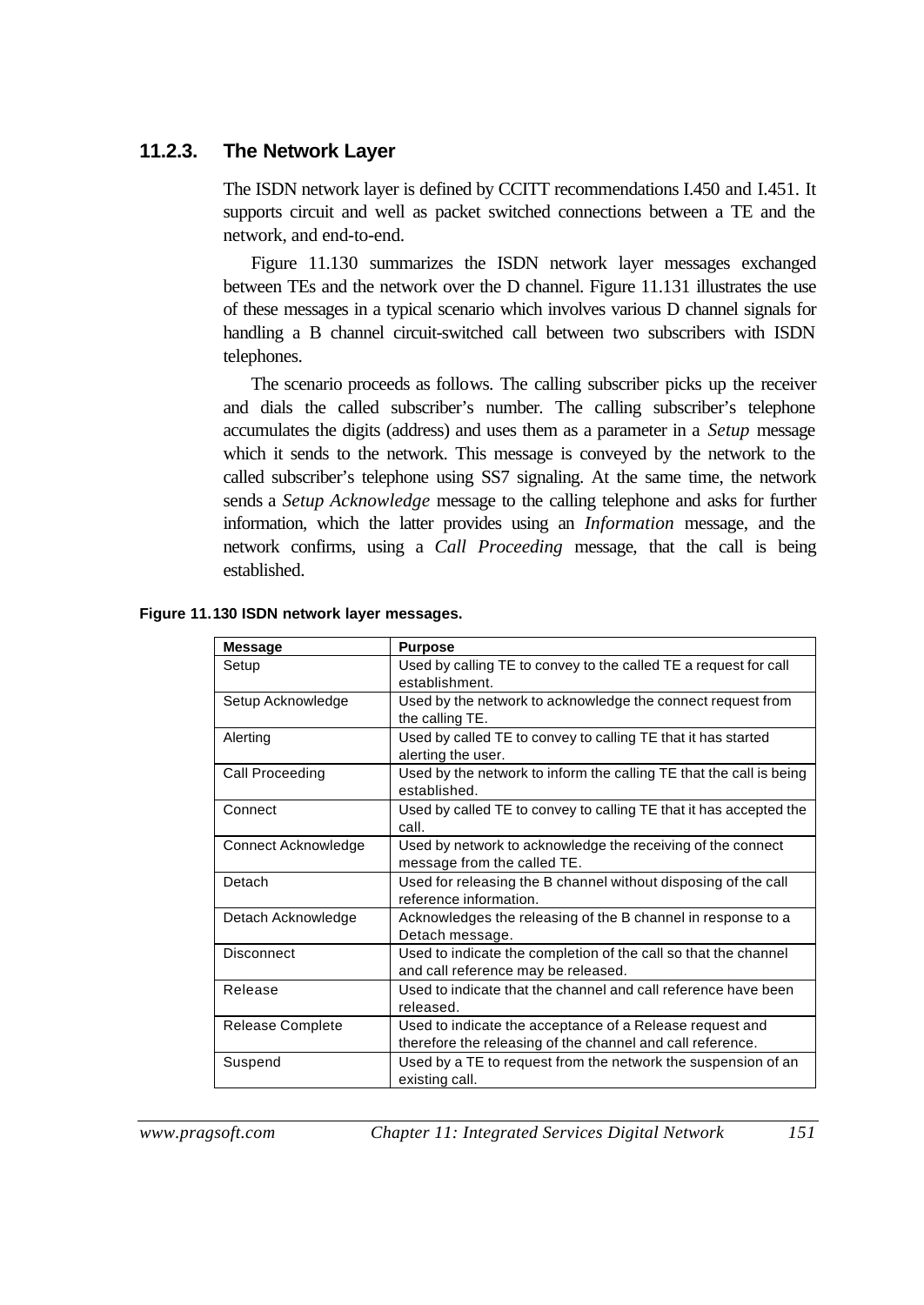### 11.2.3. The Network Layer

The ISDN network layer is defined by CCITT recommendations I.450 and I.451. It supports circuit and well as packet switched connections between a TE and the network, and end-to-end.

Figure 11.130 summarizes the ISDN network layer messages exchanged between TEs and the network over the D channel. Figure 11.131 illustrates the use of these messages in a typical scenario which involves various D channel signals for handling a B channel circuit-switched call between two subscribers with ISDN telephones.

The scenario proceeds as follows. The calling subscriber picks up the receiver and dials the called subscriber's number. The calling subscriber's telephone accumulates the digits (address) and uses them as a parameter in a *Setup* message which it sends to the network. This message is conveyed by the network to the called subscriber's telephone using SS7 signaling. At the same time, the network sends a *Setup Acknowledge* message to the calling telephone and asks for further information, which the latter provides using an *Information* message, and the network confirms, using a *Call Proceeding* message, that the call is being established.

**Figure 11.130 ISDN network layer messages.**

| Message | Purpose |
|---|---|
| Setup | Used by calling TE to convey to the called TE a request for call establishment. |
| Setup Acknowledge | Used by the network to acknowledge the connect request from the calling TE. |
| Alerting | Used by called TE to convey to calling TE that it has started alerting the user. |
| Call Proceeding | Used by the network to inform the calling TE that the call is being established. |
| Connect | Used by called TE to convey to calling TE that it has accepted the call. |
| Connect Acknowledge | Used by network to acknowledge the receiving of the connect message from the called TE. |
| Detach | Used for releasing the B channel without disposing of the call reference information. |
| Detach Acknowledge | Acknowledges the releasing of the B channel in response to a Detach message. |
| Disconnect | Used to indicate the completion of the call so that the channel and call reference may be released. |
| Release | Used to indicate that the channel and call reference have been released. |
| Release Complete | Used to indicate the acceptance of a Release request and therefore the releasing of the channel and call reference. |
| Suspend | Used by a TE to request from the network the suspension of an existing call. |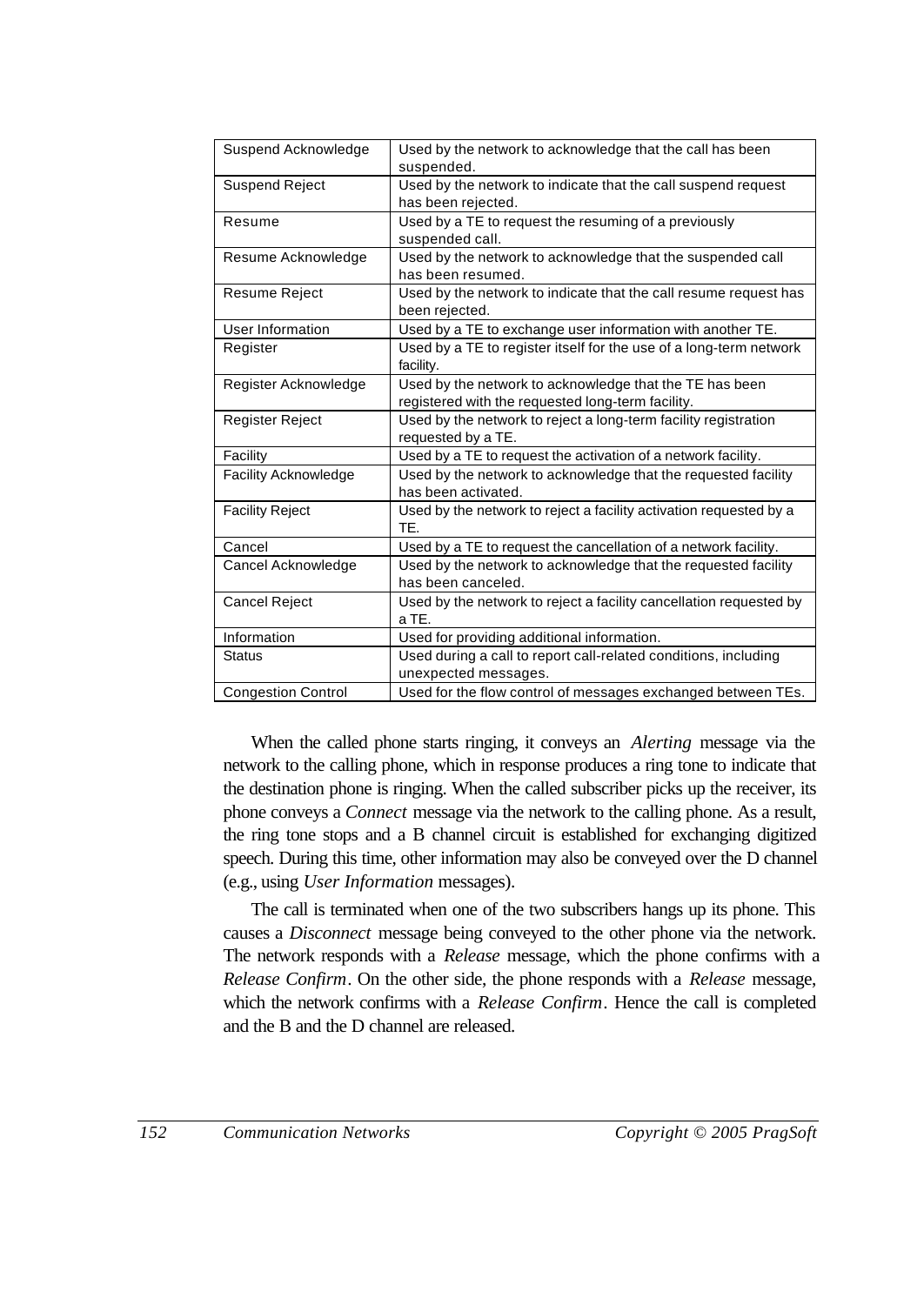| | |
|---|---|
| Suspend Acknowledge | Used by the network to acknowledge that the call has been suspended. |
| Suspend Reject | Used by the network to indicate that the call suspend request has been rejected. |
| Resume | Used by a TE to request the resuming of a previously suspended call. |
| Resume Acknowledge | Used by the network to acknowledge that the suspended call has been resumed. |
| Resume Reject | Used by the network to indicate that the call resume request has been rejected. |
| User Information | Used by a TE to exchange user information with another TE. |
| Register | Used by a TE to register itself for the use of a long-term network facility. |
| Register Acknowledge | Used by the network to acknowledge that the TE has been registered with the requested long-term facility. |
| Register Reject | Used by the network to reject a long-term facility registration requested by a TE. |
| Facility | Used by a TE to request the activation of a network facility. |
| Facility Acknowledge | Used by the network to acknowledge that the requested facility has been activated. |
| Facility Reject | Used by the network to reject a facility activation requested by a TE. |
| Cancel | Used by a TE to request the cancellation of a network facility. |
| Cancel Acknowledge | Used by the network to acknowledge that the requested facility has been canceled. |
| Cancel Reject | Used by the network to reject a facility cancellation requested by a TE. |
| Information | Used for providing additional information. |
| Status | Used during a call to report call-related conditions, including unexpected messages. |
| Congestion Control | Used for the flow control of messages exchanged between TEs. |

When the called phone starts ringing, it conveys an *Alerting* message via the network to the calling phone, which in response produces a ring tone to indicate that the destination phone is ringing. When the called subscriber picks up the receiver, its phone conveys a *Connect* message via the network to the calling phone. As a result, the ring tone stops and a B channel circuit is established for exchanging digitized speech. During this time, other information may also be conveyed over the D channel (e.g., using *User Information* messages).

The call is terminated when one of the two subscribers hangs up its phone. This causes a *Disconnect* message being conveyed to the other phone via the network. The network responds with a *Release* message, which the phone confirms with a *Release Confirm*. On the other side, the phone responds with a *Release* message, which the network confirms with a *Release Confirm*. Hence the call is completed and the B and the D channel are released.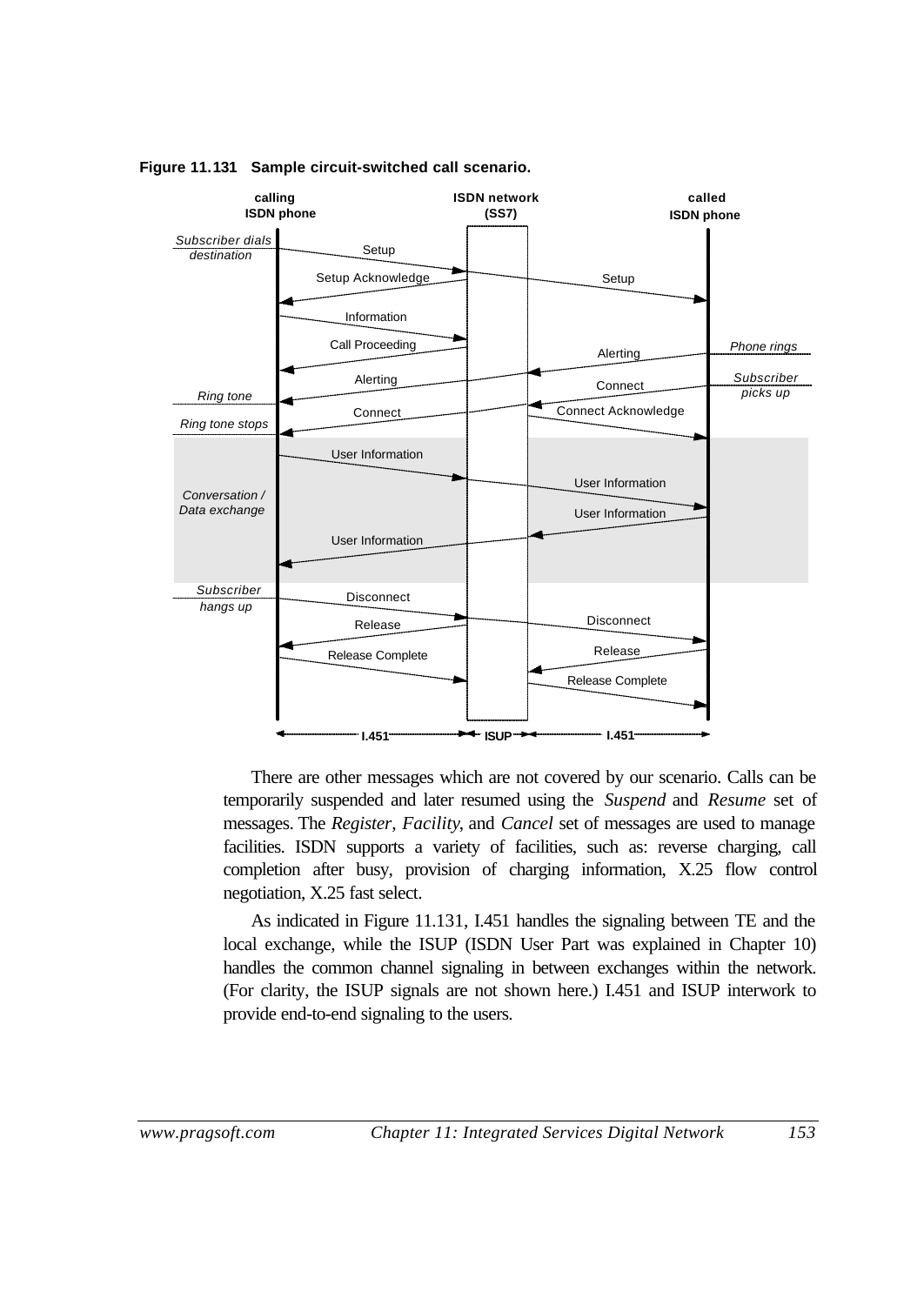**Figure 11.131 Sample circuit-switched call scenario.**

There are other messages which are not covered by our scenario. Calls can be temporarily suspended and later resumed using the *Suspend* and *Resume* set of messages. The *Register*, *Facility*, and *Cancel* set of messages are used to manage facilities. ISDN supports a variety of facilities, such as: reverse charging, call completion after busy, provision of charging information, X.25 flow control negotiation, X.25 fast select.

As indicated in Figure 11.131, I.451 handles the signaling between TE and the local exchange, while the ISUP (ISDN User Part was explained in Chapter 10) handles the common channel signaling in between exchanges within the network. (For clarity, the ISUP signals are not shown here.) I.451 and ISUP interwork to provide end-to-end signaling to the users.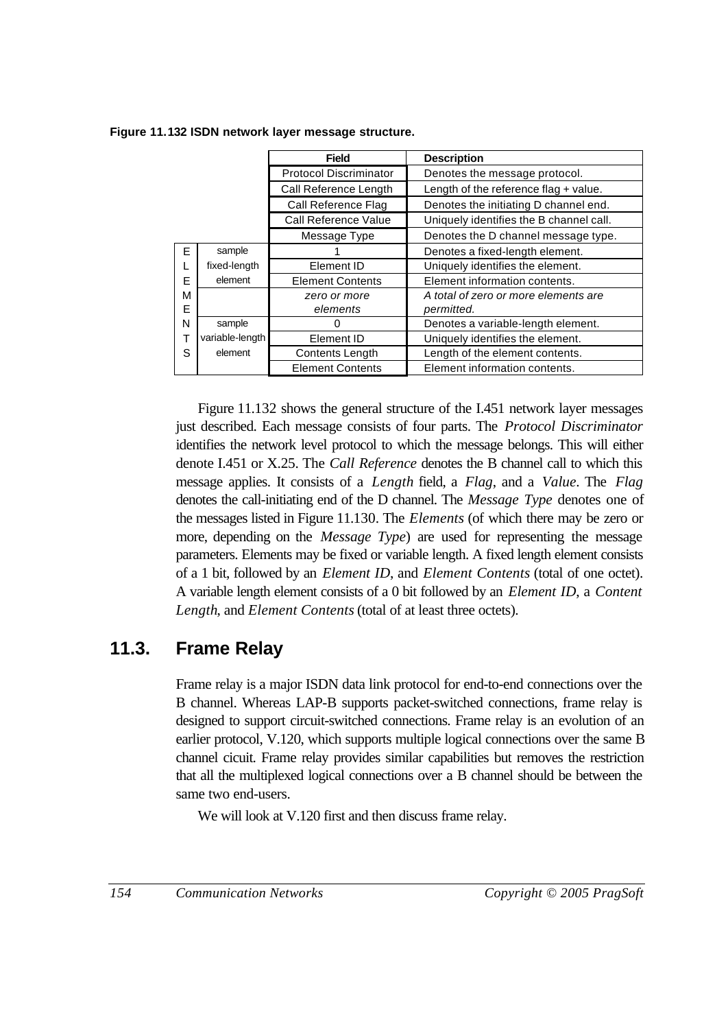**Figure 11.132 ISDN network layer message structure.**

| | | Field | Description |
|---|---|---|---|
| | | Protocol Discriminator | Denotes the message protocol. |
| | | Call Reference Length | Length of the reference flag + value. |
| | | Call Reference Flag | Denotes the initiating D channel end. |
| | | Call Reference Value | Uniquely identifies the B channel call. |
| | | Message Type | Denotes the D channel message type. |
| ELEMENTS | sample fixed-length element | 1 | Denotes a fixed-length element. |
| | | Element ID | Uniquely identifies the element. |
| | | Element Contents | Element information contents. |
| | | *zero or more elements* | *A total of zero or more elements are permitted.* |
| | sample variable-length element | 0 | Denotes a variable-length element. |
| | | Element ID | Uniquely identifies the element. |
| | | Contents Length | Length of the element contents. |
| | | Element Contents | Element information contents. |

Figure 11.132 shows the general structure of the I.451 network layer messages just described. Each message consists of four parts. The *Protocol Discriminator* identifies the network level protocol to which the message belongs. This will either denote I.451 or X.25. The *Call Reference* denotes the B channel call to which this message applies. It consists of a *Length* field, a *Flag*, and a *Value*. The *Flag* denotes the call-initiating end of the D channel. The *Message Type* denotes one of the messages listed in Figure 11.130. The *Elements* (of which there may be zero or more, depending on the *Message Type*) are used for representing the message parameters. Elements may be fixed or variable length. A fixed length element consists of a 1 bit, followed by an *Element ID*, and *Element Contents* (total of one octet). A variable length element consists of a 0 bit followed by an *Element ID*, a *Content Length*, and *Element Contents* (total of at least three octets).

## 11.3. Frame Relay

Frame relay is a major ISDN data link protocol for end-to-end connections over the B channel. Whereas LAP-B supports packet-switched connections, frame relay is designed to support circuit-switched connections. Frame relay is an evolution of an earlier protocol, V.120, which supports multiple logical connections over the same B channel cicuit. Frame relay provides similar capabilities but removes the restriction that all the multiplexed logical connections over a B channel should be between the same two end-users.

We will look at V.120 first and then discuss frame relay.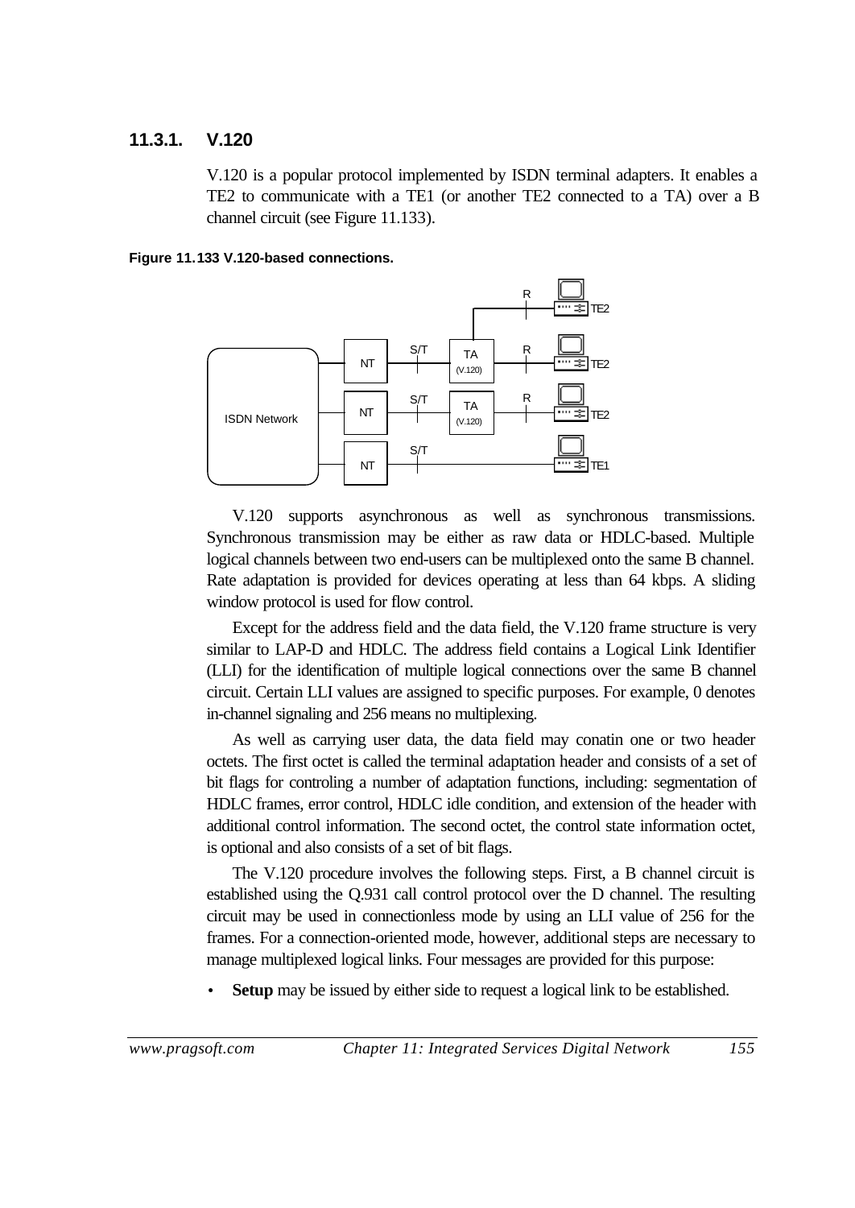### 11.3.1. V.120

V.120 is a popular protocol implemented by ISDN terminal adapters. It enables a TE2 to communicate with a TE1 (or another TE2 connected to a TA) over a B channel circuit (see Figure 11.133).

**Figure 11.133 V.120-based connections.**

V.120 supports asynchronous as well as synchronous transmissions. Synchronous transmission may be either as raw data or HDLC-based. Multiple logical channels between two end-users can be multiplexed onto the same B channel. Rate adaptation is provided for devices operating at less than 64 kbps. A sliding window protocol is used for flow control.

Except for the address field and the data field, the V.120 frame structure is very similar to LAP-D and HDLC. The address field contains a Logical Link Identifier (LLI) for the identification of multiple logical connections over the same B channel circuit. Certain LLI values are assigned to specific purposes. For example, 0 denotes in-channel signaling and 256 means no multiplexing.

As well as carrying user data, the data field may conatin one or two header octets. The first octet is called the terminal adaptation header and consists of a set of bit flags for controling a number of adaptation functions, including: segmentation of HDLC frames, error control, HDLC idle condition, and extension of the header with additional control information. The second octet, the control state information octet, is optional and also consists of a set of bit flags.

The V.120 procedure involves the following steps. First, a B channel circuit is established using the Q.931 call control protocol over the D channel. The resulting circuit may be used in connectionless mode by using an LLI value of 256 for the frames. For a connection-oriented mode, however, additional steps are necessary to manage multiplexed logical links. Four messages are provided for this purpose:

- **Setup** may be issued by either side to request a logical link to be established.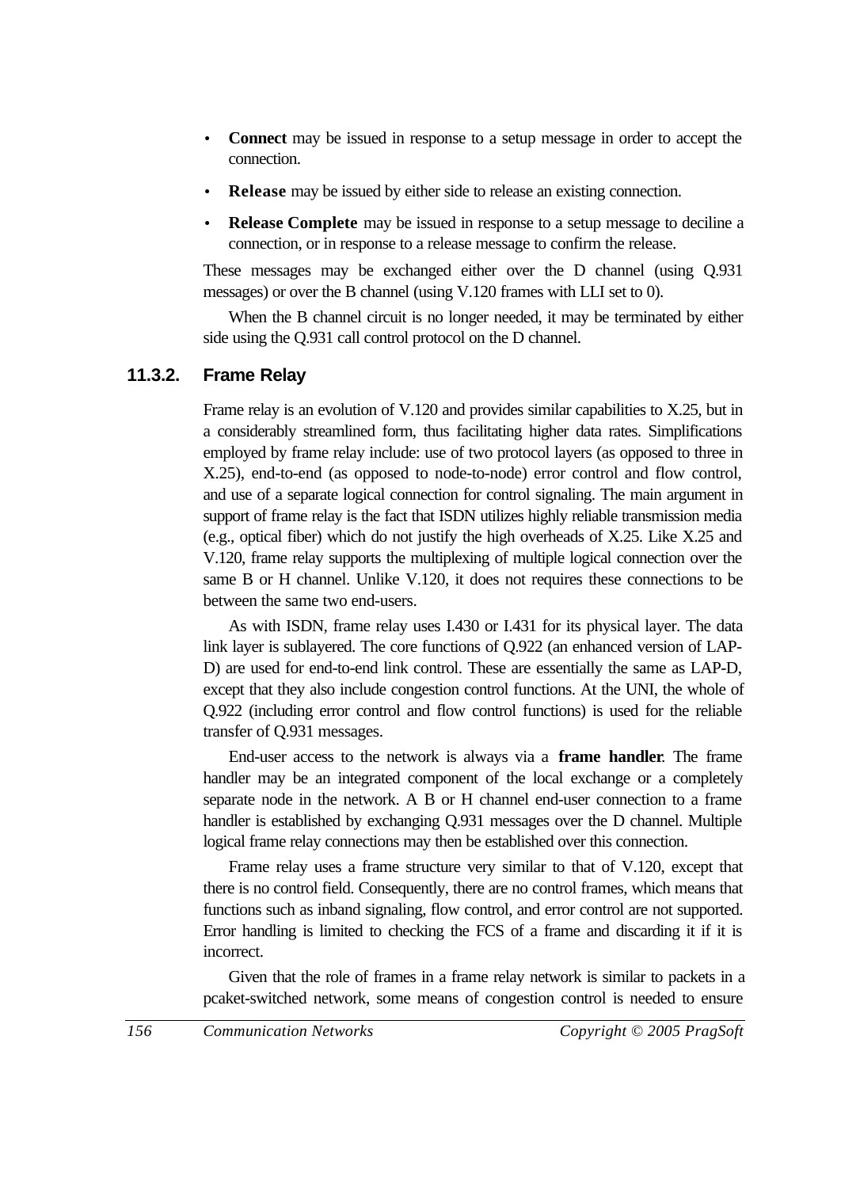- **Connect** may be issued in response to a setup message in order to accept the connection.
- **Release** may be issued by either side to release an existing connection.
- **Release Complete** may be issued in response to a setup message to deciline a connection, or in response to a release message to confirm the release.

These messages may be exchanged either over the D channel (using Q.931 messages) or over the B channel (using V.120 frames with LLI set to 0).

When the B channel circuit is no longer needed, it may be terminated by either side using the Q.931 call control protocol on the D channel.

### 11.3.2. Frame Relay

Frame relay is an evolution of V.120 and provides similar capabilities to X.25, but in a considerably streamlined form, thus facilitating higher data rates. Simplifications employed by frame relay include: use of two protocol layers (as opposed to three in X.25), end-to-end (as opposed to node-to-node) error control and flow control, and use of a separate logical connection for control signaling. The main argument in support of frame relay is the fact that ISDN utilizes highly reliable transmission media (e.g., optical fiber) which do not justify the high overheads of X.25. Like X.25 and V.120, frame relay supports the multiplexing of multiple logical connection over the same B or H channel. Unlike V.120, it does not requires these connections to be between the same two end-users.

As with ISDN, frame relay uses I.430 or I.431 for its physical layer. The data link layer is sublayered. The core functions of Q.922 (an enhanced version of LAP-D) are used for end-to-end link control. These are essentially the same as LAP-D, except that they also include congestion control functions. At the UNI, the whole of Q.922 (including error control and flow control functions) is used for the reliable transfer of Q.931 messages.

End-user access to the network is always via a **frame handler**. The frame handler may be an integrated component of the local exchange or a completely separate node in the network. A B or H channel end-user connection to a frame handler is established by exchanging Q.931 messages over the D channel. Multiple logical frame relay connections may then be established over this connection.

Frame relay uses a frame structure very similar to that of V.120, except that there is no control field. Consequently, there are no control frames, which means that functions such as inband signaling, flow control, and error control are not supported. Error handling is limited to checking the FCS of a frame and discarding it if it is incorrect.

Given that the role of frames in a frame relay network is similar to packets in a pcaket-switched network, some means of congestion control is needed to ensure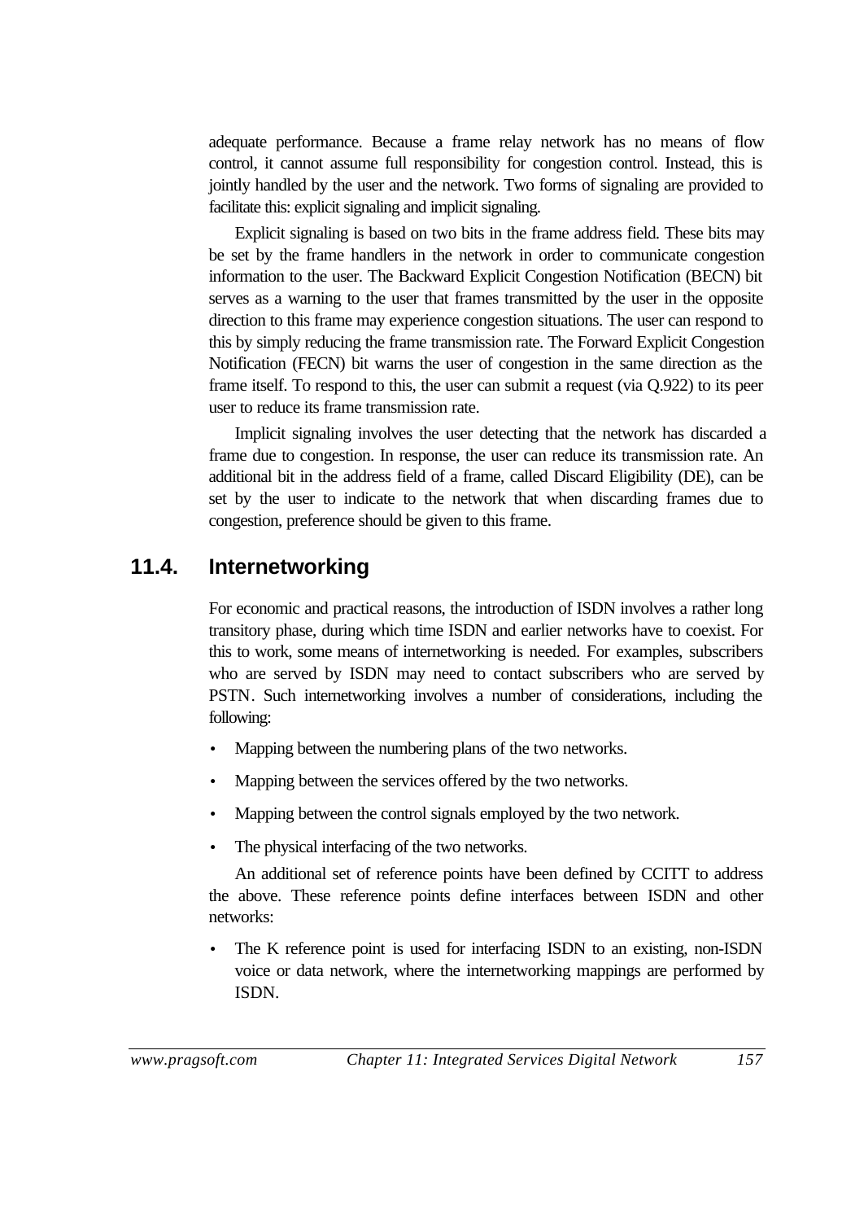adequate performance. Because a frame relay network has no means of flow control, it cannot assume full responsibility for congestion control. Instead, this is jointly handled by the user and the network. Two forms of signaling are provided to facilitate this: explicit signaling and implicit signaling.

Explicit signaling is based on two bits in the frame address field. These bits may be set by the frame handlers in the network in order to communicate congestion information to the user. The Backward Explicit Congestion Notification (BECN) bit serves as a warning to the user that frames transmitted by the user in the opposite direction to this frame may experience congestion situations. The user can respond to this by simply reducing the frame transmission rate. The Forward Explicit Congestion Notification (FECN) bit warns the user of congestion in the same direction as the frame itself. To respond to this, the user can submit a request (via Q.922) to its peer user to reduce its frame transmission rate.

Implicit signaling involves the user detecting that the network has discarded a frame due to congestion. In response, the user can reduce its transmission rate. An additional bit in the address field of a frame, called Discard Eligibility (DE), can be set by the user to indicate to the network that when discarding frames due to congestion, preference should be given to this frame.

## 11.4. Internetworking

For economic and practical reasons, the introduction of ISDN involves a rather long transitory phase, during which time ISDN and earlier networks have to coexist. For this to work, some means of internetworking is needed. For examples, subscribers who are served by ISDN may need to contact subscribers who are served by PSTN. Such internetworking involves a number of considerations, including the following:

- Mapping between the numbering plans of the two networks.
- Mapping between the services offered by the two networks.
- Mapping between the control signals employed by the two network.
- The physical interfacing of the two networks.

An additional set of reference points have been defined by CCITT to address the above. These reference points define interfaces between ISDN and other networks:

- The K reference point is used for interfacing ISDN to an existing, non-ISDN voice or data network, where the internetworking mappings are performed by ISDN.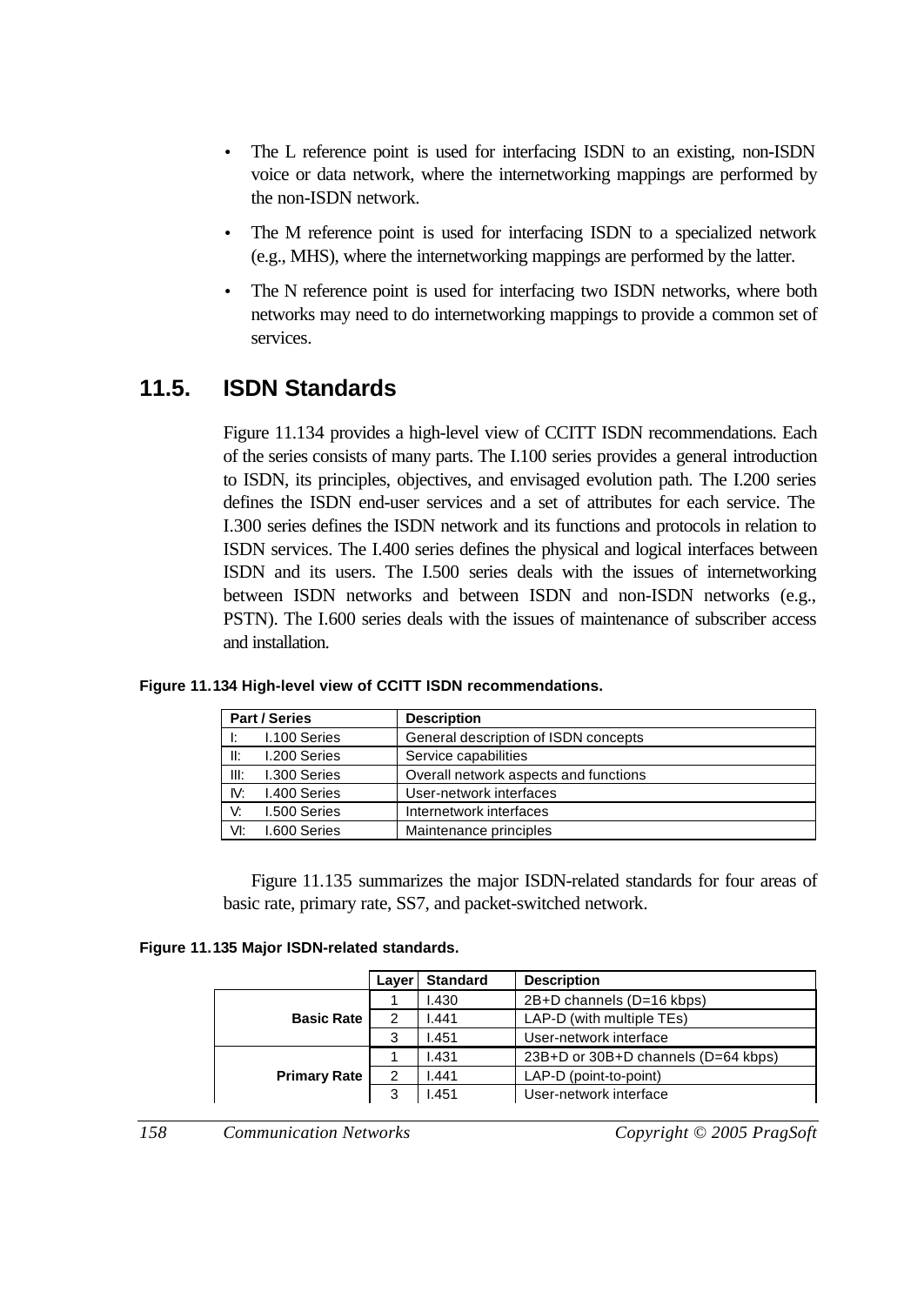- The L reference point is used for interfacing ISDN to an existing, non-ISDN voice or data network, where the internetworking mappings are performed by the non-ISDN network.
- The M reference point is used for interfacing ISDN to a specialized network (e.g., MHS), where the internetworking mappings are performed by the latter.
- The N reference point is used for interfacing two ISDN networks, where both networks may need to do internetworking mappings to provide a common set of services.

## 11.5. ISDN Standards

Figure 11.134 provides a high-level view of CCITT ISDN recommendations. Each of the series consists of many parts. The I.100 series provides a general introduction to ISDN, its principles, objectives, and envisaged evolution path. The I.200 series defines the ISDN end-user services and a set of attributes for each service. The I.300 series defines the ISDN network and its functions and protocols in relation to ISDN services. The I.400 series defines the physical and logical interfaces between ISDN and its users. The I.500 series deals with the issues of internetworking between ISDN networks and between ISDN and non-ISDN networks (e.g., PSTN). The I.600 series deals with the issues of maintenance of subscriber access and installation.

**Figure 11.134 High-level view of CCITT ISDN recommendations.**

| Part / Series | Description |
|---|---|
| I: I.100 Series | General description of ISDN concepts |
| II: I.200 Series | Service capabilities |
| III: I.300 Series | Overall network aspects and functions |
| IV: I.400 Series | User-network interfaces |
| V: I.500 Series | Internetwork interfaces |
| VI: I.600 Series | Maintenance principles |

Figure 11.135 summarizes the major ISDN-related standards for four areas of basic rate, primary rate, SS7, and packet-switched network.

**Figure 11.135 Major ISDN-related standards.**

| | Layer | Standard | Description |
|---|---|---|---|
| **Basic Rate** | 1 | I.430 | 2B+D channels (D=16 kbps) |
| | 2 | I.441 | LAP-D (with multiple TEs) |
| | 3 | I.451 | User-network interface |
| **Primary Rate** | 1 | I.431 | 23B+D or 30B+D channels (D=64 kbps) |
| | 2 | I.441 | LAP-D (point-to-point) |
| | 3 | I.451 | User-network interface |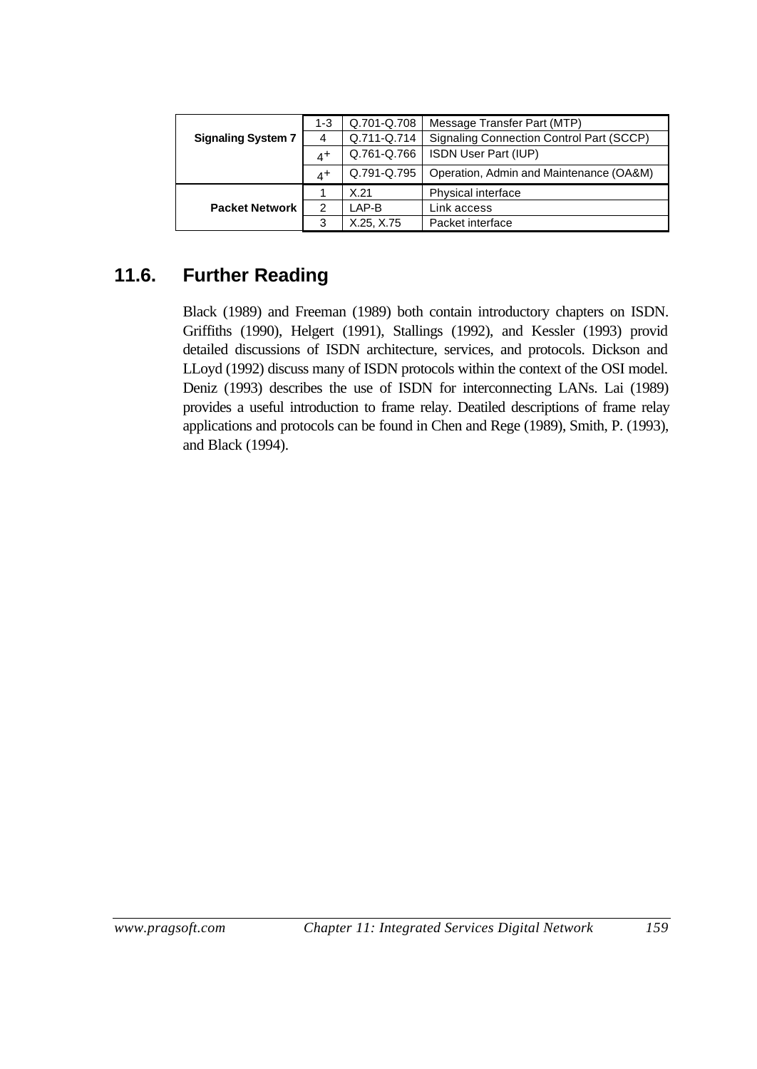| | | | |
|---|---|---|---|
| **Signaling System 7** | 1-3 | Q.701-Q.708 | Message Transfer Part (MTP) |
| | 4 | Q.711-Q.714 | Signaling Connection Control Part (SCCP) |
| | 4+ | Q.761-Q.766 | ISDN User Part (IUP) |
| | 4+ | Q.791-Q.795 | Operation, Admin and Maintenance (OA&M) |
| **Packet Network** | 1 | X.21 | Physical interface |
| | 2 | LAP-B | Link access |
| | 3 | X.25, X.75 | Packet interface |

## 11.6. Further Reading

Black (1989) and Freeman (1989) both contain introductory chapters on ISDN. Griffiths (1990), Helgert (1991), Stallings (1992), and Kessler (1993) provid detailed discussions of ISDN architecture, services, and protocols. Dickson and LLoyd (1992) discuss many of ISDN protocols within the context of the OSI model. Deniz (1993) describes the use of ISDN for interconnecting LANs. Lai (1989) provides a useful introduction to frame relay. Deatiled descriptions of frame relay applications and protocols can be found in Chen and Rege (1989), Smith, P. (1993), and Black (1994).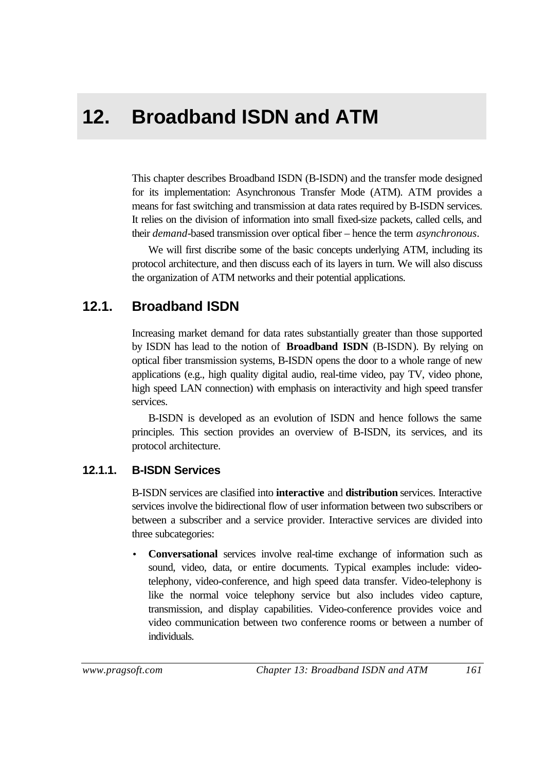# 12. Broadband ISDN and ATM

This chapter describes Broadband ISDN (B-ISDN) and the transfer mode designed for its implementation: Asynchronous Transfer Mode (ATM). ATM provides a means for fast switching and transmission at data rates required by B-ISDN services. It relies on the division of information into small fixed-size packets, called cells, and their *demand*-based transmission over optical fiber – hence the term *asynchronous*.

We will first discribe some of the basic concepts underlying ATM, including its protocol architecture, and then discuss each of its layers in turn. We will also discuss the organization of ATM networks and their potential applications.

## 12.1. Broadband ISDN

Increasing market demand for data rates substantially greater than those supported by ISDN has lead to the notion of **Broadband ISDN** (B-ISDN). By relying on optical fiber transmission systems, B-ISDN opens the door to a whole range of new applications (e.g., high quality digital audio, real-time video, pay TV, video phone, high speed LAN connection) with emphasis on interactivity and high speed transfer services.

B-ISDN is developed as an evolution of ISDN and hence follows the same principles. This section provides an overview of B-ISDN, its services, and its protocol architecture.

### 12.1.1. B-ISDN Services

B-ISDN services are clasified into **interactive** and **distribution** services. Interactive services involve the bidirectional flow of user information between two subscribers or between a subscriber and a service provider. Interactive services are divided into three subcategories:

- **Conversational** services involve real-time exchange of information such as sound, video, data, or entire documents. Typical examples include: video-telephony, video-conference, and high speed data transfer. Video-telephony is like the normal voice telephony service but also includes video capture, transmission, and display capabilities. Video-conference provides voice and video communication between two conference rooms or between a number of individuals.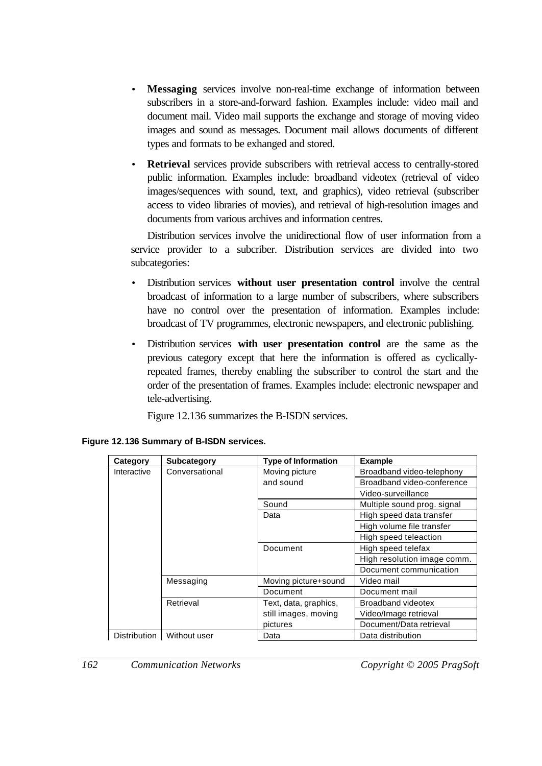- **Messaging** services involve non-real-time exchange of information between subscribers in a store-and-forward fashion. Examples include: video mail and document mail. Video mail supports the exchange and storage of moving video images and sound as messages. Document mail allows documents of different types and formats to be exhanged and stored.
- **Retrieval** services provide subscribers with retrieval access to centrally-stored public information. Examples include: broadband videotex (retrieval of video images/sequences with sound, text, and graphics), video retrieval (subscriber access to video libraries of movies), and retrieval of high-resolution images and documents from various archives and information centres.

Distribution services involve the unidirectional flow of user information from a service provider to a subcriber. Distribution services are divided into two subcategories:

- Distribution services **without user presentation control** involve the central broadcast of information to a large number of subscribers, where subscribers have no control over the presentation of information. Examples include: broadcast of TV programmes, electronic newspapers, and electronic publishing.
- Distribution services **with user presentation control** are the same as the previous category except that here the information is offered as cyclically-repeated frames, thereby enabling the subscriber to control the start and the order of the presentation of frames. Examples include: electronic newspaper and tele-advertising.

Figure 12.136 summarizes the B-ISDN services.

**Figure 12.136 Summary of B-ISDN services.**

| Category | Subcategory | Type of Information | Example |
|---|---|---|---|
| Interactive | Conversational | Moving picture and sound | Broadband video-telephony |
| | | | Broadband video-conference |
| | | | Video-surveillance |
| | | Sound | Multiple sound prog. signal |
| | | Data | High speed data transfer |
| | | | High volume file transfer |
| | | | High speed teleaction |
| | | Document | High speed telefax |
| | | | High resolution image comm. |
| | | | Document communication |
| | Messaging | Moving picture+sound | Video mail |
| | | Document | Document mail |
| | Retrieval | Text, data, graphics, still images, moving pictures | Broadband videotex |
| | | | Video/Image retrieval |
| | | | Document/Data retrieval |
| Distribution | Without user | Data | Data distribution |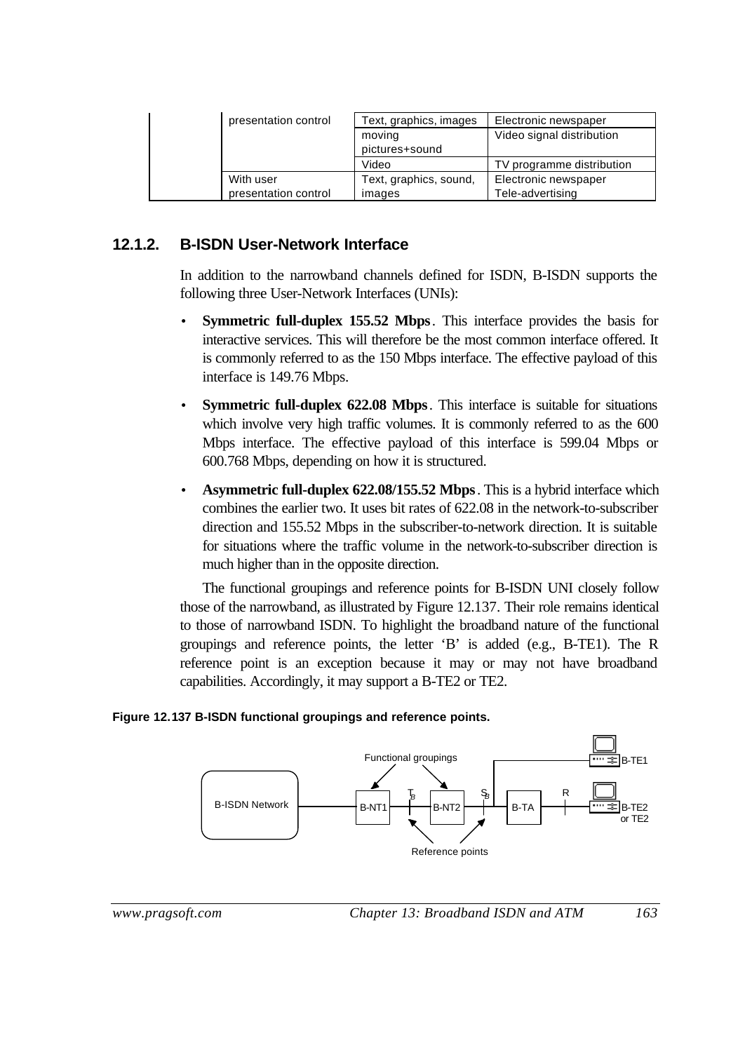| | | | |
|---|---|---|---|
| | presentation control | Text, graphics, images | Electronic newspaper |
| | | moving pictures+sound | Video signal distribution |
| | | Video | TV programme distribution |
| | With user presentation control | Text, graphics, sound, images | Electronic newspaper Tele-advertising |

### 12.1.2. B-ISDN User-Network Interface

In addition to the narrowband channels defined for ISDN, B-ISDN supports the following three User-Network Interfaces (UNIs):

- **Symmetric full-duplex 155.52 Mbps**. This interface provides the basis for interactive services. This will therefore be the most common interface offered. It is commonly referred to as the 150 Mbps interface. The effective payload of this interface is 149.76 Mbps.
- **Symmetric full-duplex 622.08 Mbps**. This interface is suitable for situations which involve very high traffic volumes. It is commonly referred to as the 600 Mbps interface. The effective payload of this interface is 599.04 Mbps or 600.768 Mbps, depending on how it is structured.
- **Asymmetric full-duplex 622.08/155.52 Mbps**. This is a hybrid interface which combines the earlier two. It uses bit rates of 622.08 in the network-to-subscriber direction and 155.52 Mbps in the subscriber-to-network direction. It is suitable for situations where the traffic volume in the network-to-subscriber direction is much higher than in the opposite direction.

The functional groupings and reference points for B-ISDN UNI closely follow those of the narrowband, as illustrated by Figure 12.137. Their role remains identical to those of narrowband ISDN. To highlight the broadband nature of the functional groupings and reference points, the letter 'B' is added (e.g., B-TE1). The R reference point is an exception because it may or may not have broadband capabilities. Accordingly, it may support a B-TE2 or TE2.

**Figure 12.137 B-ISDN functional groupings and reference points.**

Functional groupings

B-ISDN Network — B-NT1 — $T_B$ — B-NT2 — $S_B$ — B-TA — R — B-TE2 or TE2

B-TE1

Reference points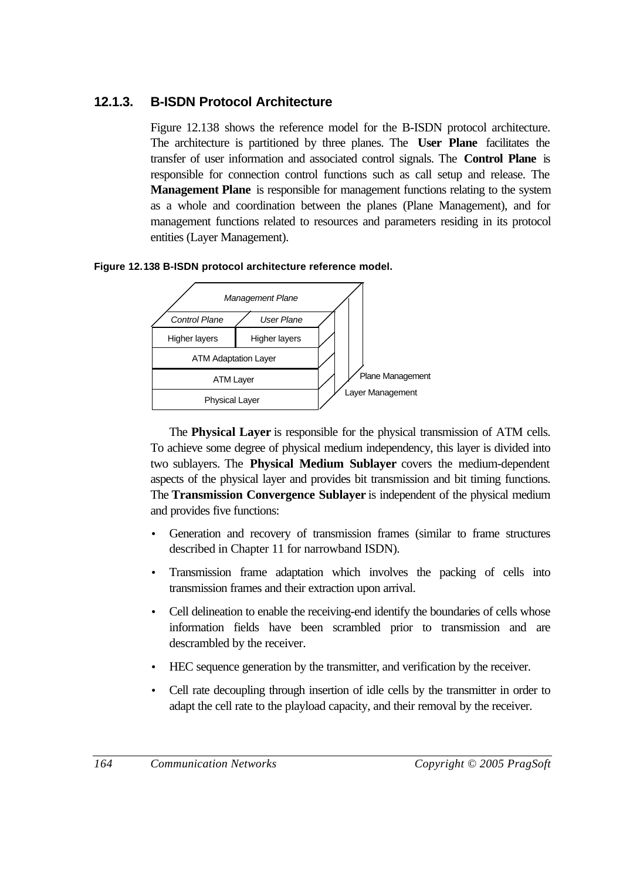### 12.1.3. B-ISDN Protocol Architecture

Figure 12.138 shows the reference model for the B-ISDN protocol architecture. The architecture is partitioned by three planes. The **User Plane** facilitates the transfer of user information and associated control signals. The **Control Plane** is responsible for connection control functions such as call setup and release. The **Management Plane** is responsible for management functions relating to the system as a whole and coordination between the planes (Plane Management), and for management functions related to resources and parameters residing in its protocol entities (Layer Management).

**Figure 12.138 B-ISDN protocol architecture reference model.**

*Management Plane*

| *Control Plane* | *User Plane* |
|---|---|
| Higher layers | Higher layers |
| ATM Adaptation Layer | |
| ATM Layer | |
| Physical Layer | |

Plane Management

Layer Management

The **Physical Layer** is responsible for the physical transmission of ATM cells. To achieve some degree of physical medium independency, this layer is divided into two sublayers. The **Physical Medium Sublayer** covers the medium-dependent aspects of the physical layer and provides bit transmission and bit timing functions. The **Transmission Convergence Sublayer** is independent of the physical medium and provides five functions:

- Generation and recovery of transmission frames (similar to frame structures described in Chapter 11 for narrowband ISDN).
- Transmission frame adaptation which involves the packing of cells into transmission frames and their extraction upon arrival.
- Cell delineation to enable the receiving-end identify the boundaries of cells whose information fields have been scrambled prior to transmission and are descrambled by the receiver.
- HEC sequence generation by the transmitter, and verification by the receiver.
- Cell rate decoupling through insertion of idle cells by the transmitter in order to adapt the cell rate to the playload capacity, and their removal by the receiver.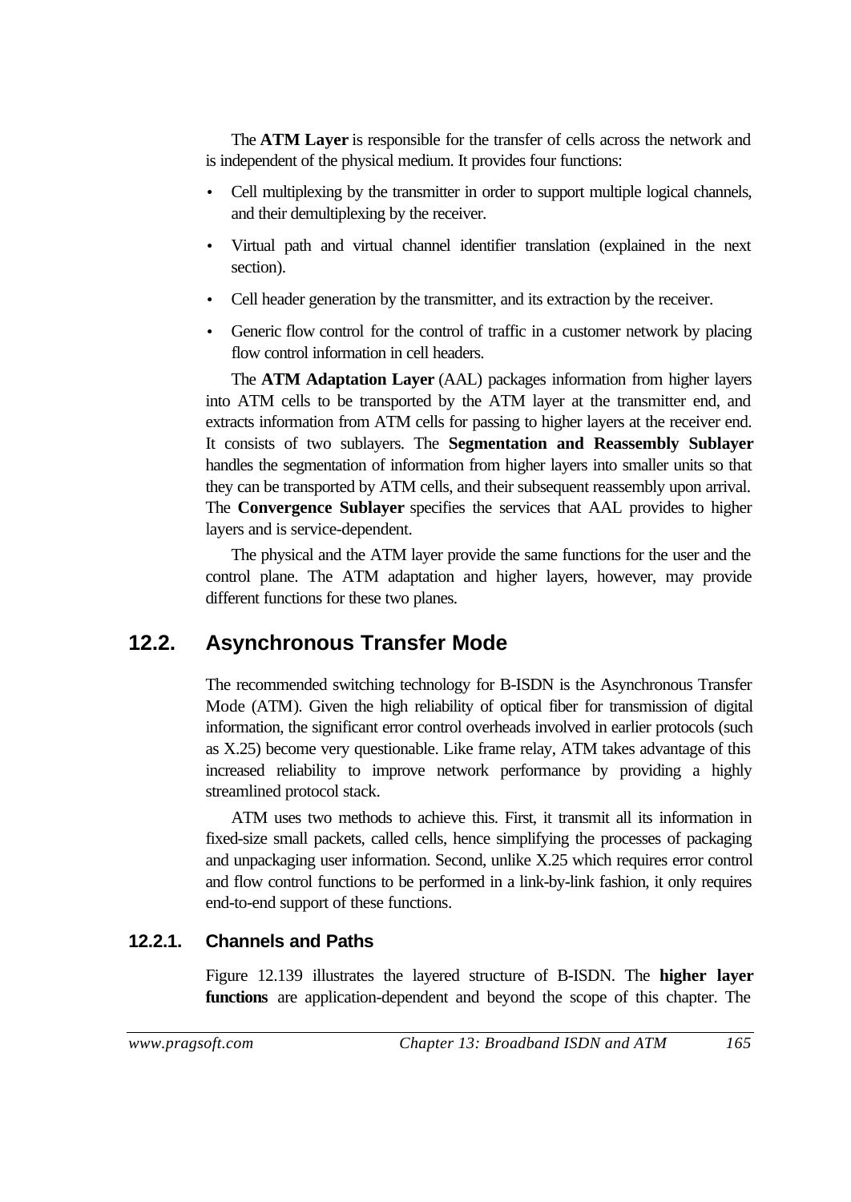The **ATM Layer** is responsible for the transfer of cells across the network and is independent of the physical medium. It provides four functions:

- Cell multiplexing by the transmitter in order to support multiple logical channels, and their demultiplexing by the receiver.
- Virtual path and virtual channel identifier translation (explained in the next section).
- Cell header generation by the transmitter, and its extraction by the receiver.
- Generic flow control for the control of traffic in a customer network by placing flow control information in cell headers.

The **ATM Adaptation Layer** (AAL) packages information from higher layers into ATM cells to be transported by the ATM layer at the transmitter end, and extracts information from ATM cells for passing to higher layers at the receiver end. It consists of two sublayers. The **Segmentation and Reassembly Sublayer** handles the segmentation of information from higher layers into smaller units so that they can be transported by ATM cells, and their subsequent reassembly upon arrival. The **Convergence Sublayer** specifies the services that AAL provides to higher layers and is service-dependent.

The physical and the ATM layer provide the same functions for the user and the control plane. The ATM adaptation and higher layers, however, may provide different functions for these two planes.

## 12.2. Asynchronous Transfer Mode

The recommended switching technology for B-ISDN is the Asynchronous Transfer Mode (ATM). Given the high reliability of optical fiber for transmission of digital information, the significant error control overheads involved in earlier protocols (such as X.25) become very questionable. Like frame relay, ATM takes advantage of this increased reliability to improve network performance by providing a highly streamlined protocol stack.

ATM uses two methods to achieve this. First, it transmit all its information in fixed-size small packets, called cells, hence simplifying the processes of packaging and unpackaging user information. Second, unlike X.25 which requires error control and flow control functions to be performed in a link-by-link fashion, it only requires end-to-end support of these functions.

### 12.2.1. Channels and Paths

Figure 12.139 illustrates the layered structure of B-ISDN. The **higher layer functions** are application-dependent and beyond the scope of this chapter. The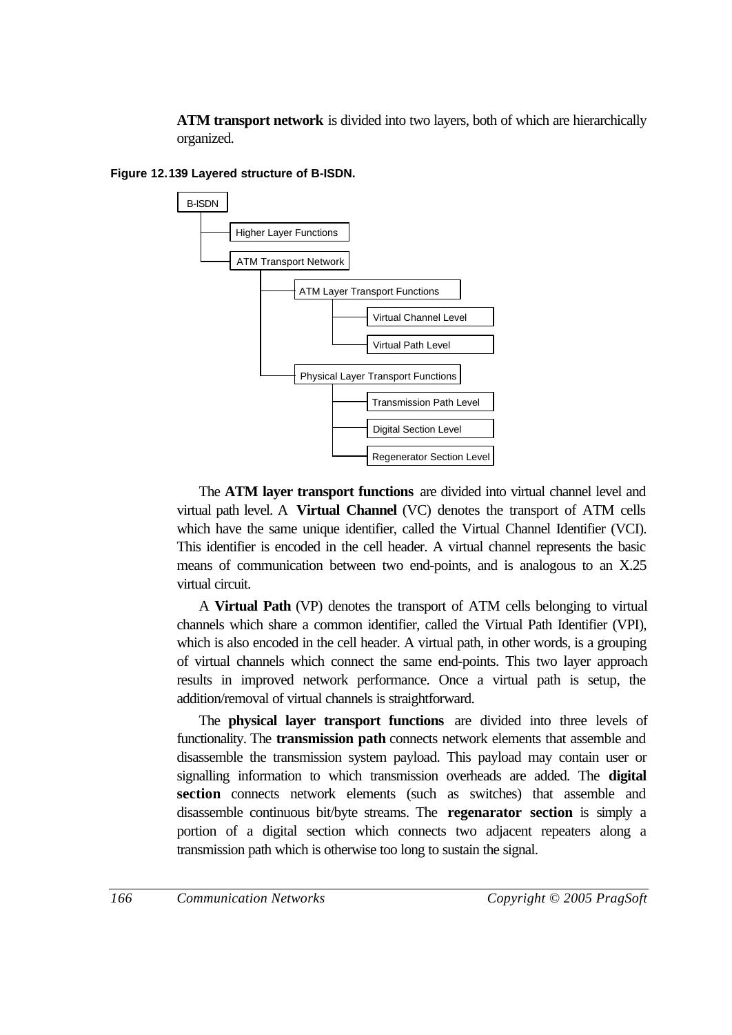**ATM transport network** is divided into two layers, both of which are hierarchically organized.

**Figure 12.139 Layered structure of B-ISDN.**

- B-ISDN
  - Higher Layer Functions
  - ATM Transport Network
    - ATM Layer Transport Functions
      - Virtual Channel Level
      - Virtual Path Level
    - Physical Layer Transport Functions
      - Transmission Path Level
      - Digital Section Level
      - Regenerator Section Level

The **ATM layer transport functions** are divided into virtual channel level and virtual path level. A **Virtual Channel** (VC) denotes the transport of ATM cells which have the same unique identifier, called the Virtual Channel Identifier (VCI). This identifier is encoded in the cell header. A virtual channel represents the basic means of communication between two end-points, and is analogous to an X.25 virtual circuit.

A **Virtual Path** (VP) denotes the transport of ATM cells belonging to virtual channels which share a common identifier, called the Virtual Path Identifier (VPI), which is also encoded in the cell header. A virtual path, in other words, is a grouping of virtual channels which connect the same end-points. This two layer approach results in improved network performance. Once a virtual path is setup, the addition/removal of virtual channels is straightforward.

The **physical layer transport functions** are divided into three levels of functionality. The **transmission path** connects network elements that assemble and disassemble the transmission system payload. This payload may contain user or signalling information to which transmission overheads are added. The **digital section** connects network elements (such as switches) that assemble and disassemble continuous bit/byte streams. The **regenarator section** is simply a portion of a digital section which connects two adjacent repeaters along a transmission path which is otherwise too long to sustain the signal.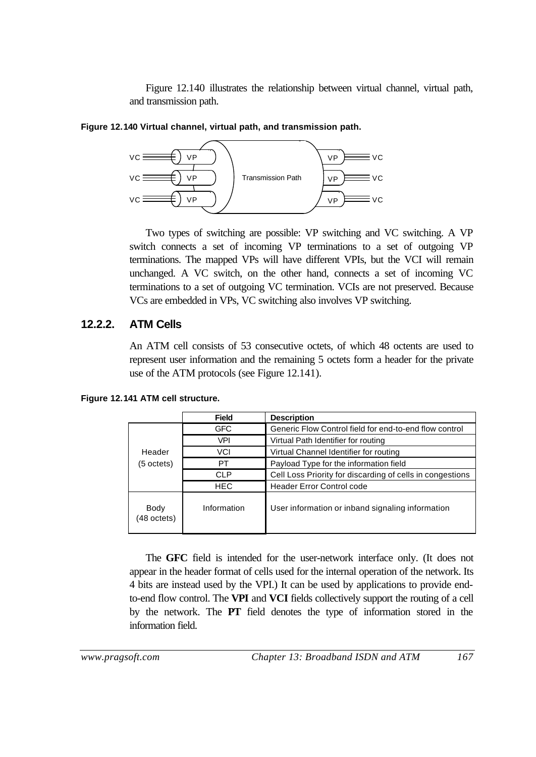Figure 12.140 illustrates the relationship between virtual channel, virtual path, and transmission path.

**Figure 12.140 Virtual channel, virtual path, and transmission path.**

Two types of switching are possible: VP switching and VC switching. A VP switch connects a set of incoming VP terminations to a set of outgoing VP terminations. The mapped VPs will have different VPIs, but the VCI will remain unchanged. A VC switch, on the other hand, connects a set of incoming VC terminations to a set of outgoing VC termination. VCIs are not preserved. Because VCs are embedded in VPs, VC switching also involves VP switching.

### 12.2.2. ATM Cells

An ATM cell consists of 53 consecutive octets, of which 48 octents are used to represent user information and the remaining 5 octets form a header for the private use of the ATM protocols (see Figure 12.141).

**Figure 12.141 ATM cell structure.**

| | Field | Description |
|---|---|---|
| Header (5 octets) | GFC | Generic Flow Control field for end-to-end flow control |
| | VPI | Virtual Path Identifier for routing |
| | VCI | Virtual Channel Identifier for routing |
| | PT | Payload Type for the information field |
| | CLP | Cell Loss Priority for discarding of cells in congestions |
| | HEC | Header Error Control code |
| Body (48 octets) | Information | User information or inband signaling information |

The **GFC** field is intended for the user-network interface only. (It does not appear in the header format of cells used for the internal operation of the network. Its 4 bits are instead used by the VPI.) It can be used by applications to provide end-to-end flow control. The **VPI** and **VCI** fields collectively support the routing of a cell by the network. The **PT** field denotes the type of information stored in the information field.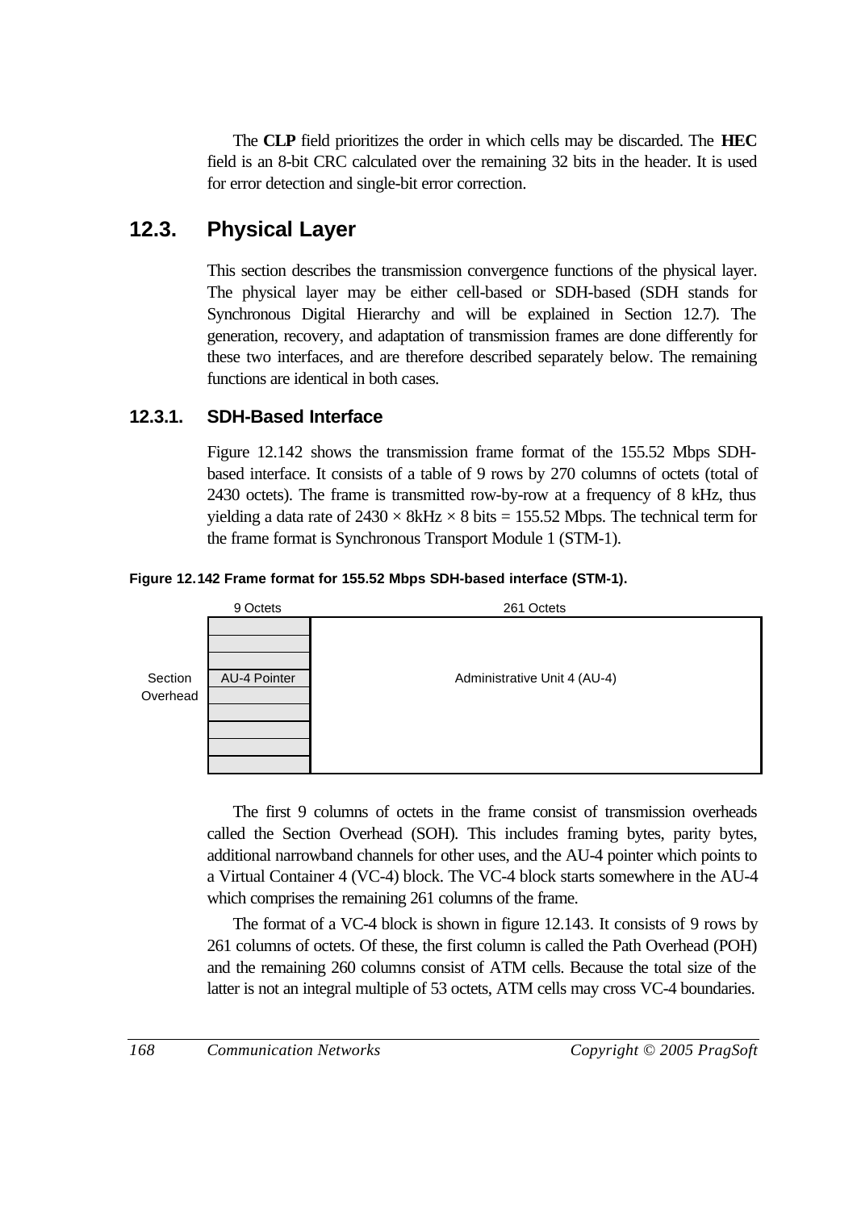The **CLP** field prioritizes the order in which cells may be discarded. The **HEC** field is an 8-bit CRC calculated over the remaining 32 bits in the header. It is used for error detection and single-bit error correction.

## 12.3. Physical Layer

This section describes the transmission convergence functions of the physical layer. The physical layer may be either cell-based or SDH-based (SDH stands for Synchronous Digital Hierarchy and will be explained in Section 12.7). The generation, recovery, and adaptation of transmission frames are done differently for these two interfaces, and are therefore described separately below. The remaining functions are identical in both cases.

### 12.3.1. SDH-Based Interface

Figure 12.142 shows the transmission frame format of the 155.52 Mbps SDH-based interface. It consists of a table of 9 rows by 270 columns of octets (total of 2430 octets). The frame is transmitted row-by-row at a frequency of 8 kHz, thus yielding a data rate of 2430 × 8kHz × 8 bits = 155.52 Mbps. The technical term for the frame format is Synchronous Transport Module 1 (STM-1).

**Figure 12.142 Frame format for 155.52 Mbps SDH-based interface (STM-1).**

|  | 9 Octets | 261 Octets |
|---|---|---|
|  |  | Administrative Unit 4 (AU-4) |
|  |  |  |
|  |  |  |
| Section Overhead | AU-4 Pointer |  |
|  |  |  |
|  |  |  |
|  |  |  |
|  |  |  |
|  |  |  |

The first 9 columns of octets in the frame consist of transmission overheads called the Section Overhead (SOH). This includes framing bytes, parity bytes, additional narrowband channels for other uses, and the AU-4 pointer which points to a Virtual Container 4 (VC-4) block. The VC-4 block starts somewhere in the AU-4 which comprises the remaining 261 columns of the frame.

The format of a VC-4 block is shown in figure 12.143. It consists of 9 rows by 261 columns of octets. Of these, the first column is called the Path Overhead (POH) and the remaining 260 columns consist of ATM cells. Because the total size of the latter is not an integral multiple of 53 octets, ATM cells may cross VC-4 boundaries.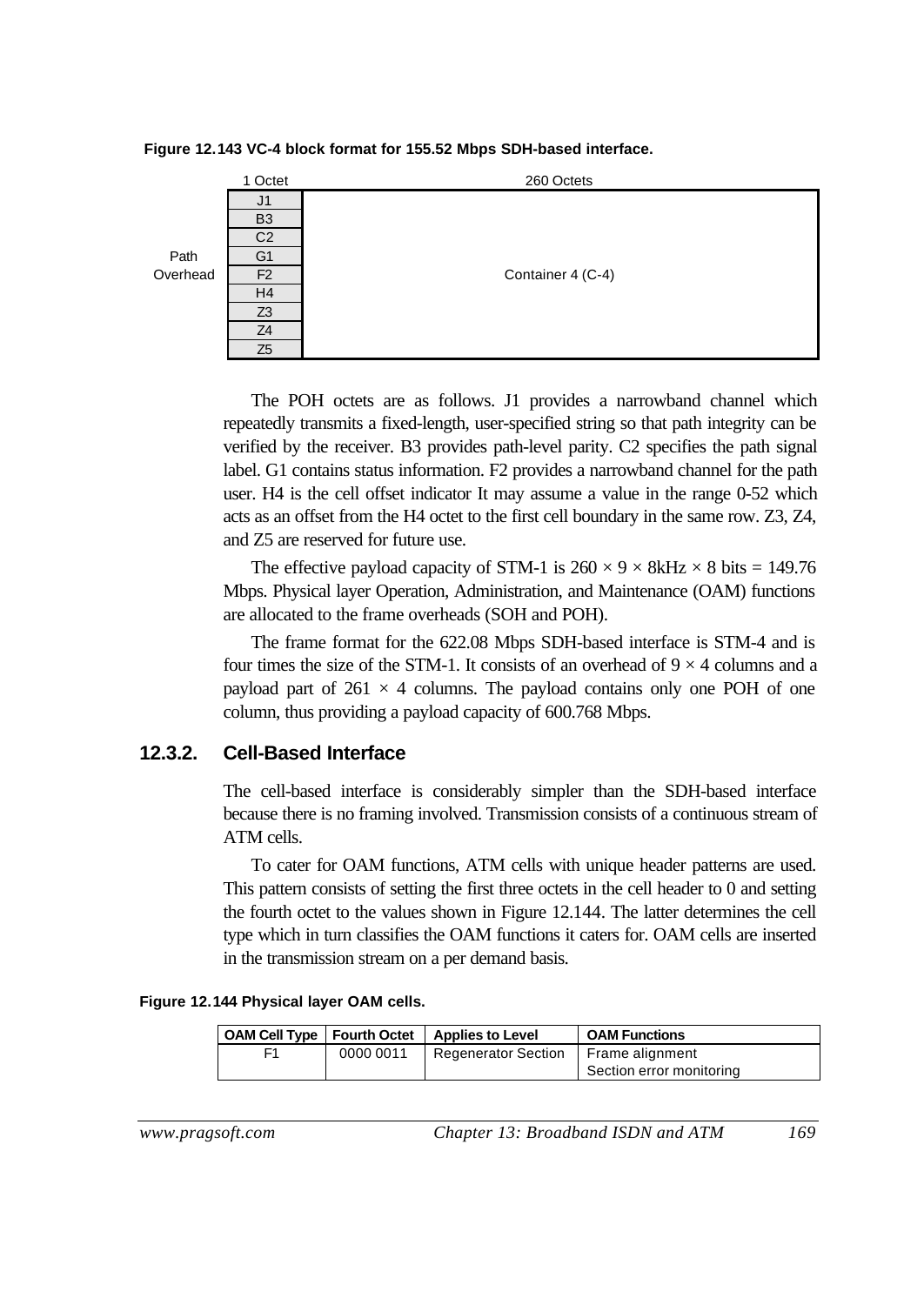**Figure 12.143 VC-4 block format for 155.52 Mbps SDH-based interface.**

| | 1 Octet | 260 Octets |
|---|---|---|
| Path Overhead | J1 | Container 4 (C-4) |
| | B3 | |
| | C2 | |
| | G1 | |
| | F2 | |
| | H4 | |
| | Z3 | |
| | Z4 | |
| | Z5 | |

The POH octets are as follows. J1 provides a narrowband channel which repeatedly transmits a fixed-length, user-specified string so that path integrity can be verified by the receiver. B3 provides path-level parity. C2 specifies the path signal label. G1 contains status information. F2 provides a narrowband channel for the path user. H4 is the cell offset indicator It may assume a value in the range 0-52 which acts as an offset from the H4 octet to the first cell boundary in the same row. Z3, Z4, and Z5 are reserved for future use.

The effective payload capacity of STM-1 is $260 \times 9 \times 8\text{kHz} \times 8$ bits = 149.76 Mbps. Physical layer Operation, Administration, and Maintenance (OAM) functions are allocated to the frame overheads (SOH and POH).

The frame format for the 622.08 Mbps SDH-based interface is STM-4 and is four times the size of the STM-1. It consists of an overhead of $9 \times 4$ columns and a payload part of $261 \times 4$ columns. The payload contains only one POH of one column, thus providing a payload capacity of 600.768 Mbps.

## 12.3.2. Cell-Based Interface

The cell-based interface is considerably simpler than the SDH-based interface because there is no framing involved. Transmission consists of a continuous stream of ATM cells.

To cater for OAM functions, ATM cells with unique header patterns are used. This pattern consists of setting the first three octets in the cell header to 0 and setting the fourth octet to the values shown in Figure 12.144. The latter determines the cell type which in turn classifies the OAM functions it caters for. OAM cells are inserted in the transmission stream on a per demand basis.

**Figure 12.144 Physical layer OAM cells.**

| OAM Cell Type | Fourth Octet | Applies to Level | OAM Functions |
|---|---|---|---|
| F1 | 0000 0011 | Regenerator Section | Frame alignment<br>Section error monitoring |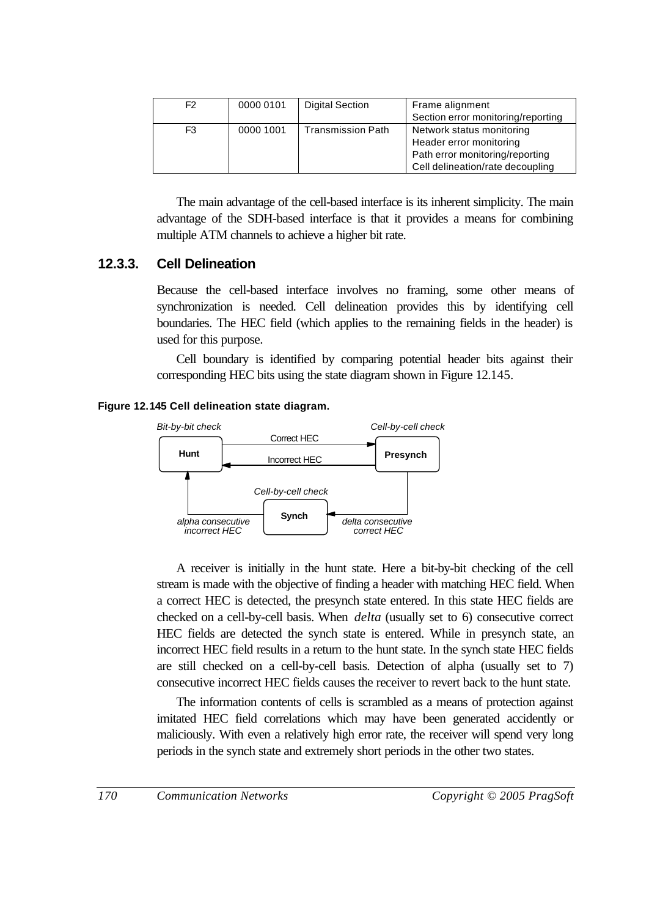| F2 | 0000 0101 | Digital Section | Frame alignment<br>Section error monitoring/reporting |
|---|---|---|---|
| F3 | 0000 1001 | Transmission Path | Network status monitoring<br>Header error monitoring<br>Path error monitoring/reporting<br>Cell delineation/rate decoupling |

The main advantage of the cell-based interface is its inherent simplicity. The main advantage of the SDH-based interface is that it provides a means for combining multiple ATM channels to achieve a higher bit rate.

### 12.3.3. Cell Delineation

Because the cell-based interface involves no framing, some other means of synchronization is needed. Cell delineation provides this by identifying cell boundaries. The HEC field (which applies to the remaining fields in the header) is used for this purpose.

Cell boundary is identified by comparing potential header bits against their corresponding HEC bits using the state diagram shown in Figure 12.145.

**Figure 12.145 Cell delineation state diagram.**

*Bit-by-bit check* — **Hunt** — Correct HEC → **Presynch** (*Cell-by-cell check*); Presynch — Incorrect HEC → Hunt; Presynch — *delta consecutive correct HEC* → **Synch** (*Cell-by-cell check*); Synch — *alpha consecutive incorrect HEC* → Hunt

A receiver is initially in the hunt state. Here a bit-by-bit checking of the cell stream is made with the objective of finding a header with matching HEC field. When a correct HEC is detected, the presynch state entered. In this state HEC fields are checked on a cell-by-cell basis. When *delta* (usually set to 6) consecutive correct HEC fields are detected the synch state is entered. While in presynch state, an incorrect HEC field results in a return to the hunt state. In the synch state HEC fields are still checked on a cell-by-cell basis. Detection of alpha (usually set to 7) consecutive incorrect HEC fields causes the receiver to revert back to the hunt state.

The information contents of cells is scrambled as a means of protection against imitated HEC field correlations which may have been generated accidently or maliciously. With even a relatively high error rate, the receiver will spend very long periods in the synch state and extremely short periods in the other two states.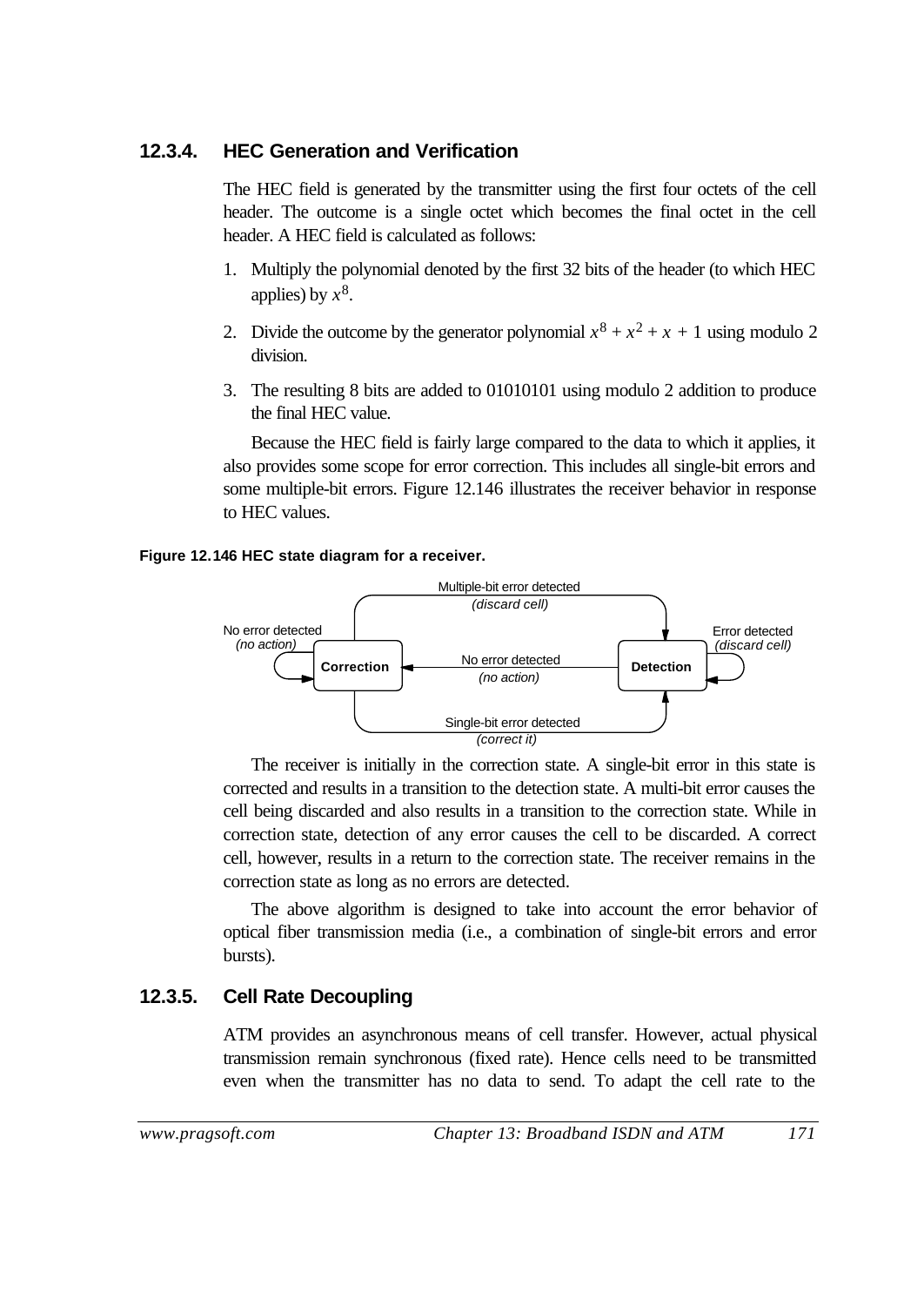### 12.3.4. HEC Generation and Verification

The HEC field is generated by the transmitter using the first four octets of the cell header. The outcome is a single octet which becomes the final octet in the cell header. A HEC field is calculated as follows:

1. Multiply the polynomial denoted by the first 32 bits of the header (to which HEC applies) by $x^8$.
2. Divide the outcome by the generator polynomial $x^8 + x^2 + x + 1$ using modulo 2 division.
3. The resulting 8 bits are added to 01010101 using modulo 2 addition to produce the final HEC value.

Because the HEC field is fairly large compared to the data to which it applies, it also provides some scope for error correction. This includes all single-bit errors and some multiple-bit errors. Figure 12.146 illustrates the receiver behavior in response to HEC values.

**Figure 12.146 HEC state diagram for a receiver.**

Multiple-bit error detected
*(discard cell)*

No error detected
*(no action)*

Error detected
*(discard cell)*

**Correction**

No error detected
*(no action)*

**Detection**

Single-bit error detected
*(correct it)*

The receiver is initially in the correction state. A single-bit error in this state is corrected and results in a transition to the detection state. A multi-bit error causes the cell being discarded and also results in a transition to the correction state. While in correction state, detection of any error causes the cell to be discarded. A correct cell, however, results in a return to the correction state. The receiver remains in the correction state as long as no errors are detected.

The above algorithm is designed to take into account the error behavior of optical fiber transmission media (i.e., a combination of single-bit errors and error bursts).

### 12.3.5. Cell Rate Decoupling

ATM provides an asynchronous means of cell transfer. However, actual physical transmission remain synchronous (fixed rate). Hence cells need to be transmitted even when the transmitter has no data to send. To adapt the cell rate to the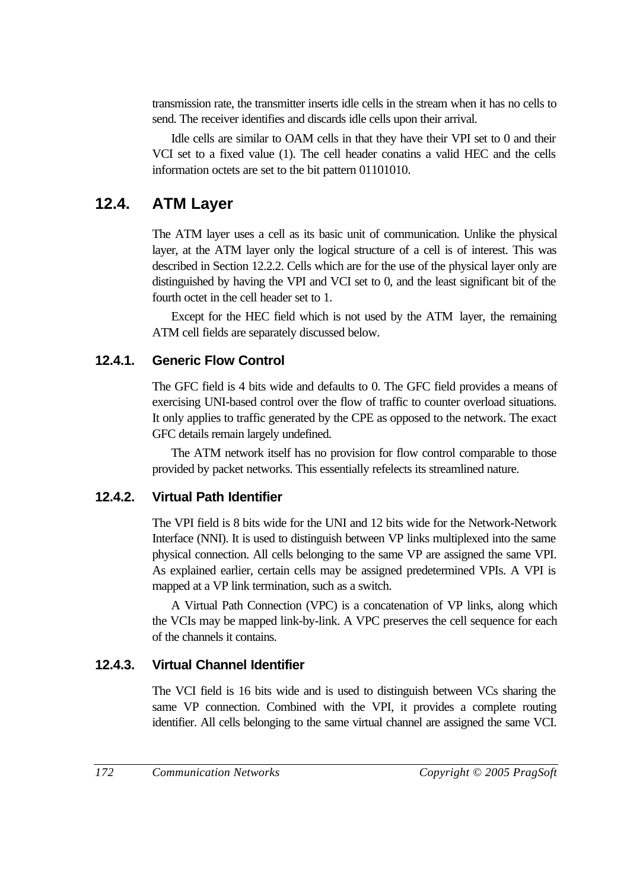transmission rate, the transmitter inserts idle cells in the stream when it has no cells to send. The receiver identifies and discards idle cells upon their arrival.

Idle cells are similar to OAM cells in that they have their VPI set to 0 and their VCI set to a fixed value (1). The cell header conatins a valid HEC and the cells information octets are set to the bit pattern 01101010.

## 12.4. ATM Layer

The ATM layer uses a cell as its basic unit of communication. Unlike the physical layer, at the ATM layer only the logical structure of a cell is of interest. This was described in Section 12.2.2. Cells which are for the use of the physical layer only are distinguished by having the VPI and VCI set to 0, and the least significant bit of the fourth octet in the cell header set to 1.

Except for the HEC field which is not used by the ATM layer, the remaining ATM cell fields are separately discussed below.

### 12.4.1. Generic Flow Control

The GFC field is 4 bits wide and defaults to 0. The GFC field provides a means of exercising UNI-based control over the flow of traffic to counter overload situations. It only applies to traffic generated by the CPE as opposed to the network. The exact GFC details remain largely undefined.

The ATM network itself has no provision for flow control comparable to those provided by packet networks. This essentially refelects its streamlined nature.

### 12.4.2. Virtual Path Identifier

The VPI field is 8 bits wide for the UNI and 12 bits wide for the Network-Network Interface (NNI). It is used to distinguish between VP links multiplexed into the same physical connection. All cells belonging to the same VP are assigned the same VPI. As explained earlier, certain cells may be assigned predetermined VPIs. A VPI is mapped at a VP link termination, such as a switch.

A Virtual Path Connection (VPC) is a concatenation of VP links, along which the VCIs may be mapped link-by-link. A VPC preserves the cell sequence for each of the channels it contains.

### 12.4.3. Virtual Channel Identifier

The VCI field is 16 bits wide and is used to distinguish between VCs sharing the same VP connection. Combined with the VPI, it provides a complete routing identifier. All cells belonging to the same virtual channel are assigned the same VCI.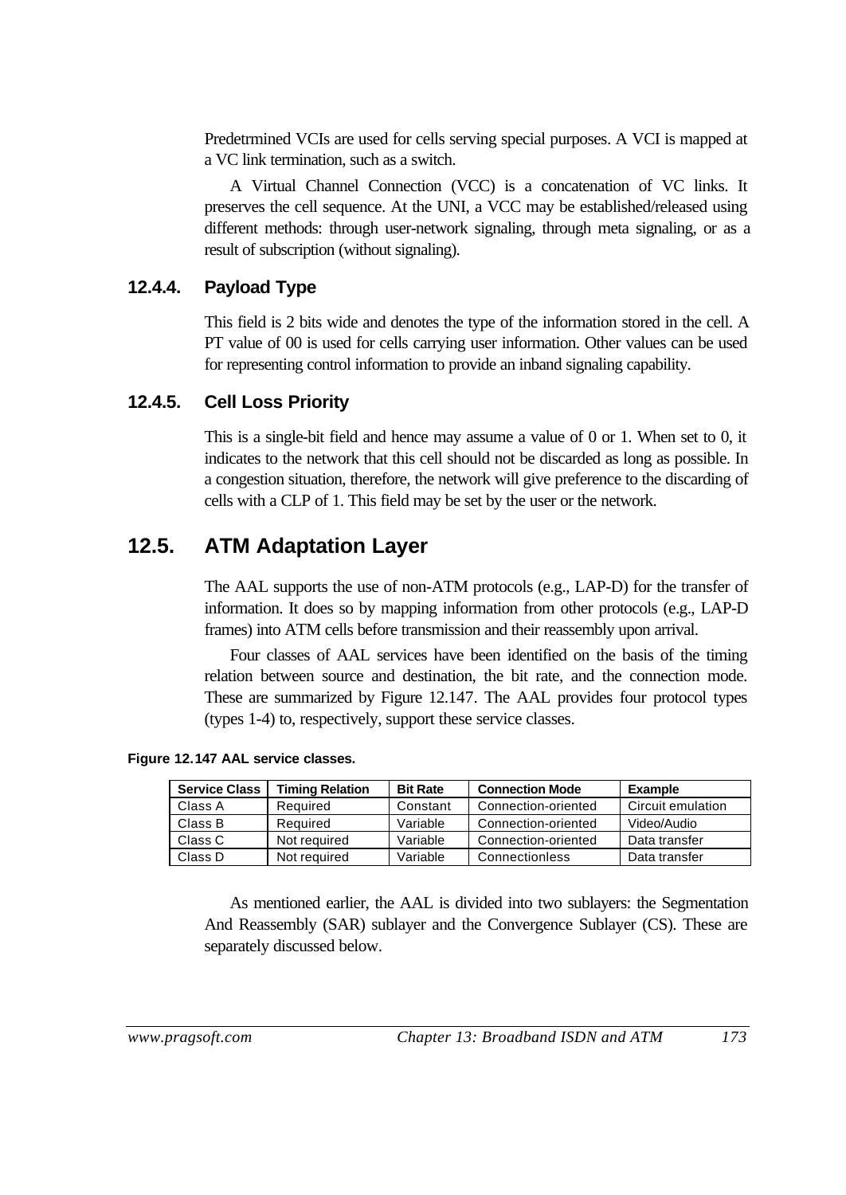Predetrmined VCIs are used for cells serving special purposes. A VCI is mapped at a VC link termination, such as a switch.

A Virtual Channel Connection (VCC) is a concatenation of VC links. It preserves the cell sequence. At the UNI, a VCC may be established/released using different methods: through user-network signaling, through meta signaling, or as a result of subscription (without signaling).

### 12.4.4. Payload Type

This field is 2 bits wide and denotes the type of the information stored in the cell. A PT value of 00 is used for cells carrying user information. Other values can be used for representing control information to provide an inband signaling capability.

### 12.4.5. Cell Loss Priority

This is a single-bit field and hence may assume a value of 0 or 1. When set to 0, it indicates to the network that this cell should not be discarded as long as possible. In a congestion situation, therefore, the network will give preference to the discarding of cells with a CLP of 1. This field may be set by the user or the network.

## 12.5. ATM Adaptation Layer

The AAL supports the use of non-ATM protocols (e.g., LAP-D) for the transfer of information. It does so by mapping information from other protocols (e.g., LAP-D frames) into ATM cells before transmission and their reassembly upon arrival.

Four classes of AAL services have been identified on the basis of the timing relation between source and destination, the bit rate, and the connection mode. These are summarized by Figure 12.147. The AAL provides four protocol types (types 1-4) to, respectively, support these service classes.

**Figure 12.147 AAL service classes.**

| Service Class | Timing Relation | Bit Rate | Connection Mode | Example |
|---|---|---|---|---|
| Class A | Required | Constant | Connection-oriented | Circuit emulation |
| Class B | Required | Variable | Connection-oriented | Video/Audio |
| Class C | Not required | Variable | Connection-oriented | Data transfer |
| Class D | Not required | Variable | Connectionless | Data transfer |

As mentioned earlier, the AAL is divided into two sublayers: the Segmentation And Reassembly (SAR) sublayer and the Convergence Sublayer (CS). These are separately discussed below.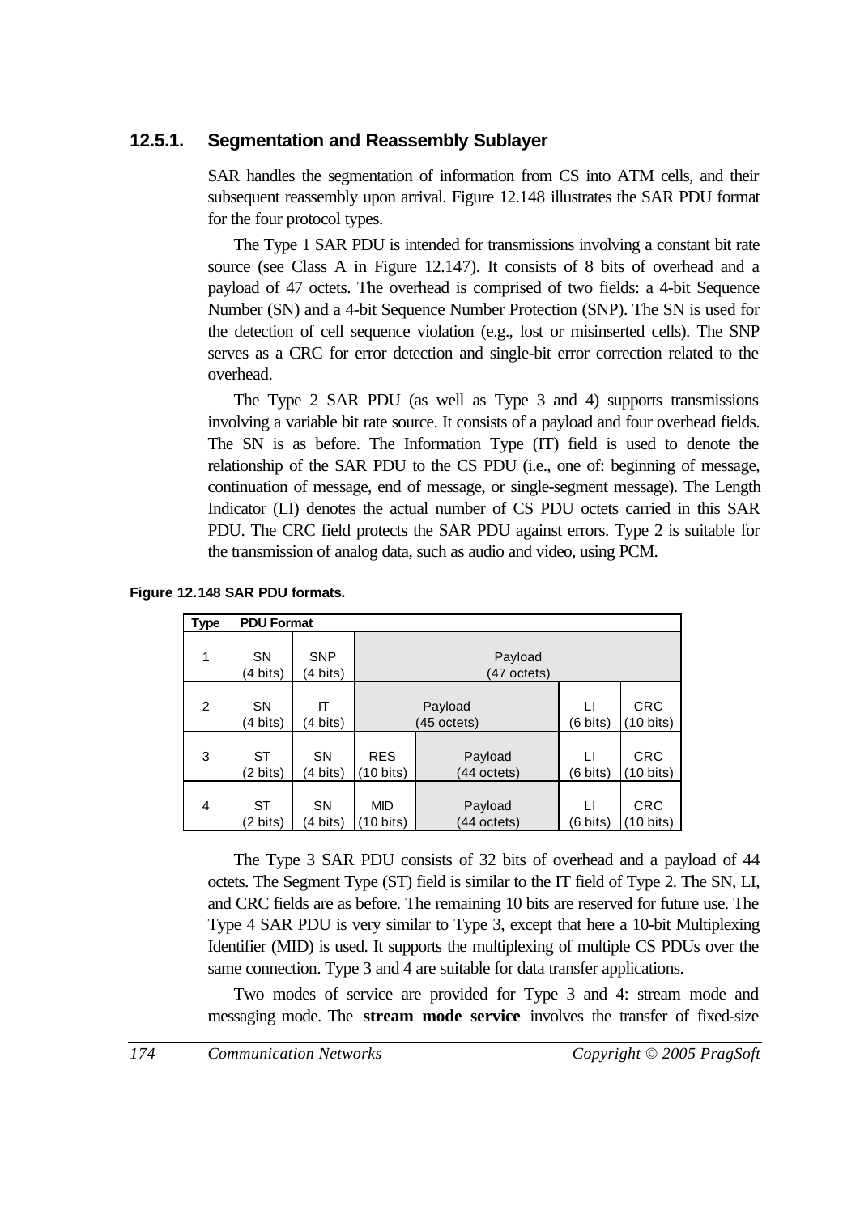### 12.5.1. Segmentation and Reassembly Sublayer

SAR handles the segmentation of information from CS into ATM cells, and their subsequent reassembly upon arrival. Figure 12.148 illustrates the SAR PDU format for the four protocol types.

The Type 1 SAR PDU is intended for transmissions involving a constant bit rate source (see Class A in Figure 12.147). It consists of 8 bits of overhead and a payload of 47 octets. The overhead is comprised of two fields: a 4-bit Sequence Number (SN) and a 4-bit Sequence Number Protection (SNP). The SN is used for the detection of cell sequence violation (e.g., lost or misinserted cells). The SNP serves as a CRC for error detection and single-bit error correction related to the overhead.

The Type 2 SAR PDU (as well as Type 3 and 4) supports transmissions involving a variable bit rate source. It consists of a payload and four overhead fields. The SN is as before. The Information Type (IT) field is used to denote the relationship of the SAR PDU to the CS PDU (i.e., one of: beginning of message, continuation of message, end of message, or single-segment message). The Length Indicator (LI) denotes the actual number of CS PDU octets carried in this SAR PDU. The CRC field protects the SAR PDU against errors. Type 2 is suitable for the transmission of analog data, such as audio and video, using PCM.

**Figure 12.148 SAR PDU formats.**

| Type | PDU Format | | | | | |
|---|---|---|---|---|---|---|
| 1 | SN (4 bits) | SNP (4 bits) | Payload (47 octets) | | | |
| 2 | SN (4 bits) | IT (4 bits) | Payload (45 octets) | | LI (6 bits) | CRC (10 bits) |
| 3 | ST (2 bits) | SN (4 bits) | RES (10 bits) | Payload (44 octets) | LI (6 bits) | CRC (10 bits) |
| 4 | ST (2 bits) | SN (4 bits) | MID (10 bits) | Payload (44 octets) | LI (6 bits) | CRC (10 bits) |

The Type 3 SAR PDU consists of 32 bits of overhead and a payload of 44 octets. The Segment Type (ST) field is similar to the IT field of Type 2. The SN, LI, and CRC fields are as before. The remaining 10 bits are reserved for future use. The Type 4 SAR PDU is very similar to Type 3, except that here a 10-bit Multiplexing Identifier (MID) is used. It supports the multiplexing of multiple CS PDUs over the same connection. Type 3 and 4 are suitable for data transfer applications.

Two modes of service are provided for Type 3 and 4: stream mode and messaging mode. The **stream mode service** involves the transfer of fixed-size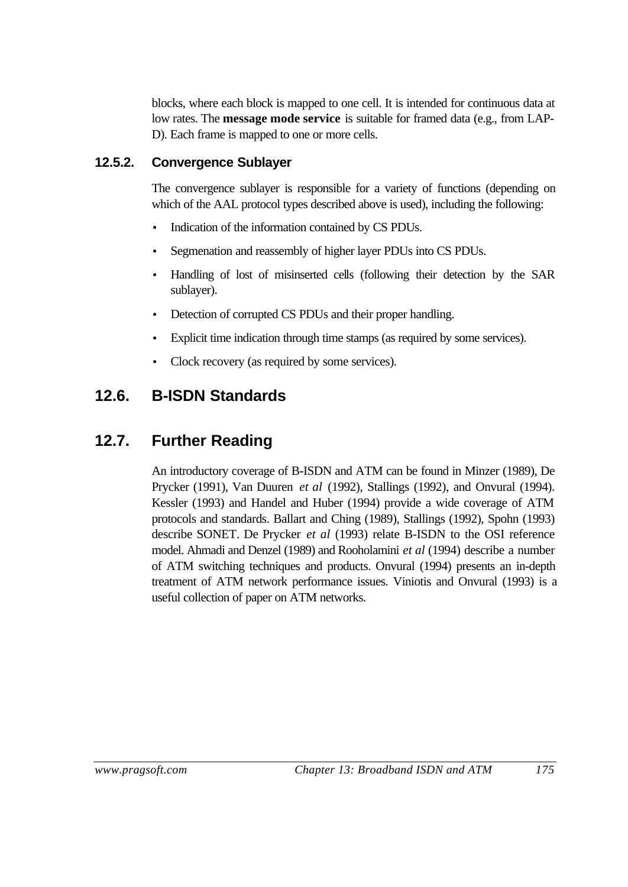blocks, where each block is mapped to one cell. It is intended for continuous data at low rates. The **message mode service** is suitable for framed data (e.g., from LAP-D). Each frame is mapped to one or more cells.

### 12.5.2. Convergence Sublayer

The convergence sublayer is responsible for a variety of functions (depending on which of the AAL protocol types described above is used), including the following:

- Indication of the information contained by CS PDUs.
- Segmenation and reassembly of higher layer PDUs into CS PDUs.
- Handling of lost of misinserted cells (following their detection by the SAR sublayer).
- Detection of corrupted CS PDUs and their proper handling.
- Explicit time indication through time stamps (as required by some services).
- Clock recovery (as required by some services).

## 12.6. B-ISDN Standards

## 12.7. Further Reading

An introductory coverage of B-ISDN and ATM can be found in Minzer (1989), De Prycker (1991), Van Duuren *et al* (1992), Stallings (1992), and Onvural (1994). Kessler (1993) and Handel and Huber (1994) provide a wide coverage of ATM protocols and standards. Ballart and Ching (1989), Stallings (1992), Spohn (1993) describe SONET. De Prycker *et al* (1993) relate B-ISDN to the OSI reference model. Ahmadi and Denzel (1989) and Rooholamini *et al* (1994) describe a number of ATM switching techniques and products. Onvural (1994) presents an in-depth treatment of ATM network performance issues. Viniotis and Onvural (1993) is a useful collection of paper on ATM networks.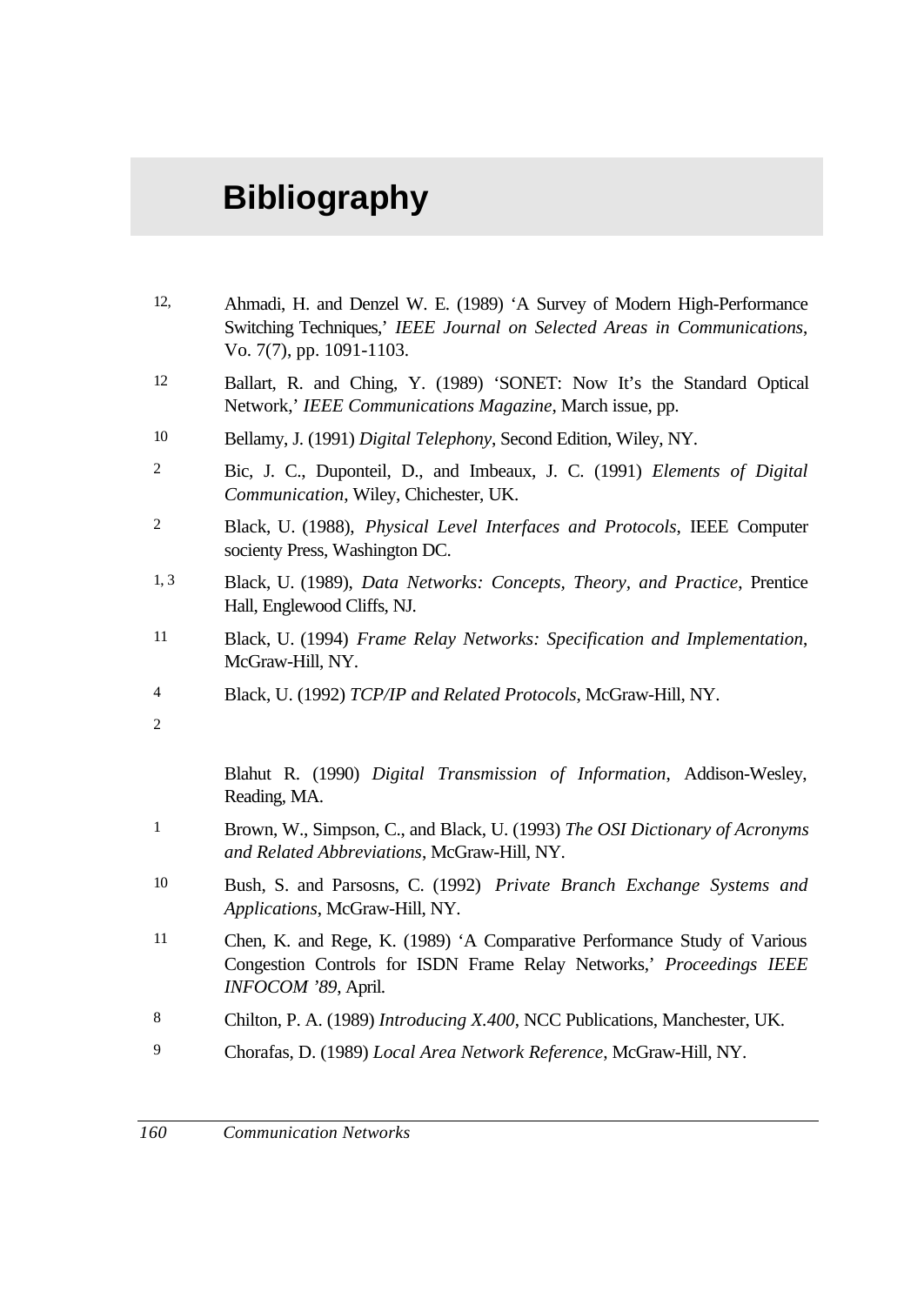# Bibliography

12, Ahmadi, H. and Denzel W. E. (1989) ‘A Survey of Modern High-Performance Switching Techniques,’ *IEEE Journal on Selected Areas in Communications*, Vo. 7(7), pp. 1091-1103.

12 Ballart, R. and Ching, Y. (1989) ‘SONET: Now It’s the Standard Optical Network,’ *IEEE Communications Magazine*, March issue, pp.

10 Bellamy, J. (1991) *Digital Telephony*, Second Edition, Wiley, NY.

2 Bic, J. C., Duponteil, D., and Imbeaux, J. C. (1991) *Elements of Digital Communication*, Wiley, Chichester, UK.

2 Black, U. (1988), *Physical Level Interfaces and Protocols*, IEEE Computer socienty Press, Washington DC.

1, 3 Black, U. (1989), *Data Networks: Concepts, Theory, and Practice*, Prentice Hall, Englewood Cliffs, NJ.

11 Black, U. (1994) *Frame Relay Networks: Specification and Implementation*, McGraw-Hill, NY.

4 Black, U. (1992) *TCP/IP and Related Protocols*, McGraw-Hill, NY.

2

Blahut R. (1990) *Digital Transmission of Information*, Addison-Wesley, Reading, MA.

1 Brown, W., Simpson, C., and Black, U. (1993) *The OSI Dictionary of Acronyms and Related Abbreviations*, McGraw-Hill, NY.

10 Bush, S. and Parsosns, C. (1992) *Private Branch Exchange Systems and Applications*, McGraw-Hill, NY.

11 Chen, K. and Rege, K. (1989) ‘A Comparative Performance Study of Various Congestion Controls for ISDN Frame Relay Networks,’ *Proceedings IEEE INFOCOM ’89*, April.

8 Chilton, P. A. (1989) *Introducing X.400*, NCC Publications, Manchester, UK.

9 Chorafas, D. (1989) *Local Area Network Reference*, McGraw-Hill, NY.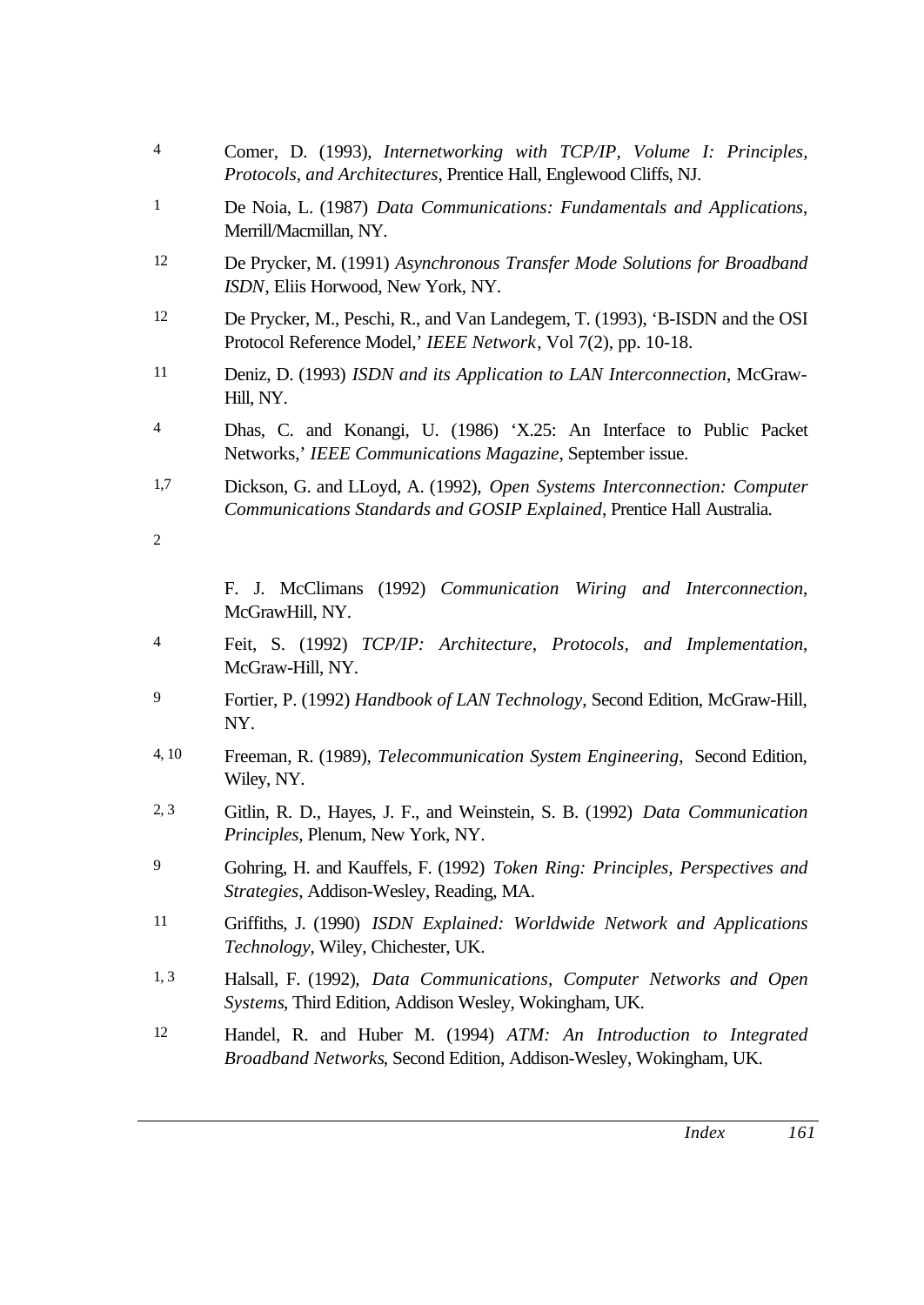4 Comer, D. (1993), *Internetworking with TCP/IP, Volume I: Principles, Protocols, and Architectures*, Prentice Hall, Englewood Cliffs, NJ.

1 De Noia, L. (1987) *Data Communications: Fundamentals and Applications*, Merrill/Macmillan, NY.

12 De Prycker, M. (1991) *Asynchronous Transfer Mode Solutions for Broadband ISDN*, Eliis Horwood, New York, NY.

12 De Prycker, M., Peschi, R., and Van Landegem, T. (1993), 'B-ISDN and the OSI Protocol Reference Model,' *IEEE Network*, Vol 7(2), pp. 10-18.

11 Deniz, D. (1993) *ISDN and its Application to LAN Interconnection*, McGraw-Hill, NY.

4 Dhas, C. and Konangi, U. (1986) 'X.25: An Interface to Public Packet Networks,' *IEEE Communications Magazine*, September issue.

1,7 Dickson, G. and LLoyd, A. (1992), *Open Systems Interconnection: Computer Communications Standards and GOSIP Explained*, Prentice Hall Australia.

2

F. J. McClimans (1992) *Communication Wiring and Interconnection*, McGrawHill, NY.

4 Feit, S. (1992) *TCP/IP: Architecture, Protocols, and Implementation*, McGraw-Hill, NY.

9 Fortier, P. (1992) *Handbook of LAN Technology*, Second Edition, McGraw-Hill, NY.

4, 10 Freeman, R. (1989), *Telecommunication System Engineering*, Second Edition, Wiley, NY.

2, 3 Gitlin, R. D., Hayes, J. F., and Weinstein, S. B. (1992) *Data Communication Principles*, Plenum, New York, NY.

9 Gohring, H. and Kauffels, F. (1992) *Token Ring: Principles, Perspectives and Strategies*, Addison-Wesley, Reading, MA.

11 Griffiths, J. (1990) *ISDN Explained: Worldwide Network and Applications Technology*, Wiley, Chichester, UK.

1, 3 Halsall, F. (1992), *Data Communications, Computer Networks and Open Systems*, Third Edition, Addison Wesley, Wokingham, UK.

12 Handel, R. and Huber M. (1994) *ATM: An Introduction to Integrated Broadband Networks*, Second Edition, Addison-Wesley, Wokingham, UK.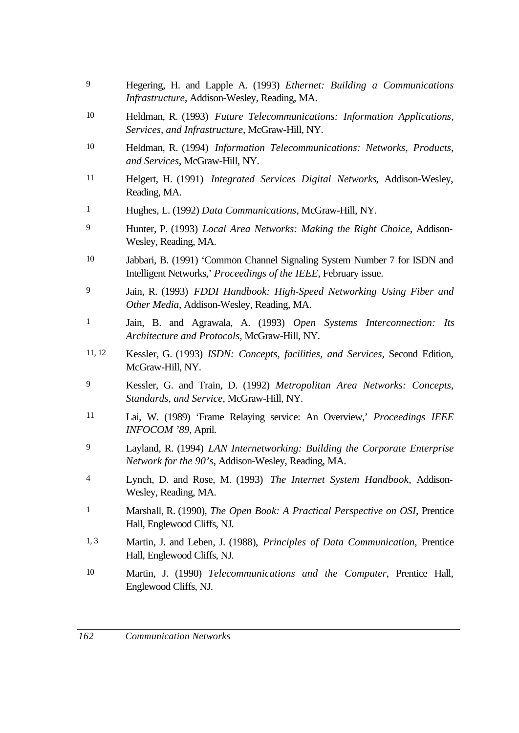9 Hegering, H. and Lapple A. (1993) *Ethernet: Building a Communications Infrastructure*, Addison-Wesley, Reading, MA.

10 Heldman, R. (1993) *Future Telecommunications: Information Applications, Services, and Infrastructure*, McGraw-Hill, NY.

10 Heldman, R. (1994) *Information Telecommunications: Networks, Products, and Services*, McGraw-Hill, NY.

11 Helgert, H. (1991) *Integrated Services Digital Networks*, Addison-Wesley, Reading, MA.

1 Hughes, L. (1992) *Data Communications*, McGraw-Hill, NY.

9 Hunter, P. (1993) *Local Area Networks: Making the Right Choice*, Addison-Wesley, Reading, MA.

10 Jabbari, B. (1991) 'Common Channel Signaling System Number 7 for ISDN and Intelligent Networks,' *Proceedings of the IEEE*, February issue.

9 Jain, R. (1993) *FDDI Handbook: High-Speed Networking Using Fiber and Other Media*, Addison-Wesley, Reading, MA.

1 Jain, B. and Agrawala, A. (1993) *Open Systems Interconnection: Its Architecture and Protocols*, McGraw-Hill, NY.

11, 12 Kessler, G. (1993) *ISDN: Concepts, facilities, and Services*, Second Edition, McGraw-Hill, NY.

9 Kessler, G. and Train, D. (1992) *Metropolitan Area Networks: Concepts, Standards, and Service*, McGraw-Hill, NY.

11 Lai, W. (1989) 'Frame Relaying service: An Overview,' *Proceedings IEEE INFOCOM '89*, April.

9 Layland, R. (1994) *LAN Internetworking: Building the Corporate Enterprise Network for the 90's*, Addison-Wesley, Reading, MA.

4 Lynch, D. and Rose, M. (1993) *The Internet System Handbook*, Addison-Wesley, Reading, MA.

1 Marshall, R. (1990), *The Open Book: A Practical Perspective on OSI*, Prentice Hall, Englewood Cliffs, NJ.

1, 3 Martin, J. and Leben, J. (1988), *Principles of Data Communication*, Prentice Hall, Englewood Cliffs, NJ.

10 Martin, J. (1990) *Telecommunications and the Computer*, Prentice Hall, Englewood Cliffs, NJ.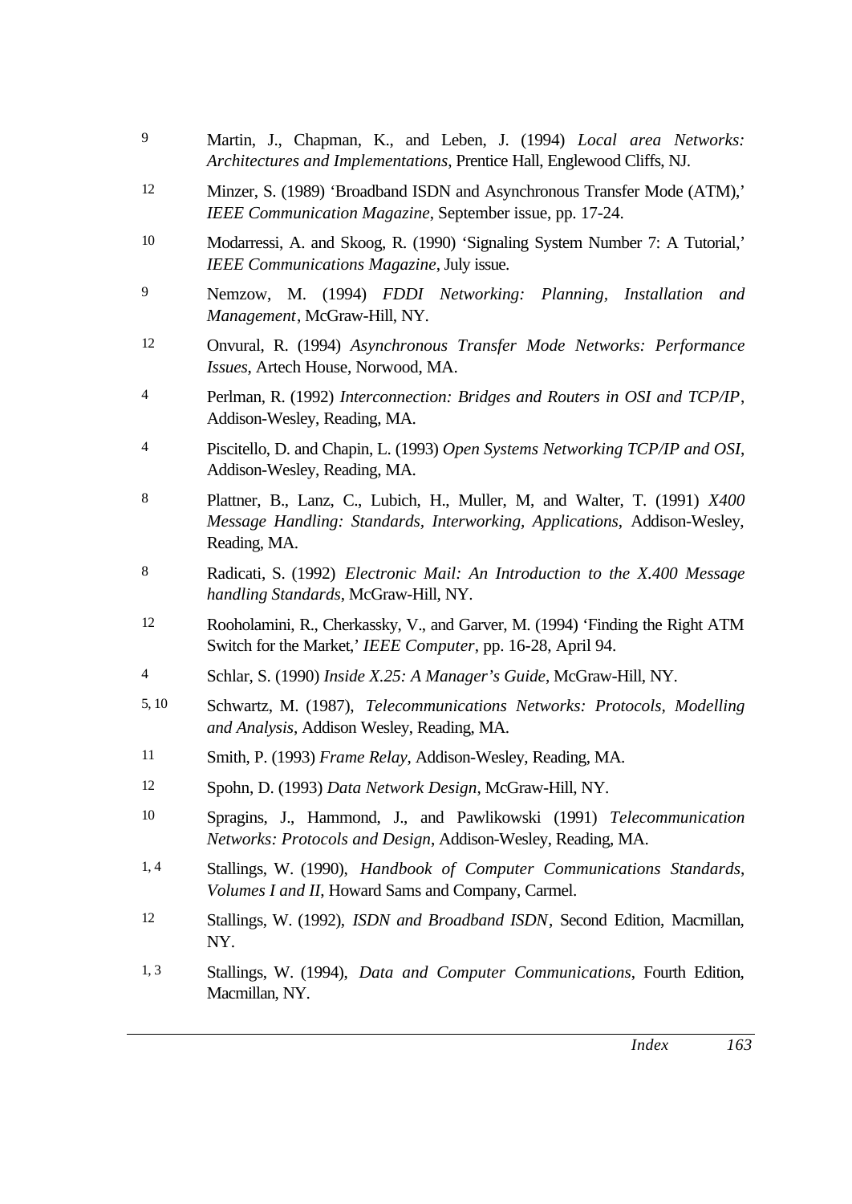9 Martin, J., Chapman, K., and Leben, J. (1994) *Local area Networks: Architectures and Implementations*, Prentice Hall, Englewood Cliffs, NJ.

12 Minzer, S. (1989) 'Broadband ISDN and Asynchronous Transfer Mode (ATM),' *IEEE Communication Magazine*, September issue, pp. 17-24.

10 Modarressi, A. and Skoog, R. (1990) 'Signaling System Number 7: A Tutorial,' *IEEE Communications Magazine*, July issue.

9 Nemzow, M. (1994) *FDDI Networking: Planning, Installation and Management*, McGraw-Hill, NY.

12 Onvural, R. (1994) *Asynchronous Transfer Mode Networks: Performance Issues*, Artech House, Norwood, MA.

4 Perlman, R. (1992) *Interconnection: Bridges and Routers in OSI and TCP/IP*, Addison-Wesley, Reading, MA.

4 Piscitello, D. and Chapin, L. (1993) *Open Systems Networking TCP/IP and OSI*, Addison-Wesley, Reading, MA.

8 Plattner, B., Lanz, C., Lubich, H., Muller, M, and Walter, T. (1991) *X400 Message Handling: Standards, Interworking, Applications*, Addison-Wesley, Reading, MA.

8 Radicati, S. (1992) *Electronic Mail: An Introduction to the X.400 Message handling Standards*, McGraw-Hill, NY.

12 Rooholamini, R., Cherkassky, V., and Garver, M. (1994) 'Finding the Right ATM Switch for the Market,' *IEEE Computer*, pp. 16-28, April 94.

4 Schlar, S. (1990) *Inside X.25: A Manager's Guide*, McGraw-Hill, NY.

5, 10 Schwartz, M. (1987), *Telecommunications Networks: Protocols, Modelling and Analysis*, Addison Wesley, Reading, MA.

11 Smith, P. (1993) *Frame Relay*, Addison-Wesley, Reading, MA.

12 Spohn, D. (1993) *Data Network Design*, McGraw-Hill, NY.

10 Spragins, J., Hammond, J., and Pawlikowski (1991) *Telecommunication Networks: Protocols and Design*, Addison-Wesley, Reading, MA.

1, 4 Stallings, W. (1990), *Handbook of Computer Communications Standards, Volumes I and II*, Howard Sams and Company, Carmel.

12 Stallings, W. (1992), *ISDN and Broadband ISDN*, Second Edition, Macmillan, NY.

1, 3 Stallings, W. (1994), *Data and Computer Communications*, Fourth Edition, Macmillan, NY.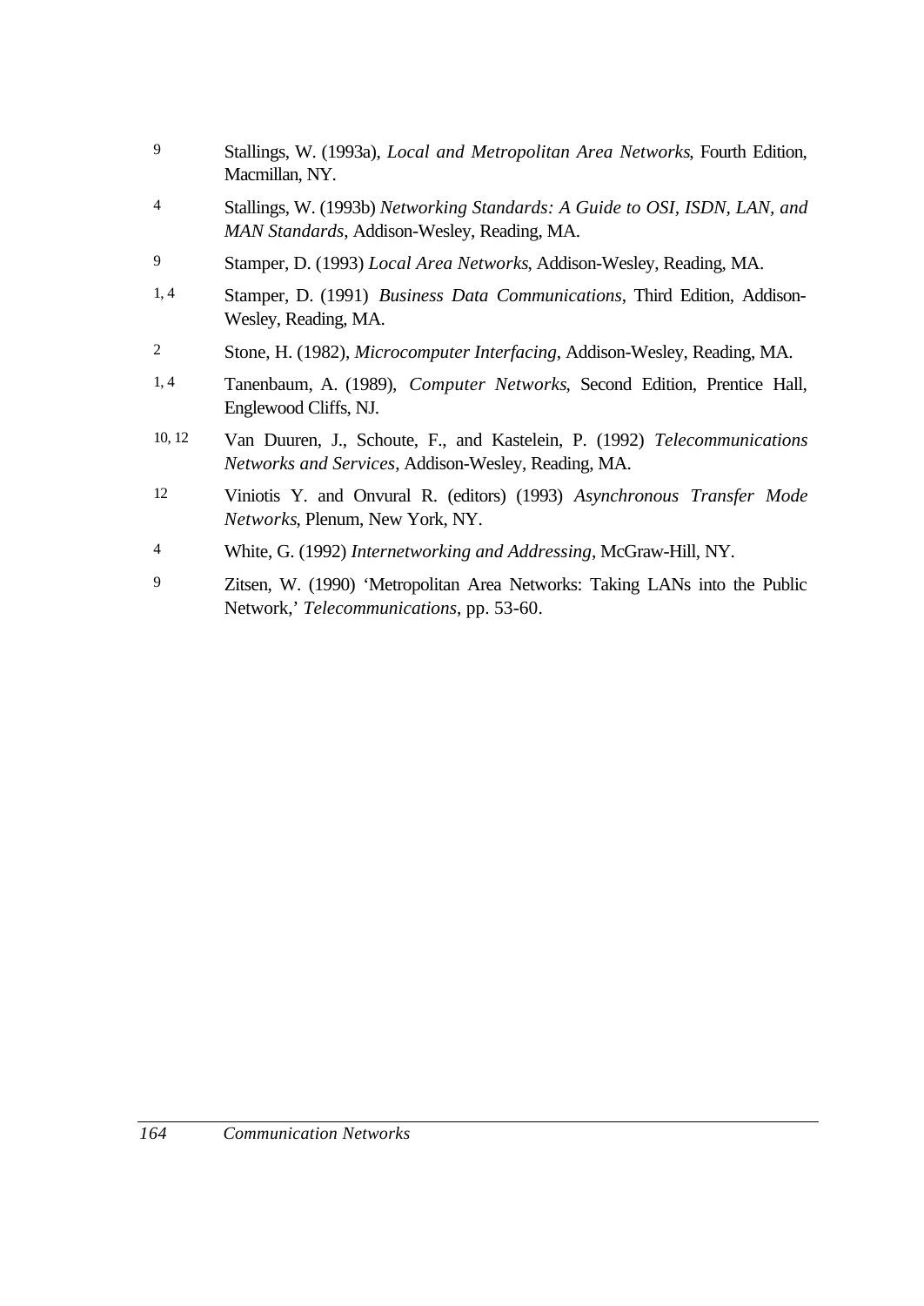9 Stallings, W. (1993a), *Local and Metropolitan Area Networks*, Fourth Edition, Macmillan, NY.

4 Stallings, W. (1993b) *Networking Standards: A Guide to OSI, ISDN, LAN, and MAN Standards*, Addison-Wesley, Reading, MA.

9 Stamper, D. (1993) *Local Area Networks*, Addison-Wesley, Reading, MA.

1, 4 Stamper, D. (1991) *Business Data Communications*, Third Edition, Addison-Wesley, Reading, MA.

2 Stone, H. (1982), *Microcomputer Interfacing*, Addison-Wesley, Reading, MA.

1, 4 Tanenbaum, A. (1989), *Computer Networks*, Second Edition, Prentice Hall, Englewood Cliffs, NJ.

10, 12 Van Duuren, J., Schoute, F., and Kastelein, P. (1992) *Telecommunications Networks and Services*, Addison-Wesley, Reading, MA.

12 Viniotis Y. and Onvural R. (editors) (1993) *Asynchronous Transfer Mode Networks*, Plenum, New York, NY.

4 White, G. (1992) *Internetworking and Addressing*, McGraw-Hill, NY.

9 Zitsen, W. (1990) 'Metropolitan Area Networks: Taking LANs into the Public Network,' *Telecommunications*, pp. 53-60.